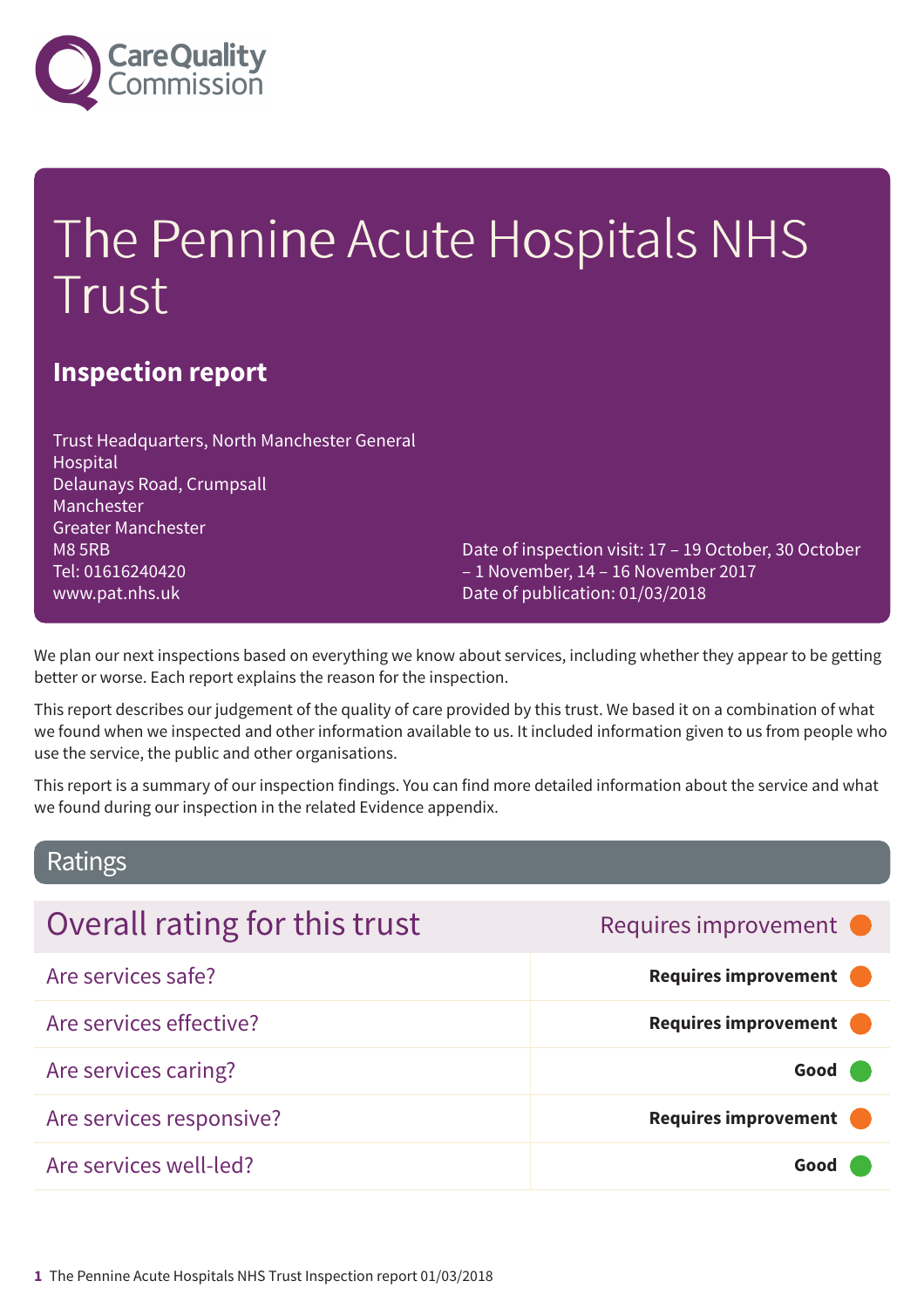# The Pennine Acute Hospitals NHS Trust

## Inspection report

Trust Headquarters, North Manchester General Hospital
Delaunays Road, Crumpsall
Manchester
Greater Manchester
M8 5RB
Tel: 01616240420
www.pat.nhs.uk

Date of inspection visit: 17 – 19 October, 30 October – 1 November, 14 – 16 November 2017
Date of publication: 01/03/2018

We plan our next inspections based on everything we know about services, including whether they appear to be getting better or worse. Each report explains the reason for the inspection.

This report describes our judgement of the quality of care provided by this trust. We based it on a combination of what we found when we inspected and other information available to us. It included information given to us from people who use the service, the public and other organisations.

This report is a summary of our inspection findings. You can find more detailed information about the service and what we found during our inspection in the related Evidence appendix.

## Ratings

| Overall rating for this trust | Requires improvement |
|---|---|
| Are services safe? | **Requires improvement** |
| Are services effective? | **Requires improvement** |
| Are services caring? | **Good** |
| Are services responsive? | **Requires improvement** |
| Are services well-led? | **Good** |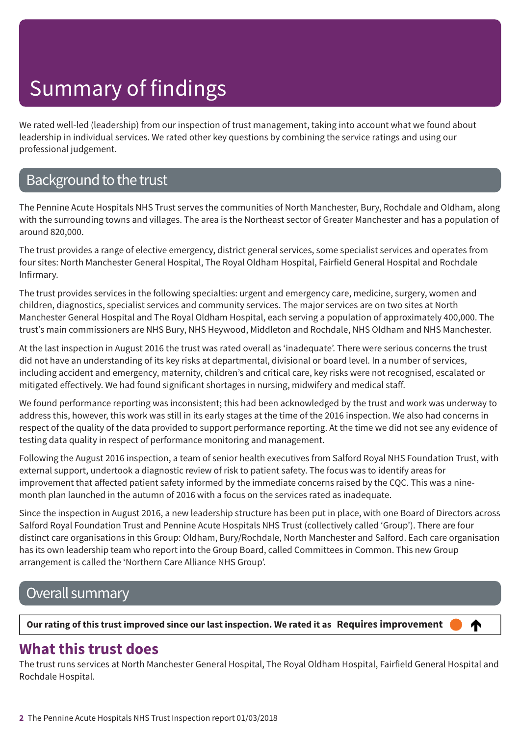# Summary of findings

We rated well-led (leadership) from our inspection of trust management, taking into account what we found about leadership in individual services. We rated other key questions by combining the service ratings and using our professional judgement.

## Background to the trust

The Pennine Acute Hospitals NHS Trust serves the communities of North Manchester, Bury, Rochdale and Oldham, along with the surrounding towns and villages. The area is the Northeast sector of Greater Manchester and has a population of around 820,000.

The trust provides a range of elective emergency, district general services, some specialist services and operates from four sites: North Manchester General Hospital, The Royal Oldham Hospital, Fairfield General Hospital and Rochdale Infirmary.

The trust provides services in the following specialties: urgent and emergency care, medicine, surgery, women and children, diagnostics, specialist services and community services. The major services are on two sites at North Manchester General Hospital and The Royal Oldham Hospital, each serving a population of approximately 400,000. The trust's main commissioners are NHS Bury, NHS Heywood, Middleton and Rochdale, NHS Oldham and NHS Manchester.

At the last inspection in August 2016 the trust was rated overall as 'inadequate'. There were serious concerns the trust did not have an understanding of its key risks at departmental, divisional or board level. In a number of services, including accident and emergency, maternity, children's and critical care, key risks were not recognised, escalated or mitigated effectively. We had found significant shortages in nursing, midwifery and medical staff.

We found performance reporting was inconsistent; this had been acknowledged by the trust and work was underway to address this, however, this work was still in its early stages at the time of the 2016 inspection. We also had concerns in respect of the quality of the data provided to support performance reporting. At the time we did not see any evidence of testing data quality in respect of performance monitoring and management.

Following the August 2016 inspection, a team of senior health executives from Salford Royal NHS Foundation Trust, with external support, undertook a diagnostic review of risk to patient safety. The focus was to identify areas for improvement that affected patient safety informed by the immediate concerns raised by the CQC. This was a nine-month plan launched in the autumn of 2016 with a focus on the services rated as inadequate.

Since the inspection in August 2016, a new leadership structure has been put in place, with one Board of Directors across Salford Royal Foundation Trust and Pennine Acute Hospitals NHS Trust (collectively called 'Group'). There are four distinct care organisations in this Group: Oldham, Bury/Rochdale, North Manchester and Salford. Each care organisation has its own leadership team who report into the Group Board, called Committees in Common. This new Group arrangement is called the 'Northern Care Alliance NHS Group'.

## Overall summary

**Our rating of this trust improved since our last inspection. We rated it as Requires improvement** ↑

### What this trust does

The trust runs services at North Manchester General Hospital, The Royal Oldham Hospital, Fairfield General Hospital and Rochdale Hospital.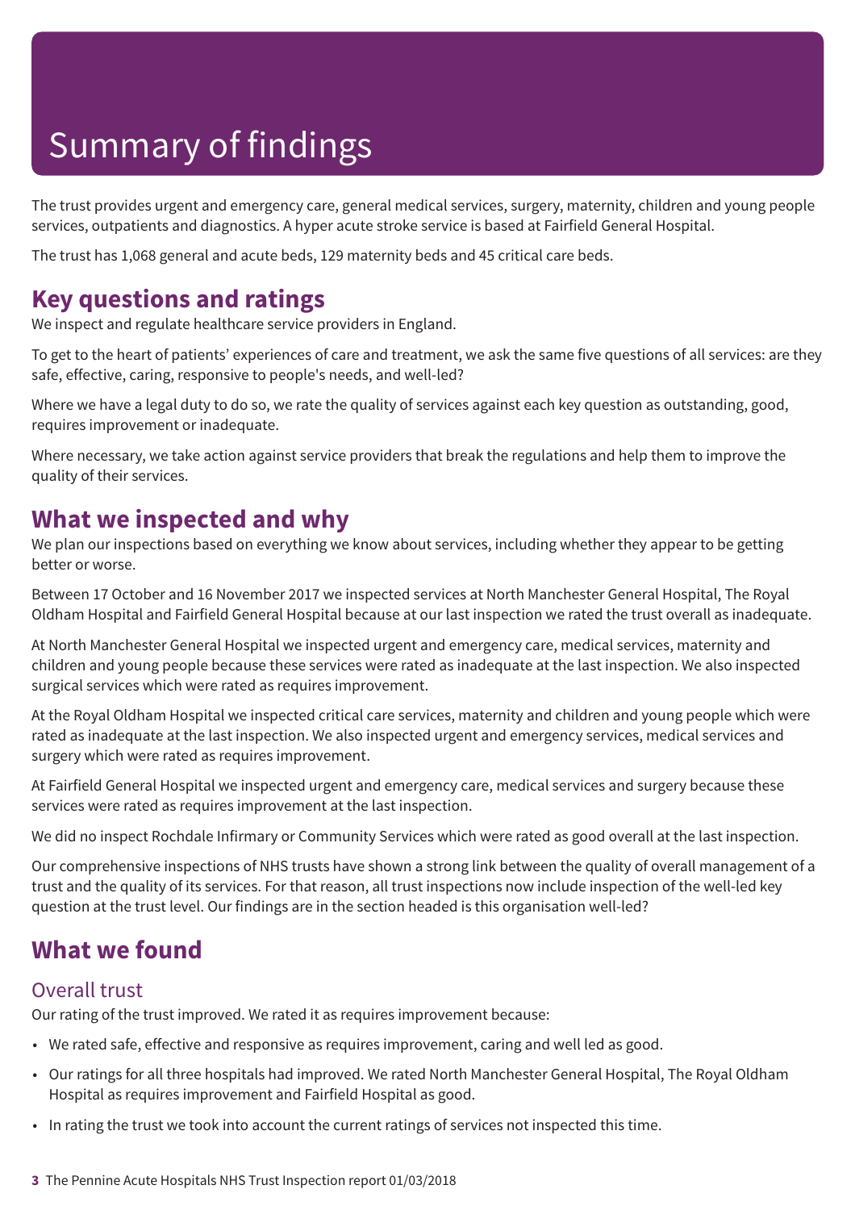# Summary of findings

The trust provides urgent and emergency care, general medical services, surgery, maternity, children and young people services, outpatients and diagnostics. A hyper acute stroke service is based at Fairfield General Hospital.

The trust has 1,068 general and acute beds, 129 maternity beds and 45 critical care beds.

## Key questions and ratings

We inspect and regulate healthcare service providers in England.

To get to the heart of patients' experiences of care and treatment, we ask the same five questions of all services: are they safe, effective, caring, responsive to people's needs, and well-led?

Where we have a legal duty to do so, we rate the quality of services against each key question as outstanding, good, requires improvement or inadequate.

Where necessary, we take action against service providers that break the regulations and help them to improve the quality of their services.

## What we inspected and why

We plan our inspections based on everything we know about services, including whether they appear to be getting better or worse.

Between 17 October and 16 November 2017 we inspected services at North Manchester General Hospital, The Royal Oldham Hospital and Fairfield General Hospital because at our last inspection we rated the trust overall as inadequate.

At North Manchester General Hospital we inspected urgent and emergency care, medical services, maternity and children and young people because these services were rated as inadequate at the last inspection. We also inspected surgical services which were rated as requires improvement.

At the Royal Oldham Hospital we inspected critical care services, maternity and children and young people which were rated as inadequate at the last inspection. We also inspected urgent and emergency services, medical services and surgery which were rated as requires improvement.

At Fairfield General Hospital we inspected urgent and emergency care, medical services and surgery because these services were rated as requires improvement at the last inspection.

We did no inspect Rochdale Infirmary or Community Services which were rated as good overall at the last inspection.

Our comprehensive inspections of NHS trusts have shown a strong link between the quality of overall management of a trust and the quality of its services. For that reason, all trust inspections now include inspection of the well-led key question at the trust level. Our findings are in the section headed is this organisation well-led?

## What we found

### Overall trust

Our rating of the trust improved. We rated it as requires improvement because:

- We rated safe, effective and responsive as requires improvement, caring and well led as good.
- Our ratings for all three hospitals had improved. We rated North Manchester General Hospital, The Royal Oldham Hospital as requires improvement and Fairfield Hospital as good.
- In rating the trust we took into account the current ratings of services not inspected this time.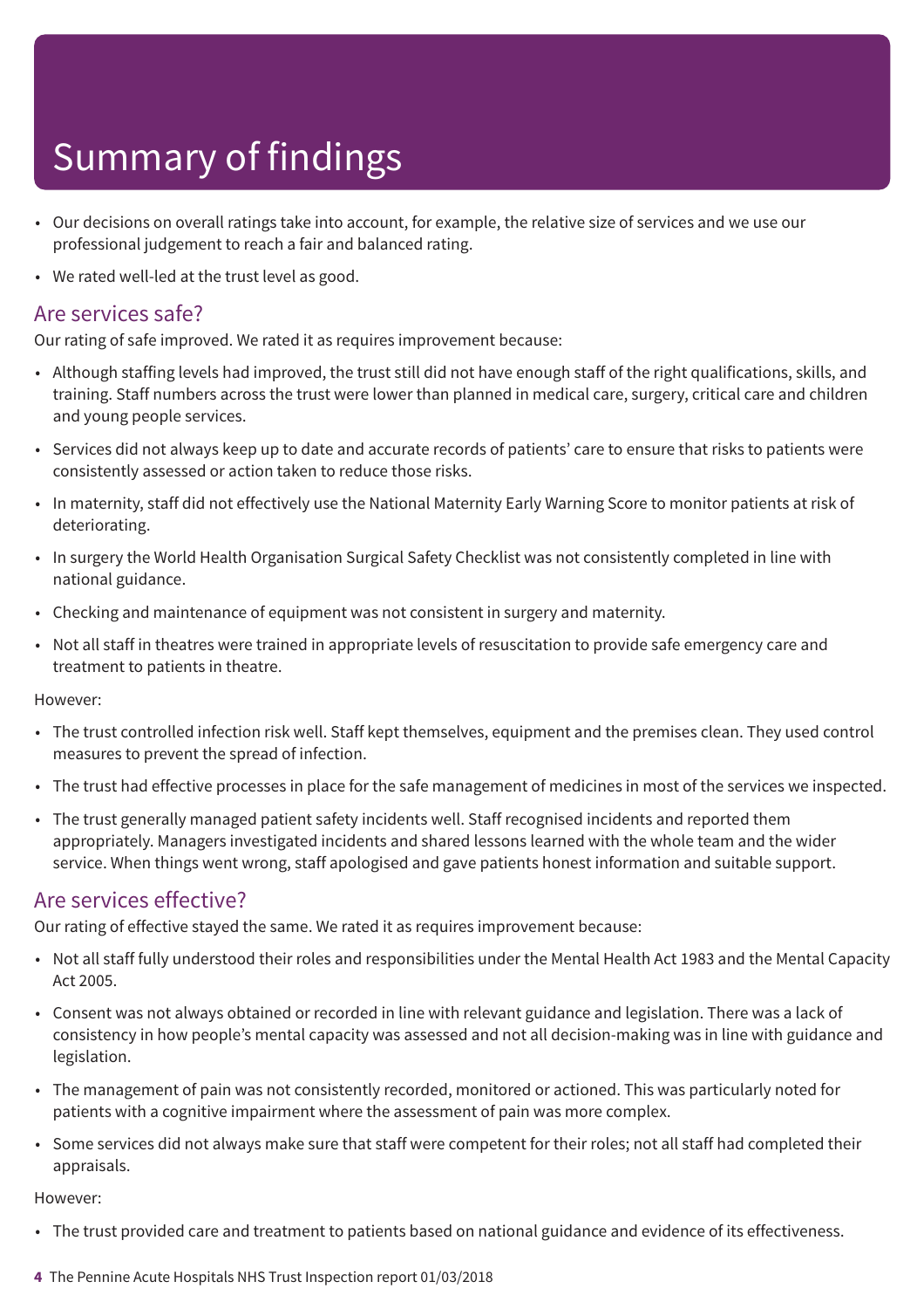# Summary of findings

- Our decisions on overall ratings take into account, for example, the relative size of services and we use our professional judgement to reach a fair and balanced rating.
- We rated well-led at the trust level as good.

## Are services safe?

Our rating of safe improved. We rated it as requires improvement because:

- Although staffing levels had improved, the trust still did not have enough staff of the right qualifications, skills, and training. Staff numbers across the trust were lower than planned in medical care, surgery, critical care and children and young people services.
- Services did not always keep up to date and accurate records of patients' care to ensure that risks to patients were consistently assessed or action taken to reduce those risks.
- In maternity, staff did not effectively use the National Maternity Early Warning Score to monitor patients at risk of deteriorating.
- In surgery the World Health Organisation Surgical Safety Checklist was not consistently completed in line with national guidance.
- Checking and maintenance of equipment was not consistent in surgery and maternity.
- Not all staff in theatres were trained in appropriate levels of resuscitation to provide safe emergency care and treatment to patients in theatre.

However:

- The trust controlled infection risk well. Staff kept themselves, equipment and the premises clean. They used control measures to prevent the spread of infection.
- The trust had effective processes in place for the safe management of medicines in most of the services we inspected.
- The trust generally managed patient safety incidents well. Staff recognised incidents and reported them appropriately. Managers investigated incidents and shared lessons learned with the whole team and the wider service. When things went wrong, staff apologised and gave patients honest information and suitable support.

## Are services effective?

Our rating of effective stayed the same. We rated it as requires improvement because:

- Not all staff fully understood their roles and responsibilities under the Mental Health Act 1983 and the Mental Capacity Act 2005.
- Consent was not always obtained or recorded in line with relevant guidance and legislation. There was a lack of consistency in how people's mental capacity was assessed and not all decision-making was in line with guidance and legislation.
- The management of pain was not consistently recorded, monitored or actioned. This was particularly noted for patients with a cognitive impairment where the assessment of pain was more complex.
- Some services did not always make sure that staff were competent for their roles; not all staff had completed their appraisals.

However:

- The trust provided care and treatment to patients based on national guidance and evidence of its effectiveness.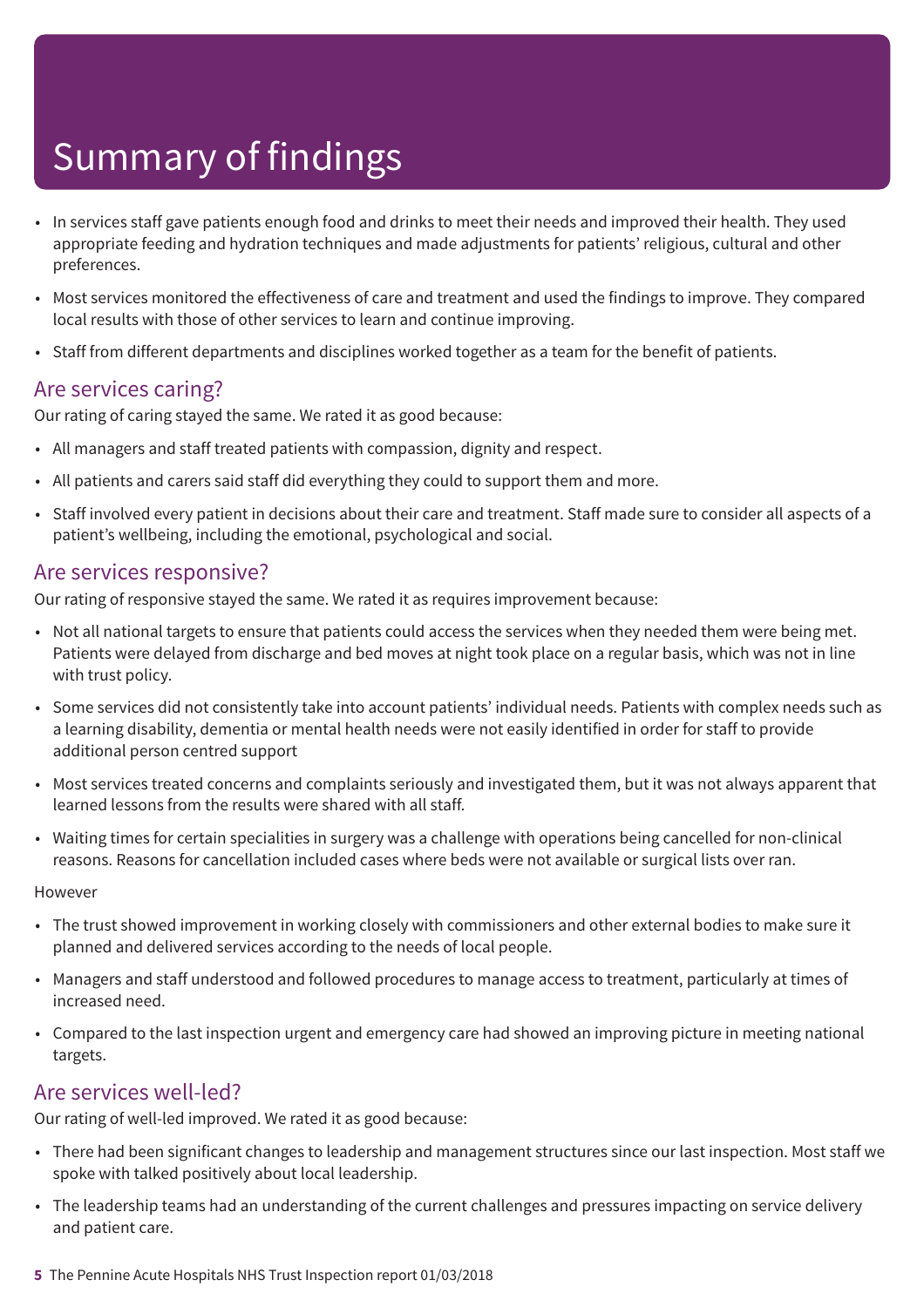# Summary of findings

- In services staff gave patients enough food and drinks to meet their needs and improved their health. They used appropriate feeding and hydration techniques and made adjustments for patients' religious, cultural and other preferences.
- Most services monitored the effectiveness of care and treatment and used the findings to improve. They compared local results with those of other services to learn and continue improving.
- Staff from different departments and disciplines worked together as a team for the benefit of patients.

## Are services caring?

Our rating of caring stayed the same. We rated it as good because:

- All managers and staff treated patients with compassion, dignity and respect.
- All patients and carers said staff did everything they could to support them and more.
- Staff involved every patient in decisions about their care and treatment. Staff made sure to consider all aspects of a patient's wellbeing, including the emotional, psychological and social.

## Are services responsive?

Our rating of responsive stayed the same. We rated it as requires improvement because:

- Not all national targets to ensure that patients could access the services when they needed them were being met. Patients were delayed from discharge and bed moves at night took place on a regular basis, which was not in line with trust policy.
- Some services did not consistently take into account patients' individual needs. Patients with complex needs such as a learning disability, dementia or mental health needs were not easily identified in order for staff to provide additional person centred support
- Most services treated concerns and complaints seriously and investigated them, but it was not always apparent that learned lessons from the results were shared with all staff.
- Waiting times for certain specialities in surgery was a challenge with operations being cancelled for non-clinical reasons. Reasons for cancellation included cases where beds were not available or surgical lists over ran.

However

- The trust showed improvement in working closely with commissioners and other external bodies to make sure it planned and delivered services according to the needs of local people.
- Managers and staff understood and followed procedures to manage access to treatment, particularly at times of increased need.
- Compared to the last inspection urgent and emergency care had showed an improving picture in meeting national targets.

## Are services well-led?

Our rating of well-led improved. We rated it as good because:

- There had been significant changes to leadership and management structures since our last inspection. Most staff we spoke with talked positively about local leadership.
- The leadership teams had an understanding of the current challenges and pressures impacting on service delivery and patient care.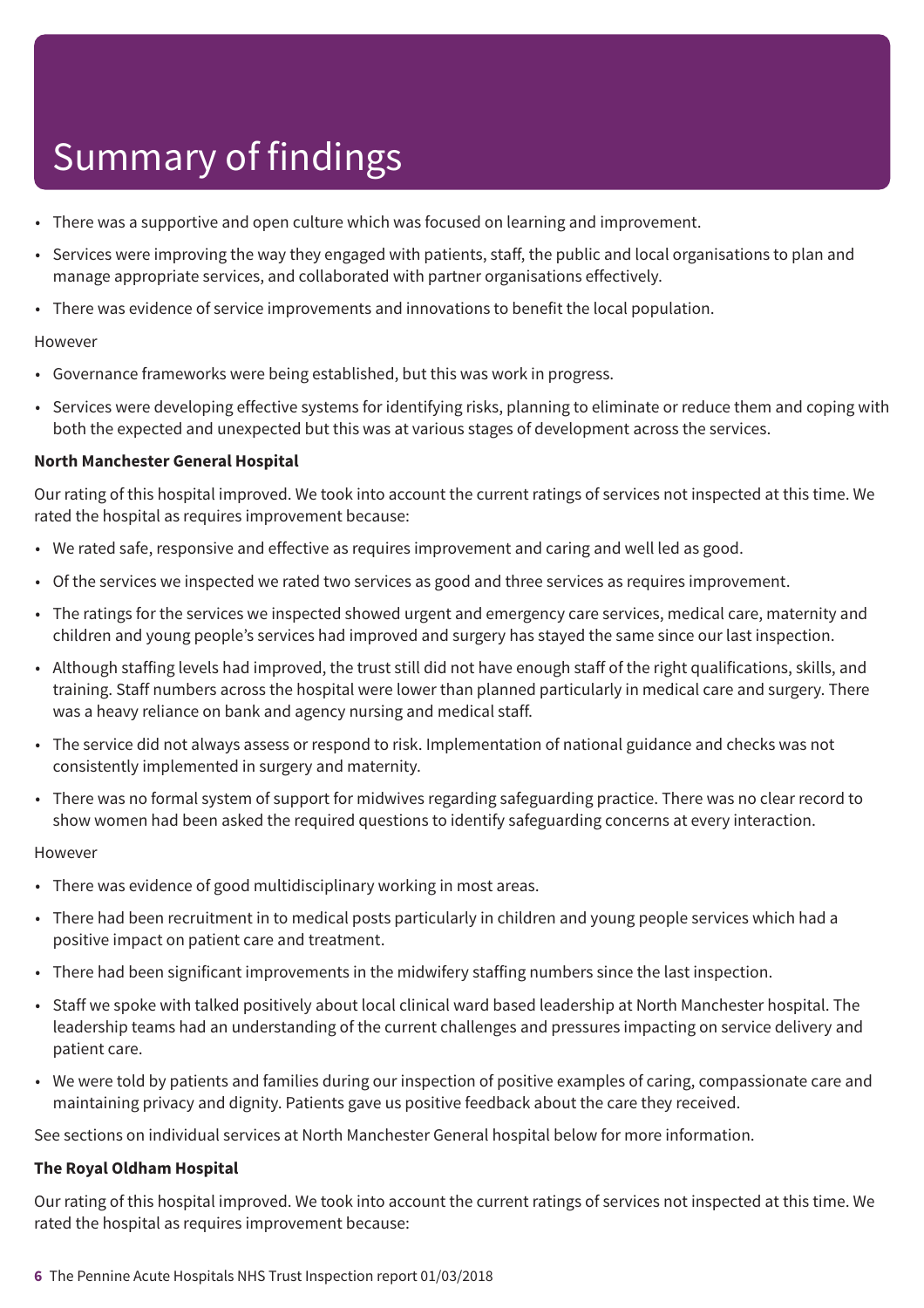# Summary of findings

- There was a supportive and open culture which was focused on learning and improvement.
- Services were improving the way they engaged with patients, staff, the public and local organisations to plan and manage appropriate services, and collaborated with partner organisations effectively.
- There was evidence of service improvements and innovations to benefit the local population.

However

- Governance frameworks were being established, but this was work in progress.
- Services were developing effective systems for identifying risks, planning to eliminate or reduce them and coping with both the expected and unexpected but this was at various stages of development across the services.

**North Manchester General Hospital**

Our rating of this hospital improved. We took into account the current ratings of services not inspected at this time. We rated the hospital as requires improvement because:

- We rated safe, responsive and effective as requires improvement and caring and well led as good.
- Of the services we inspected we rated two services as good and three services as requires improvement.
- The ratings for the services we inspected showed urgent and emergency care services, medical care, maternity and children and young people's services had improved and surgery has stayed the same since our last inspection.
- Although staffing levels had improved, the trust still did not have enough staff of the right qualifications, skills, and training. Staff numbers across the hospital were lower than planned particularly in medical care and surgery. There was a heavy reliance on bank and agency nursing and medical staff.
- The service did not always assess or respond to risk. Implementation of national guidance and checks was not consistently implemented in surgery and maternity.
- There was no formal system of support for midwives regarding safeguarding practice. There was no clear record to show women had been asked the required questions to identify safeguarding concerns at every interaction.

However

- There was evidence of good multidisciplinary working in most areas.
- There had been recruitment in to medical posts particularly in children and young people services which had a positive impact on patient care and treatment.
- There had been significant improvements in the midwifery staffing numbers since the last inspection.
- Staff we spoke with talked positively about local clinical ward based leadership at North Manchester hospital. The leadership teams had an understanding of the current challenges and pressures impacting on service delivery and patient care.
- We were told by patients and families during our inspection of positive examples of caring, compassionate care and maintaining privacy and dignity. Patients gave us positive feedback about the care they received.

See sections on individual services at North Manchester General hospital below for more information.

**The Royal Oldham Hospital**

Our rating of this hospital improved. We took into account the current ratings of services not inspected at this time. We rated the hospital as requires improvement because: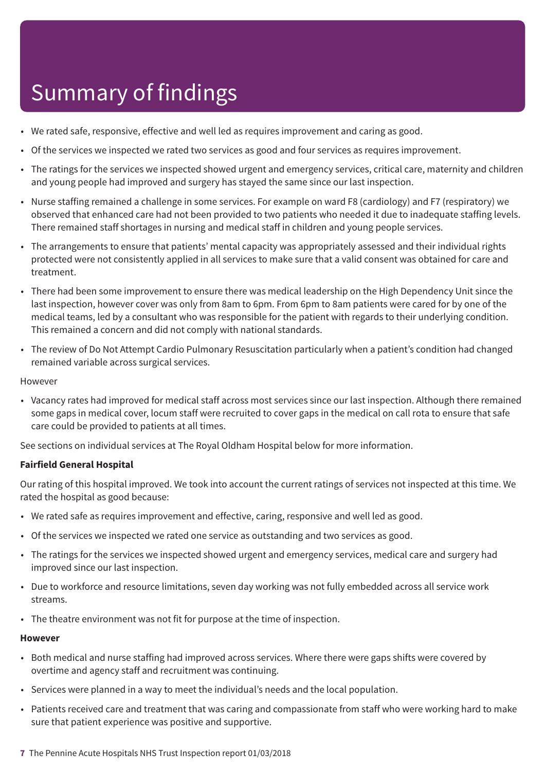# Summary of findings

- We rated safe, responsive, effective and well led as requires improvement and caring as good.
- Of the services we inspected we rated two services as good and four services as requires improvement.
- The ratings for the services we inspected showed urgent and emergency services, critical care, maternity and children and young people had improved and surgery has stayed the same since our last inspection.
- Nurse staffing remained a challenge in some services. For example on ward F8 (cardiology) and F7 (respiratory) we observed that enhanced care had not been provided to two patients who needed it due to inadequate staffing levels. There remained staff shortages in nursing and medical staff in children and young people services.
- The arrangements to ensure that patients' mental capacity was appropriately assessed and their individual rights protected were not consistently applied in all services to make sure that a valid consent was obtained for care and treatment.
- There had been some improvement to ensure there was medical leadership on the High Dependency Unit since the last inspection, however cover was only from 8am to 6pm. From 6pm to 8am patients were cared for by one of the medical teams, led by a consultant who was responsible for the patient with regards to their underlying condition. This remained a concern and did not comply with national standards.
- The review of Do Not Attempt Cardio Pulmonary Resuscitation particularly when a patient's condition had changed remained variable across surgical services.

However

- Vacancy rates had improved for medical staff across most services since our last inspection. Although there remained some gaps in medical cover, locum staff were recruited to cover gaps in the medical on call rota to ensure that safe care could be provided to patients at all times.

See sections on individual services at The Royal Oldham Hospital below for more information.

**Fairfield General Hospital**

Our rating of this hospital improved. We took into account the current ratings of services not inspected at this time. We rated the hospital as good because:

- We rated safe as requires improvement and effective, caring, responsive and well led as good.
- Of the services we inspected we rated one service as outstanding and two services as good.
- The ratings for the services we inspected showed urgent and emergency services, medical care and surgery had improved since our last inspection.
- Due to workforce and resource limitations, seven day working was not fully embedded across all service work streams.
- The theatre environment was not fit for purpose at the time of inspection.

**However**

- Both medical and nurse staffing had improved across services. Where there were gaps shifts were covered by overtime and agency staff and recruitment was continuing.
- Services were planned in a way to meet the individual's needs and the local population.
- Patients received care and treatment that was caring and compassionate from staff who were working hard to make sure that patient experience was positive and supportive.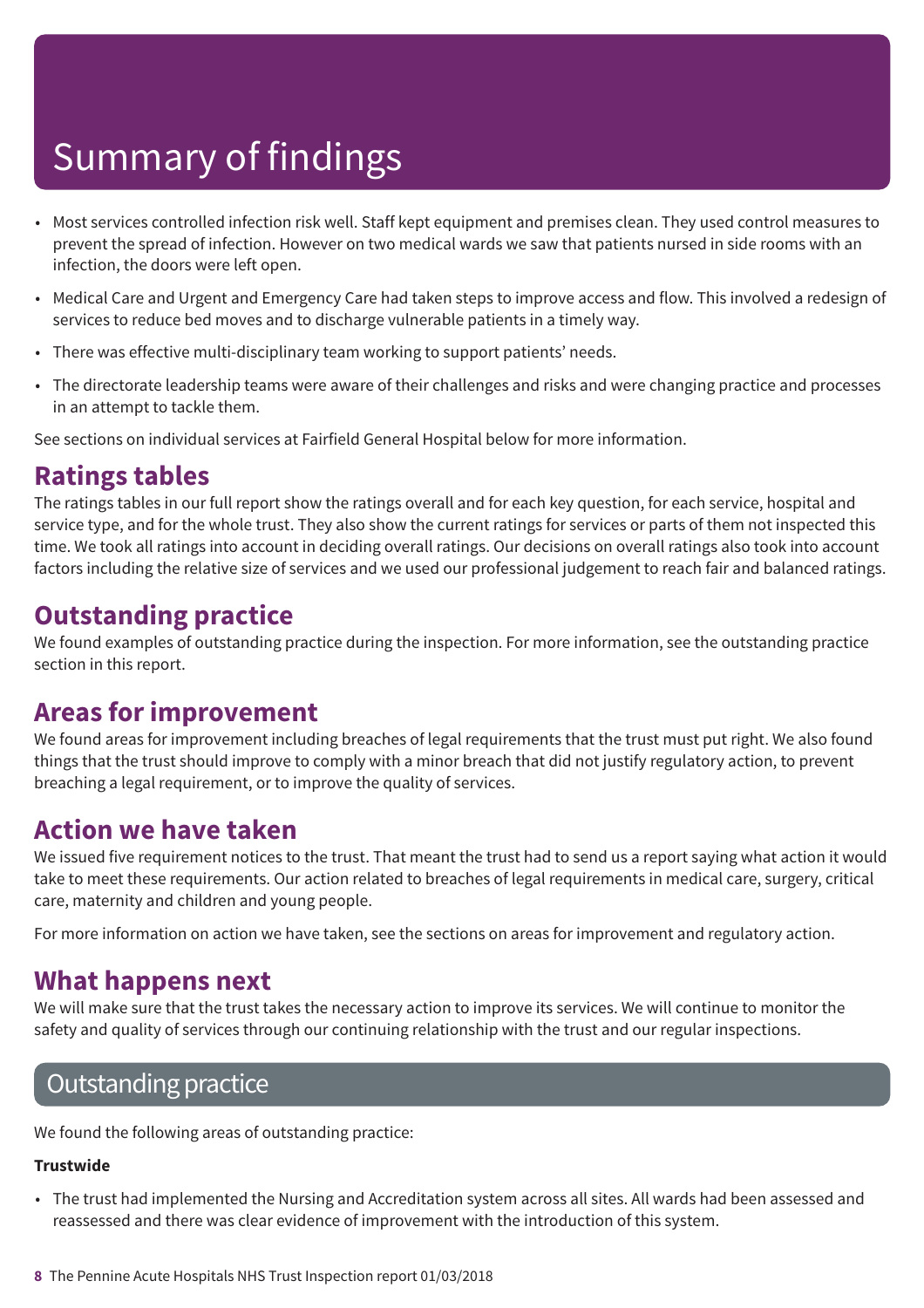# Summary of findings

- Most services controlled infection risk well. Staff kept equipment and premises clean. They used control measures to prevent the spread of infection. However on two medical wards we saw that patients nursed in side rooms with an infection, the doors were left open.
- Medical Care and Urgent and Emergency Care had taken steps to improve access and flow. This involved a redesign of services to reduce bed moves and to discharge vulnerable patients in a timely way.
- There was effective multi-disciplinary team working to support patients' needs.
- The directorate leadership teams were aware of their challenges and risks and were changing practice and processes in an attempt to tackle them.

See sections on individual services at Fairfield General Hospital below for more information.

## Ratings tables

The ratings tables in our full report show the ratings overall and for each key question, for each service, hospital and service type, and for the whole trust. They also show the current ratings for services or parts of them not inspected this time. We took all ratings into account in deciding overall ratings. Our decisions on overall ratings also took into account factors including the relative size of services and we used our professional judgement to reach fair and balanced ratings.

## Outstanding practice

We found examples of outstanding practice during the inspection. For more information, see the outstanding practice section in this report.

## Areas for improvement

We found areas for improvement including breaches of legal requirements that the trust must put right. We also found things that the trust should improve to comply with a minor breach that did not justify regulatory action, to prevent breaching a legal requirement, or to improve the quality of services.

## Action we have taken

We issued five requirement notices to the trust. That meant the trust had to send us a report saying what action it would take to meet these requirements. Our action related to breaches of legal requirements in medical care, surgery, critical care, maternity and children and young people.

For more information on action we have taken, see the sections on areas for improvement and regulatory action.

## What happens next

We will make sure that the trust takes the necessary action to improve its services. We will continue to monitor the safety and quality of services through our continuing relationship with the trust and our regular inspections.

## Outstanding practice

We found the following areas of outstanding practice:

**Trustwide**

- The trust had implemented the Nursing and Accreditation system across all sites. All wards had been assessed and reassessed and there was clear evidence of improvement with the introduction of this system.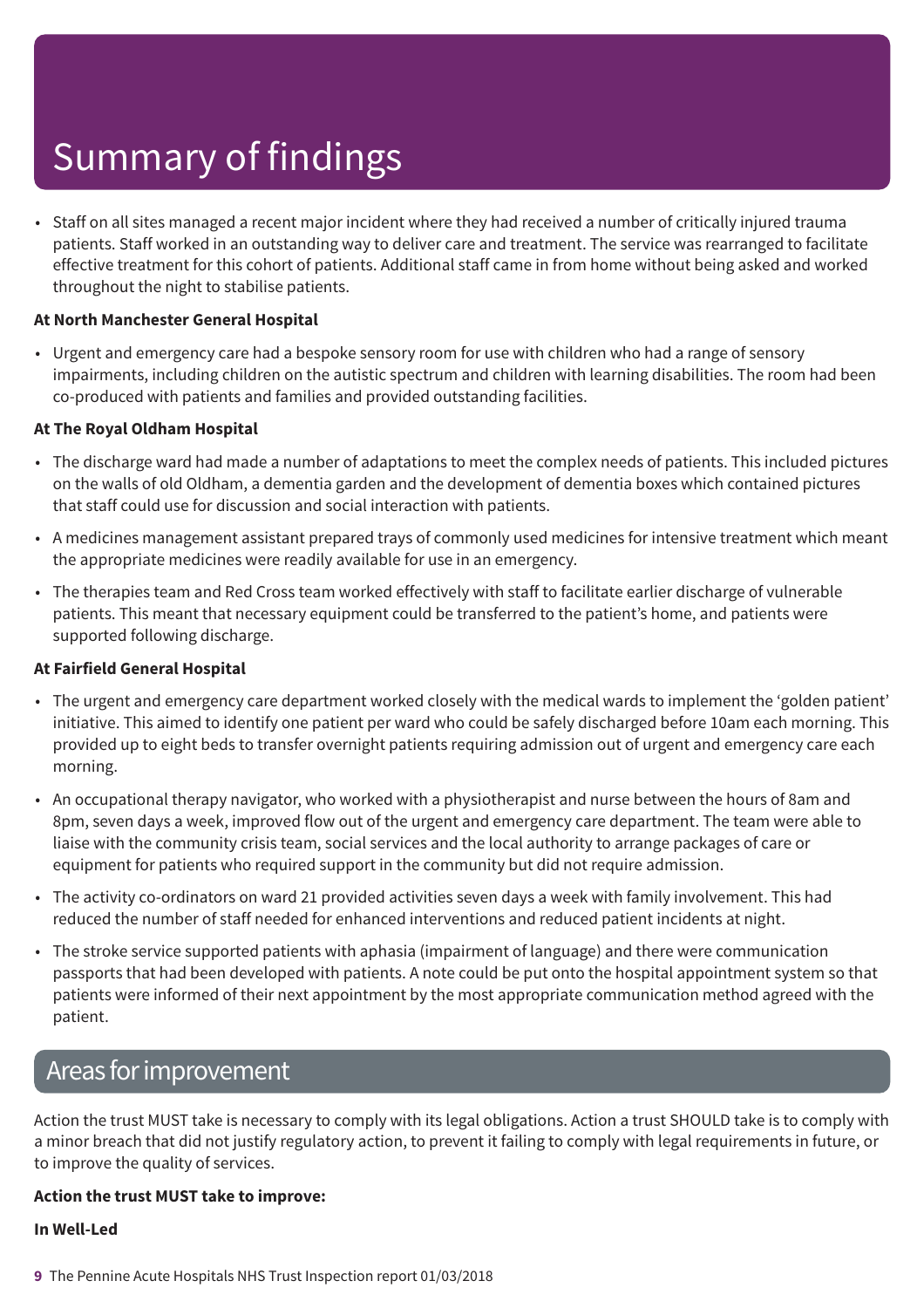# Summary of findings

- Staff on all sites managed a recent major incident where they had received a number of critically injured trauma patients. Staff worked in an outstanding way to deliver care and treatment. The service was rearranged to facilitate effective treatment for this cohort of patients. Additional staff came in from home without being asked and worked throughout the night to stabilise patients.

**At North Manchester General Hospital**

- Urgent and emergency care had a bespoke sensory room for use with children who had a range of sensory impairments, including children on the autistic spectrum and children with learning disabilities. The room had been co-produced with patients and families and provided outstanding facilities.

**At The Royal Oldham Hospital**

- The discharge ward had made a number of adaptations to meet the complex needs of patients. This included pictures on the walls of old Oldham, a dementia garden and the development of dementia boxes which contained pictures that staff could use for discussion and social interaction with patients.
- A medicines management assistant prepared trays of commonly used medicines for intensive treatment which meant the appropriate medicines were readily available for use in an emergency.
- The therapies team and Red Cross team worked effectively with staff to facilitate earlier discharge of vulnerable patients. This meant that necessary equipment could be transferred to the patient's home, and patients were supported following discharge.

**At Fairfield General Hospital**

- The urgent and emergency care department worked closely with the medical wards to implement the 'golden patient' initiative. This aimed to identify one patient per ward who could be safely discharged before 10am each morning. This provided up to eight beds to transfer overnight patients requiring admission out of urgent and emergency care each morning.
- An occupational therapy navigator, who worked with a physiotherapist and nurse between the hours of 8am and 8pm, seven days a week, improved flow out of the urgent and emergency care department. The team were able to liaise with the community crisis team, social services and the local authority to arrange packages of care or equipment for patients who required support in the community but did not require admission.
- The activity co-ordinators on ward 21 provided activities seven days a week with family involvement. This had reduced the number of staff needed for enhanced interventions and reduced patient incidents at night.
- The stroke service supported patients with aphasia (impairment of language) and there were communication passports that had been developed with patients. A note could be put onto the hospital appointment system so that patients were informed of their next appointment by the most appropriate communication method agreed with the patient.

## Areas for improvement

Action the trust MUST take is necessary to comply with its legal obligations. Action a trust SHOULD take is to comply with a minor breach that did not justify regulatory action, to prevent it failing to comply with legal requirements in future, or to improve the quality of services.

**Action the trust MUST take to improve:**

**In Well-Led**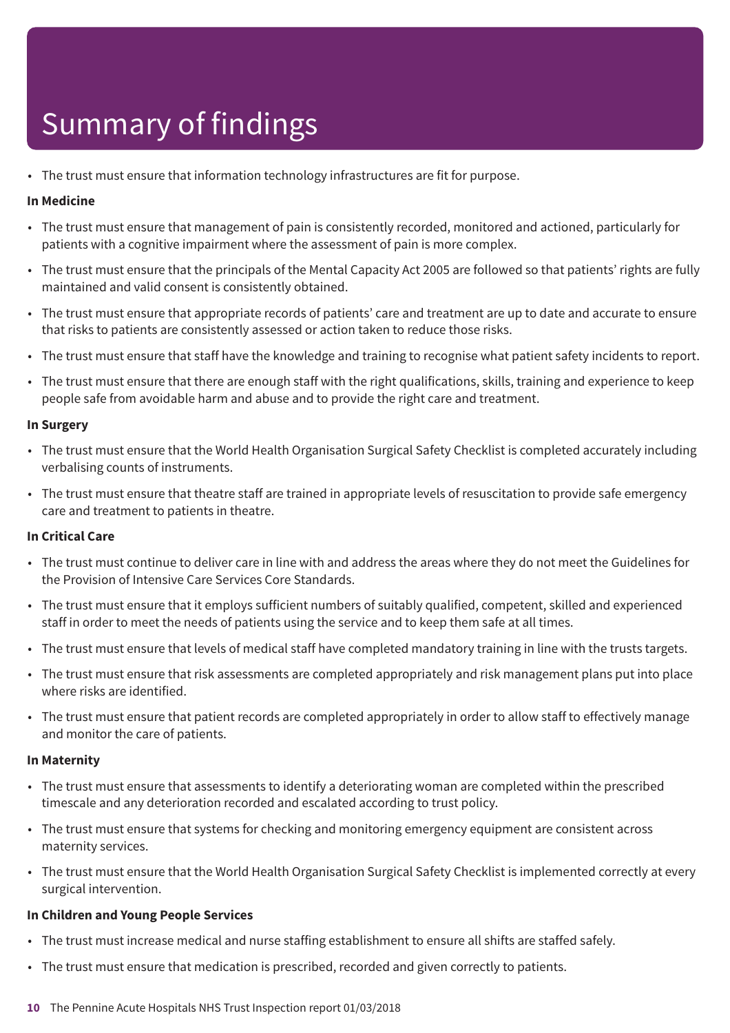# Summary of findings

- The trust must ensure that information technology infrastructures are fit for purpose.

**In Medicine**

- The trust must ensure that management of pain is consistently recorded, monitored and actioned, particularly for patients with a cognitive impairment where the assessment of pain is more complex.
- The trust must ensure that the principals of the Mental Capacity Act 2005 are followed so that patients' rights are fully maintained and valid consent is consistently obtained.
- The trust must ensure that appropriate records of patients' care and treatment are up to date and accurate to ensure that risks to patients are consistently assessed or action taken to reduce those risks.
- The trust must ensure that staff have the knowledge and training to recognise what patient safety incidents to report.
- The trust must ensure that there are enough staff with the right qualifications, skills, training and experience to keep people safe from avoidable harm and abuse and to provide the right care and treatment.

**In Surgery**

- The trust must ensure that the World Health Organisation Surgical Safety Checklist is completed accurately including verbalising counts of instruments.
- The trust must ensure that theatre staff are trained in appropriate levels of resuscitation to provide safe emergency care and treatment to patients in theatre.

**In Critical Care**

- The trust must continue to deliver care in line with and address the areas where they do not meet the Guidelines for the Provision of Intensive Care Services Core Standards.
- The trust must ensure that it employs sufficient numbers of suitably qualified, competent, skilled and experienced staff in order to meet the needs of patients using the service and to keep them safe at all times.
- The trust must ensure that levels of medical staff have completed mandatory training in line with the trusts targets.
- The trust must ensure that risk assessments are completed appropriately and risk management plans put into place where risks are identified.
- The trust must ensure that patient records are completed appropriately in order to allow staff to effectively manage and monitor the care of patients.

**In Maternity**

- The trust must ensure that assessments to identify a deteriorating woman are completed within the prescribed timescale and any deterioration recorded and escalated according to trust policy.
- The trust must ensure that systems for checking and monitoring emergency equipment are consistent across maternity services.
- The trust must ensure that the World Health Organisation Surgical Safety Checklist is implemented correctly at every surgical intervention.

**In Children and Young People Services**

- The trust must increase medical and nurse staffing establishment to ensure all shifts are staffed safely.
- The trust must ensure that medication is prescribed, recorded and given correctly to patients.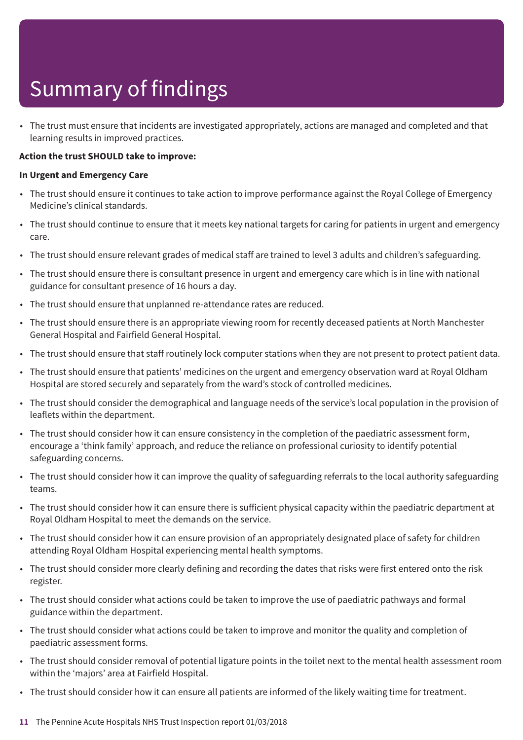# Summary of findings

- The trust must ensure that incidents are investigated appropriately, actions are managed and completed and that learning results in improved practices.

**Action the trust SHOULD take to improve:**

**In Urgent and Emergency Care**

- The trust should ensure it continues to take action to improve performance against the Royal College of Emergency Medicine's clinical standards.
- The trust should continue to ensure that it meets key national targets for caring for patients in urgent and emergency care.
- The trust should ensure relevant grades of medical staff are trained to level 3 adults and children's safeguarding.
- The trust should ensure there is consultant presence in urgent and emergency care which is in line with national guidance for consultant presence of 16 hours a day.
- The trust should ensure that unplanned re-attendance rates are reduced.
- The trust should ensure there is an appropriate viewing room for recently deceased patients at North Manchester General Hospital and Fairfield General Hospital.
- The trust should ensure that staff routinely lock computer stations when they are not present to protect patient data.
- The trust should ensure that patients' medicines on the urgent and emergency observation ward at Royal Oldham Hospital are stored securely and separately from the ward's stock of controlled medicines.
- The trust should consider the demographical and language needs of the service's local population in the provision of leaflets within the department.
- The trust should consider how it can ensure consistency in the completion of the paediatric assessment form, encourage a 'think family' approach, and reduce the reliance on professional curiosity to identify potential safeguarding concerns.
- The trust should consider how it can improve the quality of safeguarding referrals to the local authority safeguarding teams.
- The trust should consider how it can ensure there is sufficient physical capacity within the paediatric department at Royal Oldham Hospital to meet the demands on the service.
- The trust should consider how it can ensure provision of an appropriately designated place of safety for children attending Royal Oldham Hospital experiencing mental health symptoms.
- The trust should consider more clearly defining and recording the dates that risks were first entered onto the risk register.
- The trust should consider what actions could be taken to improve the use of paediatric pathways and formal guidance within the department.
- The trust should consider what actions could be taken to improve and monitor the quality and completion of paediatric assessment forms.
- The trust should consider removal of potential ligature points in the toilet next to the mental health assessment room within the 'majors' area at Fairfield Hospital.
- The trust should consider how it can ensure all patients are informed of the likely waiting time for treatment.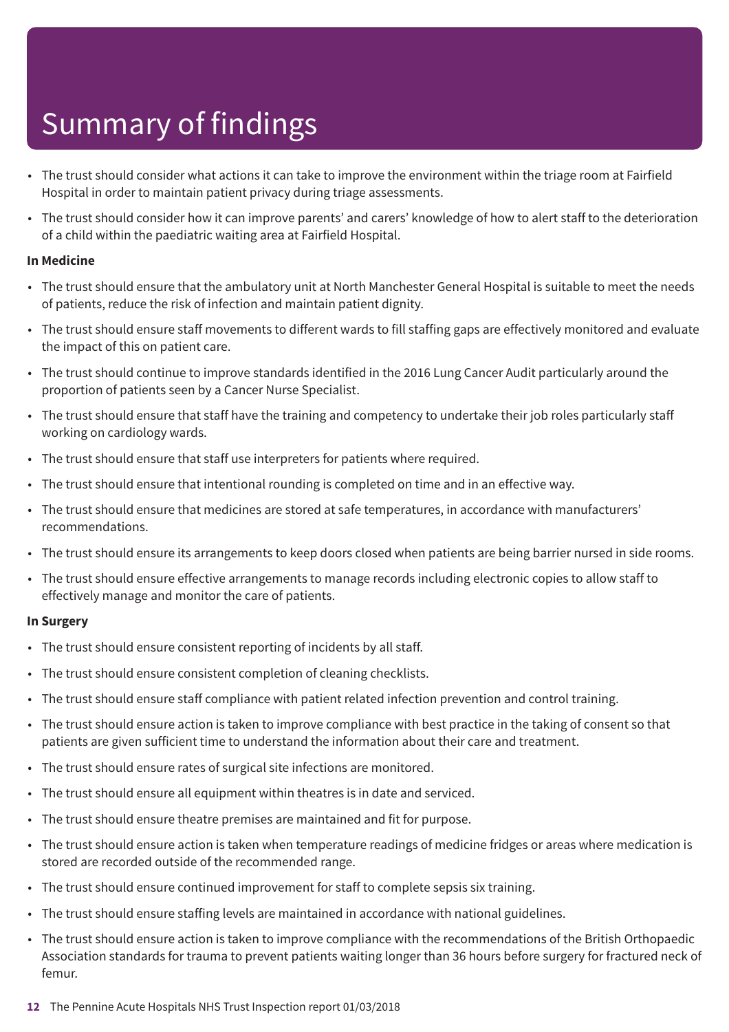# Summary of findings

- The trust should consider what actions it can take to improve the environment within the triage room at Fairfield Hospital in order to maintain patient privacy during triage assessments.
- The trust should consider how it can improve parents' and carers' knowledge of how to alert staff to the deterioration of a child within the paediatric waiting area at Fairfield Hospital.

**In Medicine**

- The trust should ensure that the ambulatory unit at North Manchester General Hospital is suitable to meet the needs of patients, reduce the risk of infection and maintain patient dignity.
- The trust should ensure staff movements to different wards to fill staffing gaps are effectively monitored and evaluate the impact of this on patient care.
- The trust should continue to improve standards identified in the 2016 Lung Cancer Audit particularly around the proportion of patients seen by a Cancer Nurse Specialist.
- The trust should ensure that staff have the training and competency to undertake their job roles particularly staff working on cardiology wards.
- The trust should ensure that staff use interpreters for patients where required.
- The trust should ensure that intentional rounding is completed on time and in an effective way.
- The trust should ensure that medicines are stored at safe temperatures, in accordance with manufacturers' recommendations.
- The trust should ensure its arrangements to keep doors closed when patients are being barrier nursed in side rooms.
- The trust should ensure effective arrangements to manage records including electronic copies to allow staff to effectively manage and monitor the care of patients.

**In Surgery**

- The trust should ensure consistent reporting of incidents by all staff.
- The trust should ensure consistent completion of cleaning checklists.
- The trust should ensure staff compliance with patient related infection prevention and control training.
- The trust should ensure action is taken to improve compliance with best practice in the taking of consent so that patients are given sufficient time to understand the information about their care and treatment.
- The trust should ensure rates of surgical site infections are monitored.
- The trust should ensure all equipment within theatres is in date and serviced.
- The trust should ensure theatre premises are maintained and fit for purpose.
- The trust should ensure action is taken when temperature readings of medicine fridges or areas where medication is stored are recorded outside of the recommended range.
- The trust should ensure continued improvement for staff to complete sepsis six training.
- The trust should ensure staffing levels are maintained in accordance with national guidelines.
- The trust should ensure action is taken to improve compliance with the recommendations of the British Orthopaedic Association standards for trauma to prevent patients waiting longer than 36 hours before surgery for fractured neck of femur.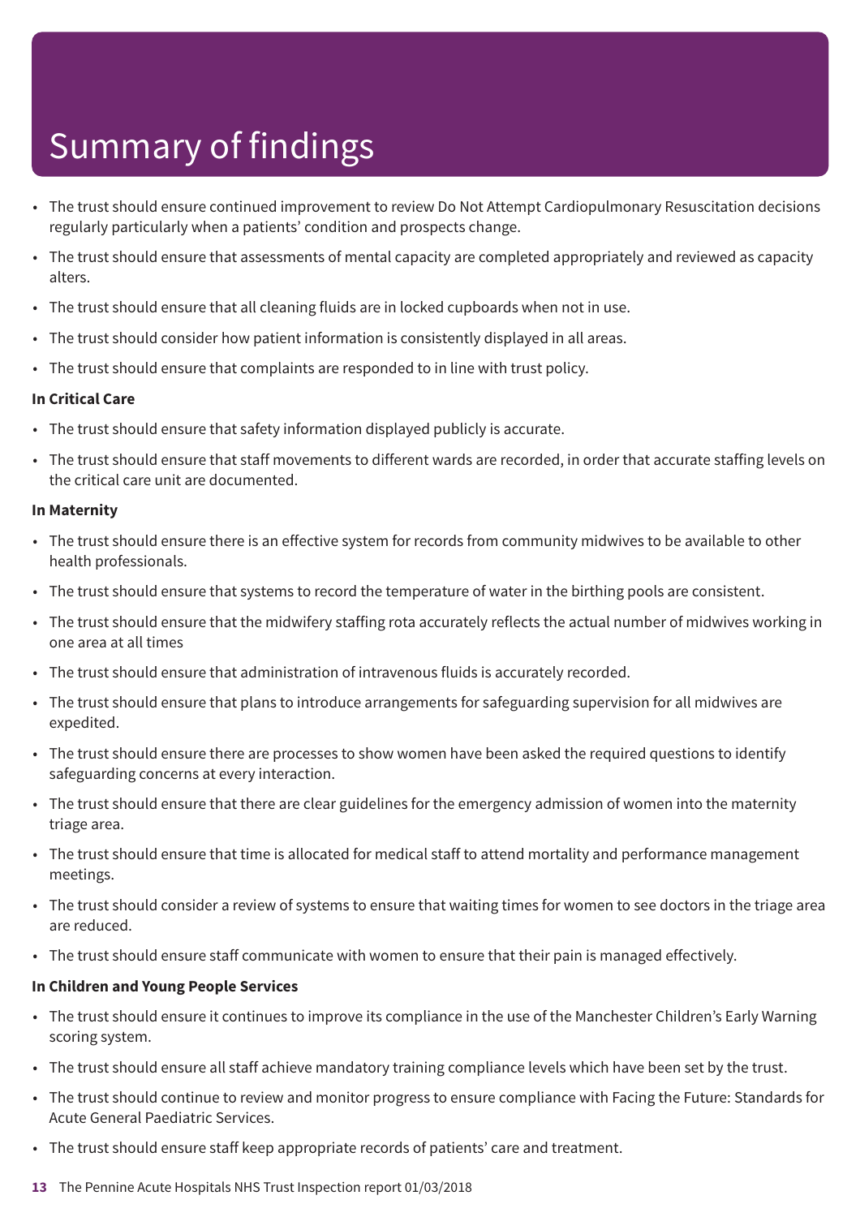# Summary of findings

- The trust should ensure continued improvement to review Do Not Attempt Cardiopulmonary Resuscitation decisions regularly particularly when a patients' condition and prospects change.
- The trust should ensure that assessments of mental capacity are completed appropriately and reviewed as capacity alters.
- The trust should ensure that all cleaning fluids are in locked cupboards when not in use.
- The trust should consider how patient information is consistently displayed in all areas.
- The trust should ensure that complaints are responded to in line with trust policy.

**In Critical Care**

- The trust should ensure that safety information displayed publicly is accurate.
- The trust should ensure that staff movements to different wards are recorded, in order that accurate staffing levels on the critical care unit are documented.

**In Maternity**

- The trust should ensure there is an effective system for records from community midwives to be available to other health professionals.
- The trust should ensure that systems to record the temperature of water in the birthing pools are consistent.
- The trust should ensure that the midwifery staffing rota accurately reflects the actual number of midwives working in one area at all times
- The trust should ensure that administration of intravenous fluids is accurately recorded.
- The trust should ensure that plans to introduce arrangements for safeguarding supervision for all midwives are expedited.
- The trust should ensure there are processes to show women have been asked the required questions to identify safeguarding concerns at every interaction.
- The trust should ensure that there are clear guidelines for the emergency admission of women into the maternity triage area.
- The trust should ensure that time is allocated for medical staff to attend mortality and performance management meetings.
- The trust should consider a review of systems to ensure that waiting times for women to see doctors in the triage area are reduced.
- The trust should ensure staff communicate with women to ensure that their pain is managed effectively.

**In Children and Young People Services**

- The trust should ensure it continues to improve its compliance in the use of the Manchester Children's Early Warning scoring system.
- The trust should ensure all staff achieve mandatory training compliance levels which have been set by the trust.
- The trust should continue to review and monitor progress to ensure compliance with Facing the Future: Standards for Acute General Paediatric Services.
- The trust should ensure staff keep appropriate records of patients' care and treatment.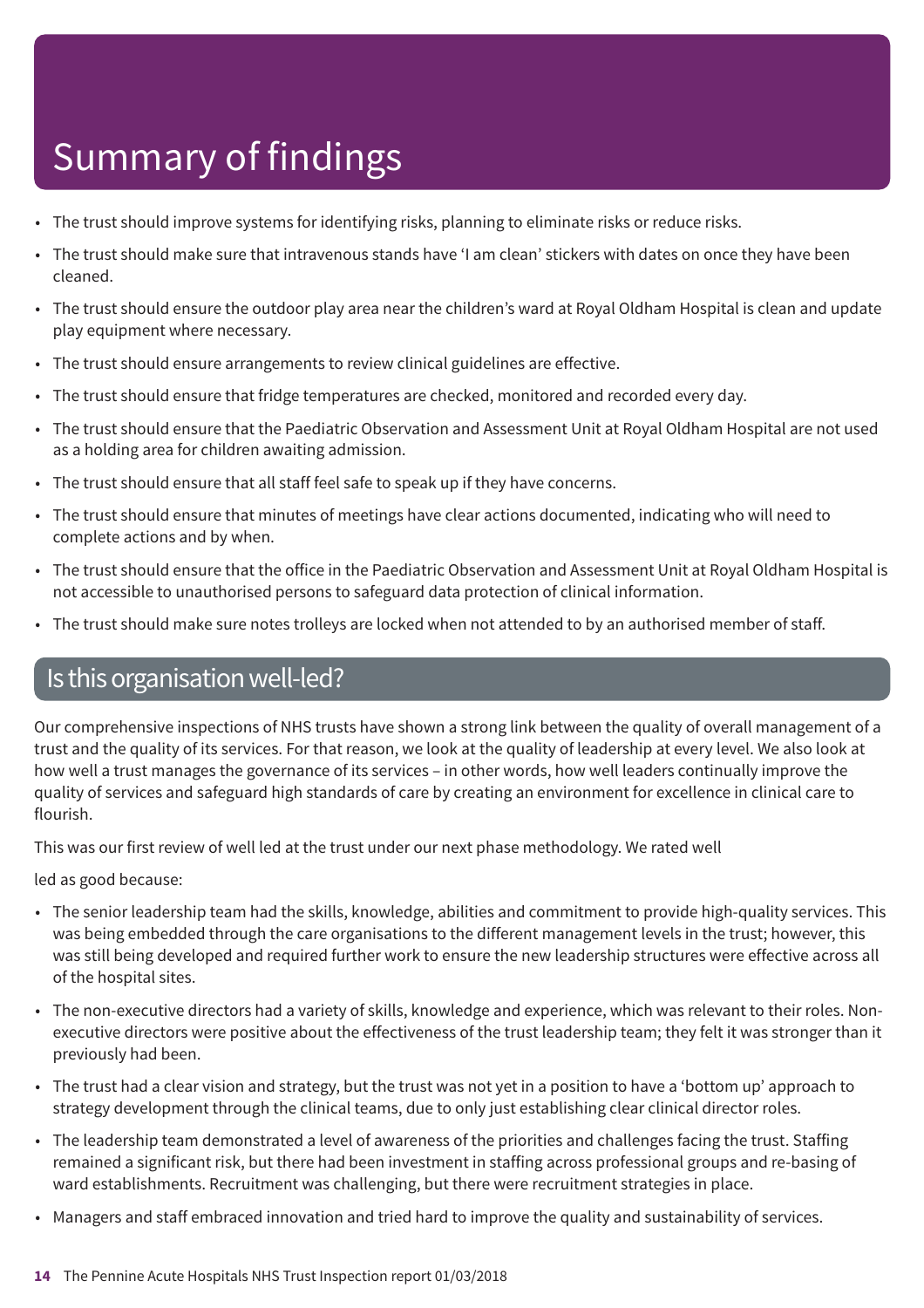# Summary of findings

- The trust should improve systems for identifying risks, planning to eliminate risks or reduce risks.
- The trust should make sure that intravenous stands have 'I am clean' stickers with dates on once they have been cleaned.
- The trust should ensure the outdoor play area near the children's ward at Royal Oldham Hospital is clean and update play equipment where necessary.
- The trust should ensure arrangements to review clinical guidelines are effective.
- The trust should ensure that fridge temperatures are checked, monitored and recorded every day.
- The trust should ensure that the Paediatric Observation and Assessment Unit at Royal Oldham Hospital are not used as a holding area for children awaiting admission.
- The trust should ensure that all staff feel safe to speak up if they have concerns.
- The trust should ensure that minutes of meetings have clear actions documented, indicating who will need to complete actions and by when.
- The trust should ensure that the office in the Paediatric Observation and Assessment Unit at Royal Oldham Hospital is not accessible to unauthorised persons to safeguard data protection of clinical information.
- The trust should make sure notes trolleys are locked when not attended to by an authorised member of staff.

## Is this organisation well-led?

Our comprehensive inspections of NHS trusts have shown a strong link between the quality of overall management of a trust and the quality of its services. For that reason, we look at the quality of leadership at every level. We also look at how well a trust manages the governance of its services – in other words, how well leaders continually improve the quality of services and safeguard high standards of care by creating an environment for excellence in clinical care to flourish.

This was our first review of well led at the trust under our next phase methodology. We rated well

led as good because:

- The senior leadership team had the skills, knowledge, abilities and commitment to provide high-quality services. This was being embedded through the care organisations to the different management levels in the trust; however, this was still being developed and required further work to ensure the new leadership structures were effective across all of the hospital sites.
- The non-executive directors had a variety of skills, knowledge and experience, which was relevant to their roles. Non-executive directors were positive about the effectiveness of the trust leadership team; they felt it was stronger than it previously had been.
- The trust had a clear vision and strategy, but the trust was not yet in a position to have a 'bottom up' approach to strategy development through the clinical teams, due to only just establishing clear clinical director roles.
- The leadership team demonstrated a level of awareness of the priorities and challenges facing the trust. Staffing remained a significant risk, but there had been investment in staffing across professional groups and re-basing of ward establishments. Recruitment was challenging, but there were recruitment strategies in place.
- Managers and staff embraced innovation and tried hard to improve the quality and sustainability of services.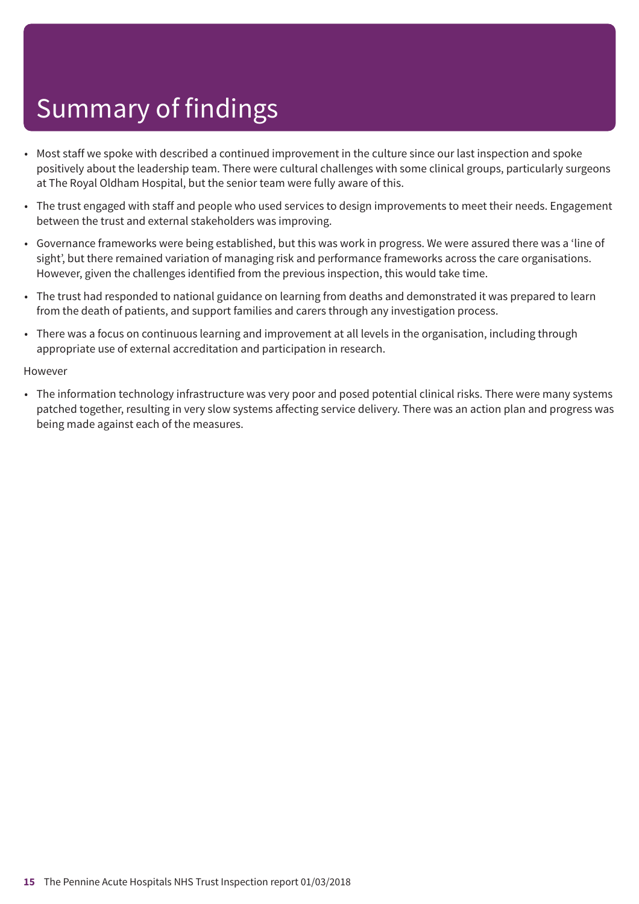# Summary of findings

- Most staff we spoke with described a continued improvement in the culture since our last inspection and spoke positively about the leadership team. There were cultural challenges with some clinical groups, particularly surgeons at The Royal Oldham Hospital, but the senior team were fully aware of this.
- The trust engaged with staff and people who used services to design improvements to meet their needs. Engagement between the trust and external stakeholders was improving.
- Governance frameworks were being established, but this was work in progress. We were assured there was a 'line of sight', but there remained variation of managing risk and performance frameworks across the care organisations. However, given the challenges identified from the previous inspection, this would take time.
- The trust had responded to national guidance on learning from deaths and demonstrated it was prepared to learn from the death of patients, and support families and carers through any investigation process.
- There was a focus on continuous learning and improvement at all levels in the organisation, including through appropriate use of external accreditation and participation in research.

However

- The information technology infrastructure was very poor and posed potential clinical risks. There were many systems patched together, resulting in very slow systems affecting service delivery. There was an action plan and progress was being made against each of the measures.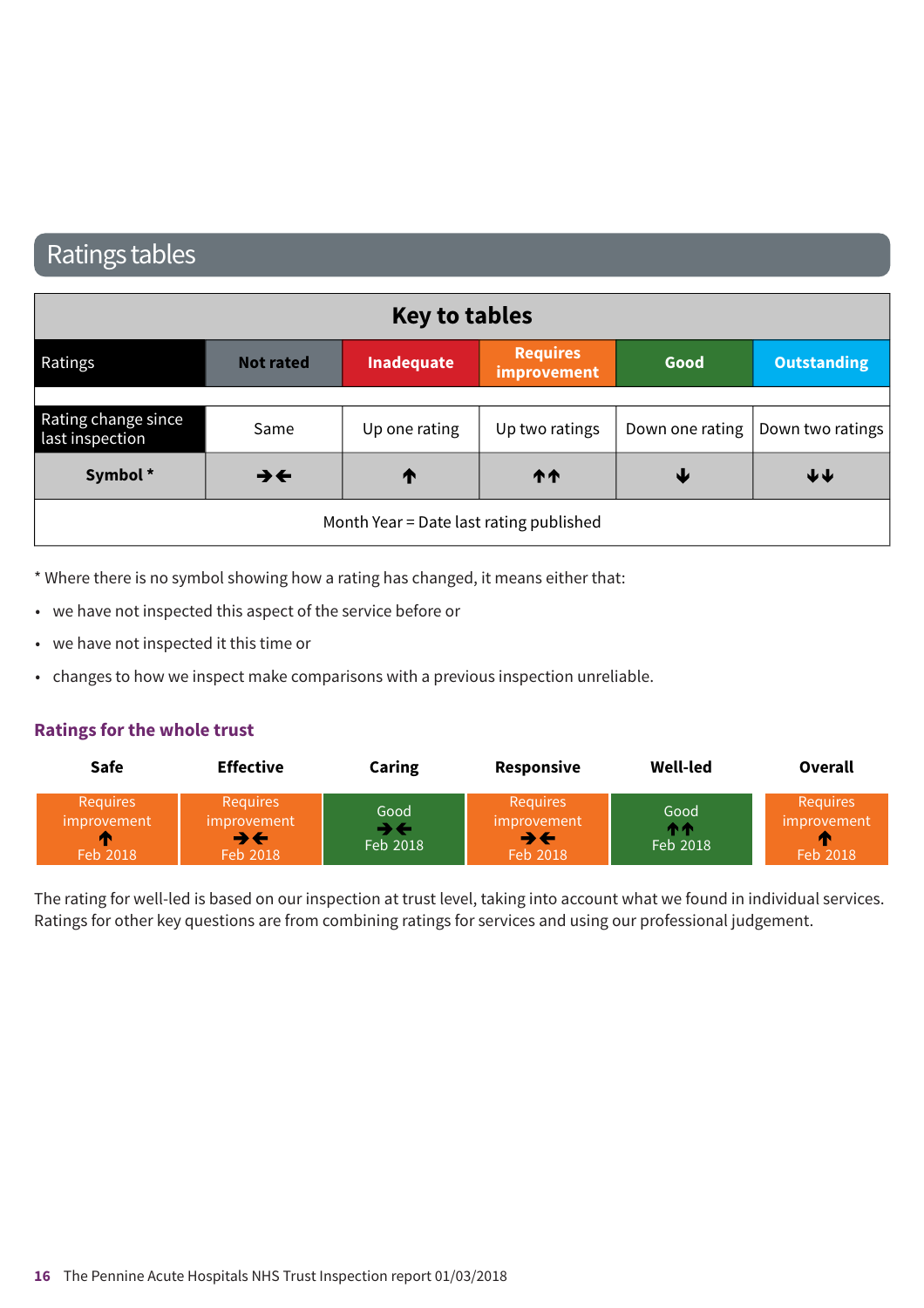# Ratings tables

| Key to tables | | | | | |
|---|---|---|---|---|---|
| Ratings | Not rated | Inadequate | Requires improvement | Good | Outstanding |
| Rating change since last inspection | Same | Up one rating | Up two ratings | Down one rating | Down two ratings |
| **Symbol *** | →← | ↑ | ↑↑ | ↓ | ↓↓ |
| Month Year = Date last rating published | | | | | |

* Where there is no symbol showing how a rating has changed, it means either that:

- we have not inspected this aspect of the service before or
- we have not inspected it this time or
- changes to how we inspect make comparisons with a previous inspection unreliable.

## Ratings for the whole trust

| Safe | Effective | Caring | Responsive | Well-led | Overall |
|---|---|---|---|---|---|
| Requires improvement ↑ Feb 2018 | Requires improvement →← Feb 2018 | Good →← Feb 2018 | Requires improvement →← Feb 2018 | Good ↑↑ Feb 2018 | Requires improvement ↑ Feb 2018 |

The rating for well-led is based on our inspection at trust level, taking into account what we found in individual services. Ratings for other key questions are from combining ratings for services and using our professional judgement.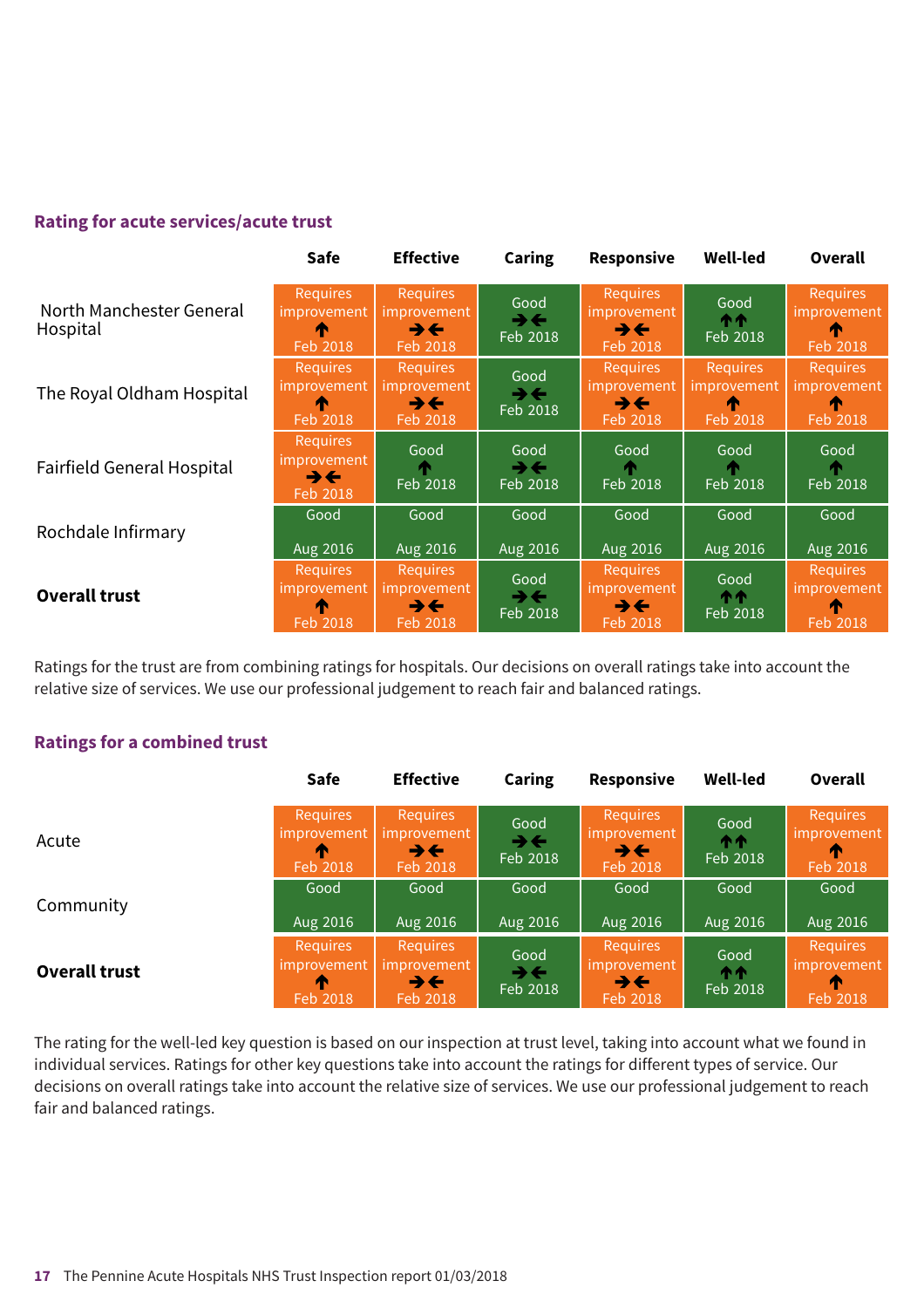### Rating for acute services/acute trust

| | Safe | Effective | Caring | Responsive | Well-led | Overall |
|---|---|---|---|---|---|---|
| North Manchester General Hospital | Requires improvement ↑ Feb 2018 | Requires improvement →← Feb 2018 | Good →← Feb 2018 | Requires improvement →← Feb 2018 | Good ↑↑ Feb 2018 | Requires improvement ↑ Feb 2018 |
| The Royal Oldham Hospital | Requires improvement ↑ Feb 2018 | Requires improvement →← Feb 2018 | Good →← Feb 2018 | Requires improvement →← Feb 2018 | Requires improvement ↑ Feb 2018 | Requires improvement ↑ Feb 2018 |
| Fairfield General Hospital | Requires improvement →← Feb 2018 | Good ↑ Feb 2018 | Good →← Feb 2018 | Good ↑ Feb 2018 | Good ↑ Feb 2018 | Good ↑ Feb 2018 |
| Rochdale Infirmary | Good Aug 2016 | Good Aug 2016 | Good Aug 2016 | Good Aug 2016 | Good Aug 2016 | Good Aug 2016 |
| **Overall trust** | Requires improvement ↑ Feb 2018 | Requires improvement →← Feb 2018 | Good →← Feb 2018 | Requires improvement →← Feb 2018 | Good ↑↑ Feb 2018 | Requires improvement ↑ Feb 2018 |

Ratings for the trust are from combining ratings for hospitals. Our decisions on overall ratings take into account the relative size of services. We use our professional judgement to reach fair and balanced ratings.

### Ratings for a combined trust

| | Safe | Effective | Caring | Responsive | Well-led | Overall |
|---|---|---|---|---|---|---|
| Acute | Requires improvement ↑ Feb 2018 | Requires improvement →← Feb 2018 | Good →← Feb 2018 | Requires improvement →← Feb 2018 | Good ↑↑ Feb 2018 | Requires improvement ↑ Feb 2018 |
| Community | Good Aug 2016 | Good Aug 2016 | Good Aug 2016 | Good Aug 2016 | Good Aug 2016 | Good Aug 2016 |
| **Overall trust** | Requires improvement ↑ Feb 2018 | Requires improvement →← Feb 2018 | Good →← Feb 2018 | Requires improvement →← Feb 2018 | Good ↑↑ Feb 2018 | Requires improvement ↑ Feb 2018 |

The rating for the well-led key question is based on our inspection at trust level, taking into account what we found in individual services. Ratings for other key questions take into account the ratings for different types of service. Our decisions on overall ratings take into account the relative size of services. We use our professional judgement to reach fair and balanced ratings.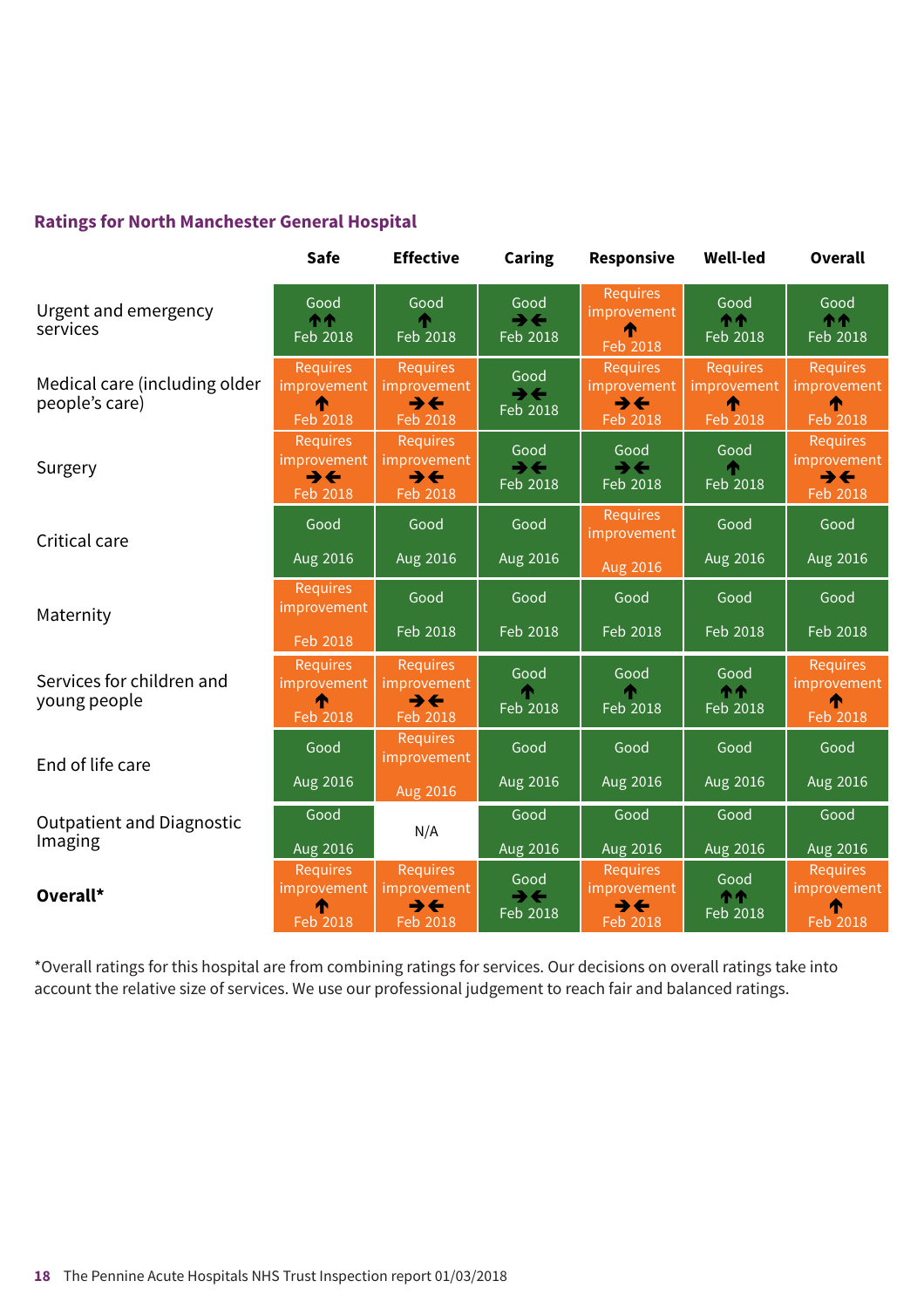**Ratings for North Manchester General Hospital**

| | Safe | Effective | Caring | Responsive | Well-led | Overall |
|---|---|---|---|---|---|---|
| Urgent and emergency services | Good ↑↑ Feb 2018 | Good ↑ Feb 2018 | Good →← Feb 2018 | Requires improvement ↑ Feb 2018 | Good ↑↑ Feb 2018 | Good ↑↑ Feb 2018 |
| Medical care (including older people's care) | Requires improvement ↑ Feb 2018 | Requires improvement →← Feb 2018 | Good Feb 2018 | Requires improvement →← Feb 2018 | Requires improvement ↑ Feb 2018 | Requires improvement ↑ Feb 2018 |
| Surgery | Requires improvement →← Feb 2018 | Requires improvement →← Feb 2018 | Good →← Feb 2018 | Good →← Feb 2018 | Good ↑ Feb 2018 | Requires improvement →← Feb 2018 |
| Critical care | Good Aug 2016 | Good Aug 2016 | Good Aug 2016 | Requires improvement Aug 2016 | Good Aug 2016 | Good Aug 2016 |
| Maternity | Requires improvement Feb 2018 | Good Feb 2018 | Good Feb 2018 | Good Feb 2018 | Good Feb 2018 | Good Feb 2018 |
| Services for children and young people | Requires improvement ↑ Feb 2018 | Requires improvement →← Feb 2018 | Good ↑ Feb 2018 | Good ↑ Feb 2018 | Good ↑↑ Feb 2018 | Requires improvement ↑ Feb 2018 |
| End of life care | Good Aug 2016 | Requires improvement Aug 2016 | Good Aug 2016 | Good Aug 2016 | Good Aug 2016 | Good Aug 2016 |
| Outpatient and Diagnostic Imaging | Good Aug 2016 | N/A | Good Aug 2016 | Good Aug 2016 | Good Aug 2016 | Good Aug 2016 |
| **Overall*** | Requires improvement ↑ Feb 2018 | Requires improvement →← Feb 2018 | Good →← Feb 2018 | Requires improvement →← Feb 2018 | Good ↑↑ Feb 2018 | Requires improvement ↑ Feb 2018 |

*Overall ratings for this hospital are from combining ratings for services. Our decisions on overall ratings take into account the relative size of services. We use our professional judgement to reach fair and balanced ratings.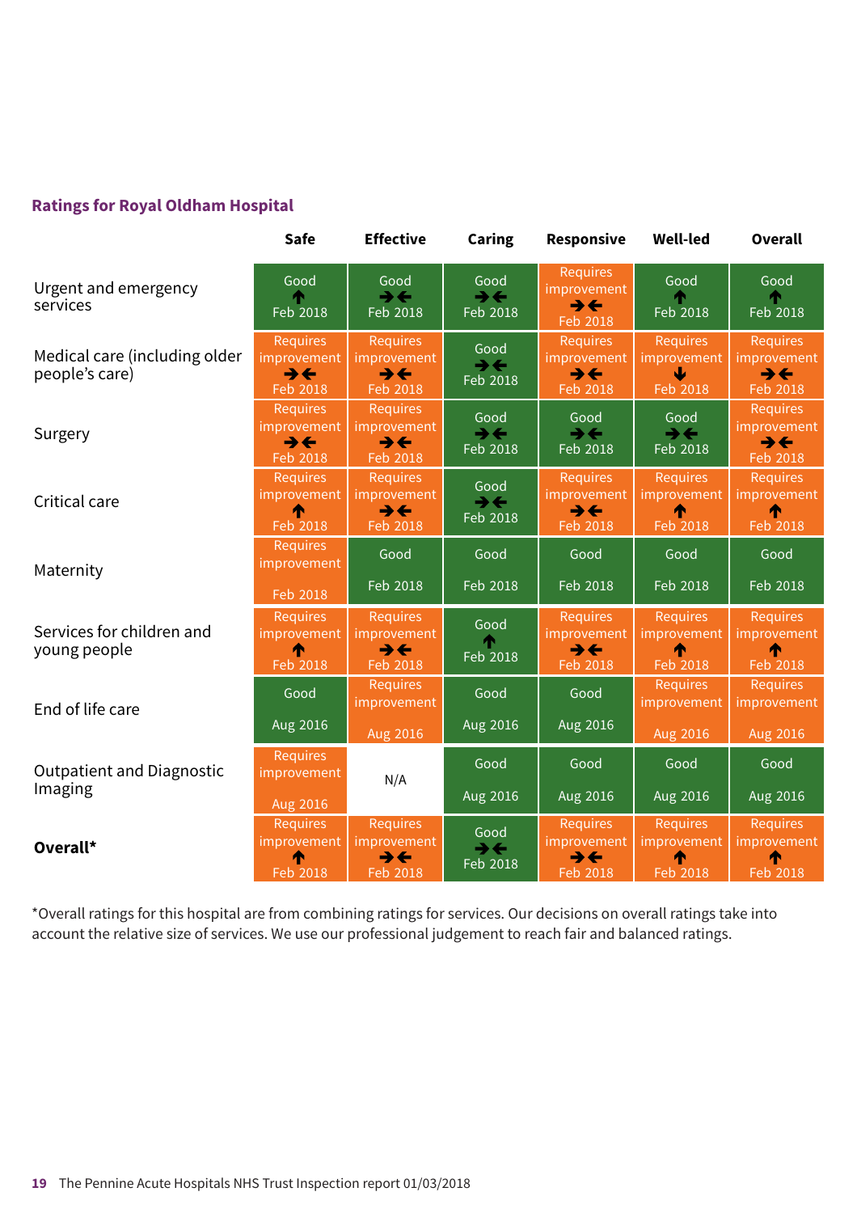### Ratings for Royal Oldham Hospital

| | Safe | Effective | Caring | Responsive | Well-led | Overall |
|---|---|---|---|---|---|---|
| Urgent and emergency services | Good ↑ Feb 2018 | Good →← Feb 2018 | Good →← Feb 2018 | Requires improvement →← Feb 2018 | Good ↑ Feb 2018 | Good ↑ Feb 2018 |
| Medical care (including older people's care) | Requires improvement →← Feb 2018 | Requires improvement →← Feb 2018 | Good Feb 2018 | Requires improvement →← Feb 2018 | Requires improvement ↓ Feb 2018 | Requires improvement →← Feb 2018 |
| Surgery | Requires improvement →← Feb 2018 | Requires improvement →← Feb 2018 | Good →← Feb 2018 | Good →← Feb 2018 | Good →← Feb 2018 | Requires improvement →← Feb 2018 |
| Critical care | Requires improvement ↑ Feb 2018 | Requires improvement →← Feb 2018 | Good →← Feb 2018 | Requires improvement →← Feb 2018 | Requires improvement ↑ Feb 2018 | Requires improvement ↑ Feb 2018 |
| Maternity | Requires improvement Feb 2018 | Good Feb 2018 | Good Feb 2018 | Good Feb 2018 | Good Feb 2018 | Good Feb 2018 |
| Services for children and young people | Requires improvement ↑ Feb 2018 | Requires improvement →← Feb 2018 | Good ↑ Feb 2018 | Requires improvement →← Feb 2018 | Requires improvement ↑ Feb 2018 | Requires improvement ↑ Feb 2018 |
| End of life care | Good Aug 2016 | Requires improvement Aug 2016 | Good Aug 2016 | Good Aug 2016 | Requires improvement Aug 2016 | Requires improvement Aug 2016 |
| Outpatient and Diagnostic Imaging | Requires improvement Aug 2016 | N/A | Good Aug 2016 | Good Aug 2016 | Good Aug 2016 | Good Aug 2016 |
| **Overall*** | Requires improvement ↑ Feb 2018 | Requires improvement →← Feb 2018 | Good →← Feb 2018 | Requires improvement →← Feb 2018 | Requires improvement ↑ Feb 2018 | Requires improvement ↑ Feb 2018 |

*Overall ratings for this hospital are from combining ratings for services. Our decisions on overall ratings take into account the relative size of services. We use our professional judgement to reach fair and balanced ratings.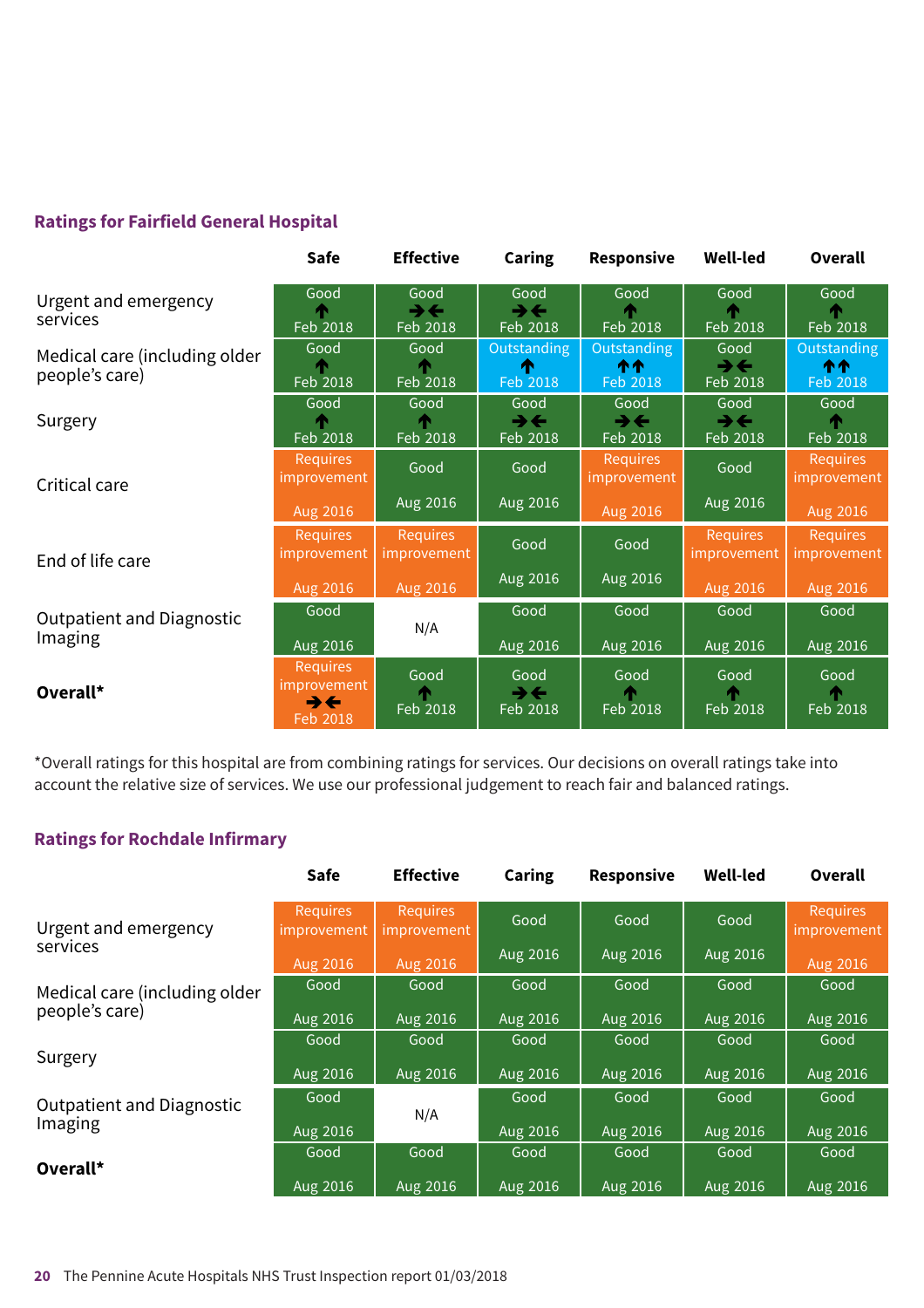## Ratings for Fairfield General Hospital

| | Safe | Effective | Caring | Responsive | Well-led | Overall |
|---|---|---|---|---|---|---|
| Urgent and emergency services | Good ↑ Feb 2018 | Good →← Feb 2018 | Good →← Feb 2018 | Good ↑ Feb 2018 | Good ↑ Feb 2018 | Good ↑ Feb 2018 |
| Medical care (including older people's care) | Good ↑ Feb 2018 | Good ↑ Feb 2018 | Outstanding ↑ Feb 2018 | Outstanding ↑↑ Feb 2018 | Good →← Feb 2018 | Outstanding ↑↑ Feb 2018 |
| Surgery | Good ↑ Feb 2018 | Good ↑ Feb 2018 | Good →← Feb 2018 | Good →← Feb 2018 | Good →← Feb 2018 | Good ↑ Feb 2018 |
| Critical care | Requires improvement Aug 2016 | Good Aug 2016 | Good Aug 2016 | Requires improvement Aug 2016 | Good Aug 2016 | Requires improvement Aug 2016 |
| End of life care | Requires improvement Aug 2016 | Requires improvement Aug 2016 | Good Aug 2016 | Good Aug 2016 | Requires improvement Aug 2016 | Requires improvement Aug 2016 |
| Outpatient and Diagnostic Imaging | Good Aug 2016 | N/A | Good Aug 2016 | Good Aug 2016 | Good Aug 2016 | Good Aug 2016 |
| **Overall*** | Requires improvement →← Feb 2018 | Good ↑ Feb 2018 | Good →← Feb 2018 | Good ↑ Feb 2018 | Good ↑ Feb 2018 | Good ↑ Feb 2018 |

*Overall ratings for this hospital are from combining ratings for services. Our decisions on overall ratings take into account the relative size of services. We use our professional judgement to reach fair and balanced ratings.

## Ratings for Rochdale Infirmary

| | Safe | Effective | Caring | Responsive | Well-led | Overall |
|---|---|---|---|---|---|---|
| Urgent and emergency services | Requires improvement Aug 2016 | Requires improvement Aug 2016 | Good Aug 2016 | Good Aug 2016 | Good Aug 2016 | Requires improvement Aug 2016 |
| Medical care (including older people's care) | Good Aug 2016 | Good Aug 2016 | Good Aug 2016 | Good Aug 2016 | Good Aug 2016 | Good Aug 2016 |
| Surgery | Good Aug 2016 | Good Aug 2016 | Good Aug 2016 | Good Aug 2016 | Good Aug 2016 | Good Aug 2016 |
| Outpatient and Diagnostic Imaging | Good Aug 2016 | N/A | Good Aug 2016 | Good Aug 2016 | Good Aug 2016 | Good Aug 2016 |
| **Overall*** | Good Aug 2016 | Good Aug 2016 | Good Aug 2016 | Good Aug 2016 | Good Aug 2016 | Good Aug 2016 |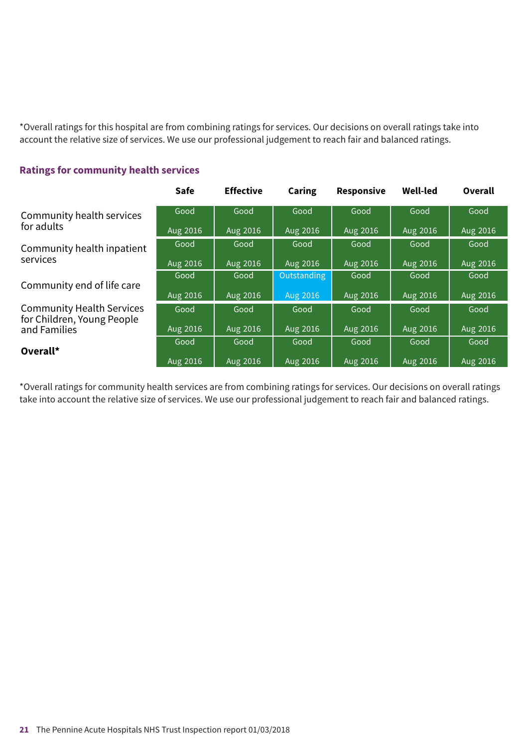*Overall ratings for this hospital are from combining ratings for services. Our decisions on overall ratings take into account the relative size of services. We use our professional judgement to reach fair and balanced ratings.

### Ratings for community health services

| | Safe | Effective | Caring | Responsive | Well-led | Overall |
|---|---|---|---|---|---|---|
| Community health services for adults | Good<br>Aug 2016 | Good<br>Aug 2016 | Good<br>Aug 2016 | Good<br>Aug 2016 | Good<br>Aug 2016 | Good<br>Aug 2016 |
| Community health inpatient services | Good<br>Aug 2016 | Good<br>Aug 2016 | Good<br>Aug 2016 | Good<br>Aug 2016 | Good<br>Aug 2016 | Good<br>Aug 2016 |
| Community end of life care | Good<br>Aug 2016 | Good<br>Aug 2016 | Outstanding<br>Aug 2016 | Good<br>Aug 2016 | Good<br>Aug 2016 | Good<br>Aug 2016 |
| Community Health Services for Children, Young People and Families | Good<br>Aug 2016 | Good<br>Aug 2016 | Good<br>Aug 2016 | Good<br>Aug 2016 | Good<br>Aug 2016 | Good<br>Aug 2016 |
| **Overall*** | Good<br>Aug 2016 | Good<br>Aug 2016 | Good<br>Aug 2016 | Good<br>Aug 2016 | Good<br>Aug 2016 | Good<br>Aug 2016 |

*Overall ratings for community health services are from combining ratings for services. Our decisions on overall ratings take into account the relative size of services. We use our professional judgement to reach fair and balanced ratings.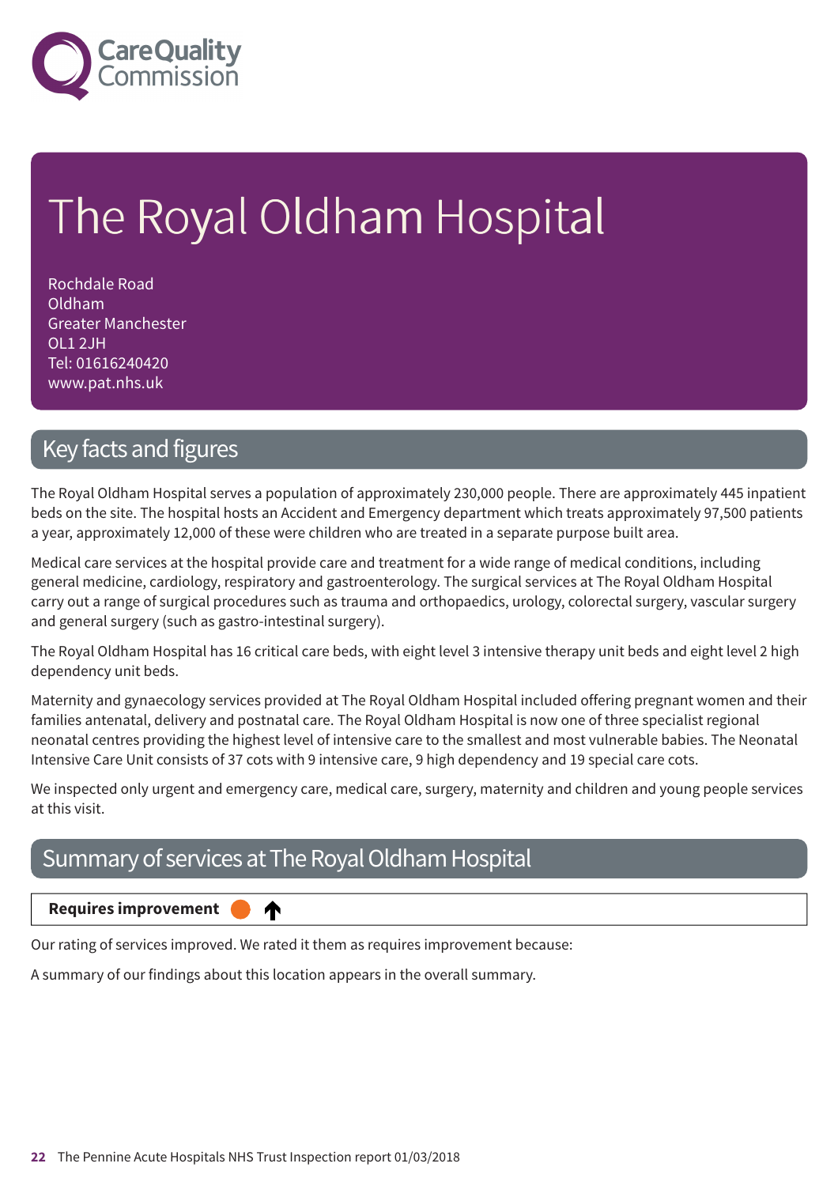# The Royal Oldham Hospital

Rochdale Road
Oldham
Greater Manchester
OL1 2JH
Tel: 01616240420
www.pat.nhs.uk

## Key facts and figures

The Royal Oldham Hospital serves a population of approximately 230,000 people. There are approximately 445 inpatient beds on the site. The hospital hosts an Accident and Emergency department which treats approximately 97,500 patients a year, approximately 12,000 of these were children who are treated in a separate purpose built area.

Medical care services at the hospital provide care and treatment for a wide range of medical conditions, including general medicine, cardiology, respiratory and gastroenterology. The surgical services at The Royal Oldham Hospital carry out a range of surgical procedures such as trauma and orthopaedics, urology, colorectal surgery, vascular surgery and general surgery (such as gastro-intestinal surgery).

The Royal Oldham Hospital has 16 critical care beds, with eight level 3 intensive therapy unit beds and eight level 2 high dependency unit beds.

Maternity and gynaecology services provided at The Royal Oldham Hospital included offering pregnant women and their families antenatal, delivery and postnatal care. The Royal Oldham Hospital is now one of three specialist regional neonatal centres providing the highest level of intensive care to the smallest and most vulnerable babies. The Neonatal Intensive Care Unit consists of 37 cots with 9 intensive care, 9 high dependency and 19 special care cots.

We inspected only urgent and emergency care, medical care, surgery, maternity and children and young people services at this visit.

## Summary of services at The Royal Oldham Hospital

**Requires improvement** ↑

Our rating of services improved. We rated it them as requires improvement because:

A summary of our findings about this location appears in the overall summary.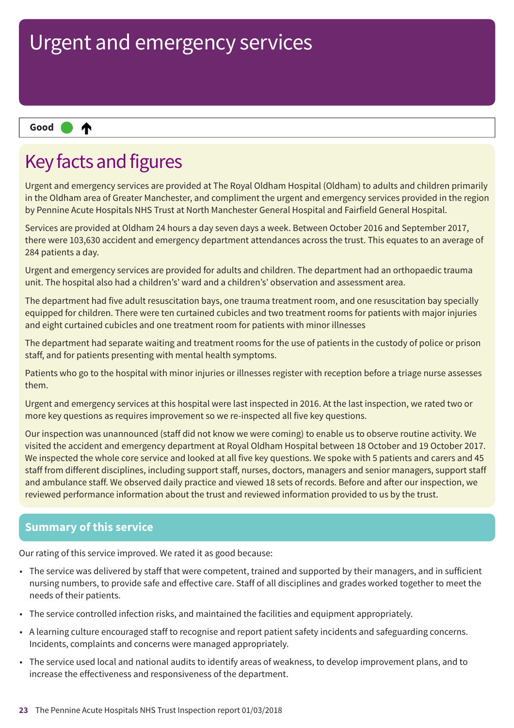# Urgent and emergency services

**Good** ↑

## Key facts and figures

Urgent and emergency services are provided at The Royal Oldham Hospital (Oldham) to adults and children primarily in the Oldham area of Greater Manchester, and compliment the urgent and emergency services provided in the region by Pennine Acute Hospitals NHS Trust at North Manchester General Hospital and Fairfield General Hospital.

Services are provided at Oldham 24 hours a day seven days a week. Between October 2016 and September 2017, there were 103,630 accident and emergency department attendances across the trust. This equates to an average of 284 patients a day.

Urgent and emergency services are provided for adults and children. The department had an orthopaedic trauma unit. The hospital also had a children's' ward and a children's' observation and assessment area.

The department had five adult resuscitation bays, one trauma treatment room, and one resuscitation bay specially equipped for children. There were ten curtained cubicles and two treatment rooms for patients with major injuries and eight curtained cubicles and one treatment room for patients with minor illnesses

The department had separate waiting and treatment rooms for the use of patients in the custody of police or prison staff, and for patients presenting with mental health symptoms.

Patients who go to the hospital with minor injuries or illnesses register with reception before a triage nurse assesses them.

Urgent and emergency services at this hospital were last inspected in 2016. At the last inspection, we rated two or more key questions as requires improvement so we re-inspected all five key questions.

Our inspection was unannounced (staff did not know we were coming) to enable us to observe routine activity. We visited the accident and emergency department at Royal Oldham Hospital between 18 October and 19 October 2017. We inspected the whole core service and looked at all five key questions. We spoke with 5 patients and carers and 45 staff from different disciplines, including support staff, nurses, doctors, managers and senior managers, support staff and ambulance staff. We observed daily practice and viewed 18 sets of records. Before and after our inspection, we reviewed performance information about the trust and reviewed information provided to us by the trust.

## Summary of this service

Our rating of this service improved. We rated it as good because:

- The service was delivered by staff that were competent, trained and supported by their managers, and in sufficient nursing numbers, to provide safe and effective care. Staff of all disciplines and grades worked together to meet the needs of their patients.
- The service controlled infection risks, and maintained the facilities and equipment appropriately.
- A learning culture encouraged staff to recognise and report patient safety incidents and safeguarding concerns. Incidents, complaints and concerns were managed appropriately.
- The service used local and national audits to identify areas of weakness, to develop improvement plans, and to increase the effectiveness and responsiveness of the department.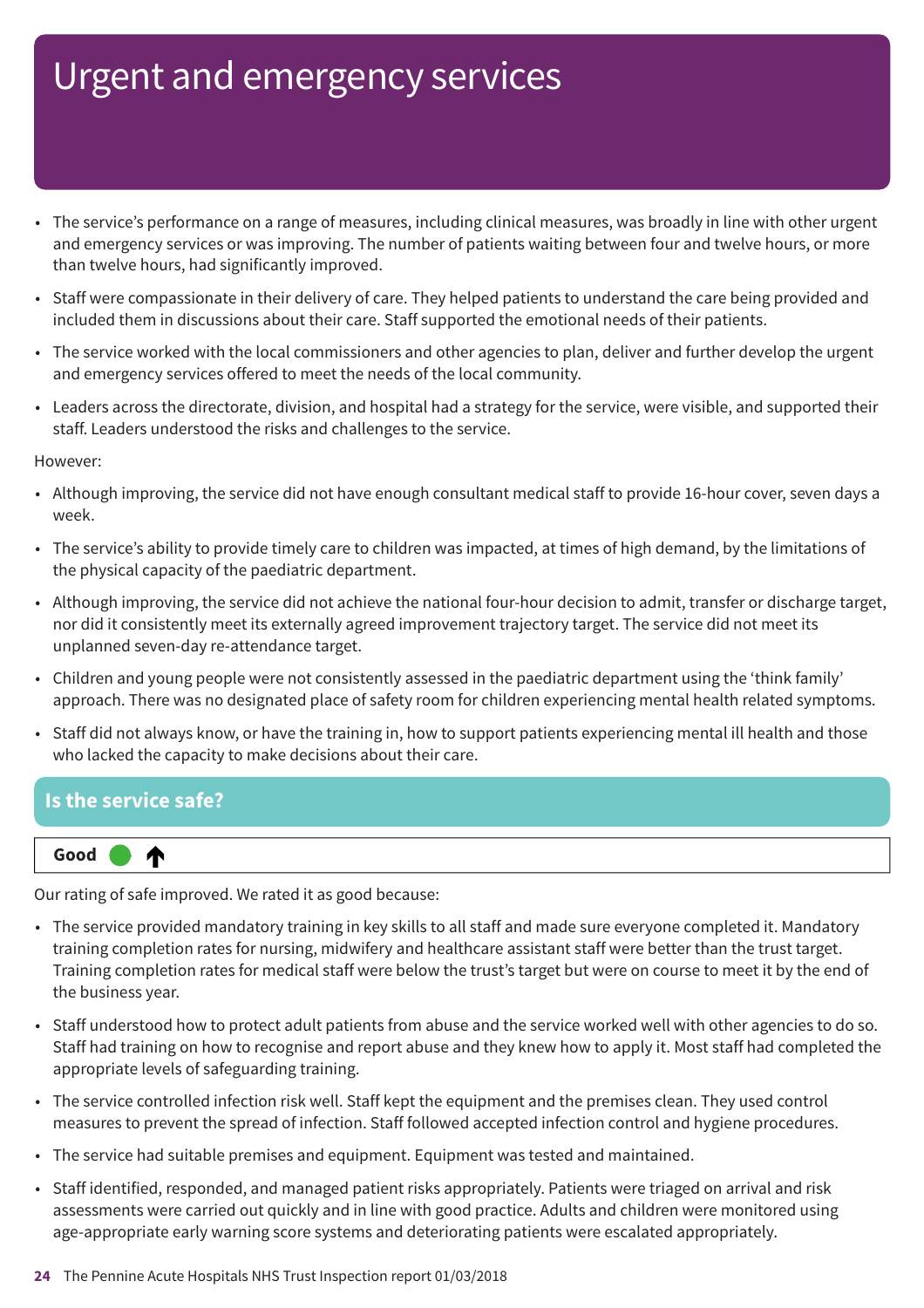# Urgent and emergency services

- The service's performance on a range of measures, including clinical measures, was broadly in line with other urgent and emergency services or was improving. The number of patients waiting between four and twelve hours, or more than twelve hours, had significantly improved.
- Staff were compassionate in their delivery of care. They helped patients to understand the care being provided and included them in discussions about their care. Staff supported the emotional needs of their patients.
- The service worked with the local commissioners and other agencies to plan, deliver and further develop the urgent and emergency services offered to meet the needs of the local community.
- Leaders across the directorate, division, and hospital had a strategy for the service, were visible, and supported their staff. Leaders understood the risks and challenges to the service.

However:

- Although improving, the service did not have enough consultant medical staff to provide 16-hour cover, seven days a week.
- The service's ability to provide timely care to children was impacted, at times of high demand, by the limitations of the physical capacity of the paediatric department.
- Although improving, the service did not achieve the national four-hour decision to admit, transfer or discharge target, nor did it consistently meet its externally agreed improvement trajectory target. The service did not meet its unplanned seven-day re-attendance target.
- Children and young people were not consistently assessed in the paediatric department using the 'think family' approach. There was no designated place of safety room for children experiencing mental health related symptoms.
- Staff did not always know, or have the training in, how to support patients experiencing mental ill health and those who lacked the capacity to make decisions about their care.

## Is the service safe?

**Good** ↑

Our rating of safe improved. We rated it as good because:

- The service provided mandatory training in key skills to all staff and made sure everyone completed it. Mandatory training completion rates for nursing, midwifery and healthcare assistant staff were better than the trust target. Training completion rates for medical staff were below the trust's target but were on course to meet it by the end of the business year.
- Staff understood how to protect adult patients from abuse and the service worked well with other agencies to do so. Staff had training on how to recognise and report abuse and they knew how to apply it. Most staff had completed the appropriate levels of safeguarding training.
- The service controlled infection risk well. Staff kept the equipment and the premises clean. They used control measures to prevent the spread of infection. Staff followed accepted infection control and hygiene procedures.
- The service had suitable premises and equipment. Equipment was tested and maintained.
- Staff identified, responded, and managed patient risks appropriately. Patients were triaged on arrival and risk assessments were carried out quickly and in line with good practice. Adults and children were monitored using age-appropriate early warning score systems and deteriorating patients were escalated appropriately.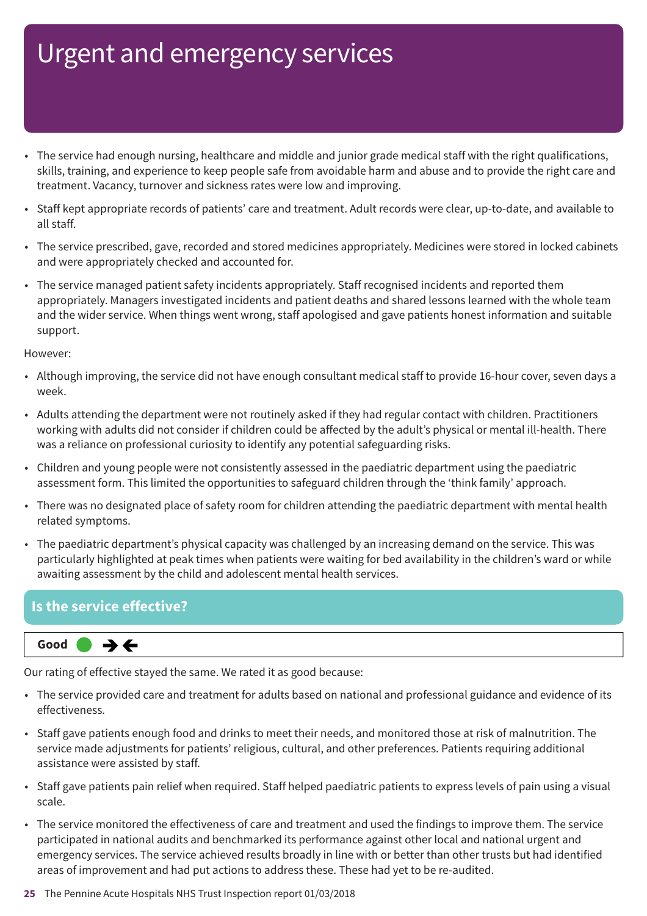# Urgent and emergency services

- The service had enough nursing, healthcare and middle and junior grade medical staff with the right qualifications, skills, training, and experience to keep people safe from avoidable harm and abuse and to provide the right care and treatment. Vacancy, turnover and sickness rates were low and improving.
- Staff kept appropriate records of patients' care and treatment. Adult records were clear, up-to-date, and available to all staff.
- The service prescribed, gave, recorded and stored medicines appropriately. Medicines were stored in locked cabinets and were appropriately checked and accounted for.
- The service managed patient safety incidents appropriately. Staff recognised incidents and reported them appropriately. Managers investigated incidents and patient deaths and shared lessons learned with the whole team and the wider service. When things went wrong, staff apologised and gave patients honest information and suitable support.

However:

- Although improving, the service did not have enough consultant medical staff to provide 16-hour cover, seven days a week.
- Adults attending the department were not routinely asked if they had regular contact with children. Practitioners working with adults did not consider if children could be affected by the adult's physical or mental ill-health. There was a reliance on professional curiosity to identify any potential safeguarding risks.
- Children and young people were not consistently assessed in the paediatric department using the paediatric assessment form. This limited the opportunities to safeguard children through the 'think family' approach.
- There was no designated place of safety room for children attending the paediatric department with mental health related symptoms.
- The paediatric department's physical capacity was challenged by an increasing demand on the service. This was particularly highlighted at peak times when patients were waiting for bed availability in the children's ward or while awaiting assessment by the child and adolescent mental health services.

## Is the service effective?

**Good** ● ➔ ←

Our rating of effective stayed the same. We rated it as good because:

- The service provided care and treatment for adults based on national and professional guidance and evidence of its effectiveness.
- Staff gave patients enough food and drinks to meet their needs, and monitored those at risk of malnutrition. The service made adjustments for patients' religious, cultural, and other preferences. Patients requiring additional assistance were assisted by staff.
- Staff gave patients pain relief when required. Staff helped paediatric patients to express levels of pain using a visual scale.
- The service monitored the effectiveness of care and treatment and used the findings to improve them. The service participated in national audits and benchmarked its performance against other local and national urgent and emergency services. The service achieved results broadly in line with or better than other trusts but had identified areas of improvement and had put actions to address these. These had yet to be re-audited.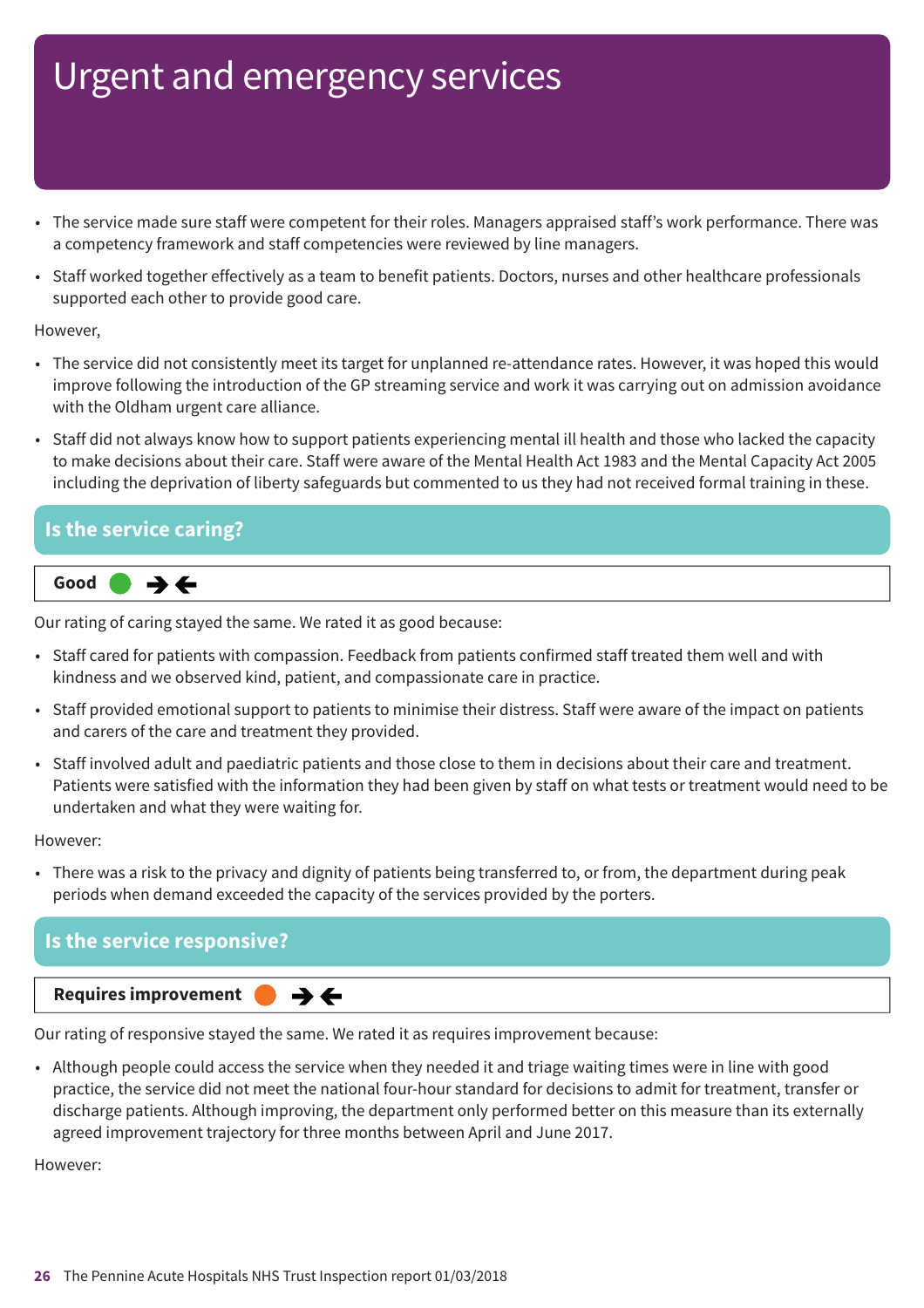# Urgent and emergency services

- The service made sure staff were competent for their roles. Managers appraised staff's work performance. There was a competency framework and staff competencies were reviewed by line managers.
- Staff worked together effectively as a team to benefit patients. Doctors, nurses and other healthcare professionals supported each other to provide good care.

However,

- The service did not consistently meet its target for unplanned re-attendance rates. However, it was hoped this would improve following the introduction of the GP streaming service and work it was carrying out on admission avoidance with the Oldham urgent care alliance.
- Staff did not always know how to support patients experiencing mental ill health and those who lacked the capacity to make decisions about their care. Staff were aware of the Mental Health Act 1983 and the Mental Capacity Act 2005 including the deprivation of liberty safeguards but commented to us they had not received formal training in these.

## Is the service caring?

**Good** ● →←

Our rating of caring stayed the same. We rated it as good because:

- Staff cared for patients with compassion. Feedback from patients confirmed staff treated them well and with kindness and we observed kind, patient, and compassionate care in practice.
- Staff provided emotional support to patients to minimise their distress. Staff were aware of the impact on patients and carers of the care and treatment they provided.
- Staff involved adult and paediatric patients and those close to them in decisions about their care and treatment. Patients were satisfied with the information they had been given by staff on what tests or treatment would need to be undertaken and what they were waiting for.

However:

- There was a risk to the privacy and dignity of patients being transferred to, or from, the department during peak periods when demand exceeded the capacity of the services provided by the porters.

## Is the service responsive?

**Requires improvement** ● →←

Our rating of responsive stayed the same. We rated it as requires improvement because:

- Although people could access the service when they needed it and triage waiting times were in line with good practice, the service did not meet the national four-hour standard for decisions to admit for treatment, transfer or discharge patients. Although improving, the department only performed better on this measure than its externally agreed improvement trajectory for three months between April and June 2017.

However: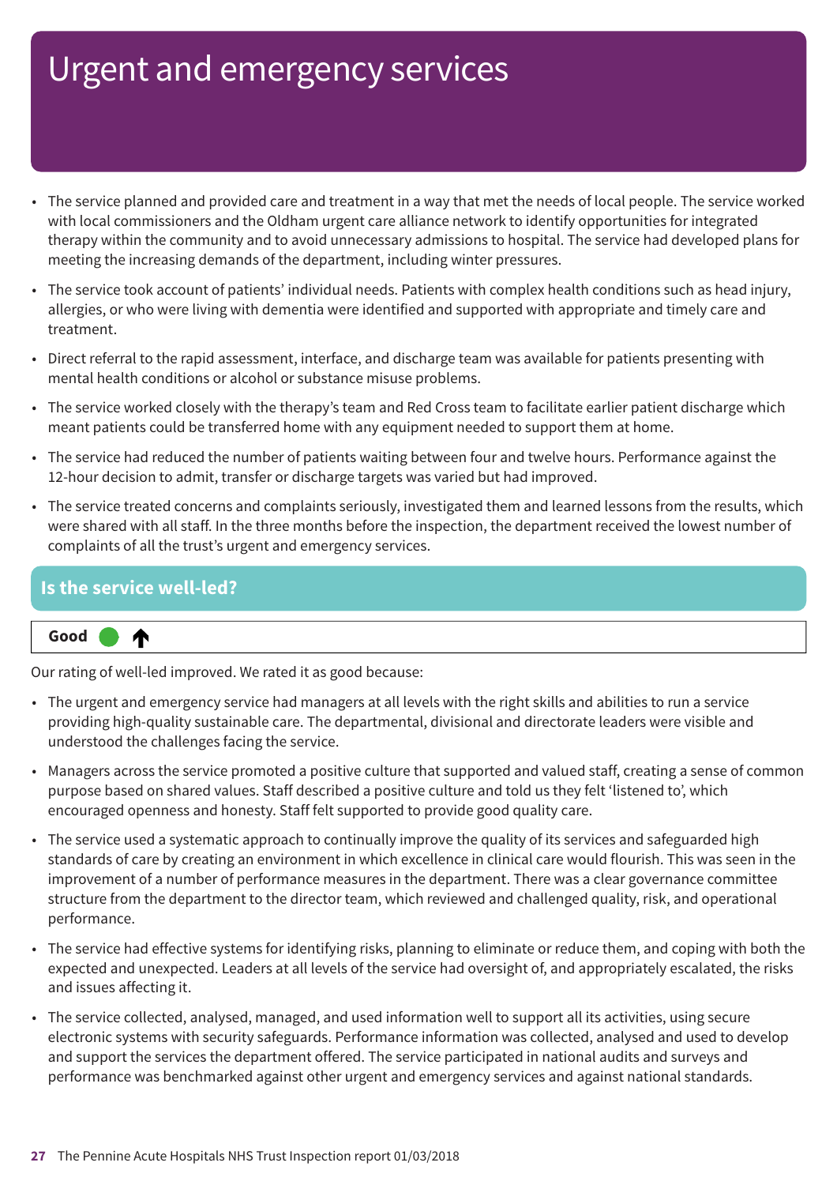# Urgent and emergency services

- The service planned and provided care and treatment in a way that met the needs of local people. The service worked with local commissioners and the Oldham urgent care alliance network to identify opportunities for integrated therapy within the community and to avoid unnecessary admissions to hospital. The service had developed plans for meeting the increasing demands of the department, including winter pressures.
- The service took account of patients' individual needs. Patients with complex health conditions such as head injury, allergies, or who were living with dementia were identified and supported with appropriate and timely care and treatment.
- Direct referral to the rapid assessment, interface, and discharge team was available for patients presenting with mental health conditions or alcohol or substance misuse problems.
- The service worked closely with the therapy's team and Red Cross team to facilitate earlier patient discharge which meant patients could be transferred home with any equipment needed to support them at home.
- The service had reduced the number of patients waiting between four and twelve hours. Performance against the 12-hour decision to admit, transfer or discharge targets was varied but had improved.
- The service treated concerns and complaints seriously, investigated them and learned lessons from the results, which were shared with all staff. In the three months before the inspection, the department received the lowest number of complaints of all the trust's urgent and emergency services.

## Is the service well-led?

**Good** ↑

Our rating of well-led improved. We rated it as good because:

- The urgent and emergency service had managers at all levels with the right skills and abilities to run a service providing high-quality sustainable care. The departmental, divisional and directorate leaders were visible and understood the challenges facing the service.
- Managers across the service promoted a positive culture that supported and valued staff, creating a sense of common purpose based on shared values. Staff described a positive culture and told us they felt 'listened to', which encouraged openness and honesty. Staff felt supported to provide good quality care.
- The service used a systematic approach to continually improve the quality of its services and safeguarded high standards of care by creating an environment in which excellence in clinical care would flourish. This was seen in the improvement of a number of performance measures in the department. There was a clear governance committee structure from the department to the director team, which reviewed and challenged quality, risk, and operational performance.
- The service had effective systems for identifying risks, planning to eliminate or reduce them, and coping with both the expected and unexpected. Leaders at all levels of the service had oversight of, and appropriately escalated, the risks and issues affecting it.
- The service collected, analysed, managed, and used information well to support all its activities, using secure electronic systems with security safeguards. Performance information was collected, analysed and used to develop and support the services the department offered. The service participated in national audits and surveys and performance was benchmarked against other urgent and emergency services and against national standards.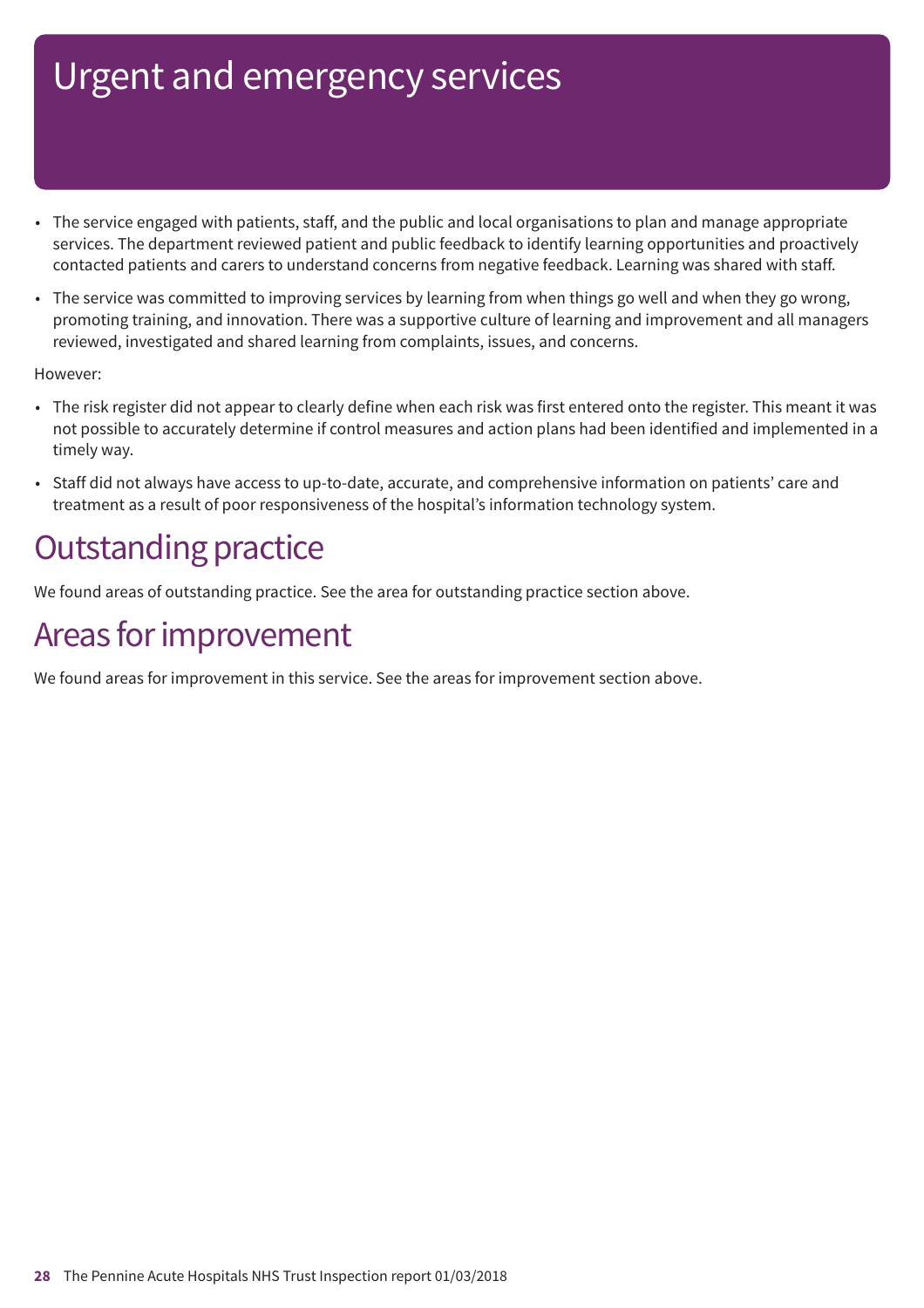# Urgent and emergency services

- The service engaged with patients, staff, and the public and local organisations to plan and manage appropriate services. The department reviewed patient and public feedback to identify learning opportunities and proactively contacted patients and carers to understand concerns from negative feedback. Learning was shared with staff.
- The service was committed to improving services by learning from when things go well and when they go wrong, promoting training, and innovation. There was a supportive culture of learning and improvement and all managers reviewed, investigated and shared learning from complaints, issues, and concerns.

However:

- The risk register did not appear to clearly define when each risk was first entered onto the register. This meant it was not possible to accurately determine if control measures and action plans had been identified and implemented in a timely way.
- Staff did not always have access to up-to-date, accurate, and comprehensive information on patients' care and treatment as a result of poor responsiveness of the hospital's information technology system.

## Outstanding practice

We found areas of outstanding practice. See the area for outstanding practice section above.

## Areas for improvement

We found areas for improvement in this service. See the areas for improvement section above.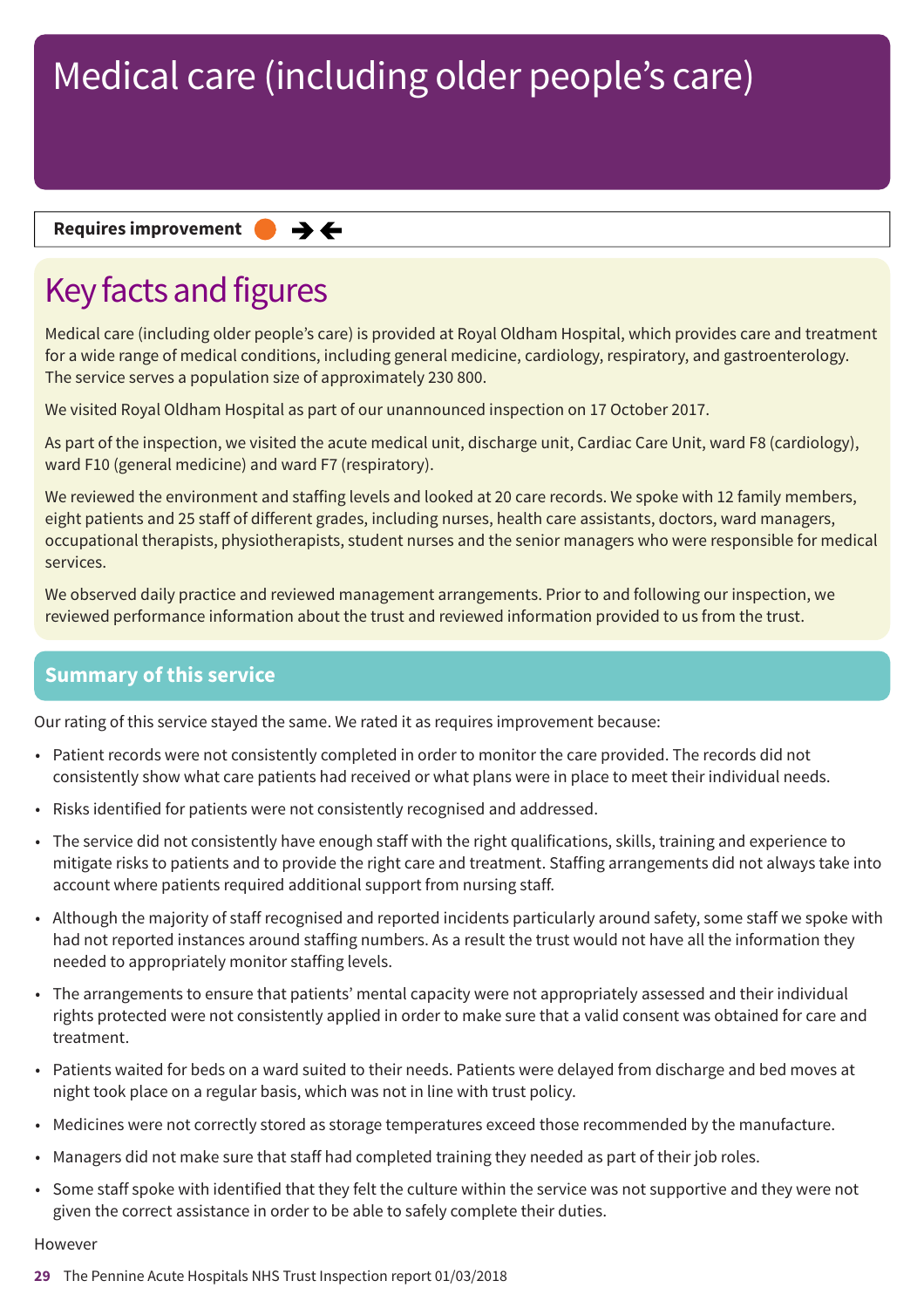# Medical care (including older people's care)

**Requires improvement** ➔🡐

## Key facts and figures

Medical care (including older people's care) is provided at Royal Oldham Hospital, which provides care and treatment for a wide range of medical conditions, including general medicine, cardiology, respiratory, and gastroenterology. The service serves a population size of approximately 230 800.

We visited Royal Oldham Hospital as part of our unannounced inspection on 17 October 2017.

As part of the inspection, we visited the acute medical unit, discharge unit, Cardiac Care Unit, ward F8 (cardiology), ward F10 (general medicine) and ward F7 (respiratory).

We reviewed the environment and staffing levels and looked at 20 care records. We spoke with 12 family members, eight patients and 25 staff of different grades, including nurses, health care assistants, doctors, ward managers, occupational therapists, physiotherapists, student nurses and the senior managers who were responsible for medical services.

We observed daily practice and reviewed management arrangements. Prior to and following our inspection, we reviewed performance information about the trust and reviewed information provided to us from the trust.

## Summary of this service

Our rating of this service stayed the same. We rated it as requires improvement because:

- Patient records were not consistently completed in order to monitor the care provided. The records did not consistently show what care patients had received or what plans were in place to meet their individual needs.
- Risks identified for patients were not consistently recognised and addressed.
- The service did not consistently have enough staff with the right qualifications, skills, training and experience to mitigate risks to patients and to provide the right care and treatment. Staffing arrangements did not always take into account where patients required additional support from nursing staff.
- Although the majority of staff recognised and reported incidents particularly around safety, some staff we spoke with had not reported instances around staffing numbers. As a result the trust would not have all the information they needed to appropriately monitor staffing levels.
- The arrangements to ensure that patients' mental capacity were not appropriately assessed and their individual rights protected were not consistently applied in order to make sure that a valid consent was obtained for care and treatment.
- Patients waited for beds on a ward suited to their needs. Patients were delayed from discharge and bed moves at night took place on a regular basis, which was not in line with trust policy.
- Medicines were not correctly stored as storage temperatures exceed those recommended by the manufacture.
- Managers did not make sure that staff had completed training they needed as part of their job roles.
- Some staff spoke with identified that they felt the culture within the service was not supportive and they were not given the correct assistance in order to be able to safely complete their duties.

However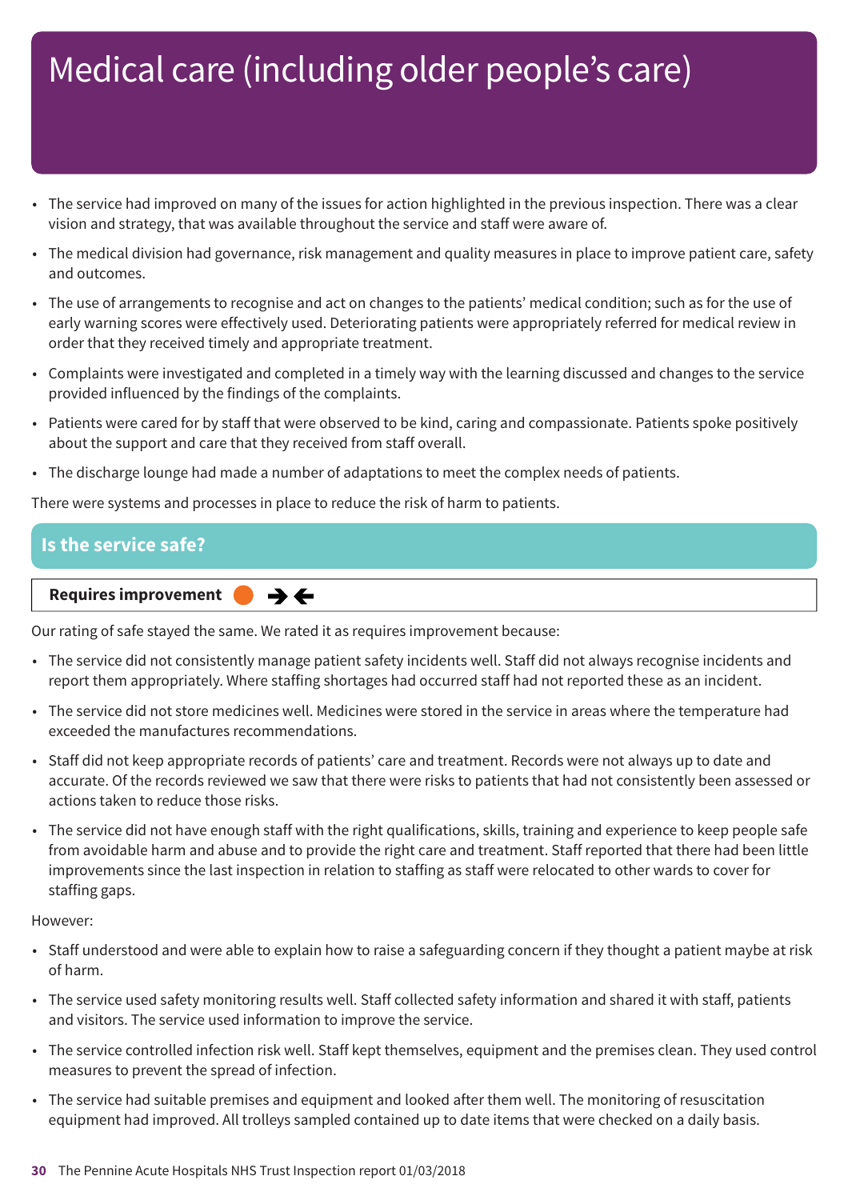# Medical care (including older people's care)

- The service had improved on many of the issues for action highlighted in the previous inspection. There was a clear vision and strategy, that was available throughout the service and staff were aware of.
- The medical division had governance, risk management and quality measures in place to improve patient care, safety and outcomes.
- The use of arrangements to recognise and act on changes to the patients' medical condition; such as for the use of early warning scores were effectively used. Deteriorating patients were appropriately referred for medical review in order that they received timely and appropriate treatment.
- Complaints were investigated and completed in a timely way with the learning discussed and changes to the service provided influenced by the findings of the complaints.
- Patients were cared for by staff that were observed to be kind, caring and compassionate. Patients spoke positively about the support and care that they received from staff overall.
- The discharge lounge had made a number of adaptations to meet the complex needs of patients.

There were systems and processes in place to reduce the risk of harm to patients.

## Is the service safe?

**Requires improvement** ➔⬅

Our rating of safe stayed the same. We rated it as requires improvement because:

- The service did not consistently manage patient safety incidents well. Staff did not always recognise incidents and report them appropriately. Where staffing shortages had occurred staff had not reported these as an incident.
- The service did not store medicines well. Medicines were stored in the service in areas where the temperature had exceeded the manufactures recommendations.
- Staff did not keep appropriate records of patients' care and treatment. Records were not always up to date and accurate. Of the records reviewed we saw that there were risks to patients that had not consistently been assessed or actions taken to reduce those risks.
- The service did not have enough staff with the right qualifications, skills, training and experience to keep people safe from avoidable harm and abuse and to provide the right care and treatment. Staff reported that there had been little improvements since the last inspection in relation to staffing as staff were relocated to other wards to cover for staffing gaps.

However:

- Staff understood and were able to explain how to raise a safeguarding concern if they thought a patient maybe at risk of harm.
- The service used safety monitoring results well. Staff collected safety information and shared it with staff, patients and visitors. The service used information to improve the service.
- The service controlled infection risk well. Staff kept themselves, equipment and the premises clean. They used control measures to prevent the spread of infection.
- The service had suitable premises and equipment and looked after them well. The monitoring of resuscitation equipment had improved. All trolleys sampled contained up to date items that were checked on a daily basis.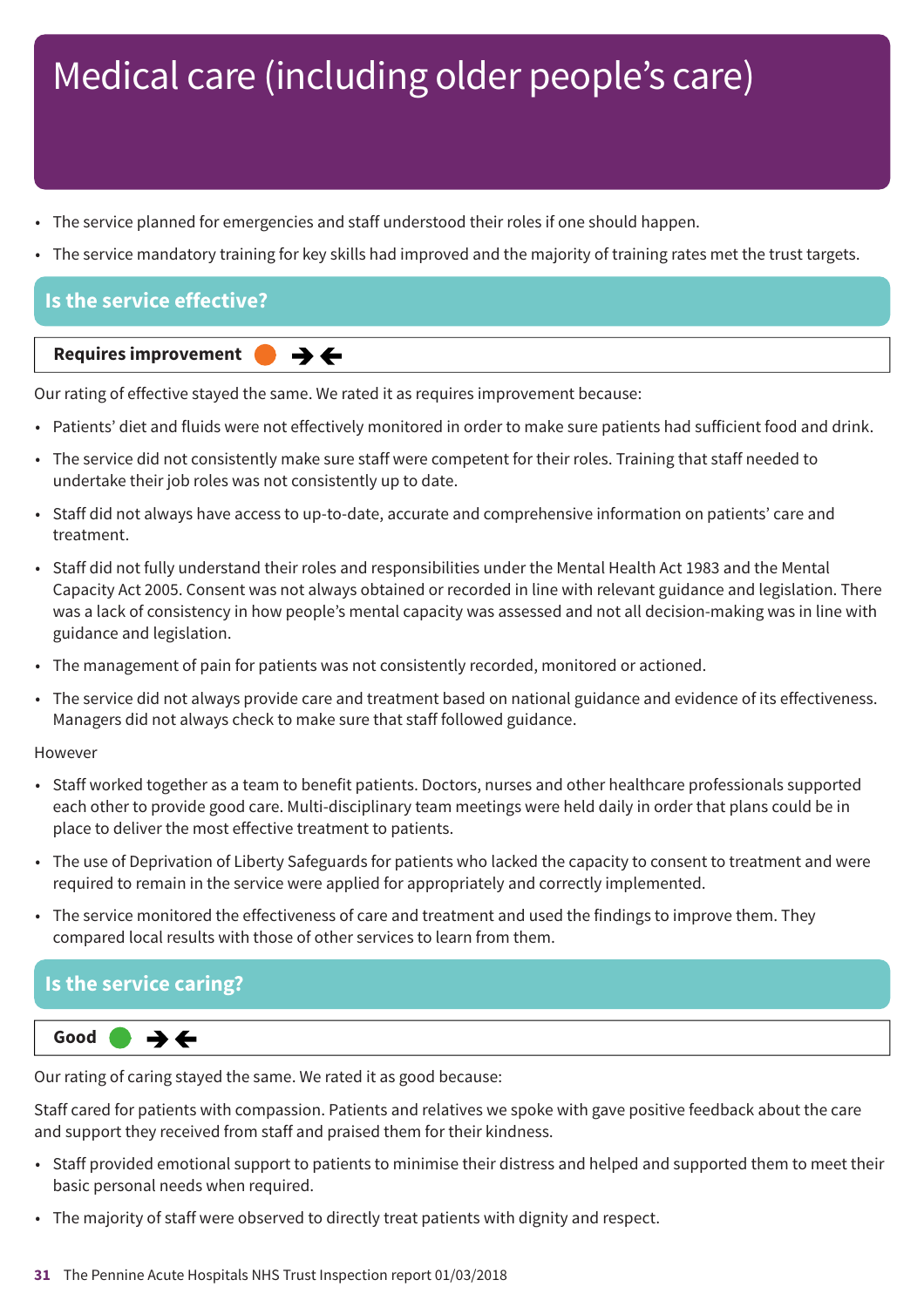# Medical care (including older people's care)

- The service planned for emergencies and staff understood their roles if one should happen.
- The service mandatory training for key skills had improved and the majority of training rates met the trust targets.

## Is the service effective?

**Requires improvement** ➔🡐

Our rating of effective stayed the same. We rated it as requires improvement because:

- Patients' diet and fluids were not effectively monitored in order to make sure patients had sufficient food and drink.
- The service did not consistently make sure staff were competent for their roles. Training that staff needed to undertake their job roles was not consistently up to date.
- Staff did not always have access to up-to-date, accurate and comprehensive information on patients' care and treatment.
- Staff did not fully understand their roles and responsibilities under the Mental Health Act 1983 and the Mental Capacity Act 2005. Consent was not always obtained or recorded in line with relevant guidance and legislation. There was a lack of consistency in how people's mental capacity was assessed and not all decision-making was in line with guidance and legislation.
- The management of pain for patients was not consistently recorded, monitored or actioned.
- The service did not always provide care and treatment based on national guidance and evidence of its effectiveness. Managers did not always check to make sure that staff followed guidance.

However

- Staff worked together as a team to benefit patients. Doctors, nurses and other healthcare professionals supported each other to provide good care. Multi-disciplinary team meetings were held daily in order that plans could be in place to deliver the most effective treatment to patients.
- The use of Deprivation of Liberty Safeguards for patients who lacked the capacity to consent to treatment and were required to remain in the service were applied for appropriately and correctly implemented.
- The service monitored the effectiveness of care and treatment and used the findings to improve them. They compared local results with those of other services to learn from them.

## Is the service caring?

**Good** ➔🡐

Our rating of caring stayed the same. We rated it as good because:

Staff cared for patients with compassion. Patients and relatives we spoke with gave positive feedback about the care and support they received from staff and praised them for their kindness.

- Staff provided emotional support to patients to minimise their distress and helped and supported them to meet their basic personal needs when required.
- The majority of staff were observed to directly treat patients with dignity and respect.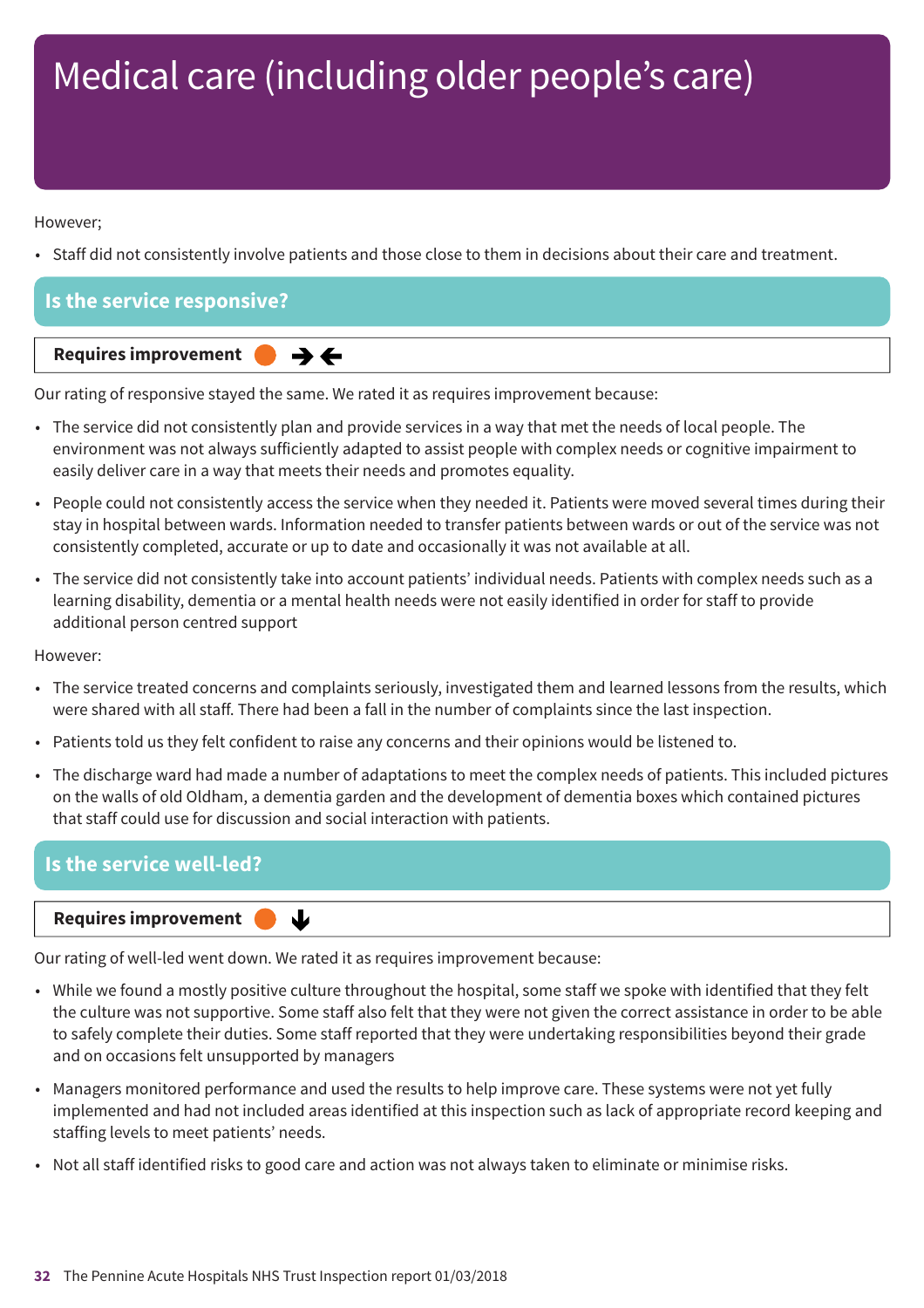# Medical care (including older people's care)

However;

- Staff did not consistently involve patients and those close to them in decisions about their care and treatment.

## Is the service responsive?

**Requires improvement** ➔➔

Our rating of responsive stayed the same. We rated it as requires improvement because:

- The service did not consistently plan and provide services in a way that met the needs of local people. The environment was not always sufficiently adapted to assist people with complex needs or cognitive impairment to easily deliver care in a way that meets their needs and promotes equality.
- People could not consistently access the service when they needed it. Patients were moved several times during their stay in hospital between wards. Information needed to transfer patients between wards or out of the service was not consistently completed, accurate or up to date and occasionally it was not available at all.
- The service did not consistently take into account patients' individual needs. Patients with complex needs such as a learning disability, dementia or a mental health needs were not easily identified in order for staff to provide additional person centred support

However:

- The service treated concerns and complaints seriously, investigated them and learned lessons from the results, which were shared with all staff. There had been a fall in the number of complaints since the last inspection.
- Patients told us they felt confident to raise any concerns and their opinions would be listened to.
- The discharge ward had made a number of adaptations to meet the complex needs of patients. This included pictures on the walls of old Oldham, a dementia garden and the development of dementia boxes which contained pictures that staff could use for discussion and social interaction with patients.

## Is the service well-led?

**Requires improvement** ↓

Our rating of well-led went down. We rated it as requires improvement because:

- While we found a mostly positive culture throughout the hospital, some staff we spoke with identified that they felt the culture was not supportive. Some staff also felt that they were not given the correct assistance in order to be able to safely complete their duties. Some staff reported that they were undertaking responsibilities beyond their grade and on occasions felt unsupported by managers
- Managers monitored performance and used the results to help improve care. These systems were not yet fully implemented and had not included areas identified at this inspection such as lack of appropriate record keeping and staffing levels to meet patients' needs.
- Not all staff identified risks to good care and action was not always taken to eliminate or minimise risks.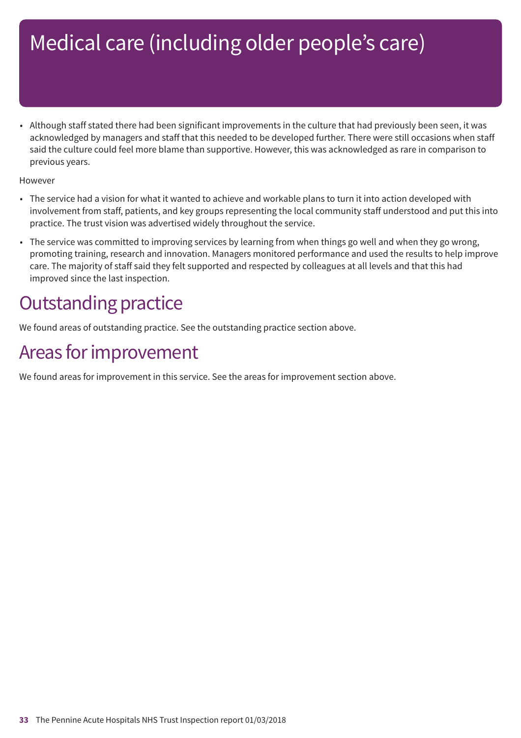# Medical care (including older people's care)

- Although staff stated there had been significant improvements in the culture that had previously been seen, it was acknowledged by managers and staff that this needed to be developed further. There were still occasions when staff said the culture could feel more blame than supportive. However, this was acknowledged as rare in comparison to previous years.

However

- The service had a vision for what it wanted to achieve and workable plans to turn it into action developed with involvement from staff, patients, and key groups representing the local community staff understood and put this into practice. The trust vision was advertised widely throughout the service.
- The service was committed to improving services by learning from when things go well and when they go wrong, promoting training, research and innovation. Managers monitored performance and used the results to help improve care. The majority of staff said they felt supported and respected by colleagues at all levels and that this had improved since the last inspection.

## Outstanding practice

We found areas of outstanding practice. See the outstanding practice section above.

## Areas for improvement

We found areas for improvement in this service. See the areas for improvement section above.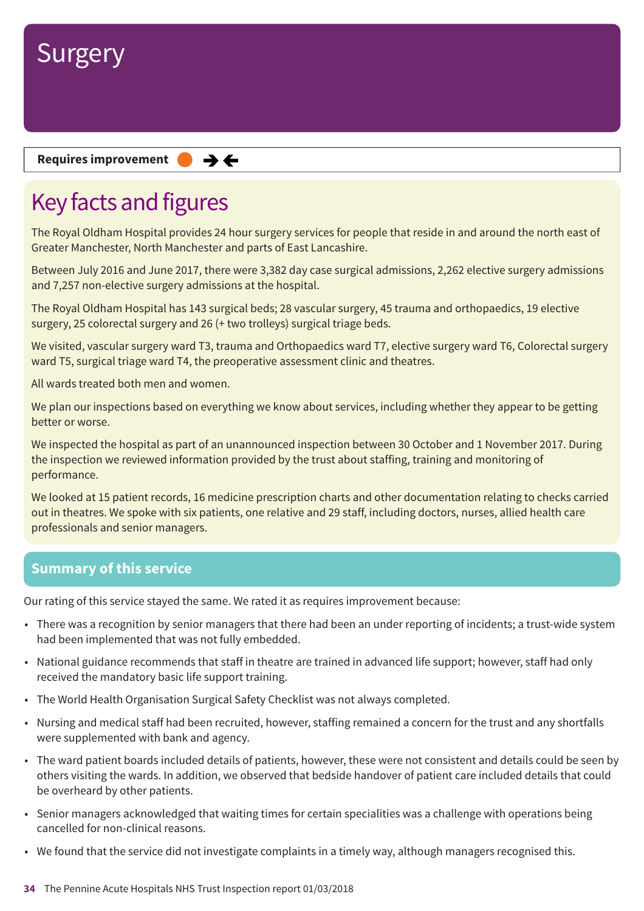# Surgery

**Requires improvement** ● ➔🡐

## Key facts and figures

The Royal Oldham Hospital provides 24 hour surgery services for people that reside in and around the north east of Greater Manchester, North Manchester and parts of East Lancashire.

Between July 2016 and June 2017, there were 3,382 day case surgical admissions, 2,262 elective surgery admissions and 7,257 non-elective surgery admissions at the hospital.

The Royal Oldham Hospital has 143 surgical beds; 28 vascular surgery, 45 trauma and orthopaedics, 19 elective surgery, 25 colorectal surgery and 26 (+ two trolleys) surgical triage beds.

We visited, vascular surgery ward T3, trauma and Orthopaedics ward T7, elective surgery ward T6, Colorectal surgery ward T5, surgical triage ward T4, the preoperative assessment clinic and theatres.

All wards treated both men and women.

We plan our inspections based on everything we know about services, including whether they appear to be getting better or worse.

We inspected the hospital as part of an unannounced inspection between 30 October and 1 November 2017. During the inspection we reviewed information provided by the trust about staffing, training and monitoring of performance.

We looked at 15 patient records, 16 medicine prescription charts and other documentation relating to checks carried out in theatres. We spoke with six patients, one relative and 29 staff, including doctors, nurses, allied health care professionals and senior managers.

## Summary of this service

Our rating of this service stayed the same. We rated it as requires improvement because:

- There was a recognition by senior managers that there had been an under reporting of incidents; a trust-wide system had been implemented that was not fully embedded.
- National guidance recommends that staff in theatre are trained in advanced life support; however, staff had only received the mandatory basic life support training.
- The World Health Organisation Surgical Safety Checklist was not always completed.
- Nursing and medical staff had been recruited, however, staffing remained a concern for the trust and any shortfalls were supplemented with bank and agency.
- The ward patient boards included details of patients, however, these were not consistent and details could be seen by others visiting the wards. In addition, we observed that bedside handover of patient care included details that could be overheard by other patients.
- Senior managers acknowledged that waiting times for certain specialities was a challenge with operations being cancelled for non-clinical reasons.
- We found that the service did not investigate complaints in a timely way, although managers recognised this.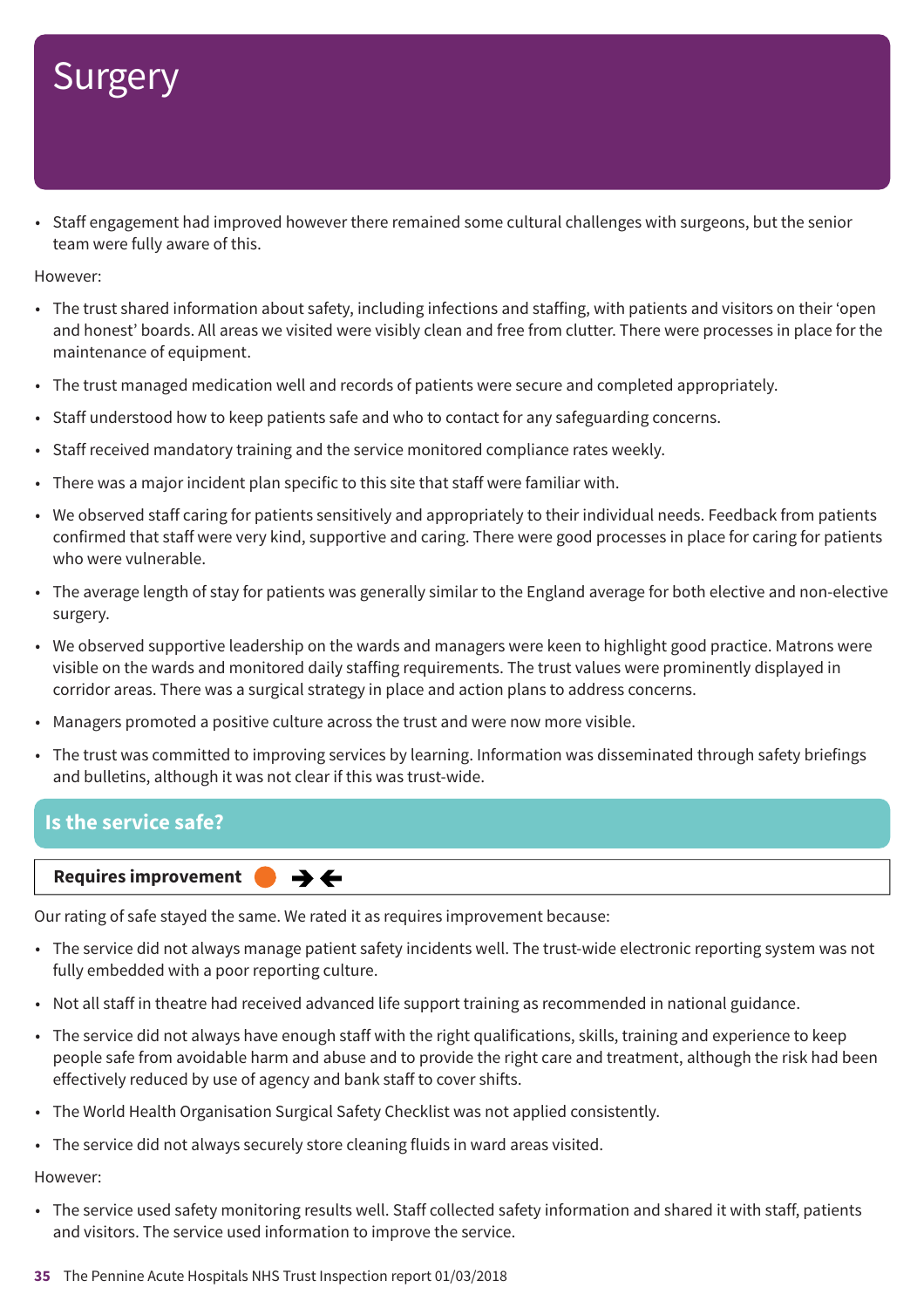# Surgery

- Staff engagement had improved however there remained some cultural challenges with surgeons, but the senior team were fully aware of this.

However:

- The trust shared information about safety, including infections and staffing, with patients and visitors on their 'open and honest' boards. All areas we visited were visibly clean and free from clutter. There were processes in place for the maintenance of equipment.
- The trust managed medication well and records of patients were secure and completed appropriately.
- Staff understood how to keep patients safe and who to contact for any safeguarding concerns.
- Staff received mandatory training and the service monitored compliance rates weekly.
- There was a major incident plan specific to this site that staff were familiar with.
- We observed staff caring for patients sensitively and appropriately to their individual needs. Feedback from patients confirmed that staff were very kind, supportive and caring. There were good processes in place for caring for patients who were vulnerable.
- The average length of stay for patients was generally similar to the England average for both elective and non-elective surgery.
- We observed supportive leadership on the wards and managers were keen to highlight good practice. Matrons were visible on the wards and monitored daily staffing requirements. The trust values were prominently displayed in corridor areas. There was a surgical strategy in place and action plans to address concerns.
- Managers promoted a positive culture across the trust and were now more visible.
- The trust was committed to improving services by learning. Information was disseminated through safety briefings and bulletins, although it was not clear if this was trust-wide.

## Is the service safe?

**Requires improvement**

Our rating of safe stayed the same. We rated it as requires improvement because:

- The service did not always manage patient safety incidents well. The trust-wide electronic reporting system was not fully embedded with a poor reporting culture.
- Not all staff in theatre had received advanced life support training as recommended in national guidance.
- The service did not always have enough staff with the right qualifications, skills, training and experience to keep people safe from avoidable harm and abuse and to provide the right care and treatment, although the risk had been effectively reduced by use of agency and bank staff to cover shifts.
- The World Health Organisation Surgical Safety Checklist was not applied consistently.
- The service did not always securely store cleaning fluids in ward areas visited.

However:

- The service used safety monitoring results well. Staff collected safety information and shared it with staff, patients and visitors. The service used information to improve the service.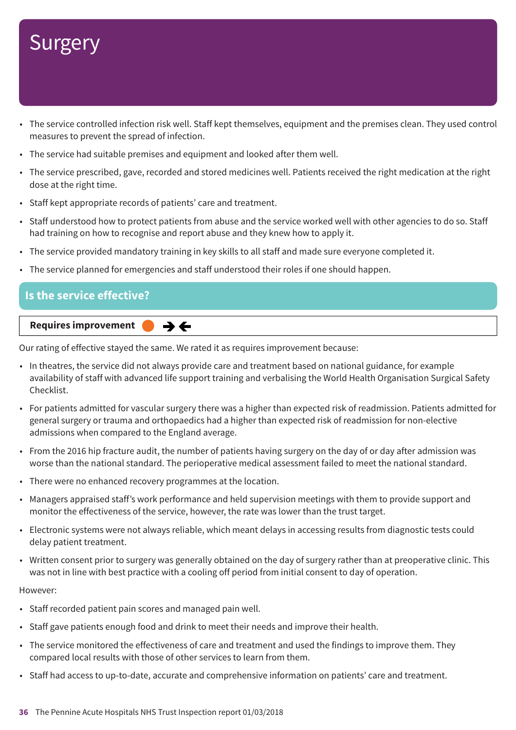# Surgery

- The service controlled infection risk well. Staff kept themselves, equipment and the premises clean. They used control measures to prevent the spread of infection.
- The service had suitable premises and equipment and looked after them well.
- The service prescribed, gave, recorded and stored medicines well. Patients received the right medication at the right dose at the right time.
- Staff kept appropriate records of patients' care and treatment.
- Staff understood how to protect patients from abuse and the service worked well with other agencies to do so. Staff had training on how to recognise and report abuse and they knew how to apply it.
- The service provided mandatory training in key skills to all staff and made sure everyone completed it.
- The service planned for emergencies and staff understood their roles if one should happen.

## Is the service effective?

**Requires improvement**

Our rating of effective stayed the same. We rated it as requires improvement because:

- In theatres, the service did not always provide care and treatment based on national guidance, for example availability of staff with advanced life support training and verbalising the World Health Organisation Surgical Safety Checklist.
- For patients admitted for vascular surgery there was a higher than expected risk of readmission. Patients admitted for general surgery or trauma and orthopaedics had a higher than expected risk of readmission for non-elective admissions when compared to the England average.
- From the 2016 hip fracture audit, the number of patients having surgery on the day of or day after admission was worse than the national standard. The perioperative medical assessment failed to meet the national standard.
- There were no enhanced recovery programmes at the location.
- Managers appraised staff's work performance and held supervision meetings with them to provide support and monitor the effectiveness of the service, however, the rate was lower than the trust target.
- Electronic systems were not always reliable, which meant delays in accessing results from diagnostic tests could delay patient treatment.
- Written consent prior to surgery was generally obtained on the day of surgery rather than at preoperative clinic. This was not in line with best practice with a cooling off period from initial consent to day of operation.

However:

- Staff recorded patient pain scores and managed pain well.
- Staff gave patients enough food and drink to meet their needs and improve their health.
- The service monitored the effectiveness of care and treatment and used the findings to improve them. They compared local results with those of other services to learn from them.
- Staff had access to up-to-date, accurate and comprehensive information on patients' care and treatment.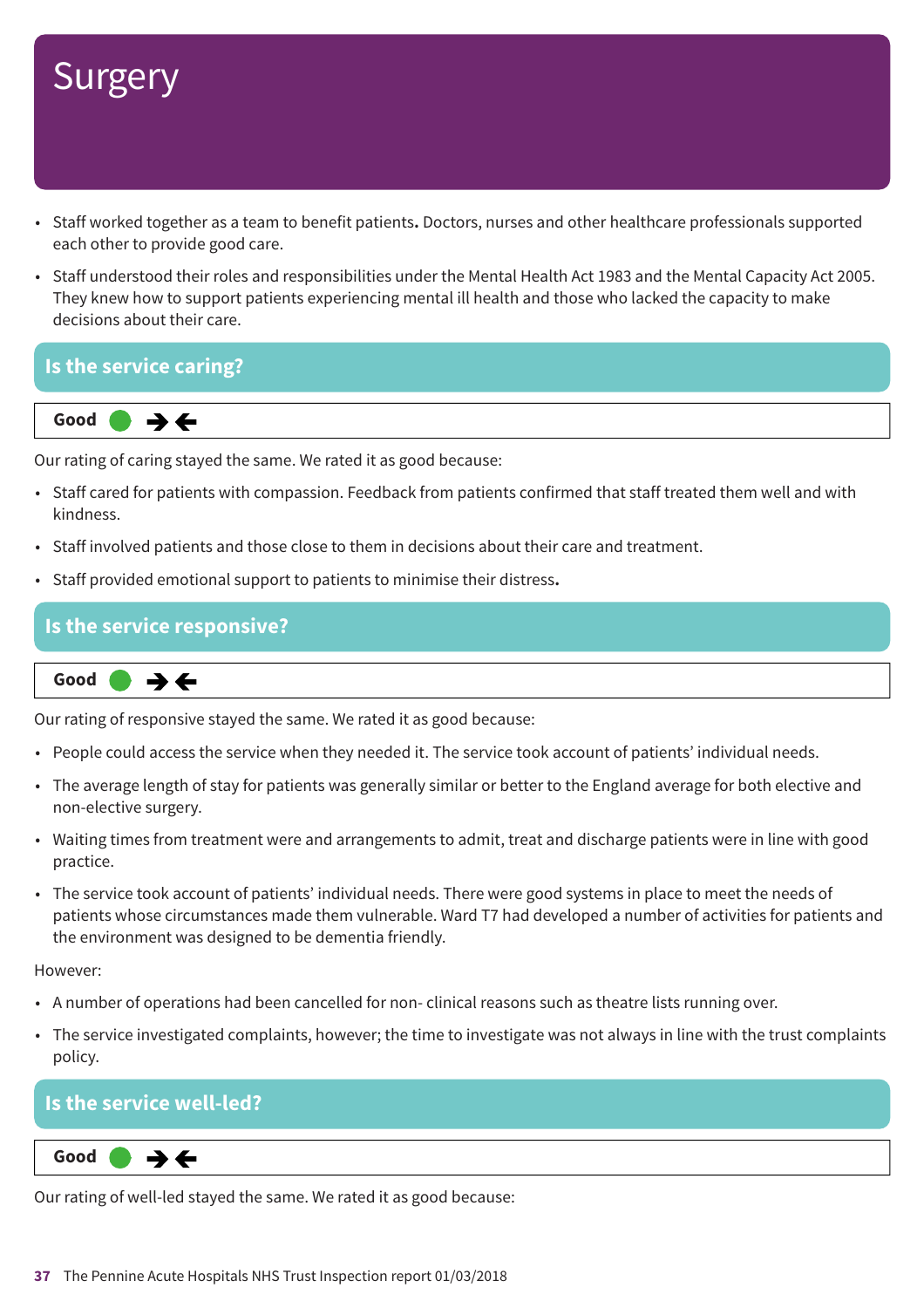# Surgery

- Staff worked together as a team to benefit patients**.** Doctors, nurses and other healthcare professionals supported each other to provide good care.
- Staff understood their roles and responsibilities under the Mental Health Act 1983 and the Mental Capacity Act 2005. They knew how to support patients experiencing mental ill health and those who lacked the capacity to make decisions about their care.

## Is the service caring?

**Good** ● ➔➔

Our rating of caring stayed the same. We rated it as good because:

- Staff cared for patients with compassion. Feedback from patients confirmed that staff treated them well and with kindness.
- Staff involved patients and those close to them in decisions about their care and treatment.
- Staff provided emotional support to patients to minimise their distress**.**

## Is the service responsive?

**Good** ● ➔➔

Our rating of responsive stayed the same. We rated it as good because:

- People could access the service when they needed it. The service took account of patients' individual needs.
- The average length of stay for patients was generally similar or better to the England average for both elective and non-elective surgery.
- Waiting times from treatment were and arrangements to admit, treat and discharge patients were in line with good practice.
- The service took account of patients' individual needs. There were good systems in place to meet the needs of patients whose circumstances made them vulnerable. Ward T7 had developed a number of activities for patients and the environment was designed to be dementia friendly.

However:

- A number of operations had been cancelled for non- clinical reasons such as theatre lists running over.
- The service investigated complaints, however; the time to investigate was not always in line with the trust complaints policy.

## Is the service well-led?

**Good** ● ➔➔

Our rating of well-led stayed the same. We rated it as good because: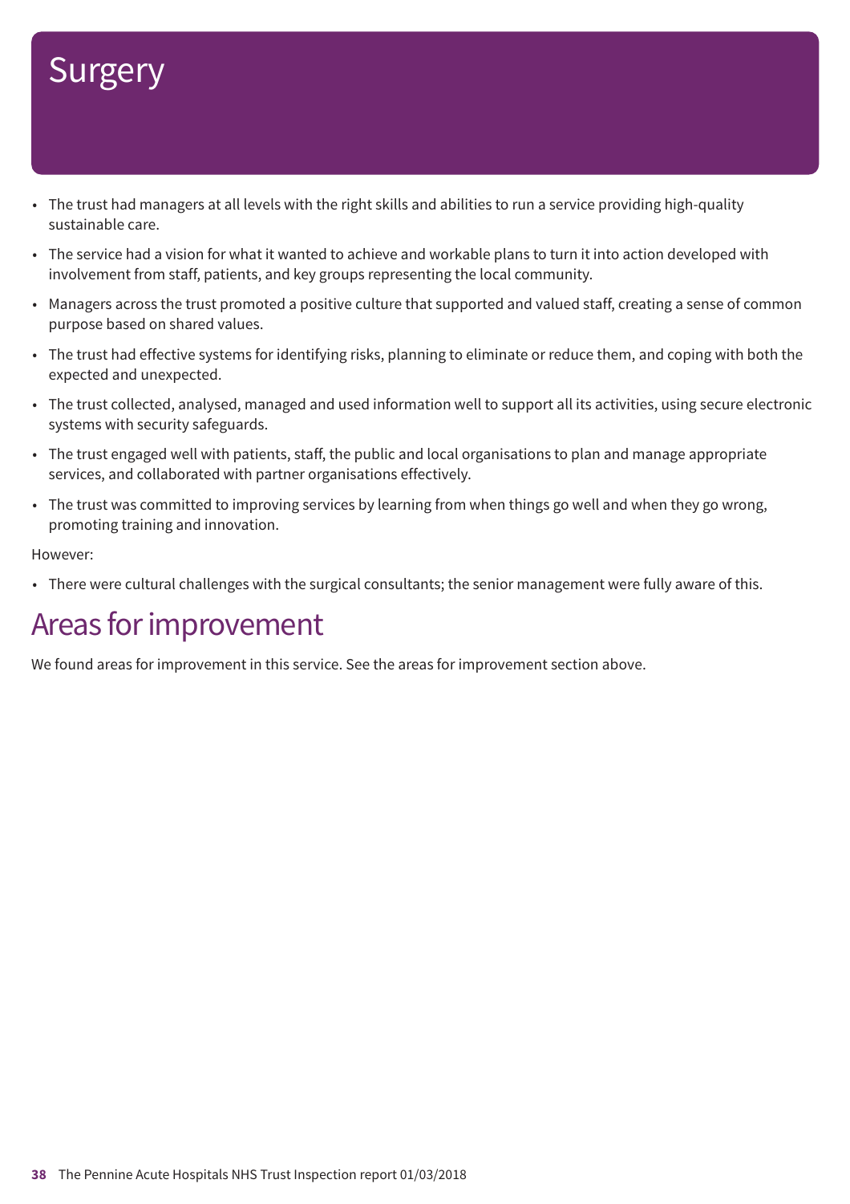# Surgery

- The trust had managers at all levels with the right skills and abilities to run a service providing high-quality sustainable care.
- The service had a vision for what it wanted to achieve and workable plans to turn it into action developed with involvement from staff, patients, and key groups representing the local community.
- Managers across the trust promoted a positive culture that supported and valued staff, creating a sense of common purpose based on shared values.
- The trust had effective systems for identifying risks, planning to eliminate or reduce them, and coping with both the expected and unexpected.
- The trust collected, analysed, managed and used information well to support all its activities, using secure electronic systems with security safeguards.
- The trust engaged well with patients, staff, the public and local organisations to plan and manage appropriate services, and collaborated with partner organisations effectively.
- The trust was committed to improving services by learning from when things go well and when they go wrong, promoting training and innovation.

However:

- There were cultural challenges with the surgical consultants; the senior management were fully aware of this.

## Areas for improvement

We found areas for improvement in this service. See the areas for improvement section above.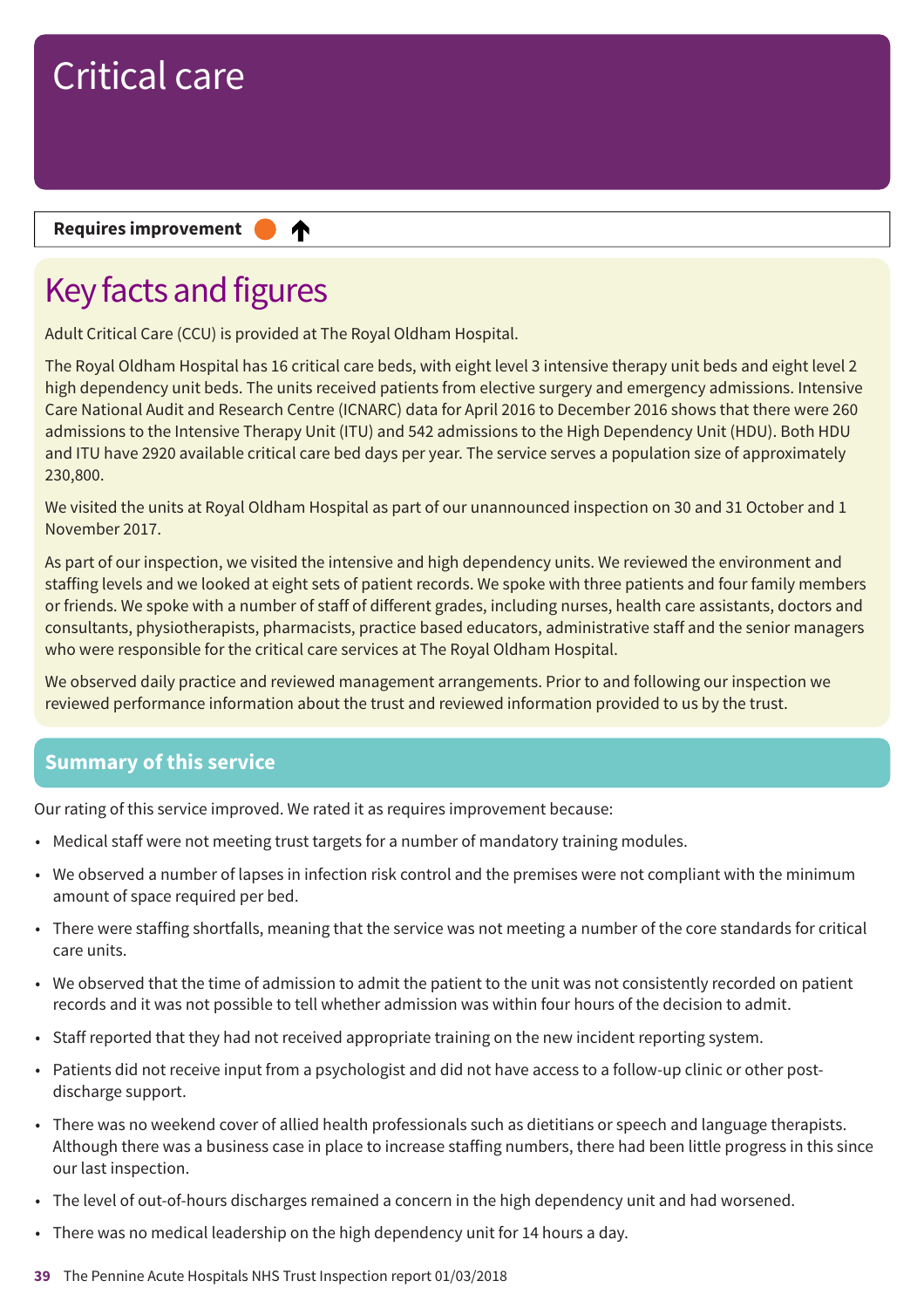# Critical care

**Requires improvement** ⬤ ↑

## Key facts and figures

Adult Critical Care (CCU) is provided at The Royal Oldham Hospital.

The Royal Oldham Hospital has 16 critical care beds, with eight level 3 intensive therapy unit beds and eight level 2 high dependency unit beds. The units received patients from elective surgery and emergency admissions. Intensive Care National Audit and Research Centre (ICNARC) data for April 2016 to December 2016 shows that there were 260 admissions to the Intensive Therapy Unit (ITU) and 542 admissions to the High Dependency Unit (HDU). Both HDU and ITU have 2920 available critical care bed days per year. The service serves a population size of approximately 230,800.

We visited the units at Royal Oldham Hospital as part of our unannounced inspection on 30 and 31 October and 1 November 2017.

As part of our inspection, we visited the intensive and high dependency units. We reviewed the environment and staffing levels and we looked at eight sets of patient records. We spoke with three patients and four family members or friends. We spoke with a number of staff of different grades, including nurses, health care assistants, doctors and consultants, physiotherapists, pharmacists, practice based educators, administrative staff and the senior managers who were responsible for the critical care services at The Royal Oldham Hospital.

We observed daily practice and reviewed management arrangements. Prior to and following our inspection we reviewed performance information about the trust and reviewed information provided to us by the trust.

## Summary of this service

Our rating of this service improved. We rated it as requires improvement because:

- Medical staff were not meeting trust targets for a number of mandatory training modules.
- We observed a number of lapses in infection risk control and the premises were not compliant with the minimum amount of space required per bed.
- There were staffing shortfalls, meaning that the service was not meeting a number of the core standards for critical care units.
- We observed that the time of admission to admit the patient to the unit was not consistently recorded on patient records and it was not possible to tell whether admission was within four hours of the decision to admit.
- Staff reported that they had not received appropriate training on the new incident reporting system.
- Patients did not receive input from a psychologist and did not have access to a follow-up clinic or other post-discharge support.
- There was no weekend cover of allied health professionals such as dietitians or speech and language therapists. Although there was a business case in place to increase staffing numbers, there had been little progress in this since our last inspection.
- The level of out-of-hours discharges remained a concern in the high dependency unit and had worsened.
- There was no medical leadership on the high dependency unit for 14 hours a day.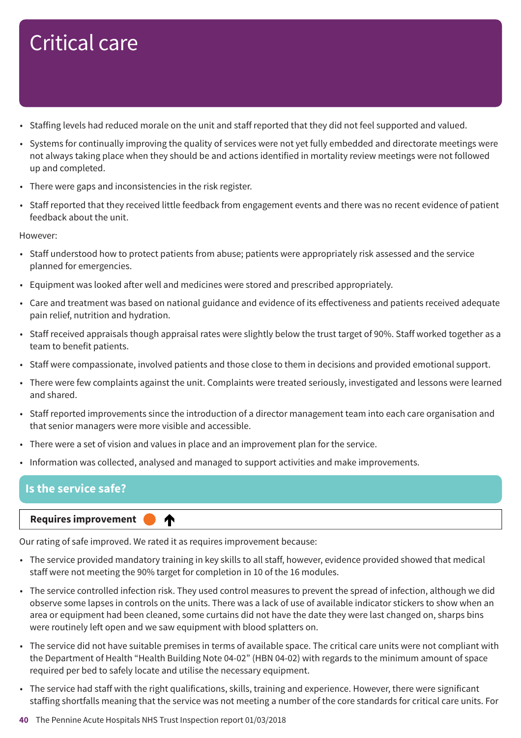# Critical care

- Staffing levels had reduced morale on the unit and staff reported that they did not feel supported and valued.
- Systems for continually improving the quality of services were not yet fully embedded and directorate meetings were not always taking place when they should be and actions identified in mortality review meetings were not followed up and completed.
- There were gaps and inconsistencies in the risk register.
- Staff reported that they received little feedback from engagement events and there was no recent evidence of patient feedback about the unit.

However:

- Staff understood how to protect patients from abuse; patients were appropriately risk assessed and the service planned for emergencies.
- Equipment was looked after well and medicines were stored and prescribed appropriately.
- Care and treatment was based on national guidance and evidence of its effectiveness and patients received adequate pain relief, nutrition and hydration.
- Staff received appraisals though appraisal rates were slightly below the trust target of 90%. Staff worked together as a team to benefit patients.
- Staff were compassionate, involved patients and those close to them in decisions and provided emotional support.
- There were few complaints against the unit. Complaints were treated seriously, investigated and lessons were learned and shared.
- Staff reported improvements since the introduction of a director management team into each care organisation and that senior managers were more visible and accessible.
- There were a set of vision and values in place and an improvement plan for the service.
- Information was collected, analysed and managed to support activities and make improvements.

## Is the service safe?

**Requires improvement** ↑

Our rating of safe improved. We rated it as requires improvement because:

- The service provided mandatory training in key skills to all staff, however, evidence provided showed that medical staff were not meeting the 90% target for completion in 10 of the 16 modules.
- The service controlled infection risk. They used control measures to prevent the spread of infection, although we did observe some lapses in controls on the units. There was a lack of use of available indicator stickers to show when an area or equipment had been cleaned, some curtains did not have the date they were last changed on, sharps bins were routinely left open and we saw equipment with blood splatters on.
- The service did not have suitable premises in terms of available space. The critical care units were not compliant with the Department of Health "Health Building Note 04-02" (HBN 04-02) with regards to the minimum amount of space required per bed to safely locate and utilise the necessary equipment.
- The service had staff with the right qualifications, skills, training and experience. However, there were significant staffing shortfalls meaning that the service was not meeting a number of the core standards for critical care units. For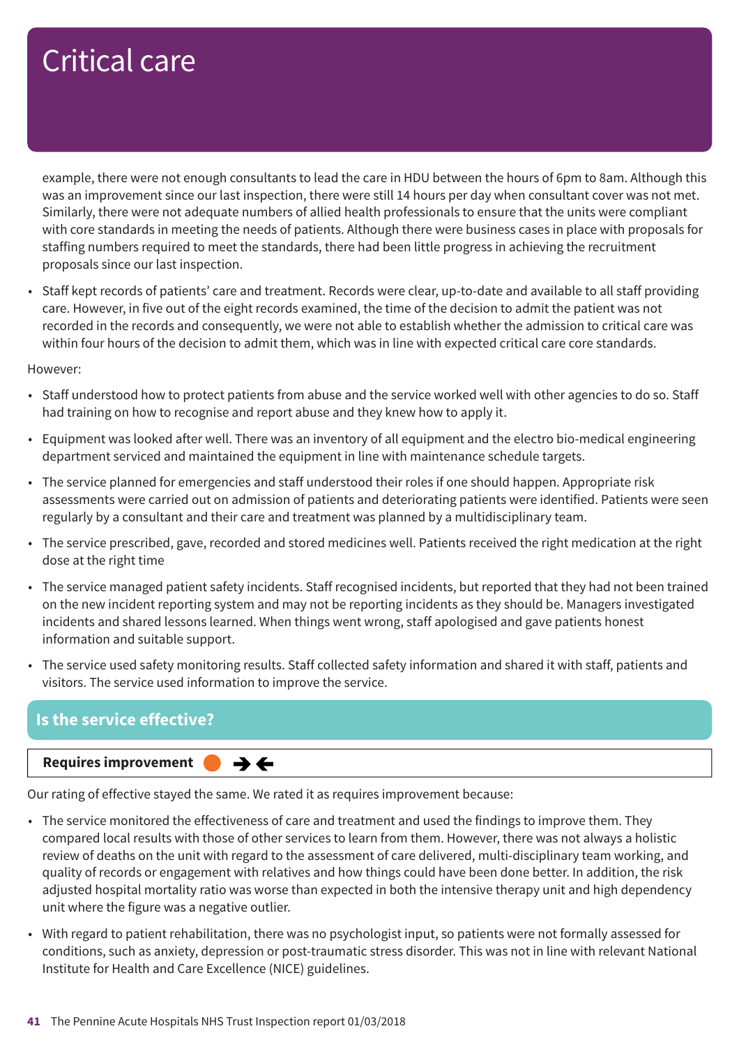# Critical care

example, there were not enough consultants to lead the care in HDU between the hours of 6pm to 8am. Although this was an improvement since our last inspection, there were still 14 hours per day when consultant cover was not met. Similarly, there were not adequate numbers of allied health professionals to ensure that the units were compliant with core standards in meeting the needs of patients. Although there were business cases in place with proposals for staffing numbers required to meet the standards, there had been little progress in achieving the recruitment proposals since our last inspection.

- Staff kept records of patients' care and treatment. Records were clear, up-to-date and available to all staff providing care. However, in five out of the eight records examined, the time of the decision to admit the patient was not recorded in the records and consequently, we were not able to establish whether the admission to critical care was within four hours of the decision to admit them, which was in line with expected critical care core standards.

However:

- Staff understood how to protect patients from abuse and the service worked well with other agencies to do so. Staff had training on how to recognise and report abuse and they knew how to apply it.
- Equipment was looked after well. There was an inventory of all equipment and the electro bio-medical engineering department serviced and maintained the equipment in line with maintenance schedule targets.
- The service planned for emergencies and staff understood their roles if one should happen. Appropriate risk assessments were carried out on admission of patients and deteriorating patients were identified. Patients were seen regularly by a consultant and their care and treatment was planned by a multidisciplinary team.
- The service prescribed, gave, recorded and stored medicines well. Patients received the right medication at the right dose at the right time
- The service managed patient safety incidents. Staff recognised incidents, but reported that they had not been trained on the new incident reporting system and may not be reporting incidents as they should be. Managers investigated incidents and shared lessons learned. When things went wrong, staff apologised and gave patients honest information and suitable support.
- The service used safety monitoring results. Staff collected safety information and shared it with staff, patients and visitors. The service used information to improve the service.

## Is the service effective?

**Requires improvement** ➔🡐

Our rating of effective stayed the same. We rated it as requires improvement because:

- The service monitored the effectiveness of care and treatment and used the findings to improve them. They compared local results with those of other services to learn from them. However, there was not always a holistic review of deaths on the unit with regard to the assessment of care delivered, multi-disciplinary team working, and quality of records or engagement with relatives and how things could have been done better. In addition, the risk adjusted hospital mortality ratio was worse than expected in both the intensive therapy unit and high dependency unit where the figure was a negative outlier.
- With regard to patient rehabilitation, there was no psychologist input, so patients were not formally assessed for conditions, such as anxiety, depression or post-traumatic stress disorder. This was not in line with relevant National Institute for Health and Care Excellence (NICE) guidelines.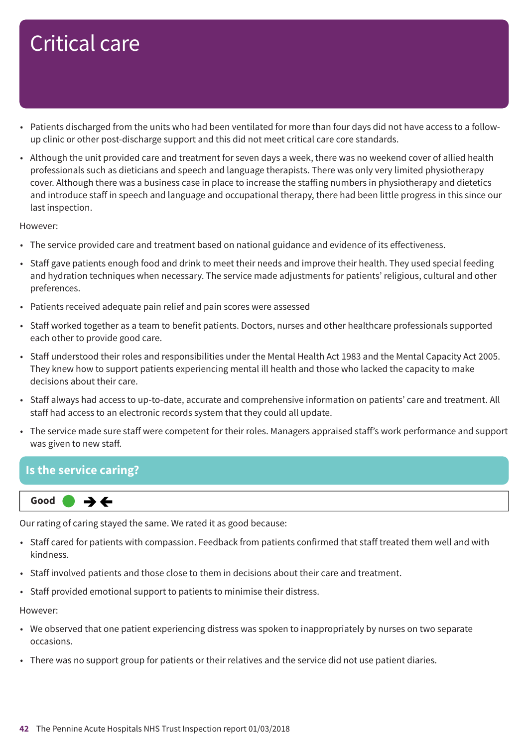# Critical care

- Patients discharged from the units who had been ventilated for more than four days did not have access to a follow-up clinic or other post-discharge support and this did not meet critical care core standards.
- Although the unit provided care and treatment for seven days a week, there was no weekend cover of allied health professionals such as dieticians and speech and language therapists. There was only very limited physiotherapy cover. Although there was a business case in place to increase the staffing numbers in physiotherapy and dietetics and introduce staff in speech and language and occupational therapy, there had been little progress in this since our last inspection.

However:

- The service provided care and treatment based on national guidance and evidence of its effectiveness.
- Staff gave patients enough food and drink to meet their needs and improve their health. They used special feeding and hydration techniques when necessary. The service made adjustments for patients' religious, cultural and other preferences.
- Patients received adequate pain relief and pain scores were assessed
- Staff worked together as a team to benefit patients. Doctors, nurses and other healthcare professionals supported each other to provide good care.
- Staff understood their roles and responsibilities under the Mental Health Act 1983 and the Mental Capacity Act 2005. They knew how to support patients experiencing mental ill health and those who lacked the capacity to make decisions about their care.
- Staff always had access to up-to-date, accurate and comprehensive information on patients' care and treatment. All staff had access to an electronic records system that they could all update.
- The service made sure staff were competent for their roles. Managers appraised staff's work performance and support was given to new staff.

## Is the service caring?

**Good** ● →←

Our rating of caring stayed the same. We rated it as good because:

- Staff cared for patients with compassion. Feedback from patients confirmed that staff treated them well and with kindness.
- Staff involved patients and those close to them in decisions about their care and treatment.
- Staff provided emotional support to patients to minimise their distress.

However:

- We observed that one patient experiencing distress was spoken to inappropriately by nurses on two separate occasions.
- There was no support group for patients or their relatives and the service did not use patient diaries.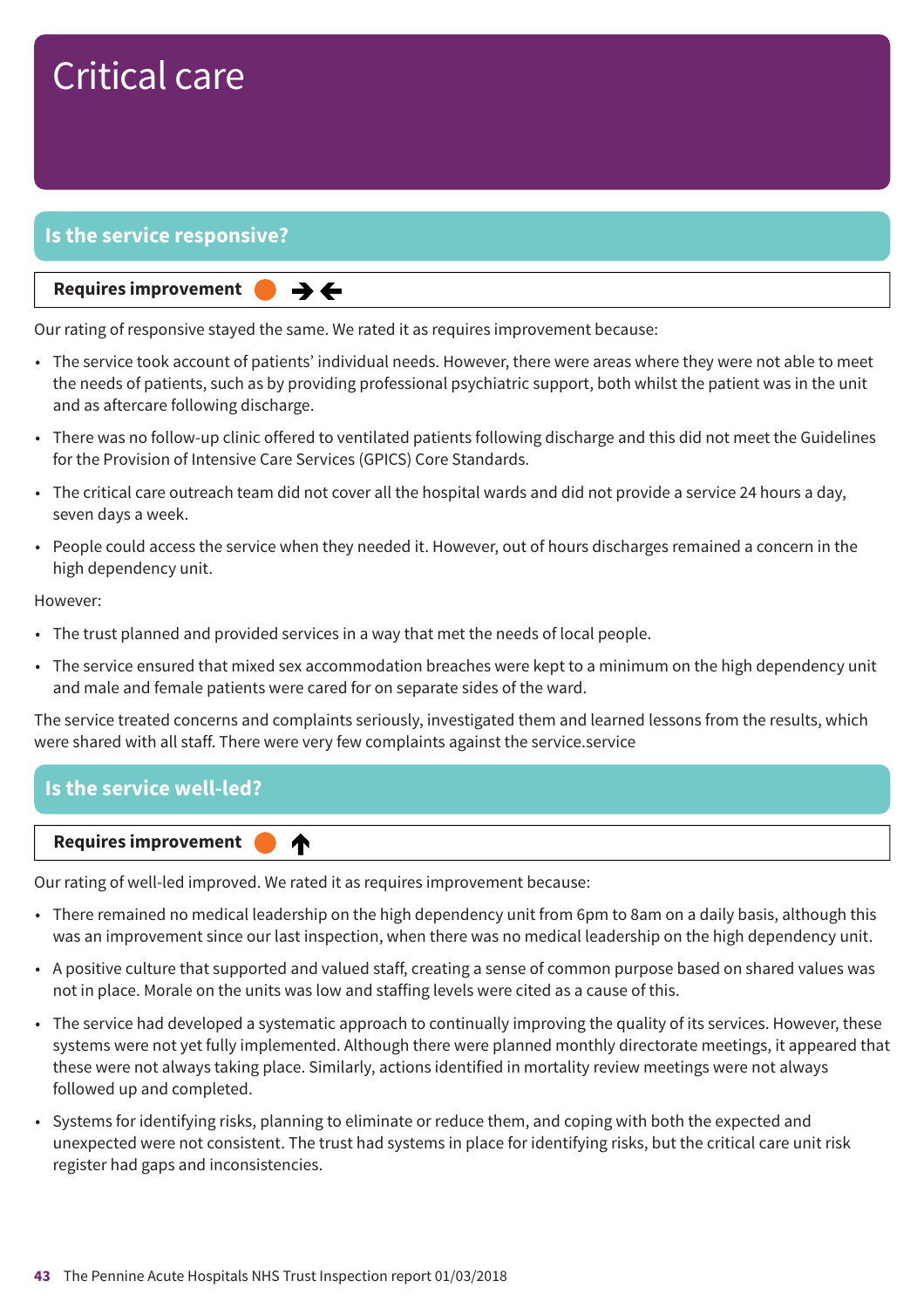# Critical care

## Is the service responsive?

**Requires improvement** ➔➔

Our rating of responsive stayed the same. We rated it as requires improvement because:

- The service took account of patients' individual needs. However, there were areas where they were not able to meet the needs of patients, such as by providing professional psychiatric support, both whilst the patient was in the unit and as aftercare following discharge.
- There was no follow-up clinic offered to ventilated patients following discharge and this did not meet the Guidelines for the Provision of Intensive Care Services (GPICS) Core Standards.
- The critical care outreach team did not cover all the hospital wards and did not provide a service 24 hours a day, seven days a week.
- People could access the service when they needed it. However, out of hours discharges remained a concern in the high dependency unit.

However:

- The trust planned and provided services in a way that met the needs of local people.
- The service ensured that mixed sex accommodation breaches were kept to a minimum on the high dependency unit and male and female patients were cared for on separate sides of the ward.

The service treated concerns and complaints seriously, investigated them and learned lessons from the results, which were shared with all staff. There were very few complaints against the service.service

## Is the service well-led?

**Requires improvement** ↑

Our rating of well-led improved. We rated it as requires improvement because:

- There remained no medical leadership on the high dependency unit from 6pm to 8am on a daily basis, although this was an improvement since our last inspection, when there was no medical leadership on the high dependency unit.
- A positive culture that supported and valued staff, creating a sense of common purpose based on shared values was not in place. Morale on the units was low and staffing levels were cited as a cause of this.
- The service had developed a systematic approach to continually improving the quality of its services. However, these systems were not yet fully implemented. Although there were planned monthly directorate meetings, it appeared that these were not always taking place. Similarly, actions identified in mortality review meetings were not always followed up and completed.
- Systems for identifying risks, planning to eliminate or reduce them, and coping with both the expected and unexpected were not consistent. The trust had systems in place for identifying risks, but the critical care unit risk register had gaps and inconsistencies.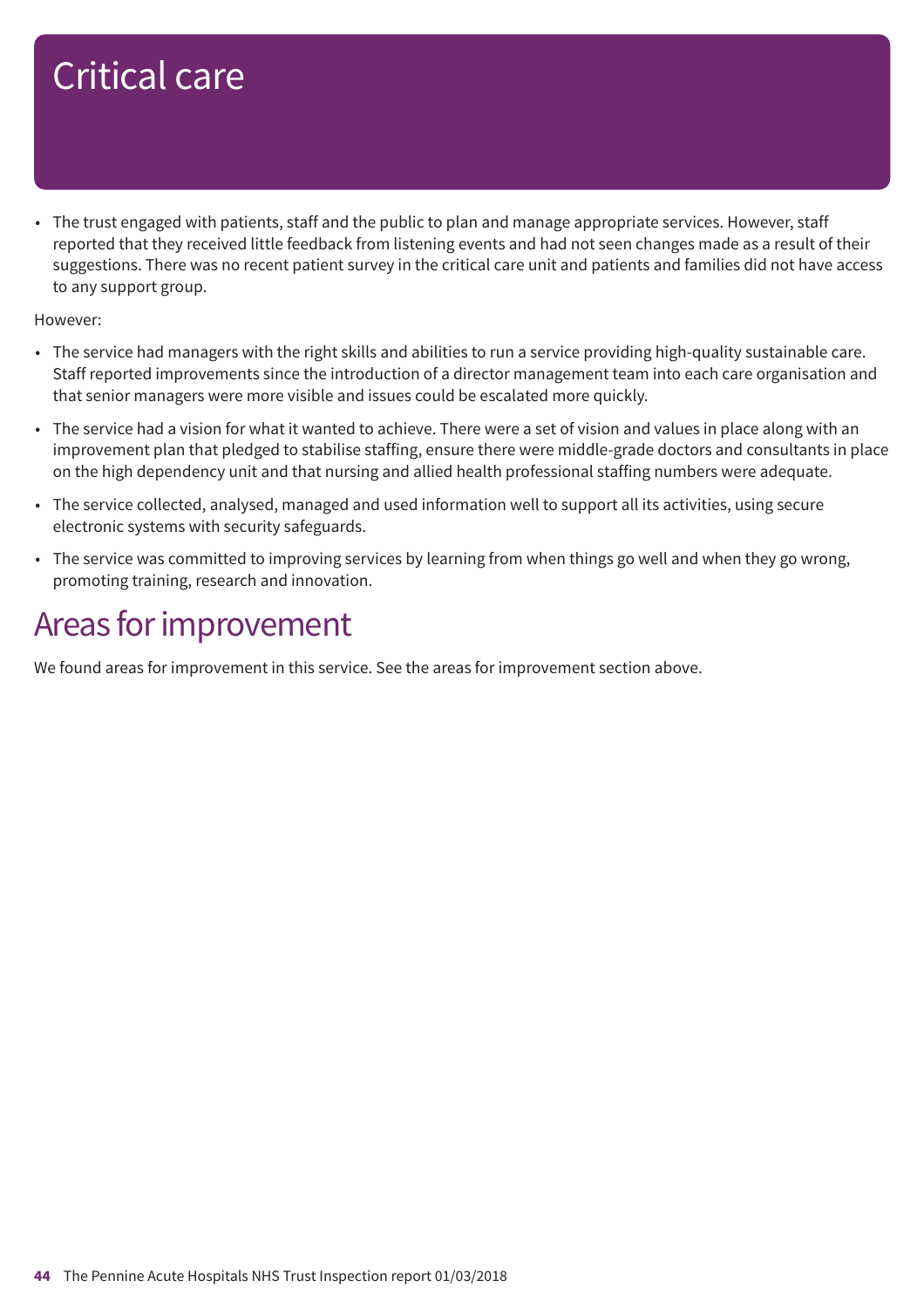# Critical care

- The trust engaged with patients, staff and the public to plan and manage appropriate services. However, staff reported that they received little feedback from listening events and had not seen changes made as a result of their suggestions. There was no recent patient survey in the critical care unit and patients and families did not have access to any support group.

However:

- The service had managers with the right skills and abilities to run a service providing high-quality sustainable care. Staff reported improvements since the introduction of a director management team into each care organisation and that senior managers were more visible and issues could be escalated more quickly.
- The service had a vision for what it wanted to achieve. There were a set of vision and values in place along with an improvement plan that pledged to stabilise staffing, ensure there were middle-grade doctors and consultants in place on the high dependency unit and that nursing and allied health professional staffing numbers were adequate.
- The service collected, analysed, managed and used information well to support all its activities, using secure electronic systems with security safeguards.
- The service was committed to improving services by learning from when things go well and when they go wrong, promoting training, research and innovation.

## Areas for improvement

We found areas for improvement in this service. See the areas for improvement section above.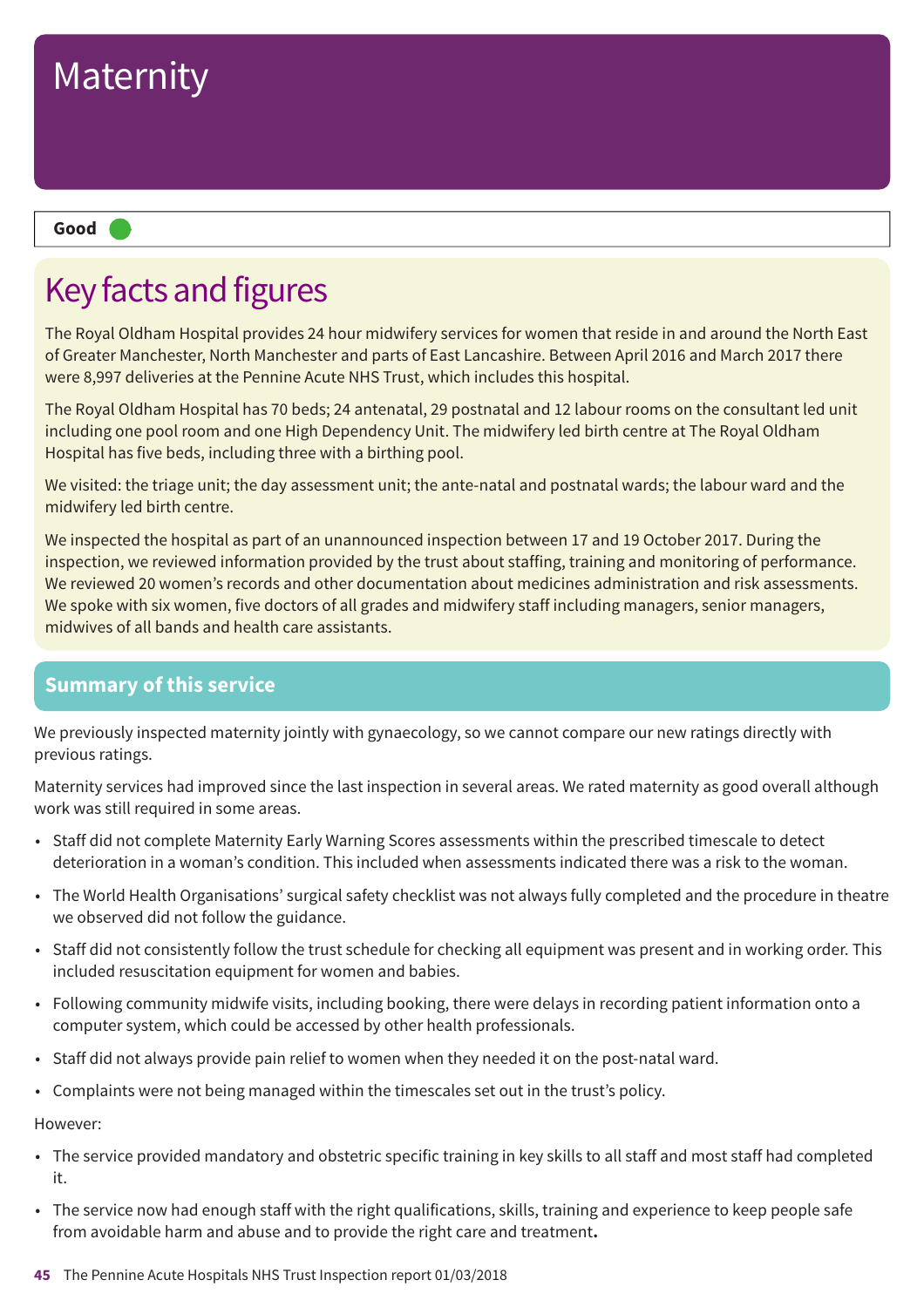# Maternity

**Good**

## Key facts and figures

The Royal Oldham Hospital provides 24 hour midwifery services for women that reside in and around the North East of Greater Manchester, North Manchester and parts of East Lancashire. Between April 2016 and March 2017 there were 8,997 deliveries at the Pennine Acute NHS Trust, which includes this hospital.

The Royal Oldham Hospital has 70 beds; 24 antenatal, 29 postnatal and 12 labour rooms on the consultant led unit including one pool room and one High Dependency Unit. The midwifery led birth centre at The Royal Oldham Hospital has five beds, including three with a birthing pool.

We visited: the triage unit; the day assessment unit; the ante-natal and postnatal wards; the labour ward and the midwifery led birth centre.

We inspected the hospital as part of an unannounced inspection between 17 and 19 October 2017. During the inspection, we reviewed information provided by the trust about staffing, training and monitoring of performance. We reviewed 20 women's records and other documentation about medicines administration and risk assessments. We spoke with six women, five doctors of all grades and midwifery staff including managers, senior managers, midwives of all bands and health care assistants.

## Summary of this service

We previously inspected maternity jointly with gynaecology, so we cannot compare our new ratings directly with previous ratings.

Maternity services had improved since the last inspection in several areas. We rated maternity as good overall although work was still required in some areas.

- Staff did not complete Maternity Early Warning Scores assessments within the prescribed timescale to detect deterioration in a woman's condition. This included when assessments indicated there was a risk to the woman.
- The World Health Organisations' surgical safety checklist was not always fully completed and the procedure in theatre we observed did not follow the guidance.
- Staff did not consistently follow the trust schedule for checking all equipment was present and in working order. This included resuscitation equipment for women and babies.
- Following community midwife visits, including booking, there were delays in recording patient information onto a computer system, which could be accessed by other health professionals.
- Staff did not always provide pain relief to women when they needed it on the post-natal ward.
- Complaints were not being managed within the timescales set out in the trust's policy.

However:

- The service provided mandatory and obstetric specific training in key skills to all staff and most staff had completed it.
- The service now had enough staff with the right qualifications, skills, training and experience to keep people safe from avoidable harm and abuse and to provide the right care and treatment**.**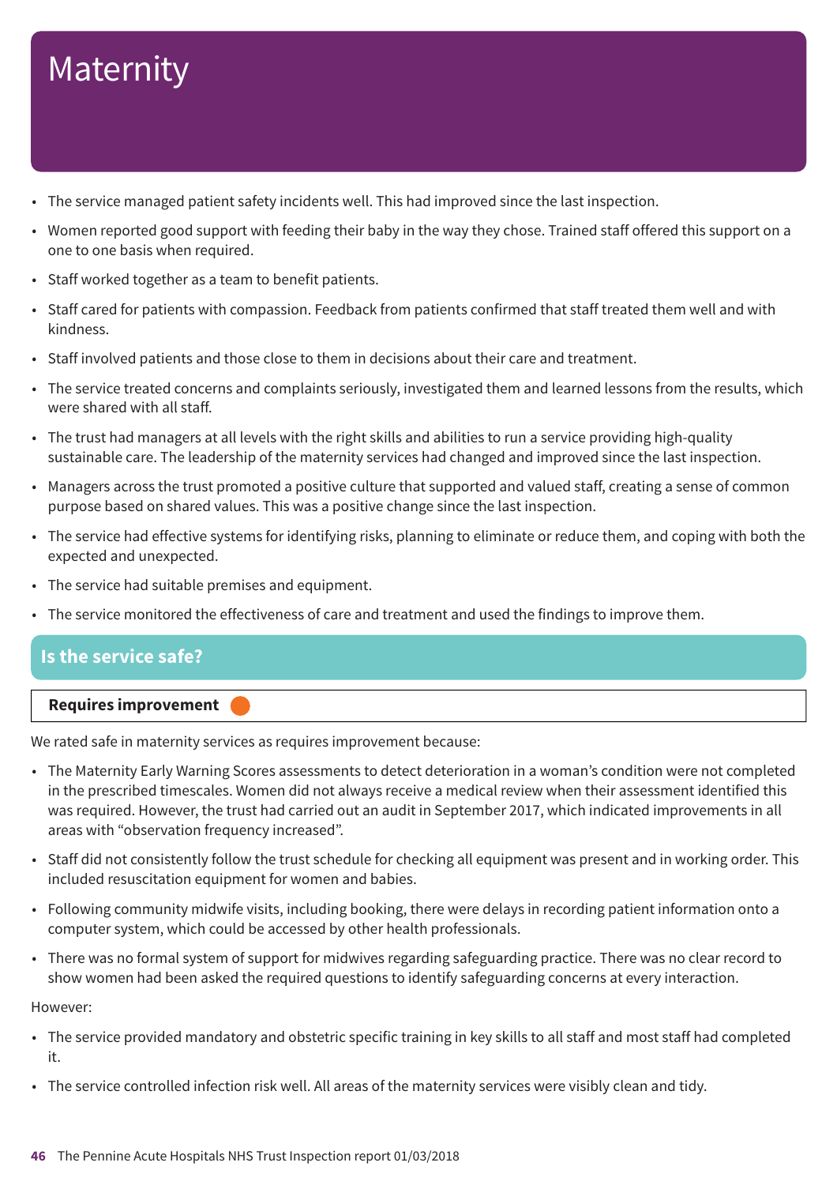# Maternity

- The service managed patient safety incidents well. This had improved since the last inspection.
- Women reported good support with feeding their baby in the way they chose. Trained staff offered this support on a one to one basis when required.
- Staff worked together as a team to benefit patients.
- Staff cared for patients with compassion. Feedback from patients confirmed that staff treated them well and with kindness.
- Staff involved patients and those close to them in decisions about their care and treatment.
- The service treated concerns and complaints seriously, investigated them and learned lessons from the results, which were shared with all staff.
- The trust had managers at all levels with the right skills and abilities to run a service providing high-quality sustainable care. The leadership of the maternity services had changed and improved since the last inspection.
- Managers across the trust promoted a positive culture that supported and valued staff, creating a sense of common purpose based on shared values. This was a positive change since the last inspection.
- The service had effective systems for identifying risks, planning to eliminate or reduce them, and coping with both the expected and unexpected.
- The service had suitable premises and equipment.
- The service monitored the effectiveness of care and treatment and used the findings to improve them.

## Is the service safe?

**Requires improvement**

We rated safe in maternity services as requires improvement because:

- The Maternity Early Warning Scores assessments to detect deterioration in a woman's condition were not completed in the prescribed timescales. Women did not always receive a medical review when their assessment identified this was required. However, the trust had carried out an audit in September 2017, which indicated improvements in all areas with "observation frequency increased".
- Staff did not consistently follow the trust schedule for checking all equipment was present and in working order. This included resuscitation equipment for women and babies.
- Following community midwife visits, including booking, there were delays in recording patient information onto a computer system, which could be accessed by other health professionals.
- There was no formal system of support for midwives regarding safeguarding practice. There was no clear record to show women had been asked the required questions to identify safeguarding concerns at every interaction.

However:

- The service provided mandatory and obstetric specific training in key skills to all staff and most staff had completed it.
- The service controlled infection risk well. All areas of the maternity services were visibly clean and tidy.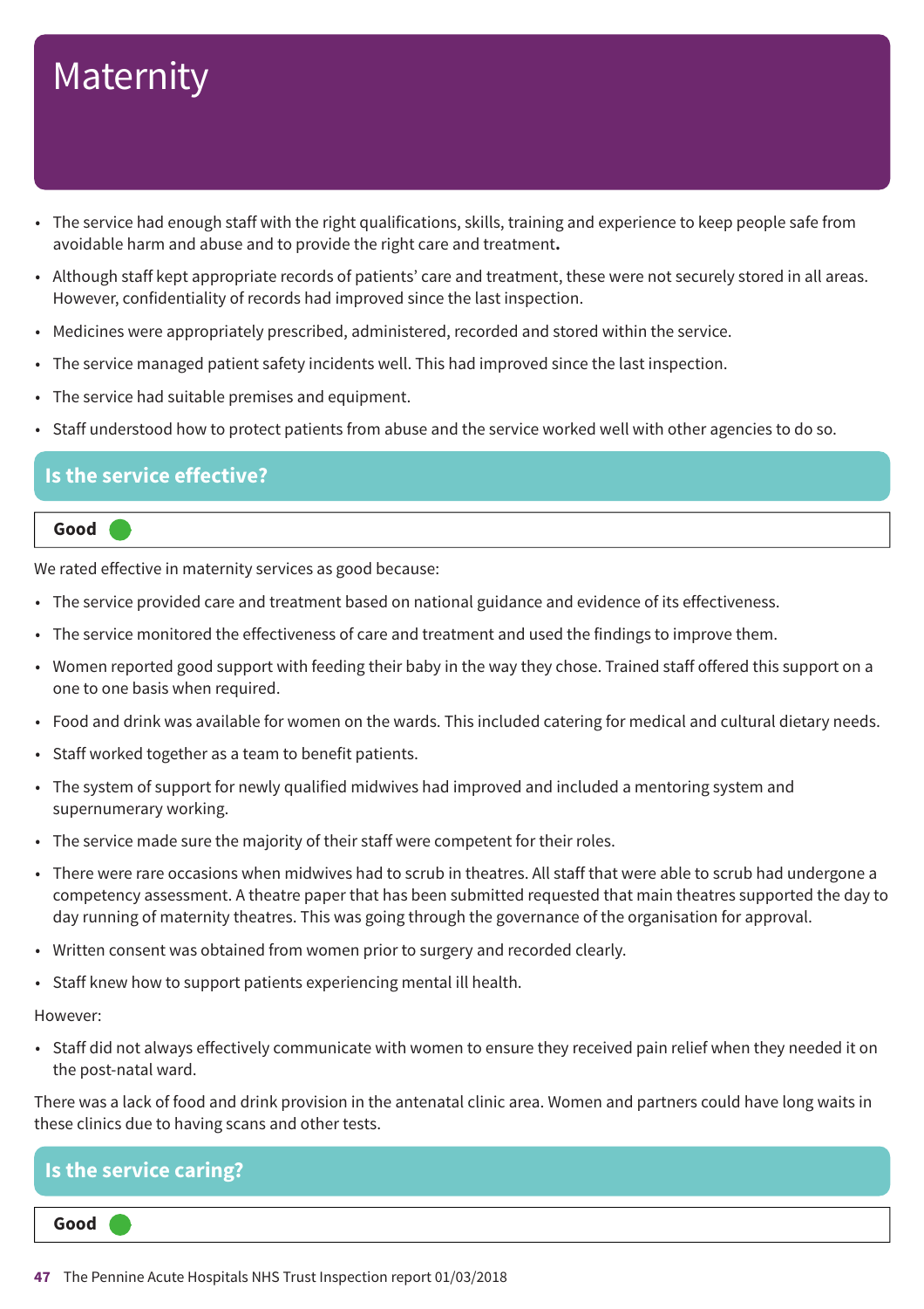# Maternity

- The service had enough staff with the right qualifications, skills, training and experience to keep people safe from avoidable harm and abuse and to provide the right care and treatment**.**
- Although staff kept appropriate records of patients' care and treatment, these were not securely stored in all areas. However, confidentiality of records had improved since the last inspection.
- Medicines were appropriately prescribed, administered, recorded and stored within the service.
- The service managed patient safety incidents well. This had improved since the last inspection.
- The service had suitable premises and equipment.
- Staff understood how to protect patients from abuse and the service worked well with other agencies to do so.

## Is the service effective?

**Good**

We rated effective in maternity services as good because:

- The service provided care and treatment based on national guidance and evidence of its effectiveness.
- The service monitored the effectiveness of care and treatment and used the findings to improve them.
- Women reported good support with feeding their baby in the way they chose. Trained staff offered this support on a one to one basis when required.
- Food and drink was available for women on the wards. This included catering for medical and cultural dietary needs.
- Staff worked together as a team to benefit patients.
- The system of support for newly qualified midwives had improved and included a mentoring system and supernumerary working.
- The service made sure the majority of their staff were competent for their roles.
- There were rare occasions when midwives had to scrub in theatres. All staff that were able to scrub had undergone a competency assessment. A theatre paper that has been submitted requested that main theatres supported the day to day running of maternity theatres. This was going through the governance of the organisation for approval.
- Written consent was obtained from women prior to surgery and recorded clearly.
- Staff knew how to support patients experiencing mental ill health.

However:

- Staff did not always effectively communicate with women to ensure they received pain relief when they needed it on the post-natal ward.

There was a lack of food and drink provision in the antenatal clinic area. Women and partners could have long waits in these clinics due to having scans and other tests.

## Is the service caring?

**Good**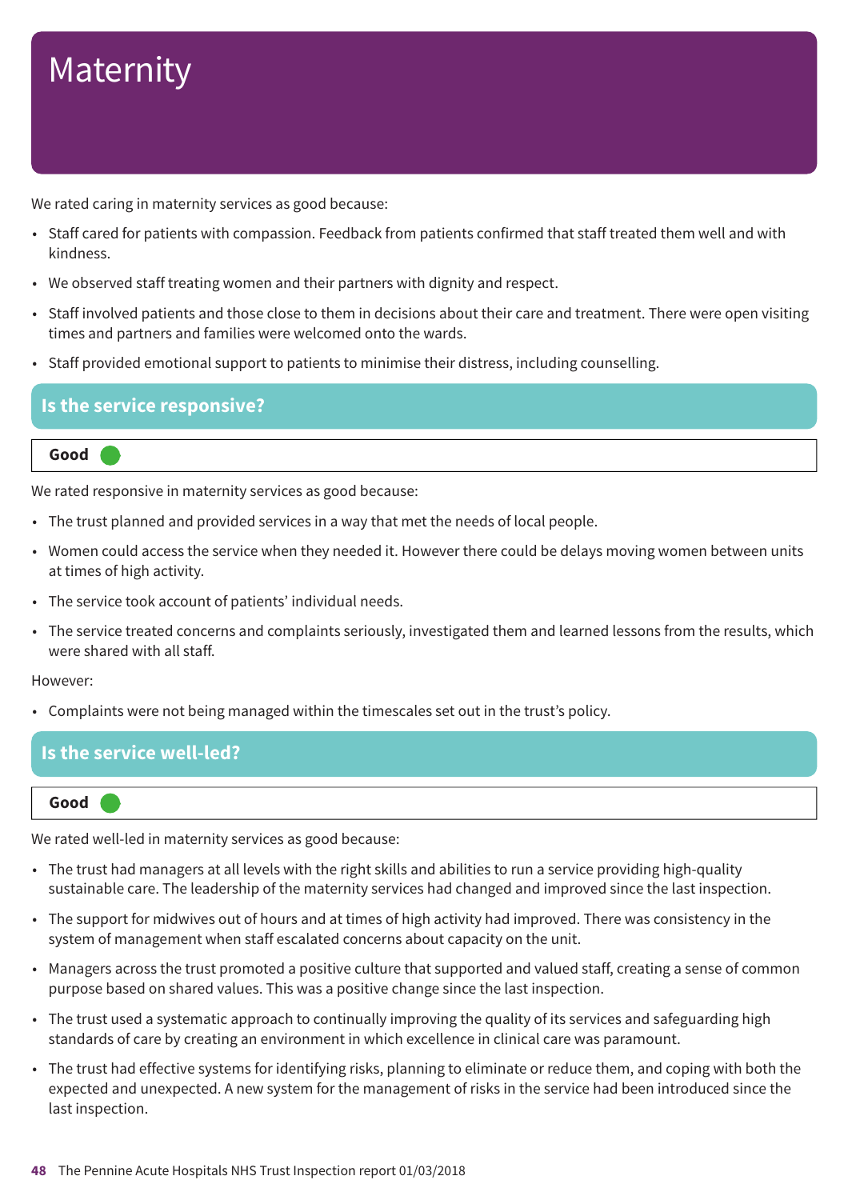# Maternity

We rated caring in maternity services as good because:

- Staff cared for patients with compassion. Feedback from patients confirmed that staff treated them well and with kindness.
- We observed staff treating women and their partners with dignity and respect.
- Staff involved patients and those close to them in decisions about their care and treatment. There were open visiting times and partners and families were welcomed onto the wards.
- Staff provided emotional support to patients to minimise their distress, including counselling.

## Is the service responsive?

**Good**

We rated responsive in maternity services as good because:

- The trust planned and provided services in a way that met the needs of local people.
- Women could access the service when they needed it. However there could be delays moving women between units at times of high activity.
- The service took account of patients' individual needs.
- The service treated concerns and complaints seriously, investigated them and learned lessons from the results, which were shared with all staff.

However:

- Complaints were not being managed within the timescales set out in the trust's policy.

## Is the service well-led?

**Good**

We rated well-led in maternity services as good because:

- The trust had managers at all levels with the right skills and abilities to run a service providing high-quality sustainable care. The leadership of the maternity services had changed and improved since the last inspection.
- The support for midwives out of hours and at times of high activity had improved. There was consistency in the system of management when staff escalated concerns about capacity on the unit.
- Managers across the trust promoted a positive culture that supported and valued staff, creating a sense of common purpose based on shared values. This was a positive change since the last inspection.
- The trust used a systematic approach to continually improving the quality of its services and safeguarding high standards of care by creating an environment in which excellence in clinical care was paramount.
- The trust had effective systems for identifying risks, planning to eliminate or reduce them, and coping with both the expected and unexpected. A new system for the management of risks in the service had been introduced since the last inspection.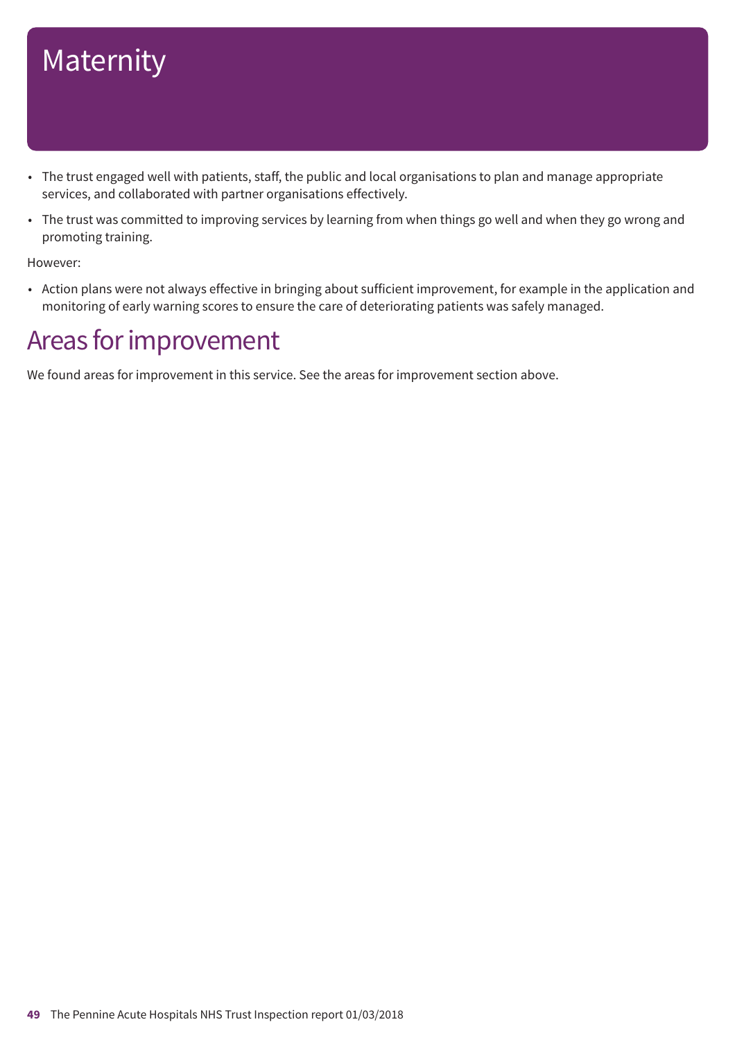# Maternity

- The trust engaged well with patients, staff, the public and local organisations to plan and manage appropriate services, and collaborated with partner organisations effectively.
- The trust was committed to improving services by learning from when things go well and when they go wrong and promoting training.

However:

- Action plans were not always effective in bringing about sufficient improvement, for example in the application and monitoring of early warning scores to ensure the care of deteriorating patients was safely managed.

## Areas for improvement

We found areas for improvement in this service. See the areas for improvement section above.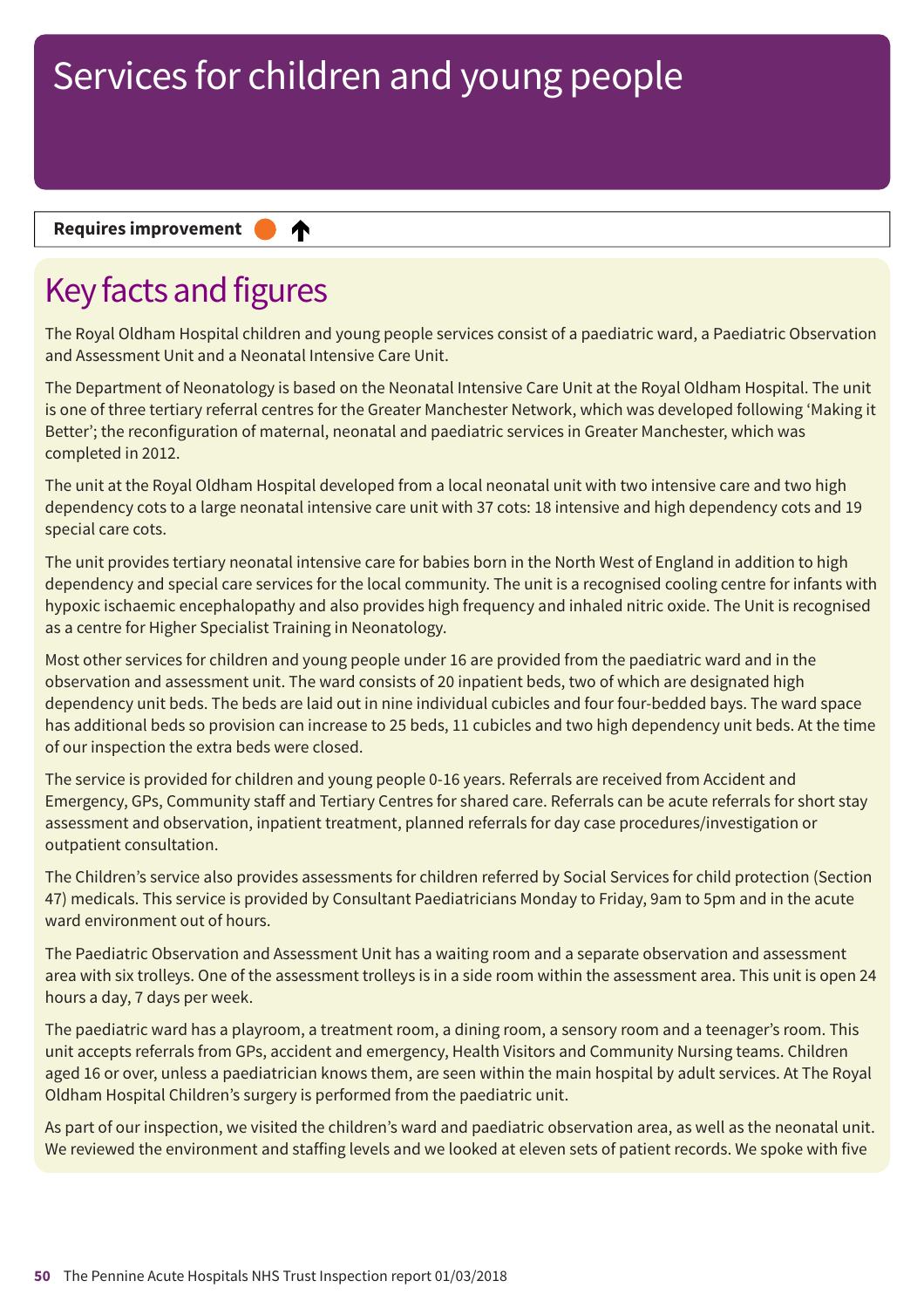# Services for children and young people

**Requires improvement** ● ↑

## Key facts and figures

The Royal Oldham Hospital children and young people services consist of a paediatric ward, a Paediatric Observation and Assessment Unit and a Neonatal Intensive Care Unit.

The Department of Neonatology is based on the Neonatal Intensive Care Unit at the Royal Oldham Hospital. The unit is one of three tertiary referral centres for the Greater Manchester Network, which was developed following 'Making it Better'; the reconfiguration of maternal, neonatal and paediatric services in Greater Manchester, which was completed in 2012.

The unit at the Royal Oldham Hospital developed from a local neonatal unit with two intensive care and two high dependency cots to a large neonatal intensive care unit with 37 cots: 18 intensive and high dependency cots and 19 special care cots.

The unit provides tertiary neonatal intensive care for babies born in the North West of England in addition to high dependency and special care services for the local community. The unit is a recognised cooling centre for infants with hypoxic ischaemic encephalopathy and also provides high frequency and inhaled nitric oxide. The Unit is recognised as a centre for Higher Specialist Training in Neonatology.

Most other services for children and young people under 16 are provided from the paediatric ward and in the observation and assessment unit. The ward consists of 20 inpatient beds, two of which are designated high dependency unit beds. The beds are laid out in nine individual cubicles and four four-bedded bays. The ward space has additional beds so provision can increase to 25 beds, 11 cubicles and two high dependency unit beds. At the time of our inspection the extra beds were closed.

The service is provided for children and young people 0-16 years. Referrals are received from Accident and Emergency, GPs, Community staff and Tertiary Centres for shared care. Referrals can be acute referrals for short stay assessment and observation, inpatient treatment, planned referrals for day case procedures/investigation or outpatient consultation.

The Children's service also provides assessments for children referred by Social Services for child protection (Section 47) medicals. This service is provided by Consultant Paediatricians Monday to Friday, 9am to 5pm and in the acute ward environment out of hours.

The Paediatric Observation and Assessment Unit has a waiting room and a separate observation and assessment area with six trolleys. One of the assessment trolleys is in a side room within the assessment area. This unit is open 24 hours a day, 7 days per week.

The paediatric ward has a playroom, a treatment room, a dining room, a sensory room and a teenager's room. This unit accepts referrals from GPs, accident and emergency, Health Visitors and Community Nursing teams. Children aged 16 or over, unless a paediatrician knows them, are seen within the main hospital by adult services. At The Royal Oldham Hospital Children's surgery is performed from the paediatric unit.

As part of our inspection, we visited the children's ward and paediatric observation area, as well as the neonatal unit. We reviewed the environment and staffing levels and we looked at eleven sets of patient records. We spoke with five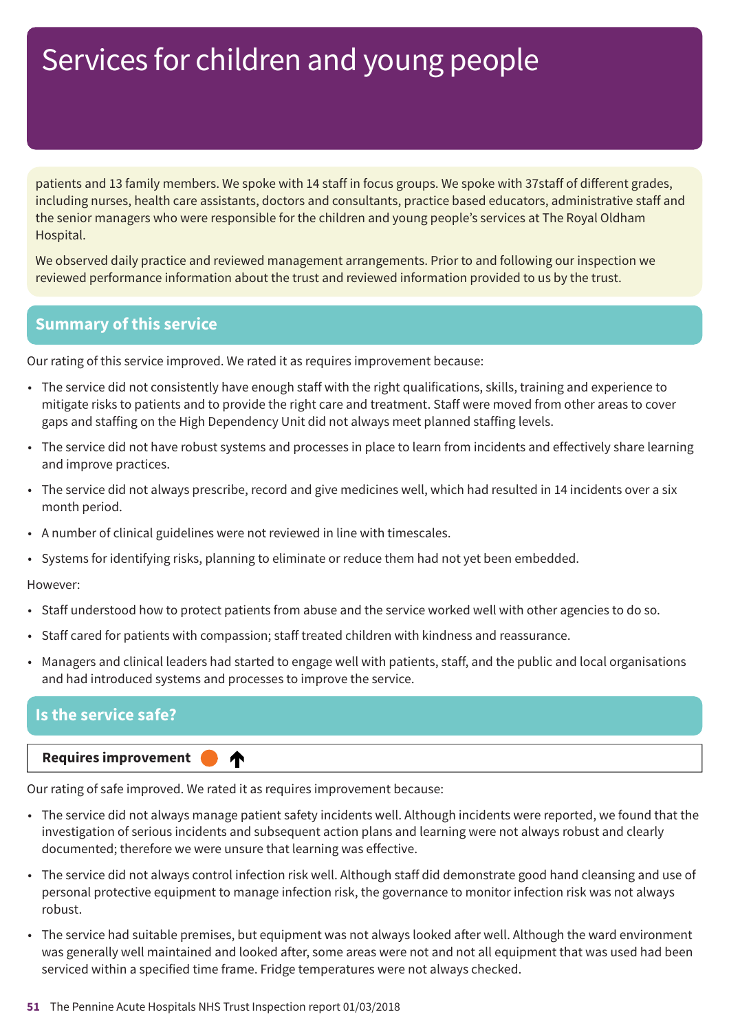# Services for children and young people

patients and 13 family members. We spoke with 14 staff in focus groups. We spoke with 37staff of different grades, including nurses, health care assistants, doctors and consultants, practice based educators, administrative staff and the senior managers who were responsible for the children and young people's services at The Royal Oldham Hospital.

We observed daily practice and reviewed management arrangements. Prior to and following our inspection we reviewed performance information about the trust and reviewed information provided to us by the trust.

## Summary of this service

Our rating of this service improved. We rated it as requires improvement because:

- The service did not consistently have enough staff with the right qualifications, skills, training and experience to mitigate risks to patients and to provide the right care and treatment. Staff were moved from other areas to cover gaps and staffing on the High Dependency Unit did not always meet planned staffing levels.
- The service did not have robust systems and processes in place to learn from incidents and effectively share learning and improve practices.
- The service did not always prescribe, record and give medicines well, which had resulted in 14 incidents over a six month period.
- A number of clinical guidelines were not reviewed in line with timescales.
- Systems for identifying risks, planning to eliminate or reduce them had not yet been embedded.

However:

- Staff understood how to protect patients from abuse and the service worked well with other agencies to do so.
- Staff cared for patients with compassion; staff treated children with kindness and reassurance.
- Managers and clinical leaders had started to engage well with patients, staff, and the public and local organisations and had introduced systems and processes to improve the service.

## Is the service safe?

**Requires improvement** ↑

Our rating of safe improved. We rated it as requires improvement because:

- The service did not always manage patient safety incidents well. Although incidents were reported, we found that the investigation of serious incidents and subsequent action plans and learning were not always robust and clearly documented; therefore we were unsure that learning was effective.
- The service did not always control infection risk well. Although staff did demonstrate good hand cleansing and use of personal protective equipment to manage infection risk, the governance to monitor infection risk was not always robust.
- The service had suitable premises, but equipment was not always looked after well. Although the ward environment was generally well maintained and looked after, some areas were not and not all equipment that was used had been serviced within a specified time frame. Fridge temperatures were not always checked.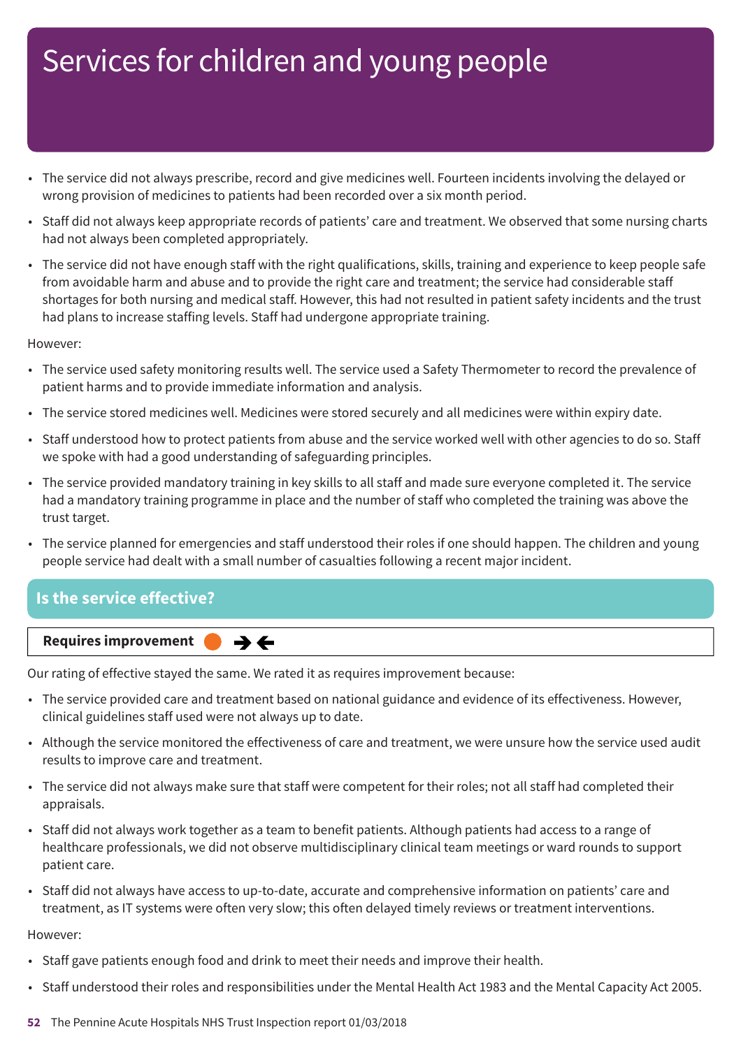# Services for children and young people

- The service did not always prescribe, record and give medicines well. Fourteen incidents involving the delayed or wrong provision of medicines to patients had been recorded over a six month period.
- Staff did not always keep appropriate records of patients' care and treatment. We observed that some nursing charts had not always been completed appropriately.
- The service did not have enough staff with the right qualifications, skills, training and experience to keep people safe from avoidable harm and abuse and to provide the right care and treatment; the service had considerable staff shortages for both nursing and medical staff. However, this had not resulted in patient safety incidents and the trust had plans to increase staffing levels. Staff had undergone appropriate training.

However:

- The service used safety monitoring results well. The service used a Safety Thermometer to record the prevalence of patient harms and to provide immediate information and analysis.
- The service stored medicines well. Medicines were stored securely and all medicines were within expiry date.
- Staff understood how to protect patients from abuse and the service worked well with other agencies to do so. Staff we spoke with had a good understanding of safeguarding principles.
- The service provided mandatory training in key skills to all staff and made sure everyone completed it. The service had a mandatory training programme in place and the number of staff who completed the training was above the trust target.
- The service planned for emergencies and staff understood their roles if one should happen. The children and young people service had dealt with a small number of casualties following a recent major incident.

## Is the service effective?

**Requires improvement**

Our rating of effective stayed the same. We rated it as requires improvement because:

- The service provided care and treatment based on national guidance and evidence of its effectiveness. However, clinical guidelines staff used were not always up to date.
- Although the service monitored the effectiveness of care and treatment, we were unsure how the service used audit results to improve care and treatment.
- The service did not always make sure that staff were competent for their roles; not all staff had completed their appraisals.
- Staff did not always work together as a team to benefit patients. Although patients had access to a range of healthcare professionals, we did not observe multidisciplinary clinical team meetings or ward rounds to support patient care.
- Staff did not always have access to up-to-date, accurate and comprehensive information on patients' care and treatment, as IT systems were often very slow; this often delayed timely reviews or treatment interventions.

However:

- Staff gave patients enough food and drink to meet their needs and improve their health.
- Staff understood their roles and responsibilities under the Mental Health Act 1983 and the Mental Capacity Act 2005.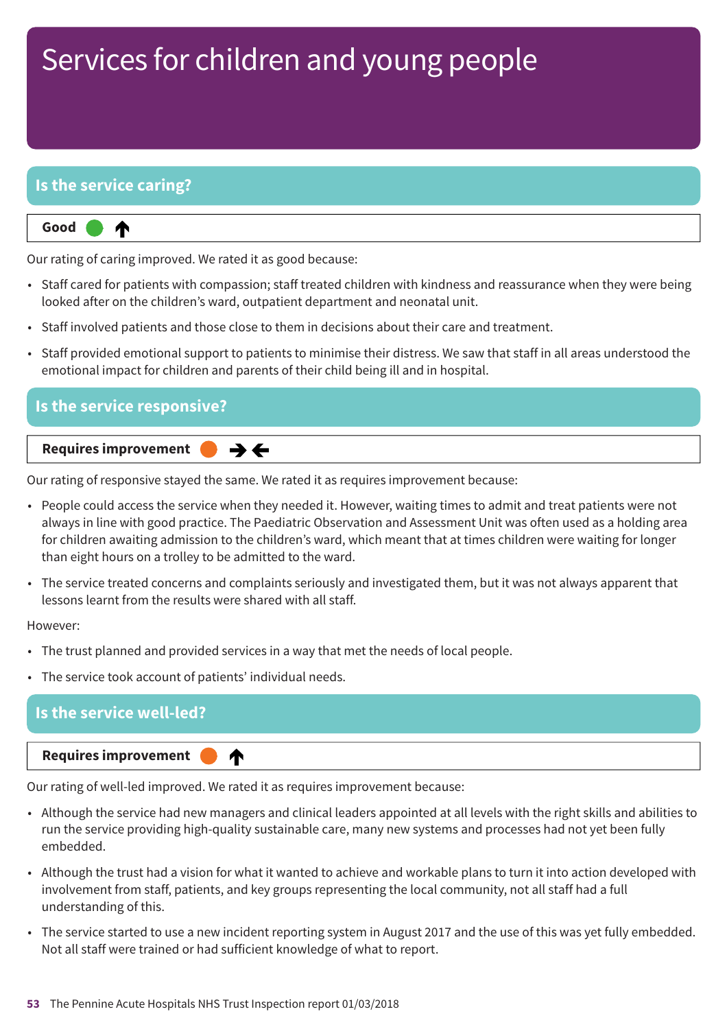# Services for children and young people

## Is the service caring?

**Good** ↑

Our rating of caring improved. We rated it as good because:

- Staff cared for patients with compassion; staff treated children with kindness and reassurance when they were being looked after on the children's ward, outpatient department and neonatal unit.
- Staff involved patients and those close to them in decisions about their care and treatment.
- Staff provided emotional support to patients to minimise their distress. We saw that staff in all areas understood the emotional impact for children and parents of their child being ill and in hospital.

## Is the service responsive?

**Requires improvement** →←

Our rating of responsive stayed the same. We rated it as requires improvement because:

- People could access the service when they needed it. However, waiting times to admit and treat patients were not always in line with good practice. The Paediatric Observation and Assessment Unit was often used as a holding area for children awaiting admission to the children's ward, which meant that at times children were waiting for longer than eight hours on a trolley to be admitted to the ward.
- The service treated concerns and complaints seriously and investigated them, but it was not always apparent that lessons learnt from the results were shared with all staff.

However:

- The trust planned and provided services in a way that met the needs of local people.
- The service took account of patients' individual needs.

## Is the service well-led?

**Requires improvement** ↑

Our rating of well-led improved. We rated it as requires improvement because:

- Although the service had new managers and clinical leaders appointed at all levels with the right skills and abilities to run the service providing high-quality sustainable care, many new systems and processes had not yet been fully embedded.
- Although the trust had a vision for what it wanted to achieve and workable plans to turn it into action developed with involvement from staff, patients, and key groups representing the local community, not all staff had a full understanding of this.
- The service started to use a new incident reporting system in August 2017 and the use of this was yet fully embedded. Not all staff were trained or had sufficient knowledge of what to report.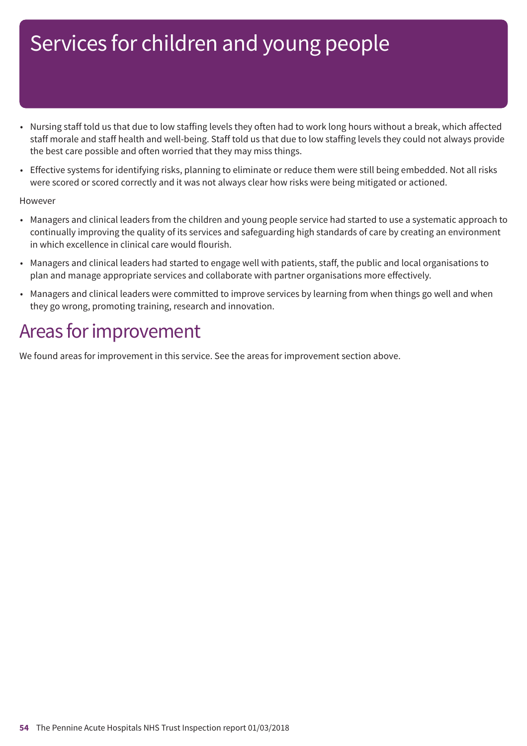# Services for children and young people

- Nursing staff told us that due to low staffing levels they often had to work long hours without a break, which affected staff morale and staff health and well-being. Staff told us that due to low staffing levels they could not always provide the best care possible and often worried that they may miss things.
- Effective systems for identifying risks, planning to eliminate or reduce them were still being embedded. Not all risks were scored or scored correctly and it was not always clear how risks were being mitigated or actioned.

However

- Managers and clinical leaders from the children and young people service had started to use a systematic approach to continually improving the quality of its services and safeguarding high standards of care by creating an environment in which excellence in clinical care would flourish.
- Managers and clinical leaders had started to engage well with patients, staff, the public and local organisations to plan and manage appropriate services and collaborate with partner organisations more effectively.
- Managers and clinical leaders were committed to improve services by learning from when things go well and when they go wrong, promoting training, research and innovation.

## Areas for improvement

We found areas for improvement in this service. See the areas for improvement section above.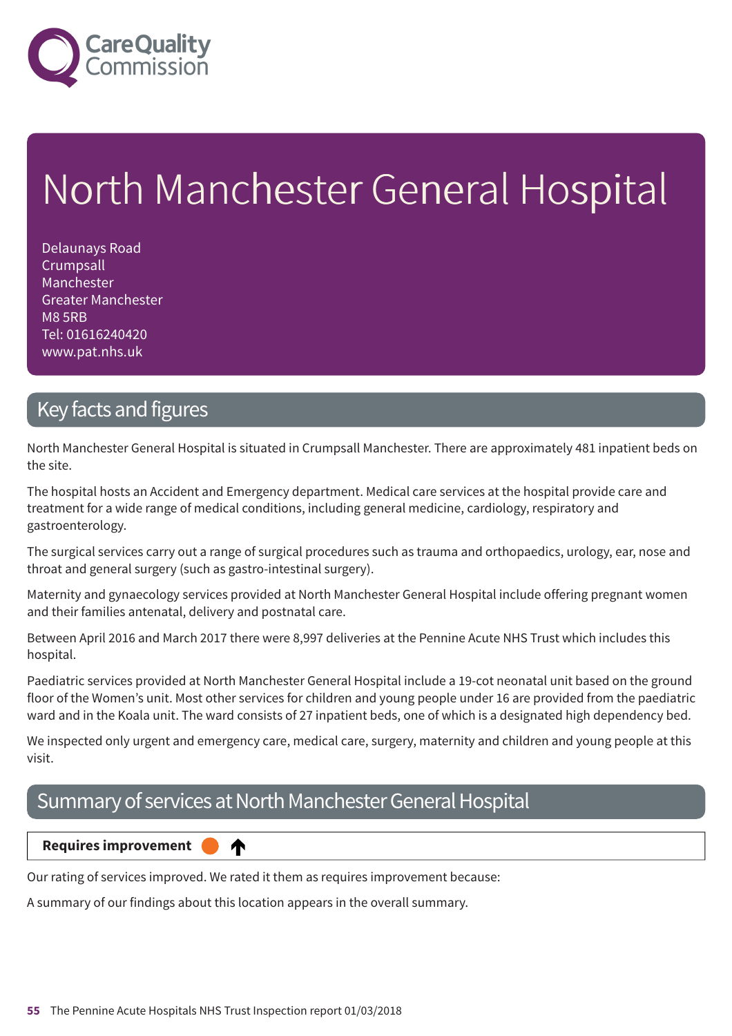# North Manchester General Hospital

Delaunays Road
Crumpsall
Manchester
Greater Manchester
M8 5RB
Tel: 01616240420
www.pat.nhs.uk

## Key facts and figures

North Manchester General Hospital is situated in Crumpsall Manchester. There are approximately 481 inpatient beds on the site.

The hospital hosts an Accident and Emergency department. Medical care services at the hospital provide care and treatment for a wide range of medical conditions, including general medicine, cardiology, respiratory and gastroenterology.

The surgical services carry out a range of surgical procedures such as trauma and orthopaedics, urology, ear, nose and throat and general surgery (such as gastro-intestinal surgery).

Maternity and gynaecology services provided at North Manchester General Hospital include offering pregnant women and their families antenatal, delivery and postnatal care.

Between April 2016 and March 2017 there were 8,997 deliveries at the Pennine Acute NHS Trust which includes this hospital.

Paediatric services provided at North Manchester General Hospital include a 19-cot neonatal unit based on the ground floor of the Women's unit. Most other services for children and young people under 16 are provided from the paediatric ward and in the Koala unit. The ward consists of 27 inpatient beds, one of which is a designated high dependency bed.

We inspected only urgent and emergency care, medical care, surgery, maternity and children and young people at this visit.

## Summary of services at North Manchester General Hospital

**Requires improvement** ↑

Our rating of services improved. We rated it them as requires improvement because:

A summary of our findings about this location appears in the overall summary.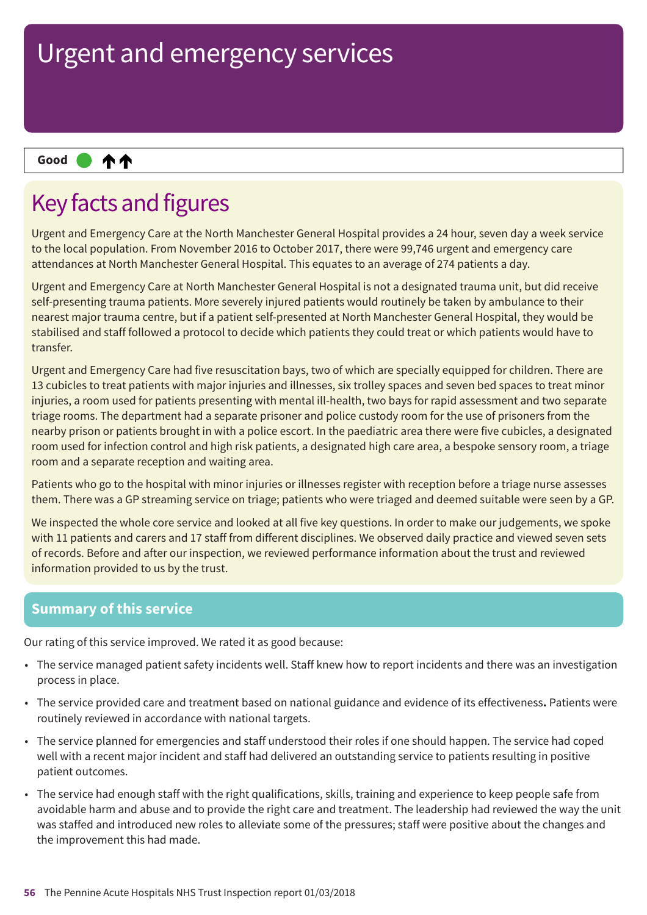# Urgent and emergency services

**Good** ● ↑↑

## Key facts and figures

Urgent and Emergency Care at the North Manchester General Hospital provides a 24 hour, seven day a week service to the local population. From November 2016 to October 2017, there were 99,746 urgent and emergency care attendances at North Manchester General Hospital. This equates to an average of 274 patients a day.

Urgent and Emergency Care at North Manchester General Hospital is not a designated trauma unit, but did receive self-presenting trauma patients. More severely injured patients would routinely be taken by ambulance to their nearest major trauma centre, but if a patient self-presented at North Manchester General Hospital, they would be stabilised and staff followed a protocol to decide which patients they could treat or which patients would have to transfer.

Urgent and Emergency Care had five resuscitation bays, two of which are specially equipped for children. There are 13 cubicles to treat patients with major injuries and illnesses, six trolley spaces and seven bed spaces to treat minor injuries, a room used for patients presenting with mental ill-health, two bays for rapid assessment and two separate triage rooms. The department had a separate prisoner and police custody room for the use of prisoners from the nearby prison or patients brought in with a police escort. In the paediatric area there were five cubicles, a designated room used for infection control and high risk patients, a designated high care area, a bespoke sensory room, a triage room and a separate reception and waiting area.

Patients who go to the hospital with minor injuries or illnesses register with reception before a triage nurse assesses them. There was a GP streaming service on triage; patients who were triaged and deemed suitable were seen by a GP.

We inspected the whole core service and looked at all five key questions. In order to make our judgements, we spoke with 11 patients and carers and 17 staff from different disciplines. We observed daily practice and viewed seven sets of records. Before and after our inspection, we reviewed performance information about the trust and reviewed information provided to us by the trust.

### Summary of this service

Our rating of this service improved. We rated it as good because:

- The service managed patient safety incidents well. Staff knew how to report incidents and there was an investigation process in place.
- The service provided care and treatment based on national guidance and evidence of its effectiveness**.** Patients were routinely reviewed in accordance with national targets.
- The service planned for emergencies and staff understood their roles if one should happen. The service had coped well with a recent major incident and staff had delivered an outstanding service to patients resulting in positive patient outcomes.
- The service had enough staff with the right qualifications, skills, training and experience to keep people safe from avoidable harm and abuse and to provide the right care and treatment. The leadership had reviewed the way the unit was staffed and introduced new roles to alleviate some of the pressures; staff were positive about the changes and the improvement this had made.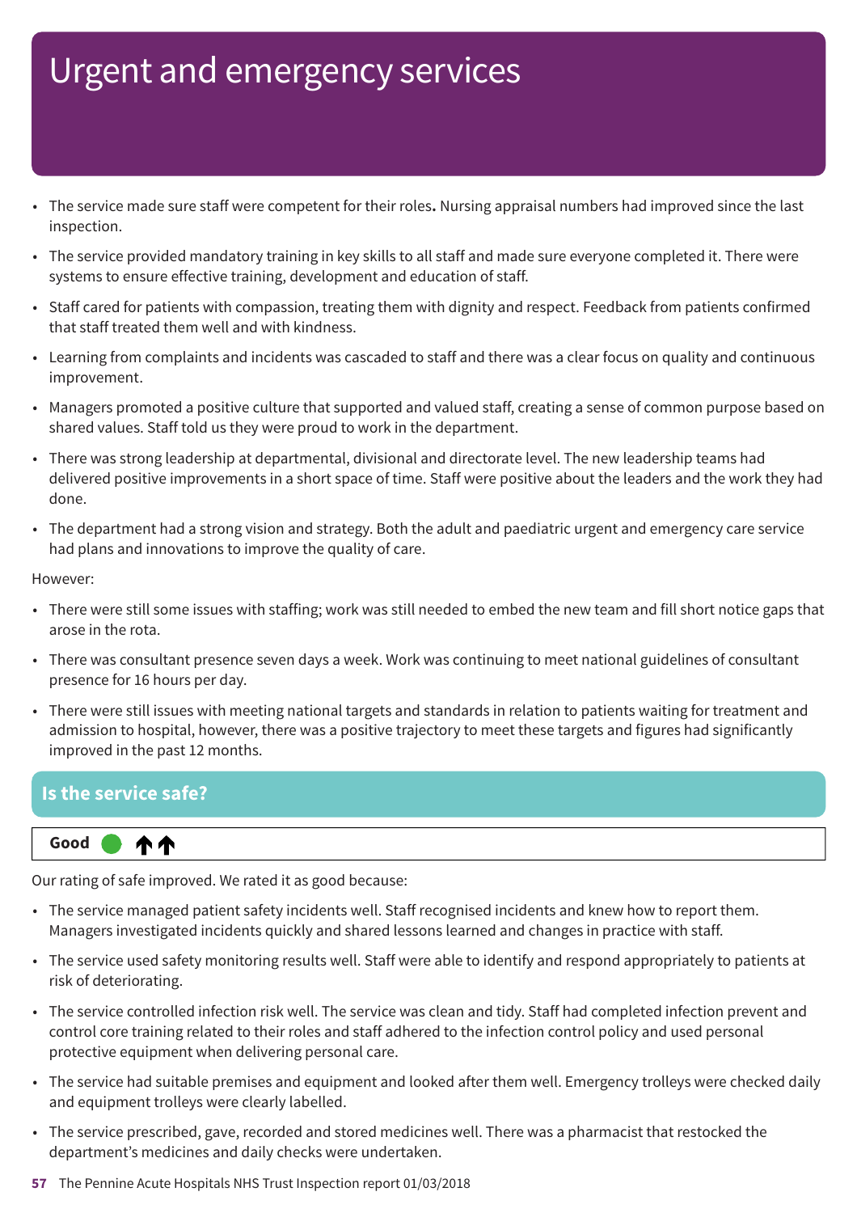# Urgent and emergency services

- The service made sure staff were competent for their roles**.** Nursing appraisal numbers had improved since the last inspection.
- The service provided mandatory training in key skills to all staff and made sure everyone completed it. There were systems to ensure effective training, development and education of staff.
- Staff cared for patients with compassion, treating them with dignity and respect. Feedback from patients confirmed that staff treated them well and with kindness.
- Learning from complaints and incidents was cascaded to staff and there was a clear focus on quality and continuous improvement.
- Managers promoted a positive culture that supported and valued staff, creating a sense of common purpose based on shared values. Staff told us they were proud to work in the department.
- There was strong leadership at departmental, divisional and directorate level. The new leadership teams had delivered positive improvements in a short space of time. Staff were positive about the leaders and the work they had done.
- The department had a strong vision and strategy. Both the adult and paediatric urgent and emergency care service had plans and innovations to improve the quality of care.

However:

- There were still some issues with staffing; work was still needed to embed the new team and fill short notice gaps that arose in the rota.
- There was consultant presence seven days a week. Work was continuing to meet national guidelines of consultant presence for 16 hours per day.
- There were still issues with meeting national targets and standards in relation to patients waiting for treatment and admission to hospital, however, there was a positive trajectory to meet these targets and figures had significantly improved in the past 12 months.

## Is the service safe?

**Good** ⬆⬆

Our rating of safe improved. We rated it as good because:

- The service managed patient safety incidents well. Staff recognised incidents and knew how to report them. Managers investigated incidents quickly and shared lessons learned and changes in practice with staff.
- The service used safety monitoring results well. Staff were able to identify and respond appropriately to patients at risk of deteriorating.
- The service controlled infection risk well. The service was clean and tidy. Staff had completed infection prevent and control core training related to their roles and staff adhered to the infection control policy and used personal protective equipment when delivering personal care.
- The service had suitable premises and equipment and looked after them well. Emergency trolleys were checked daily and equipment trolleys were clearly labelled.
- The service prescribed, gave, recorded and stored medicines well. There was a pharmacist that restocked the department's medicines and daily checks were undertaken.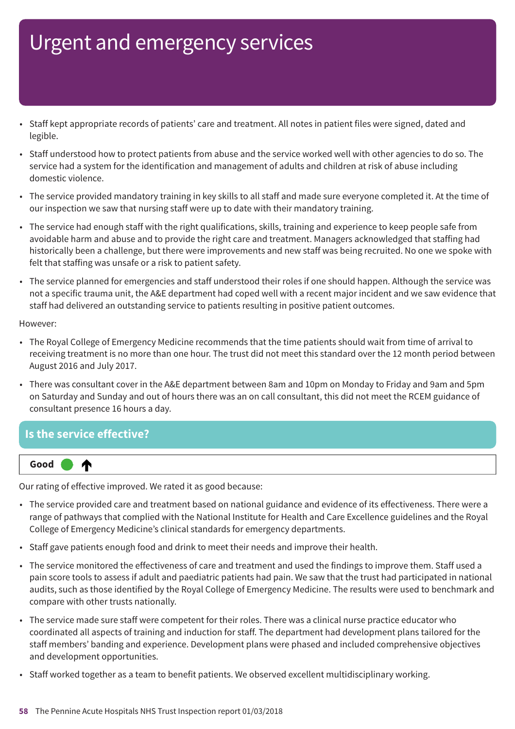# Urgent and emergency services

- Staff kept appropriate records of patients' care and treatment. All notes in patient files were signed, dated and legible.
- Staff understood how to protect patients from abuse and the service worked well with other agencies to do so. The service had a system for the identification and management of adults and children at risk of abuse including domestic violence.
- The service provided mandatory training in key skills to all staff and made sure everyone completed it. At the time of our inspection we saw that nursing staff were up to date with their mandatory training.
- The service had enough staff with the right qualifications, skills, training and experience to keep people safe from avoidable harm and abuse and to provide the right care and treatment. Managers acknowledged that staffing had historically been a challenge, but there were improvements and new staff was being recruited. No one we spoke with felt that staffing was unsafe or a risk to patient safety.
- The service planned for emergencies and staff understood their roles if one should happen. Although the service was not a specific trauma unit, the A&E department had coped well with a recent major incident and we saw evidence that staff had delivered an outstanding service to patients resulting in positive patient outcomes.

However:

- The Royal College of Emergency Medicine recommends that the time patients should wait from time of arrival to receiving treatment is no more than one hour. The trust did not meet this standard over the 12 month period between August 2016 and July 2017.
- There was consultant cover in the A&E department between 8am and 10pm on Monday to Friday and 9am and 5pm on Saturday and Sunday and out of hours there was an on call consultant, this did not meet the RCEM guidance of consultant presence 16 hours a day.

## Is the service effective?

**Good** ● ↑

Our rating of effective improved. We rated it as good because:

- The service provided care and treatment based on national guidance and evidence of its effectiveness. There were a range of pathways that complied with the National Institute for Health and Care Excellence guidelines and the Royal College of Emergency Medicine's clinical standards for emergency departments.
- Staff gave patients enough food and drink to meet their needs and improve their health.
- The service monitored the effectiveness of care and treatment and used the findings to improve them. Staff used a pain score tools to assess if adult and paediatric patients had pain. We saw that the trust had participated in national audits, such as those identified by the Royal College of Emergency Medicine. The results were used to benchmark and compare with other trusts nationally.
- The service made sure staff were competent for their roles. There was a clinical nurse practice educator who coordinated all aspects of training and induction for staff. The department had development plans tailored for the staff members' banding and experience. Development plans were phased and included comprehensive objectives and development opportunities.
- Staff worked together as a team to benefit patients. We observed excellent multidisciplinary working.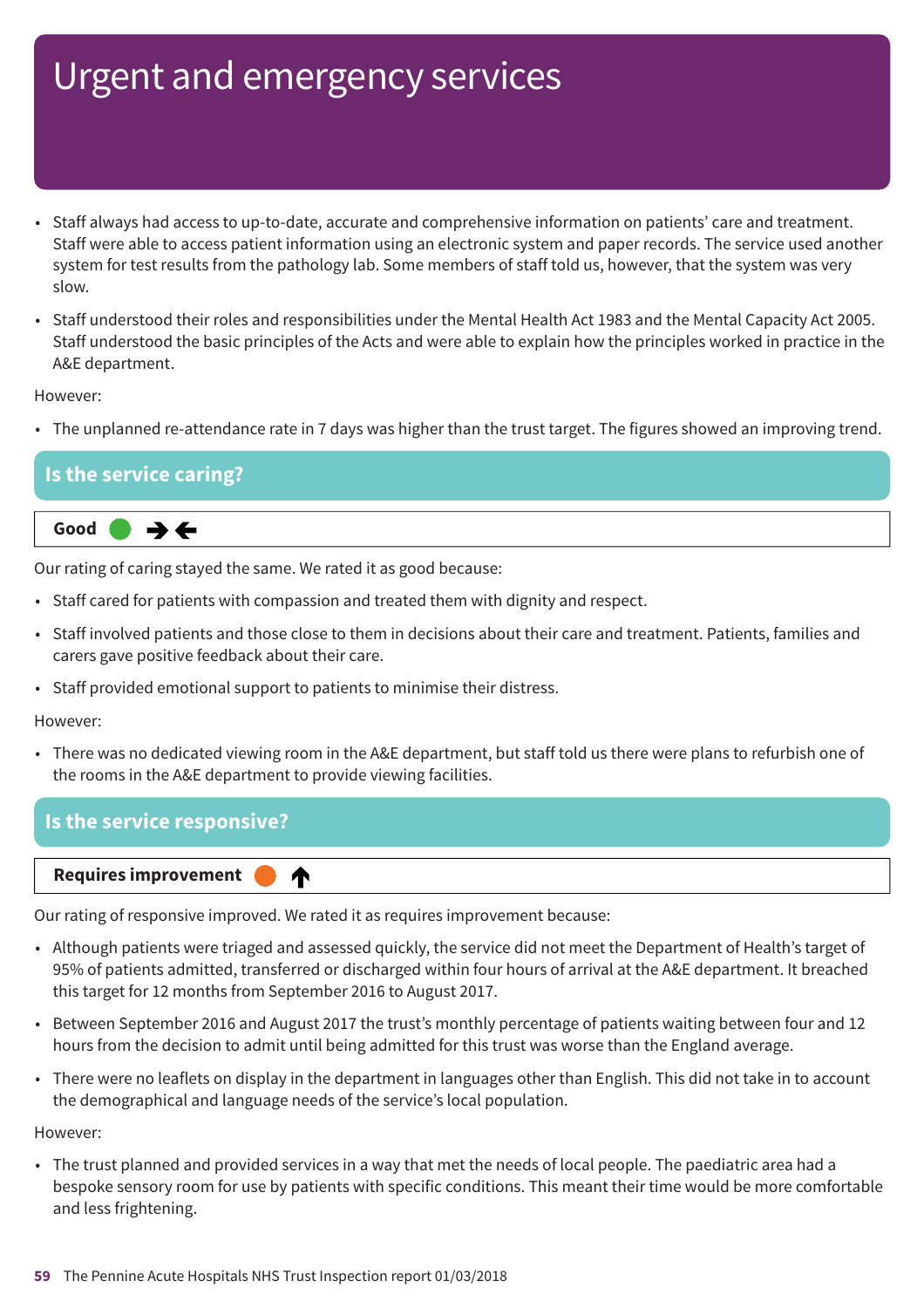# Urgent and emergency services

- Staff always had access to up-to-date, accurate and comprehensive information on patients' care and treatment. Staff were able to access patient information using an electronic system and paper records. The service used another system for test results from the pathology lab. Some members of staff told us, however, that the system was very slow.
- Staff understood their roles and responsibilities under the Mental Health Act 1983 and the Mental Capacity Act 2005. Staff understood the basic principles of the Acts and were able to explain how the principles worked in practice in the A&E department.

However:

- The unplanned re-attendance rate in 7 days was higher than the trust target. The figures showed an improving trend.

## Is the service caring?

**Good**

Our rating of caring stayed the same. We rated it as good because:

- Staff cared for patients with compassion and treated them with dignity and respect.
- Staff involved patients and those close to them in decisions about their care and treatment. Patients, families and carers gave positive feedback about their care.
- Staff provided emotional support to patients to minimise their distress.

However:

- There was no dedicated viewing room in the A&E department, but staff told us there were plans to refurbish one of the rooms in the A&E department to provide viewing facilities.

## Is the service responsive?

**Requires improvement**

Our rating of responsive improved. We rated it as requires improvement because:

- Although patients were triaged and assessed quickly, the service did not meet the Department of Health's target of 95% of patients admitted, transferred or discharged within four hours of arrival at the A&E department. It breached this target for 12 months from September 2016 to August 2017.
- Between September 2016 and August 2017 the trust's monthly percentage of patients waiting between four and 12 hours from the decision to admit until being admitted for this trust was worse than the England average.
- There were no leaflets on display in the department in languages other than English. This did not take in to account the demographical and language needs of the service's local population.

However:

- The trust planned and provided services in a way that met the needs of local people. The paediatric area had a bespoke sensory room for use by patients with specific conditions. This meant their time would be more comfortable and less frightening.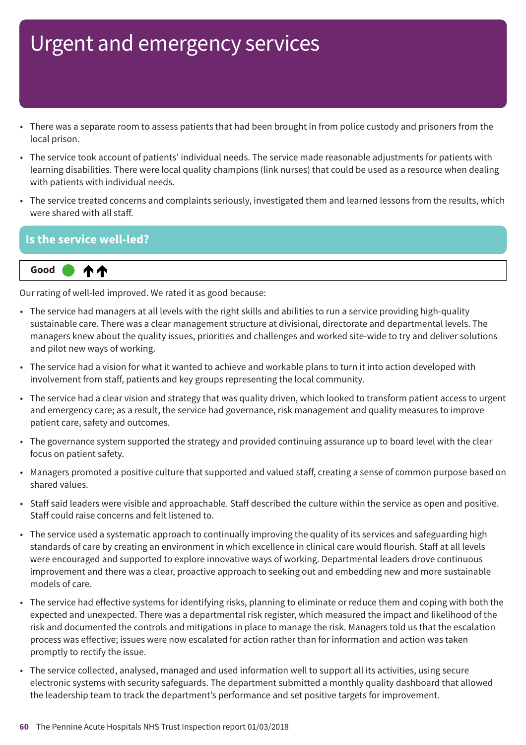# Urgent and emergency services

- There was a separate room to assess patients that had been brought in from police custody and prisoners from the local prison.
- The service took account of patients' individual needs. The service made reasonable adjustments for patients with learning disabilities. There were local quality champions (link nurses) that could be used as a resource when dealing with patients with individual needs.
- The service treated concerns and complaints seriously, investigated them and learned lessons from the results, which were shared with all staff.

## Is the service well-led?

**Good** ●↑↑

Our rating of well-led improved. We rated it as good because:

- The service had managers at all levels with the right skills and abilities to run a service providing high-quality sustainable care. There was a clear management structure at divisional, directorate and departmental levels. The managers knew about the quality issues, priorities and challenges and worked site-wide to try and deliver solutions and pilot new ways of working.
- The service had a vision for what it wanted to achieve and workable plans to turn it into action developed with involvement from staff, patients and key groups representing the local community.
- The service had a clear vision and strategy that was quality driven, which looked to transform patient access to urgent and emergency care; as a result, the service had governance, risk management and quality measures to improve patient care, safety and outcomes.
- The governance system supported the strategy and provided continuing assurance up to board level with the clear focus on patient safety.
- Managers promoted a positive culture that supported and valued staff, creating a sense of common purpose based on shared values.
- Staff said leaders were visible and approachable. Staff described the culture within the service as open and positive. Staff could raise concerns and felt listened to.
- The service used a systematic approach to continually improving the quality of its services and safeguarding high standards of care by creating an environment in which excellence in clinical care would flourish. Staff at all levels were encouraged and supported to explore innovative ways of working. Departmental leaders drove continuous improvement and there was a clear, proactive approach to seeking out and embedding new and more sustainable models of care.
- The service had effective systems for identifying risks, planning to eliminate or reduce them and coping with both the expected and unexpected. There was a departmental risk register, which measured the impact and likelihood of the risk and documented the controls and mitigations in place to manage the risk. Managers told us that the escalation process was effective; issues were now escalated for action rather than for information and action was taken promptly to rectify the issue.
- The service collected, analysed, managed and used information well to support all its activities, using secure electronic systems with security safeguards. The department submitted a monthly quality dashboard that allowed the leadership team to track the department's performance and set positive targets for improvement.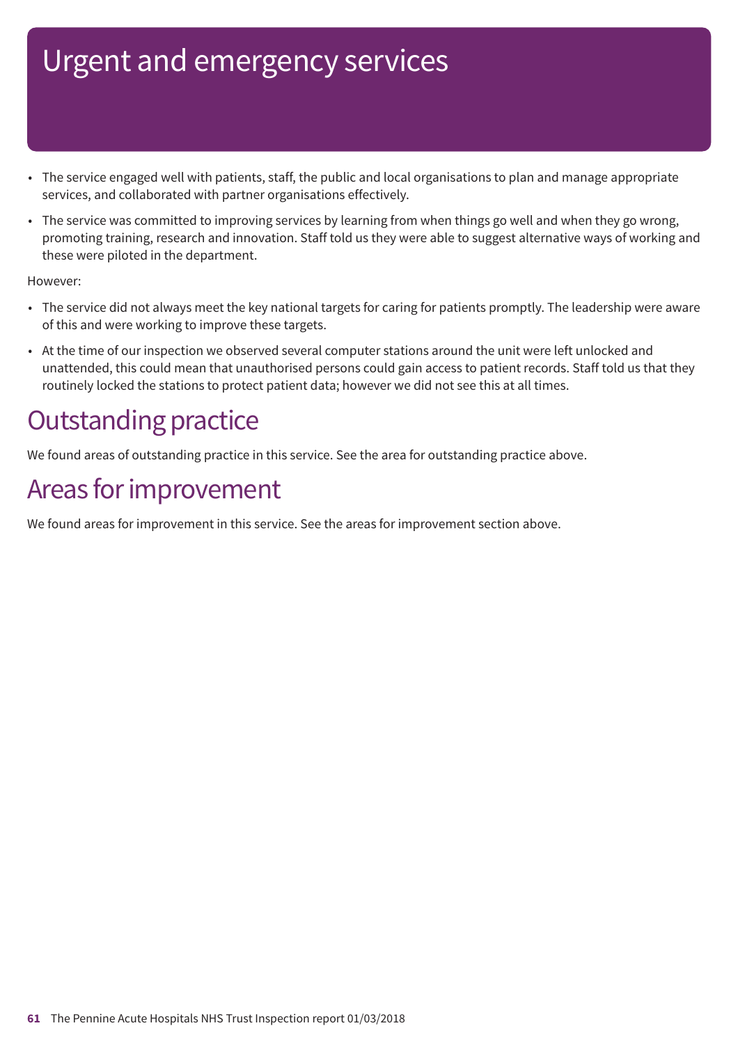# Urgent and emergency services

- The service engaged well with patients, staff, the public and local organisations to plan and manage appropriate services, and collaborated with partner organisations effectively.
- The service was committed to improving services by learning from when things go well and when they go wrong, promoting training, research and innovation. Staff told us they were able to suggest alternative ways of working and these were piloted in the department.

However:

- The service did not always meet the key national targets for caring for patients promptly. The leadership were aware of this and were working to improve these targets.
- At the time of our inspection we observed several computer stations around the unit were left unlocked and unattended, this could mean that unauthorised persons could gain access to patient records. Staff told us that they routinely locked the stations to protect patient data; however we did not see this at all times.

## Outstanding practice

We found areas of outstanding practice in this service. See the area for outstanding practice above.

## Areas for improvement

We found areas for improvement in this service. See the areas for improvement section above.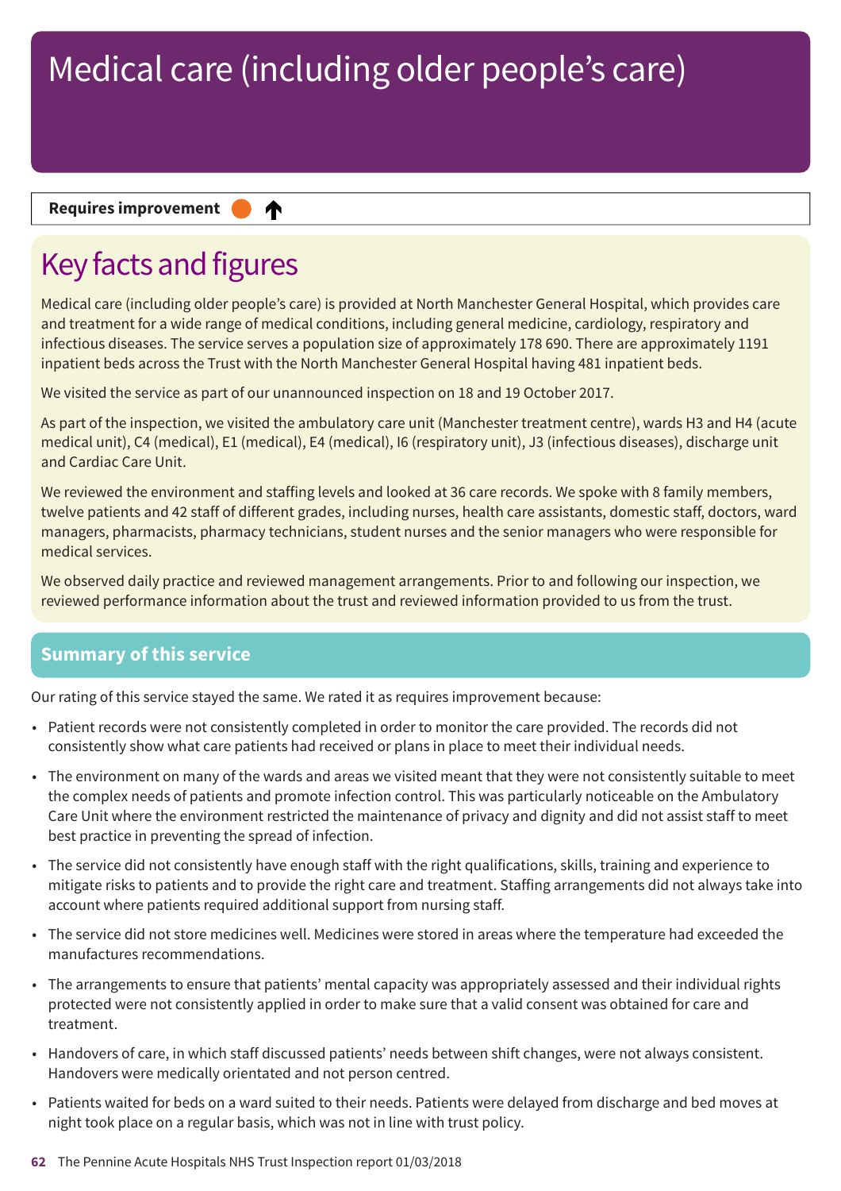# Medical care (including older people's care)

**Requires improvement** ● ↑

## Key facts and figures

Medical care (including older people's care) is provided at North Manchester General Hospital, which provides care and treatment for a wide range of medical conditions, including general medicine, cardiology, respiratory and infectious diseases. The service serves a population size of approximately 178 690. There are approximately 1191 inpatient beds across the Trust with the North Manchester General Hospital having 481 inpatient beds.

We visited the service as part of our unannounced inspection on 18 and 19 October 2017.

As part of the inspection, we visited the ambulatory care unit (Manchester treatment centre), wards H3 and H4 (acute medical unit), C4 (medical), E1 (medical), E4 (medical), I6 (respiratory unit), J3 (infectious diseases), discharge unit and Cardiac Care Unit.

We reviewed the environment and staffing levels and looked at 36 care records. We spoke with 8 family members, twelve patients and 42 staff of different grades, including nurses, health care assistants, domestic staff, doctors, ward managers, pharmacists, pharmacy technicians, student nurses and the senior managers who were responsible for medical services.

We observed daily practice and reviewed management arrangements. Prior to and following our inspection, we reviewed performance information about the trust and reviewed information provided to us from the trust.

### Summary of this service

Our rating of this service stayed the same. We rated it as requires improvement because:

- Patient records were not consistently completed in order to monitor the care provided. The records did not consistently show what care patients had received or plans in place to meet their individual needs.
- The environment on many of the wards and areas we visited meant that they were not consistently suitable to meet the complex needs of patients and promote infection control. This was particularly noticeable on the Ambulatory Care Unit where the environment restricted the maintenance of privacy and dignity and did not assist staff to meet best practice in preventing the spread of infection.
- The service did not consistently have enough staff with the right qualifications, skills, training and experience to mitigate risks to patients and to provide the right care and treatment. Staffing arrangements did not always take into account where patients required additional support from nursing staff.
- The service did not store medicines well. Medicines were stored in areas where the temperature had exceeded the manufactures recommendations.
- The arrangements to ensure that patients' mental capacity was appropriately assessed and their individual rights protected were not consistently applied in order to make sure that a valid consent was obtained for care and treatment.
- Handovers of care, in which staff discussed patients' needs between shift changes, were not always consistent. Handovers were medically orientated and not person centred.
- Patients waited for beds on a ward suited to their needs. Patients were delayed from discharge and bed moves at night took place on a regular basis, which was not in line with trust policy.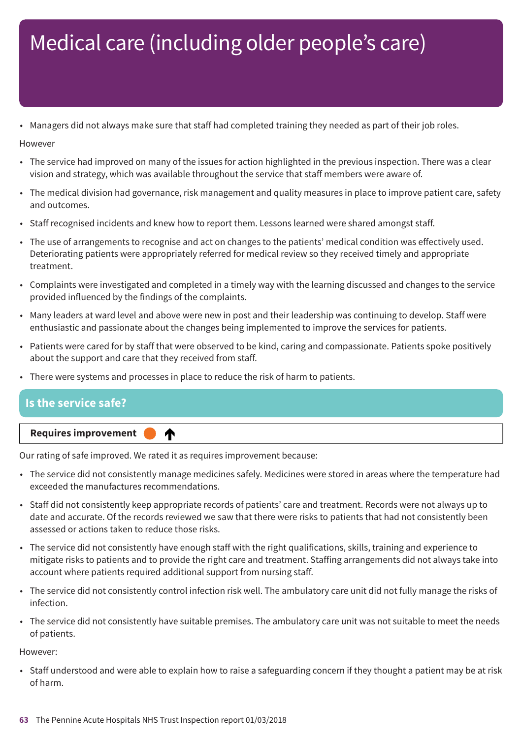# Medical care (including older people's care)

- Managers did not always make sure that staff had completed training they needed as part of their job roles.

However

- The service had improved on many of the issues for action highlighted in the previous inspection. There was a clear vision and strategy, which was available throughout the service that staff members were aware of.
- The medical division had governance, risk management and quality measures in place to improve patient care, safety and outcomes.
- Staff recognised incidents and knew how to report them. Lessons learned were shared amongst staff.
- The use of arrangements to recognise and act on changes to the patients' medical condition was effectively used. Deteriorating patients were appropriately referred for medical review so they received timely and appropriate treatment.
- Complaints were investigated and completed in a timely way with the learning discussed and changes to the service provided influenced by the findings of the complaints.
- Many leaders at ward level and above were new in post and their leadership was continuing to develop. Staff were enthusiastic and passionate about the changes being implemented to improve the services for patients.
- Patients were cared for by staff that were observed to be kind, caring and compassionate. Patients spoke positively about the support and care that they received from staff.
- There were systems and processes in place to reduce the risk of harm to patients.

## Is the service safe?

**Requires improvement** ↑

Our rating of safe improved. We rated it as requires improvement because:

- The service did not consistently manage medicines safely. Medicines were stored in areas where the temperature had exceeded the manufactures recommendations.
- Staff did not consistently keep appropriate records of patients' care and treatment. Records were not always up to date and accurate. Of the records reviewed we saw that there were risks to patients that had not consistently been assessed or actions taken to reduce those risks.
- The service did not consistently have enough staff with the right qualifications, skills, training and experience to mitigate risks to patients and to provide the right care and treatment. Staffing arrangements did not always take into account where patients required additional support from nursing staff.
- The service did not consistently control infection risk well. The ambulatory care unit did not fully manage the risks of infection.
- The service did not consistently have suitable premises. The ambulatory care unit was not suitable to meet the needs of patients.

However:

- Staff understood and were able to explain how to raise a safeguarding concern if they thought a patient may be at risk of harm.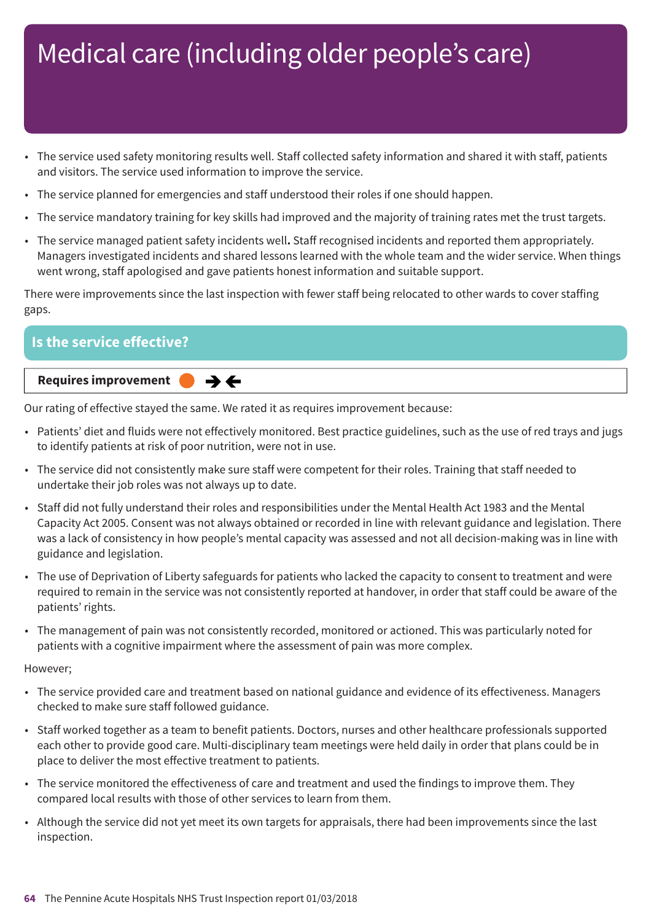# Medical care (including older people's care)

- The service used safety monitoring results well. Staff collected safety information and shared it with staff, patients and visitors. The service used information to improve the service.
- The service planned for emergencies and staff understood their roles if one should happen.
- The service mandatory training for key skills had improved and the majority of training rates met the trust targets.
- The service managed patient safety incidents well**.** Staff recognised incidents and reported them appropriately. Managers investigated incidents and shared lessons learned with the whole team and the wider service. When things went wrong, staff apologised and gave patients honest information and suitable support.

There were improvements since the last inspection with fewer staff being relocated to other wards to cover staffing gaps.

## Is the service effective?

**Requires improvement** ➔🡐

Our rating of effective stayed the same. We rated it as requires improvement because:

- Patients' diet and fluids were not effectively monitored. Best practice guidelines, such as the use of red trays and jugs to identify patients at risk of poor nutrition, were not in use.
- The service did not consistently make sure staff were competent for their roles. Training that staff needed to undertake their job roles was not always up to date.
- Staff did not fully understand their roles and responsibilities under the Mental Health Act 1983 and the Mental Capacity Act 2005. Consent was not always obtained or recorded in line with relevant guidance and legislation. There was a lack of consistency in how people's mental capacity was assessed and not all decision-making was in line with guidance and legislation.
- The use of Deprivation of Liberty safeguards for patients who lacked the capacity to consent to treatment and were required to remain in the service was not consistently reported at handover, in order that staff could be aware of the patients' rights.
- The management of pain was not consistently recorded, monitored or actioned. This was particularly noted for patients with a cognitive impairment where the assessment of pain was more complex.

However;

- The service provided care and treatment based on national guidance and evidence of its effectiveness. Managers checked to make sure staff followed guidance.
- Staff worked together as a team to benefit patients. Doctors, nurses and other healthcare professionals supported each other to provide good care. Multi-disciplinary team meetings were held daily in order that plans could be in place to deliver the most effective treatment to patients.
- The service monitored the effectiveness of care and treatment and used the findings to improve them. They compared local results with those of other services to learn from them.
- Although the service did not yet meet its own targets for appraisals, there had been improvements since the last inspection.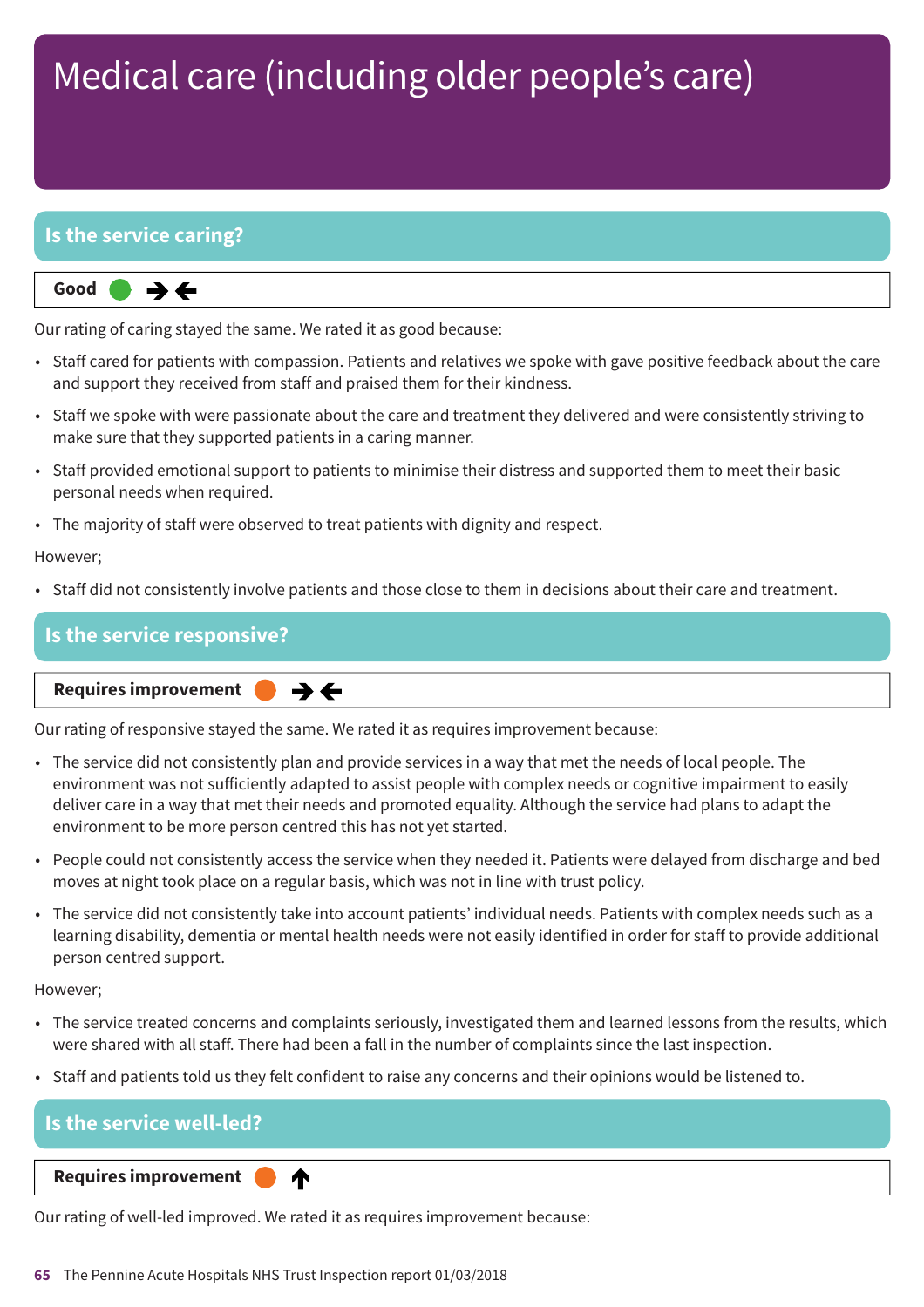# Medical care (including older people's care)

## Is the service caring?

**Good** ● →←

Our rating of caring stayed the same. We rated it as good because:

- Staff cared for patients with compassion. Patients and relatives we spoke with gave positive feedback about the care and support they received from staff and praised them for their kindness.
- Staff we spoke with were passionate about the care and treatment they delivered and were consistently striving to make sure that they supported patients in a caring manner.
- Staff provided emotional support to patients to minimise their distress and supported them to meet their basic personal needs when required.
- The majority of staff were observed to treat patients with dignity and respect.

However;

- Staff did not consistently involve patients and those close to them in decisions about their care and treatment.

## Is the service responsive?

**Requires improvement** ● →←

Our rating of responsive stayed the same. We rated it as requires improvement because:

- The service did not consistently plan and provide services in a way that met the needs of local people. The environment was not sufficiently adapted to assist people with complex needs or cognitive impairment to easily deliver care in a way that met their needs and promoted equality. Although the service had plans to adapt the environment to be more person centred this has not yet started.
- People could not consistently access the service when they needed it. Patients were delayed from discharge and bed moves at night took place on a regular basis, which was not in line with trust policy.
- The service did not consistently take into account patients' individual needs. Patients with complex needs such as a learning disability, dementia or mental health needs were not easily identified in order for staff to provide additional person centred support.

However;

- The service treated concerns and complaints seriously, investigated them and learned lessons from the results, which were shared with all staff. There had been a fall in the number of complaints since the last inspection.
- Staff and patients told us they felt confident to raise any concerns and their opinions would be listened to.

## Is the service well-led?

**Requires improvement** ● ↑

Our rating of well-led improved. We rated it as requires improvement because: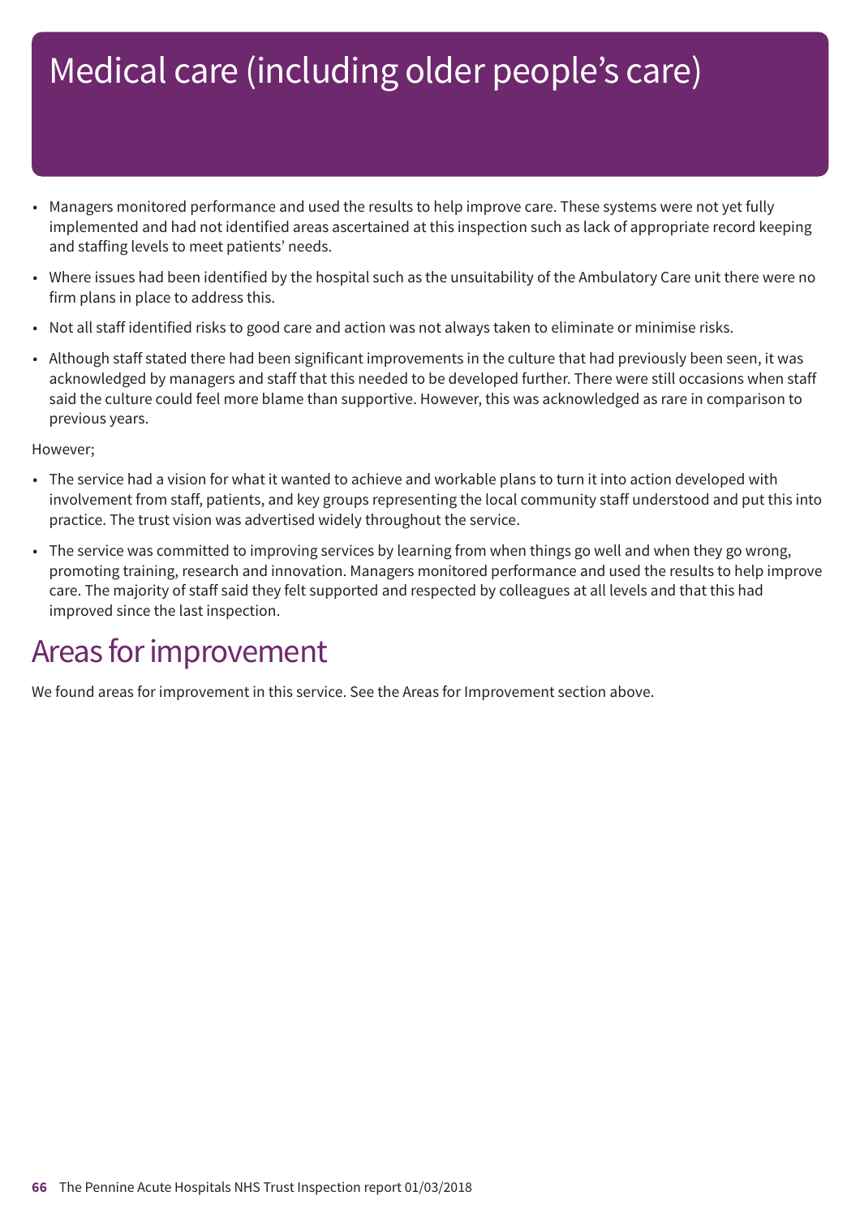# Medical care (including older people's care)

- Managers monitored performance and used the results to help improve care. These systems were not yet fully implemented and had not identified areas ascertained at this inspection such as lack of appropriate record keeping and staffing levels to meet patients' needs.
- Where issues had been identified by the hospital such as the unsuitability of the Ambulatory Care unit there were no firm plans in place to address this.
- Not all staff identified risks to good care and action was not always taken to eliminate or minimise risks.
- Although staff stated there had been significant improvements in the culture that had previously been seen, it was acknowledged by managers and staff that this needed to be developed further. There were still occasions when staff said the culture could feel more blame than supportive. However, this was acknowledged as rare in comparison to previous years.

However;

- The service had a vision for what it wanted to achieve and workable plans to turn it into action developed with involvement from staff, patients, and key groups representing the local community staff understood and put this into practice. The trust vision was advertised widely throughout the service.
- The service was committed to improving services by learning from when things go well and when they go wrong, promoting training, research and innovation. Managers monitored performance and used the results to help improve care. The majority of staff said they felt supported and respected by colleagues at all levels and that this had improved since the last inspection.

## Areas for improvement

We found areas for improvement in this service. See the Areas for Improvement section above.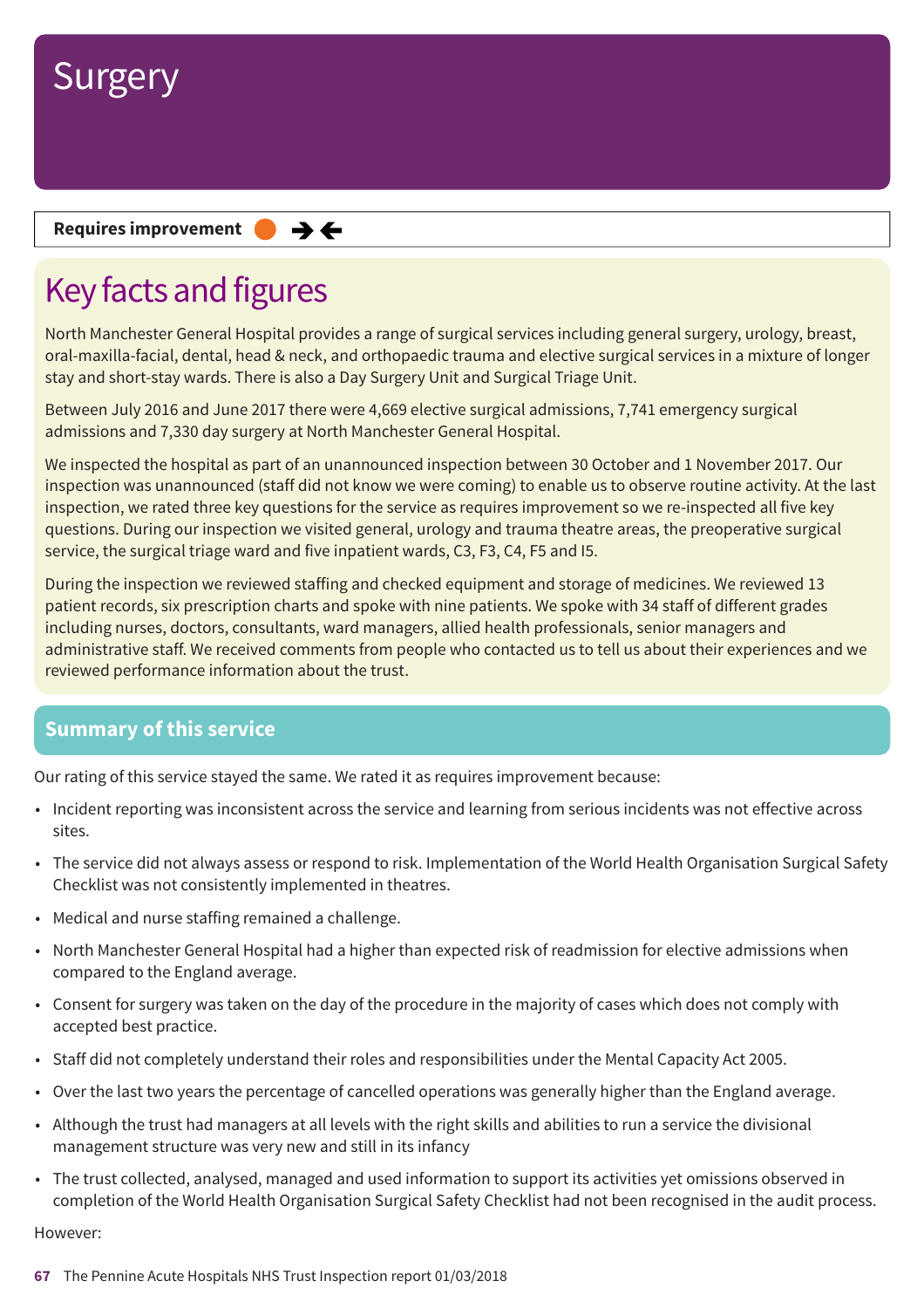# Surgery

**Requires improvement** ● ➔⬅

## Key facts and figures

North Manchester General Hospital provides a range of surgical services including general surgery, urology, breast, oral-maxilla-facial, dental, head & neck, and orthopaedic trauma and elective surgical services in a mixture of longer stay and short-stay wards. There is also a Day Surgery Unit and Surgical Triage Unit.

Between July 2016 and June 2017 there were 4,669 elective surgical admissions, 7,741 emergency surgical admissions and 7,330 day surgery at North Manchester General Hospital.

We inspected the hospital as part of an unannounced inspection between 30 October and 1 November 2017. Our inspection was unannounced (staff did not know we were coming) to enable us to observe routine activity. At the last inspection, we rated three key questions for the service as requires improvement so we re-inspected all five key questions. During our inspection we visited general, urology and trauma theatre areas, the preoperative surgical service, the surgical triage ward and five inpatient wards, C3, F3, C4, F5 and I5.

During the inspection we reviewed staffing and checked equipment and storage of medicines. We reviewed 13 patient records, six prescription charts and spoke with nine patients. We spoke with 34 staff of different grades including nurses, doctors, consultants, ward managers, allied health professionals, senior managers and administrative staff. We received comments from people who contacted us to tell us about their experiences and we reviewed performance information about the trust.

## Summary of this service

Our rating of this service stayed the same. We rated it as requires improvement because:

- Incident reporting was inconsistent across the service and learning from serious incidents was not effective across sites.
- The service did not always assess or respond to risk. Implementation of the World Health Organisation Surgical Safety Checklist was not consistently implemented in theatres.
- Medical and nurse staffing remained a challenge.
- North Manchester General Hospital had a higher than expected risk of readmission for elective admissions when compared to the England average.
- Consent for surgery was taken on the day of the procedure in the majority of cases which does not comply with accepted best practice.
- Staff did not completely understand their roles and responsibilities under the Mental Capacity Act 2005.
- Over the last two years the percentage of cancelled operations was generally higher than the England average.
- Although the trust had managers at all levels with the right skills and abilities to run a service the divisional management structure was very new and still in its infancy
- The trust collected, analysed, managed and used information to support its activities yet omissions observed in completion of the World Health Organisation Surgical Safety Checklist had not been recognised in the audit process.

However: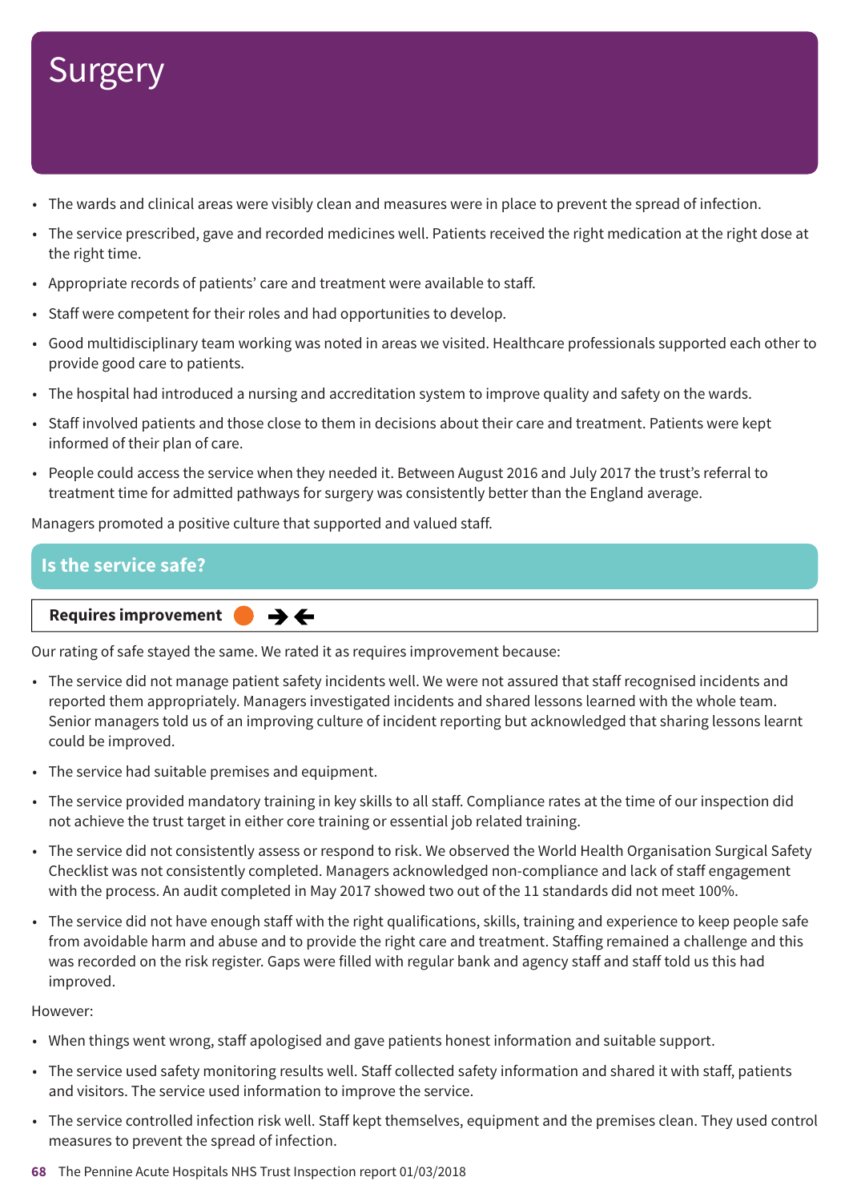# Surgery

- The wards and clinical areas were visibly clean and measures were in place to prevent the spread of infection.
- The service prescribed, gave and recorded medicines well. Patients received the right medication at the right dose at the right time.
- Appropriate records of patients' care and treatment were available to staff.
- Staff were competent for their roles and had opportunities to develop.
- Good multidisciplinary team working was noted in areas we visited. Healthcare professionals supported each other to provide good care to patients.
- The hospital had introduced a nursing and accreditation system to improve quality and safety on the wards.
- Staff involved patients and those close to them in decisions about their care and treatment. Patients were kept informed of their plan of care.
- People could access the service when they needed it. Between August 2016 and July 2017 the trust's referral to treatment time for admitted pathways for surgery was consistently better than the England average.

Managers promoted a positive culture that supported and valued staff.

## Is the service safe?

**Requires improvement** ➔←

Our rating of safe stayed the same. We rated it as requires improvement because:

- The service did not manage patient safety incidents well. We were not assured that staff recognised incidents and reported them appropriately. Managers investigated incidents and shared lessons learned with the whole team. Senior managers told us of an improving culture of incident reporting but acknowledged that sharing lessons learnt could be improved.
- The service had suitable premises and equipment.
- The service provided mandatory training in key skills to all staff. Compliance rates at the time of our inspection did not achieve the trust target in either core training or essential job related training.
- The service did not consistently assess or respond to risk. We observed the World Health Organisation Surgical Safety Checklist was not consistently completed. Managers acknowledged non-compliance and lack of staff engagement with the process. An audit completed in May 2017 showed two out of the 11 standards did not meet 100%.
- The service did not have enough staff with the right qualifications, skills, training and experience to keep people safe from avoidable harm and abuse and to provide the right care and treatment. Staffing remained a challenge and this was recorded on the risk register. Gaps were filled with regular bank and agency staff and staff told us this had improved.

However:

- When things went wrong, staff apologised and gave patients honest information and suitable support.
- The service used safety monitoring results well. Staff collected safety information and shared it with staff, patients and visitors. The service used information to improve the service.
- The service controlled infection risk well. Staff kept themselves, equipment and the premises clean. They used control measures to prevent the spread of infection.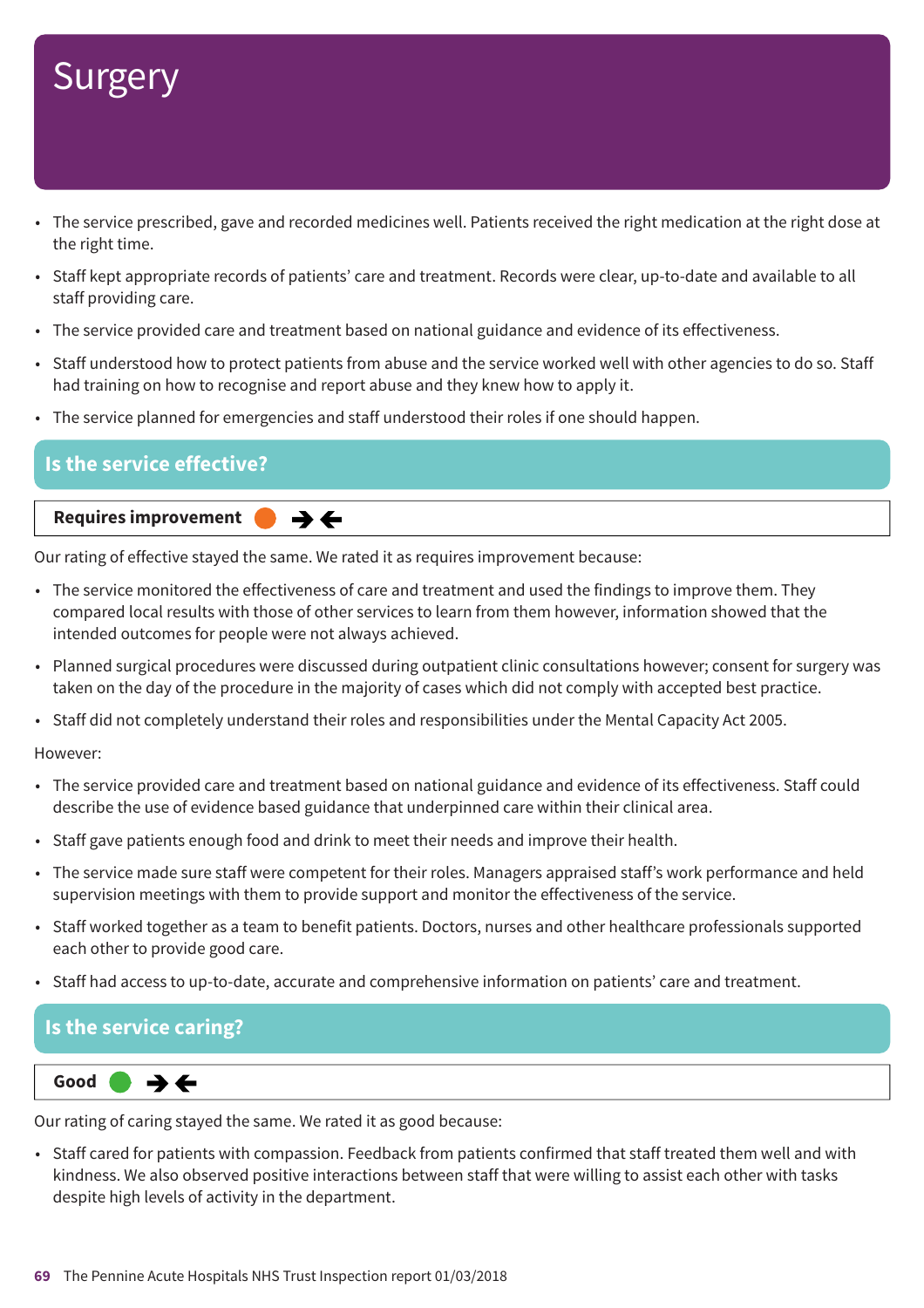# Surgery

- The service prescribed, gave and recorded medicines well. Patients received the right medication at the right dose at the right time.
- Staff kept appropriate records of patients' care and treatment. Records were clear, up-to-date and available to all staff providing care.
- The service provided care and treatment based on national guidance and evidence of its effectiveness.
- Staff understood how to protect patients from abuse and the service worked well with other agencies to do so. Staff had training on how to recognise and report abuse and they knew how to apply it.
- The service planned for emergencies and staff understood their roles if one should happen.

## Is the service effective?

**Requires improvement** ➔🡐

Our rating of effective stayed the same. We rated it as requires improvement because:

- The service monitored the effectiveness of care and treatment and used the findings to improve them. They compared local results with those of other services to learn from them however, information showed that the intended outcomes for people were not always achieved.
- Planned surgical procedures were discussed during outpatient clinic consultations however; consent for surgery was taken on the day of the procedure in the majority of cases which did not comply with accepted best practice.
- Staff did not completely understand their roles and responsibilities under the Mental Capacity Act 2005.

However:

- The service provided care and treatment based on national guidance and evidence of its effectiveness. Staff could describe the use of evidence based guidance that underpinned care within their clinical area.
- Staff gave patients enough food and drink to meet their needs and improve their health.
- The service made sure staff were competent for their roles. Managers appraised staff's work performance and held supervision meetings with them to provide support and monitor the effectiveness of the service.
- Staff worked together as a team to benefit patients. Doctors, nurses and other healthcare professionals supported each other to provide good care.
- Staff had access to up-to-date, accurate and comprehensive information on patients' care and treatment.

## Is the service caring?

**Good** ➔🡐

Our rating of caring stayed the same. We rated it as good because:

- Staff cared for patients with compassion. Feedback from patients confirmed that staff treated them well and with kindness. We also observed positive interactions between staff that were willing to assist each other with tasks despite high levels of activity in the department.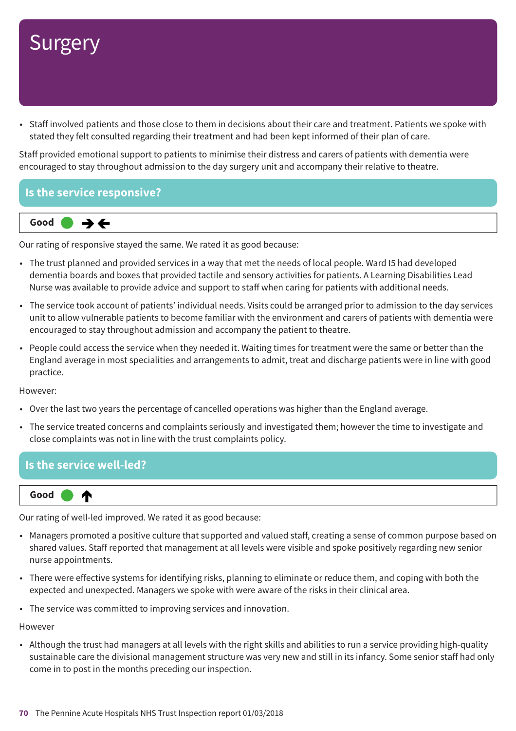# Surgery

- Staff involved patients and those close to them in decisions about their care and treatment. Patients we spoke with stated they felt consulted regarding their treatment and had been kept informed of their plan of care.

Staff provided emotional support to patients to minimise their distress and carers of patients with dementia were encouraged to stay throughout admission to the day surgery unit and accompany their relative to theatre.

## Is the service responsive?

**Good** ● →←

Our rating of responsive stayed the same. We rated it as good because:

- The trust planned and provided services in a way that met the needs of local people. Ward I5 had developed dementia boards and boxes that provided tactile and sensory activities for patients. A Learning Disabilities Lead Nurse was available to provide advice and support to staff when caring for patients with additional needs.
- The service took account of patients' individual needs. Visits could be arranged prior to admission to the day services unit to allow vulnerable patients to become familiar with the environment and carers of patients with dementia were encouraged to stay throughout admission and accompany the patient to theatre.
- People could access the service when they needed it. Waiting times for treatment were the same or better than the England average in most specialities and arrangements to admit, treat and discharge patients were in line with good practice.

However:

- Over the last two years the percentage of cancelled operations was higher than the England average.
- The service treated concerns and complaints seriously and investigated them; however the time to investigate and close complaints was not in line with the trust complaints policy.

## Is the service well-led?

**Good** ● ↑

Our rating of well-led improved. We rated it as good because:

- Managers promoted a positive culture that supported and valued staff, creating a sense of common purpose based on shared values. Staff reported that management at all levels were visible and spoke positively regarding new senior nurse appointments.
- There were effective systems for identifying risks, planning to eliminate or reduce them, and coping with both the expected and unexpected. Managers we spoke with were aware of the risks in their clinical area.
- The service was committed to improving services and innovation.

However

- Although the trust had managers at all levels with the right skills and abilities to run a service providing high-quality sustainable care the divisional management structure was very new and still in its infancy. Some senior staff had only come in to post in the months preceding our inspection.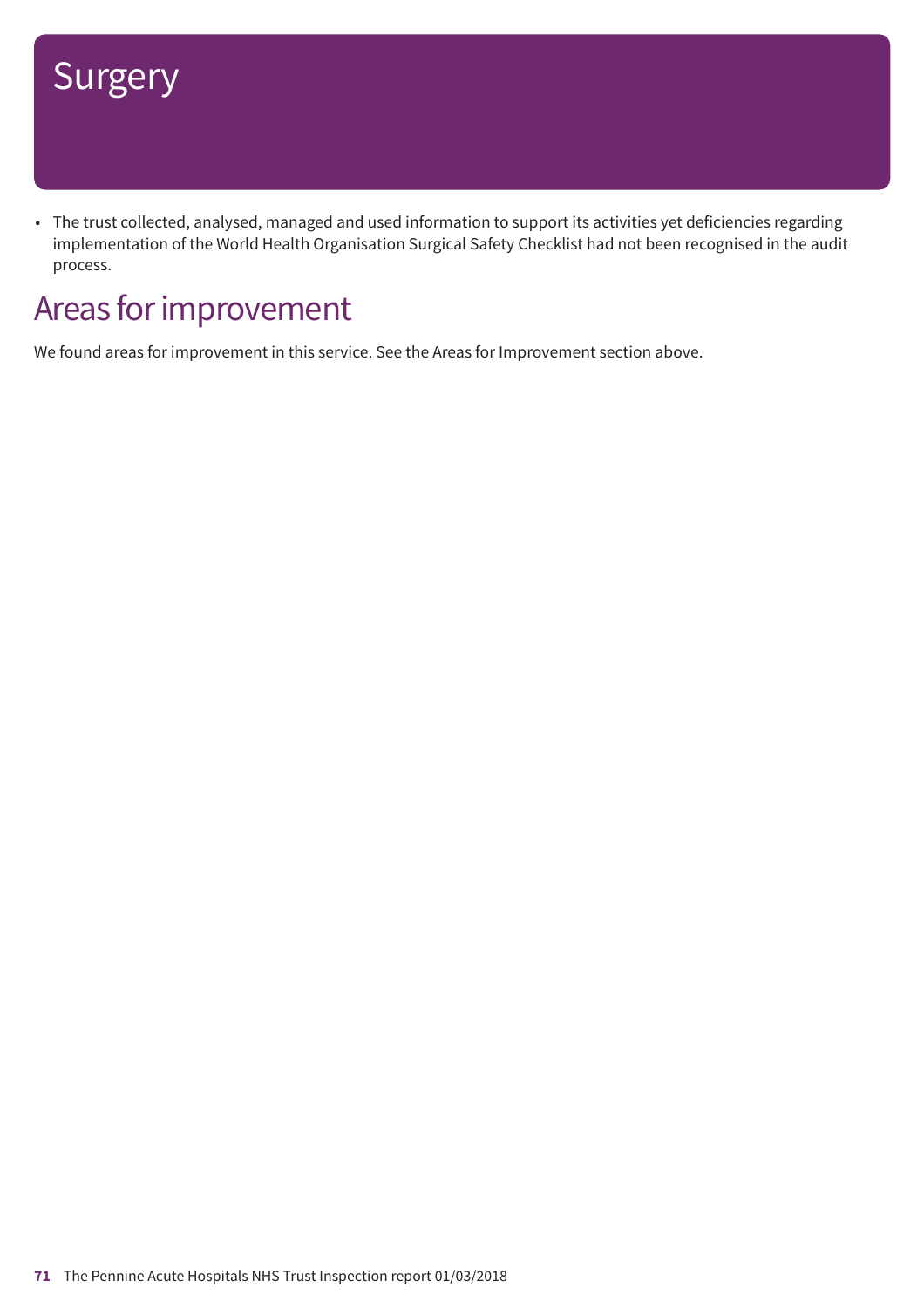# Surgery

- The trust collected, analysed, managed and used information to support its activities yet deficiencies regarding implementation of the World Health Organisation Surgical Safety Checklist had not been recognised in the audit process.

## Areas for improvement

We found areas for improvement in this service. See the Areas for Improvement section above.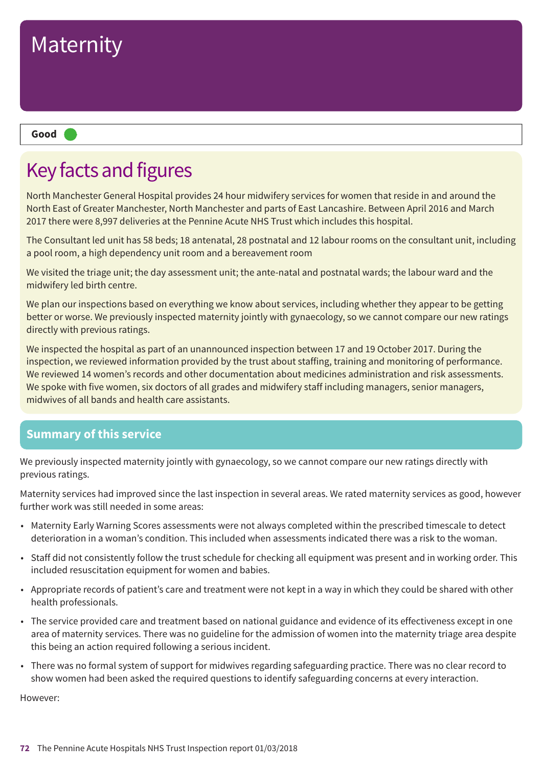# Maternity

**Good**

## Key facts and figures

North Manchester General Hospital provides 24 hour midwifery services for women that reside in and around the North East of Greater Manchester, North Manchester and parts of East Lancashire. Between April 2016 and March 2017 there were 8,997 deliveries at the Pennine Acute NHS Trust which includes this hospital.

The Consultant led unit has 58 beds; 18 antenatal, 28 postnatal and 12 labour rooms on the consultant unit, including a pool room, a high dependency unit room and a bereavement room

We visited the triage unit; the day assessment unit; the ante-natal and postnatal wards; the labour ward and the midwifery led birth centre.

We plan our inspections based on everything we know about services, including whether they appear to be getting better or worse. We previously inspected maternity jointly with gynaecology, so we cannot compare our new ratings directly with previous ratings.

We inspected the hospital as part of an unannounced inspection between 17 and 19 October 2017. During the inspection, we reviewed information provided by the trust about staffing, training and monitoring of performance. We reviewed 14 women's records and other documentation about medicines administration and risk assessments. We spoke with five women, six doctors of all grades and midwifery staff including managers, senior managers, midwives of all bands and health care assistants.

## Summary of this service

We previously inspected maternity jointly with gynaecology, so we cannot compare our new ratings directly with previous ratings.

Maternity services had improved since the last inspection in several areas. We rated maternity services as good, however further work was still needed in some areas:

- Maternity Early Warning Scores assessments were not always completed within the prescribed timescale to detect deterioration in a woman's condition. This included when assessments indicated there was a risk to the woman.
- Staff did not consistently follow the trust schedule for checking all equipment was present and in working order. This included resuscitation equipment for women and babies.
- Appropriate records of patient's care and treatment were not kept in a way in which they could be shared with other health professionals.
- The service provided care and treatment based on national guidance and evidence of its effectiveness except in one area of maternity services. There was no guideline for the admission of women into the maternity triage area despite this being an action required following a serious incident.
- There was no formal system of support for midwives regarding safeguarding practice. There was no clear record to show women had been asked the required questions to identify safeguarding concerns at every interaction.

However: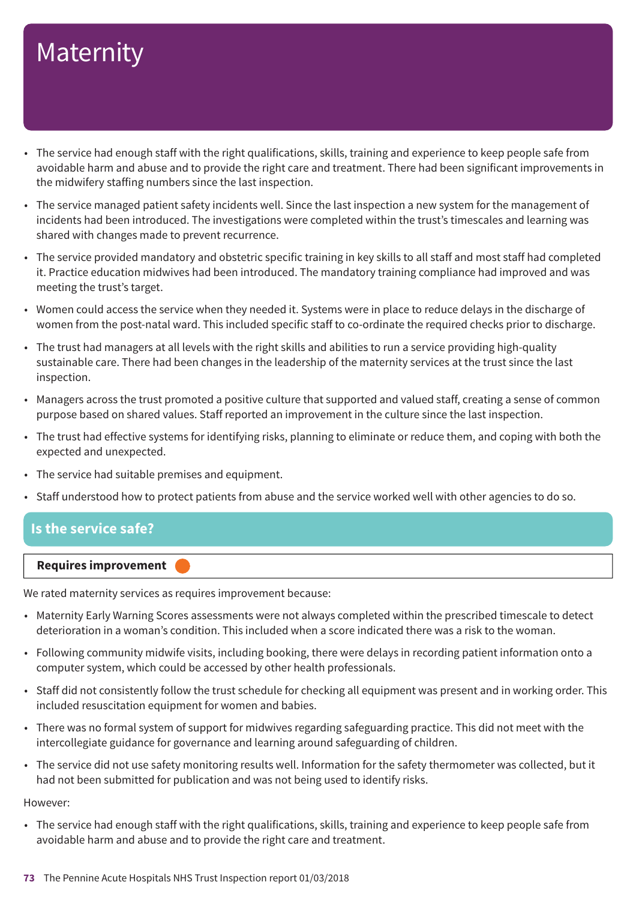# Maternity

- The service had enough staff with the right qualifications, skills, training and experience to keep people safe from avoidable harm and abuse and to provide the right care and treatment. There had been significant improvements in the midwifery staffing numbers since the last inspection.
- The service managed patient safety incidents well. Since the last inspection a new system for the management of incidents had been introduced. The investigations were completed within the trust's timescales and learning was shared with changes made to prevent recurrence.
- The service provided mandatory and obstetric specific training in key skills to all staff and most staff had completed it. Practice education midwives had been introduced. The mandatory training compliance had improved and was meeting the trust's target.
- Women could access the service when they needed it. Systems were in place to reduce delays in the discharge of women from the post-natal ward. This included specific staff to co-ordinate the required checks prior to discharge.
- The trust had managers at all levels with the right skills and abilities to run a service providing high-quality sustainable care. There had been changes in the leadership of the maternity services at the trust since the last inspection.
- Managers across the trust promoted a positive culture that supported and valued staff, creating a sense of common purpose based on shared values. Staff reported an improvement in the culture since the last inspection.
- The trust had effective systems for identifying risks, planning to eliminate or reduce them, and coping with both the expected and unexpected.
- The service had suitable premises and equipment.
- Staff understood how to protect patients from abuse and the service worked well with other agencies to do so.

## Is the service safe?

**Requires improvement**

We rated maternity services as requires improvement because:

- Maternity Early Warning Scores assessments were not always completed within the prescribed timescale to detect deterioration in a woman's condition. This included when a score indicated there was a risk to the woman.
- Following community midwife visits, including booking, there were delays in recording patient information onto a computer system, which could be accessed by other health professionals.
- Staff did not consistently follow the trust schedule for checking all equipment was present and in working order. This included resuscitation equipment for women and babies.
- There was no formal system of support for midwives regarding safeguarding practice. This did not meet with the intercollegiate guidance for governance and learning around safeguarding of children.
- The service did not use safety monitoring results well. Information for the safety thermometer was collected, but it had not been submitted for publication and was not being used to identify risks.

However:

- The service had enough staff with the right qualifications, skills, training and experience to keep people safe from avoidable harm and abuse and to provide the right care and treatment.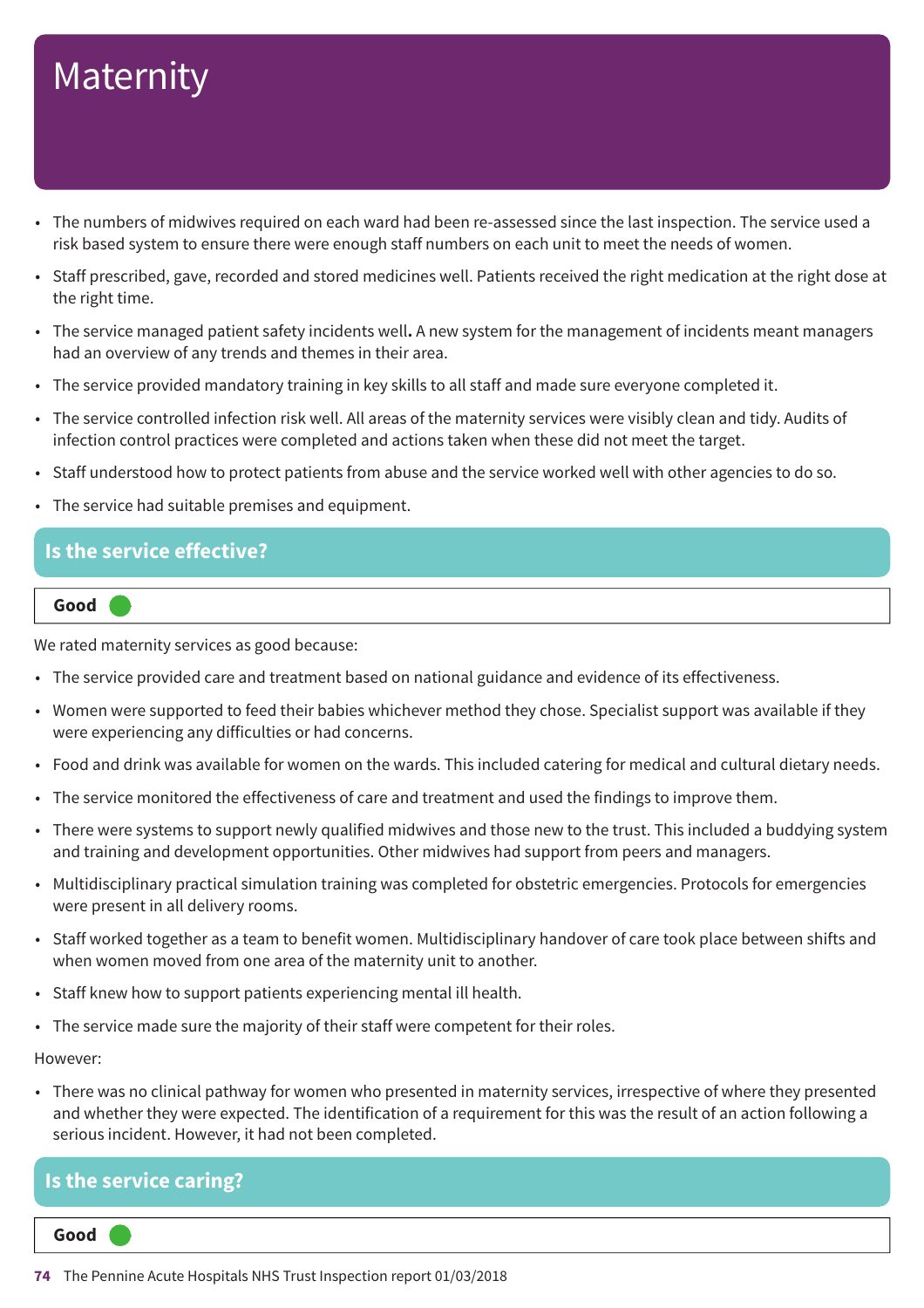# Maternity

- The numbers of midwives required on each ward had been re-assessed since the last inspection. The service used a risk based system to ensure there were enough staff numbers on each unit to meet the needs of women.
- Staff prescribed, gave, recorded and stored medicines well. Patients received the right medication at the right dose at the right time.
- The service managed patient safety incidents well**.** A new system for the management of incidents meant managers had an overview of any trends and themes in their area.
- The service provided mandatory training in key skills to all staff and made sure everyone completed it.
- The service controlled infection risk well. All areas of the maternity services were visibly clean and tidy. Audits of infection control practices were completed and actions taken when these did not meet the target.
- Staff understood how to protect patients from abuse and the service worked well with other agencies to do so.
- The service had suitable premises and equipment.

## Is the service effective?

**Good**

We rated maternity services as good because:

- The service provided care and treatment based on national guidance and evidence of its effectiveness.
- Women were supported to feed their babies whichever method they chose. Specialist support was available if they were experiencing any difficulties or had concerns.
- Food and drink was available for women on the wards. This included catering for medical and cultural dietary needs.
- The service monitored the effectiveness of care and treatment and used the findings to improve them.
- There were systems to support newly qualified midwives and those new to the trust. This included a buddying system and training and development opportunities. Other midwives had support from peers and managers.
- Multidisciplinary practical simulation training was completed for obstetric emergencies. Protocols for emergencies were present in all delivery rooms.
- Staff worked together as a team to benefit women. Multidisciplinary handover of care took place between shifts and when women moved from one area of the maternity unit to another.
- Staff knew how to support patients experiencing mental ill health.
- The service made sure the majority of their staff were competent for their roles.

However:

- There was no clinical pathway for women who presented in maternity services, irrespective of where they presented and whether they were expected. The identification of a requirement for this was the result of an action following a serious incident. However, it had not been completed.

## Is the service caring?

**Good**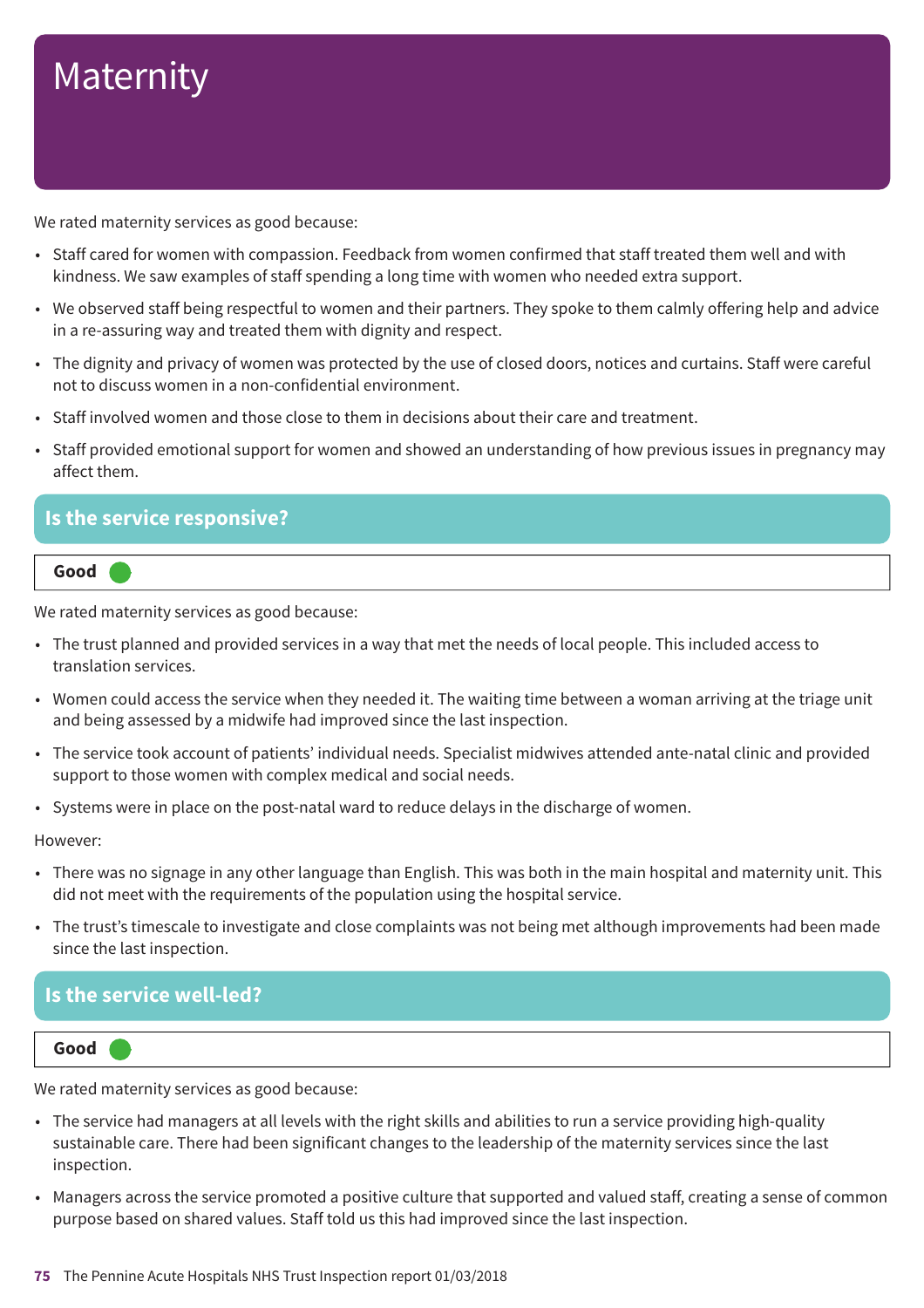# Maternity

We rated maternity services as good because:

- Staff cared for women with compassion. Feedback from women confirmed that staff treated them well and with kindness. We saw examples of staff spending a long time with women who needed extra support.
- We observed staff being respectful to women and their partners. They spoke to them calmly offering help and advice in a re-assuring way and treated them with dignity and respect.
- The dignity and privacy of women was protected by the use of closed doors, notices and curtains. Staff were careful not to discuss women in a non-confidential environment.
- Staff involved women and those close to them in decisions about their care and treatment.
- Staff provided emotional support for women and showed an understanding of how previous issues in pregnancy may affect them.

## Is the service responsive?

**Good**

We rated maternity services as good because:

- The trust planned and provided services in a way that met the needs of local people. This included access to translation services.
- Women could access the service when they needed it. The waiting time between a woman arriving at the triage unit and being assessed by a midwife had improved since the last inspection.
- The service took account of patients' individual needs. Specialist midwives attended ante-natal clinic and provided support to those women with complex medical and social needs.
- Systems were in place on the post-natal ward to reduce delays in the discharge of women.

However:

- There was no signage in any other language than English. This was both in the main hospital and maternity unit. This did not meet with the requirements of the population using the hospital service.
- The trust's timescale to investigate and close complaints was not being met although improvements had been made since the last inspection.

## Is the service well-led?

**Good**

We rated maternity services as good because:

- The service had managers at all levels with the right skills and abilities to run a service providing high-quality sustainable care. There had been significant changes to the leadership of the maternity services since the last inspection.
- Managers across the service promoted a positive culture that supported and valued staff, creating a sense of common purpose based on shared values. Staff told us this had improved since the last inspection.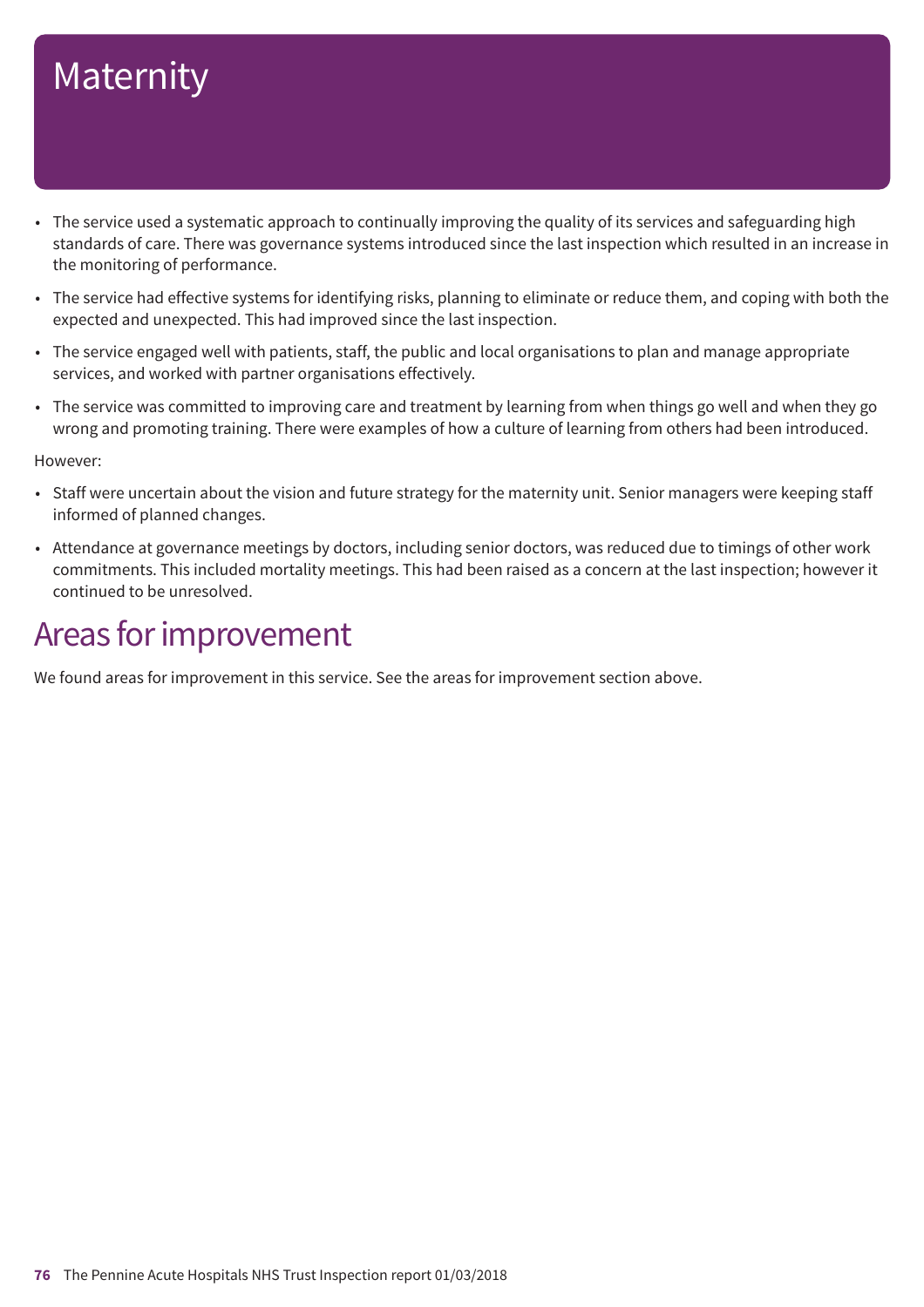# Maternity

- The service used a systematic approach to continually improving the quality of its services and safeguarding high standards of care. There was governance systems introduced since the last inspection which resulted in an increase in the monitoring of performance.
- The service had effective systems for identifying risks, planning to eliminate or reduce them, and coping with both the expected and unexpected. This had improved since the last inspection.
- The service engaged well with patients, staff, the public and local organisations to plan and manage appropriate services, and worked with partner organisations effectively.
- The service was committed to improving care and treatment by learning from when things go well and when they go wrong and promoting training. There were examples of how a culture of learning from others had been introduced.

However:

- Staff were uncertain about the vision and future strategy for the maternity unit. Senior managers were keeping staff informed of planned changes.
- Attendance at governance meetings by doctors, including senior doctors, was reduced due to timings of other work commitments. This included mortality meetings. This had been raised as a concern at the last inspection; however it continued to be unresolved.

## Areas for improvement

We found areas for improvement in this service. See the areas for improvement section above.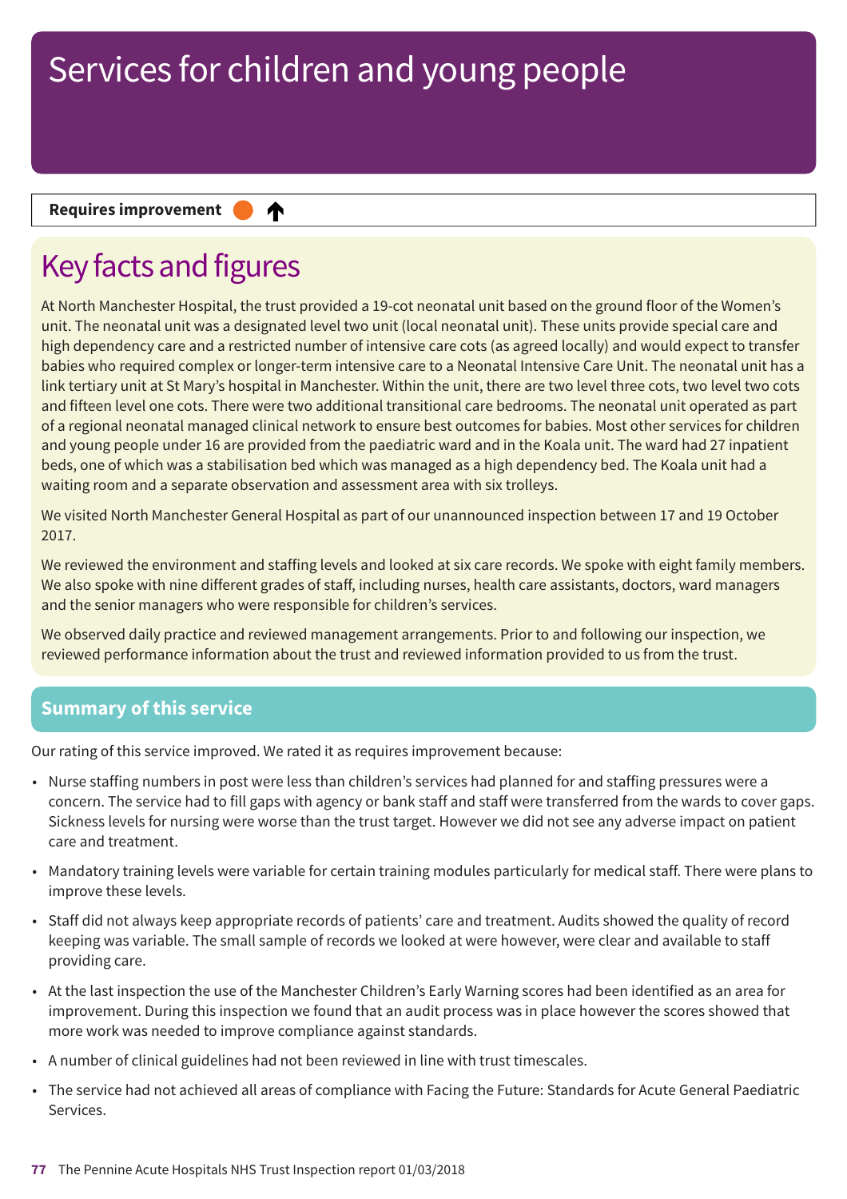# Services for children and young people

**Requires improvement** ● ↑

## Key facts and figures

At North Manchester Hospital, the trust provided a 19-cot neonatal unit based on the ground floor of the Women's unit. The neonatal unit was a designated level two unit (local neonatal unit). These units provide special care and high dependency care and a restricted number of intensive care cots (as agreed locally) and would expect to transfer babies who required complex or longer-term intensive care to a Neonatal Intensive Care Unit. The neonatal unit has a link tertiary unit at St Mary's hospital in Manchester. Within the unit, there are two level three cots, two level two cots and fifteen level one cots. There were two additional transitional care bedrooms. The neonatal unit operated as part of a regional neonatal managed clinical network to ensure best outcomes for babies. Most other services for children and young people under 16 are provided from the paediatric ward and in the Koala unit. The ward had 27 inpatient beds, one of which was a stabilisation bed which was managed as a high dependency bed. The Koala unit had a waiting room and a separate observation and assessment area with six trolleys.

We visited North Manchester General Hospital as part of our unannounced inspection between 17 and 19 October 2017.

We reviewed the environment and staffing levels and looked at six care records. We spoke with eight family members. We also spoke with nine different grades of staff, including nurses, health care assistants, doctors, ward managers and the senior managers who were responsible for children's services.

We observed daily practice and reviewed management arrangements. Prior to and following our inspection, we reviewed performance information about the trust and reviewed information provided to us from the trust.

## Summary of this service

Our rating of this service improved. We rated it as requires improvement because:

- Nurse staffing numbers in post were less than children's services had planned for and staffing pressures were a concern. The service had to fill gaps with agency or bank staff and staff were transferred from the wards to cover gaps. Sickness levels for nursing were worse than the trust target. However we did not see any adverse impact on patient care and treatment.
- Mandatory training levels were variable for certain training modules particularly for medical staff. There were plans to improve these levels.
- Staff did not always keep appropriate records of patients' care and treatment. Audits showed the quality of record keeping was variable. The small sample of records we looked at were however, were clear and available to staff providing care.
- At the last inspection the use of the Manchester Children's Early Warning scores had been identified as an area for improvement. During this inspection we found that an audit process was in place however the scores showed that more work was needed to improve compliance against standards.
- A number of clinical guidelines had not been reviewed in line with trust timescales.
- The service had not achieved all areas of compliance with Facing the Future: Standards for Acute General Paediatric Services.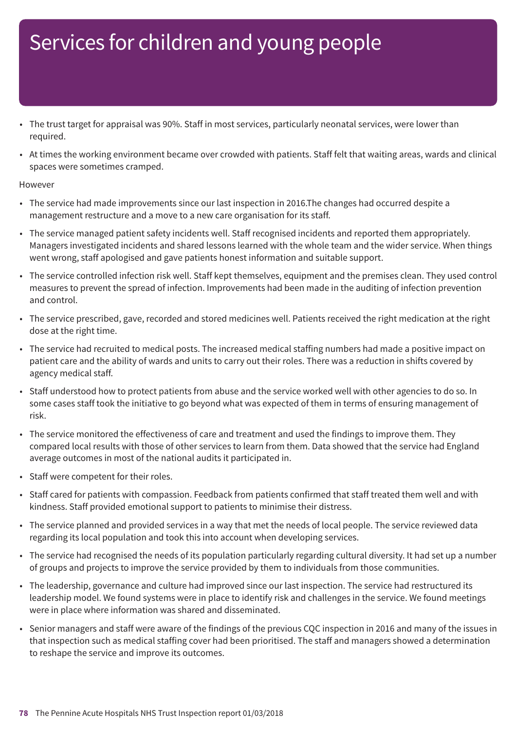# Services for children and young people

- The trust target for appraisal was 90%. Staff in most services, particularly neonatal services, were lower than required.
- At times the working environment became over crowded with patients. Staff felt that waiting areas, wards and clinical spaces were sometimes cramped.

However

- The service had made improvements since our last inspection in 2016.The changes had occurred despite a management restructure and a move to a new care organisation for its staff.
- The service managed patient safety incidents well. Staff recognised incidents and reported them appropriately. Managers investigated incidents and shared lessons learned with the whole team and the wider service. When things went wrong, staff apologised and gave patients honest information and suitable support.
- The service controlled infection risk well. Staff kept themselves, equipment and the premises clean. They used control measures to prevent the spread of infection. Improvements had been made in the auditing of infection prevention and control.
- The service prescribed, gave, recorded and stored medicines well. Patients received the right medication at the right dose at the right time.
- The service had recruited to medical posts. The increased medical staffing numbers had made a positive impact on patient care and the ability of wards and units to carry out their roles. There was a reduction in shifts covered by agency medical staff.
- Staff understood how to protect patients from abuse and the service worked well with other agencies to do so. In some cases staff took the initiative to go beyond what was expected of them in terms of ensuring management of risk.
- The service monitored the effectiveness of care and treatment and used the findings to improve them. They compared local results with those of other services to learn from them. Data showed that the service had England average outcomes in most of the national audits it participated in.
- Staff were competent for their roles.
- Staff cared for patients with compassion. Feedback from patients confirmed that staff treated them well and with kindness. Staff provided emotional support to patients to minimise their distress.
- The service planned and provided services in a way that met the needs of local people. The service reviewed data regarding its local population and took this into account when developing services.
- The service had recognised the needs of its population particularly regarding cultural diversity. It had set up a number of groups and projects to improve the service provided by them to individuals from those communities.
- The leadership, governance and culture had improved since our last inspection. The service had restructured its leadership model. We found systems were in place to identify risk and challenges in the service. We found meetings were in place where information was shared and disseminated.
- Senior managers and staff were aware of the findings of the previous CQC inspection in 2016 and many of the issues in that inspection such as medical staffing cover had been prioritised. The staff and managers showed a determination to reshape the service and improve its outcomes.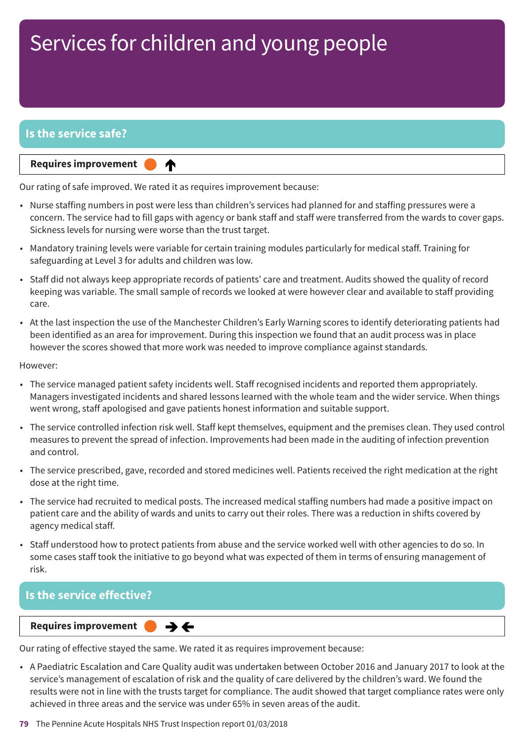# Services for children and young people

## Is the service safe?

**Requires improvement** ● ↑

Our rating of safe improved. We rated it as requires improvement because:

- Nurse staffing numbers in post were less than children's services had planned for and staffing pressures were a concern. The service had to fill gaps with agency or bank staff and staff were transferred from the wards to cover gaps. Sickness levels for nursing were worse than the trust target.
- Mandatory training levels were variable for certain training modules particularly for medical staff. Training for safeguarding at Level 3 for adults and children was low.
- Staff did not always keep appropriate records of patients' care and treatment. Audits showed the quality of record keeping was variable. The small sample of records we looked at were however clear and available to staff providing care.
- At the last inspection the use of the Manchester Children's Early Warning scores to identify deteriorating patients had been identified as an area for improvement. During this inspection we found that an audit process was in place however the scores showed that more work was needed to improve compliance against standards.

However:

- The service managed patient safety incidents well. Staff recognised incidents and reported them appropriately. Managers investigated incidents and shared lessons learned with the whole team and the wider service. When things went wrong, staff apologised and gave patients honest information and suitable support.
- The service controlled infection risk well. Staff kept themselves, equipment and the premises clean. They used control measures to prevent the spread of infection. Improvements had been made in the auditing of infection prevention and control.
- The service prescribed, gave, recorded and stored medicines well. Patients received the right medication at the right dose at the right time.
- The service had recruited to medical posts. The increased medical staffing numbers had made a positive impact on patient care and the ability of wards and units to carry out their roles. There was a reduction in shifts covered by agency medical staff.
- Staff understood how to protect patients from abuse and the service worked well with other agencies to do so. In some cases staff took the initiative to go beyond what was expected of them in terms of ensuring management of risk.

## Is the service effective?

**Requires improvement** ● →←

Our rating of effective stayed the same. We rated it as requires improvement because:

- A Paediatric Escalation and Care Quality audit was undertaken between October 2016 and January 2017 to look at the service's management of escalation of risk and the quality of care delivered by the children's ward. We found the results were not in line with the trusts target for compliance. The audit showed that target compliance rates were only achieved in three areas and the service was under 65% in seven areas of the audit.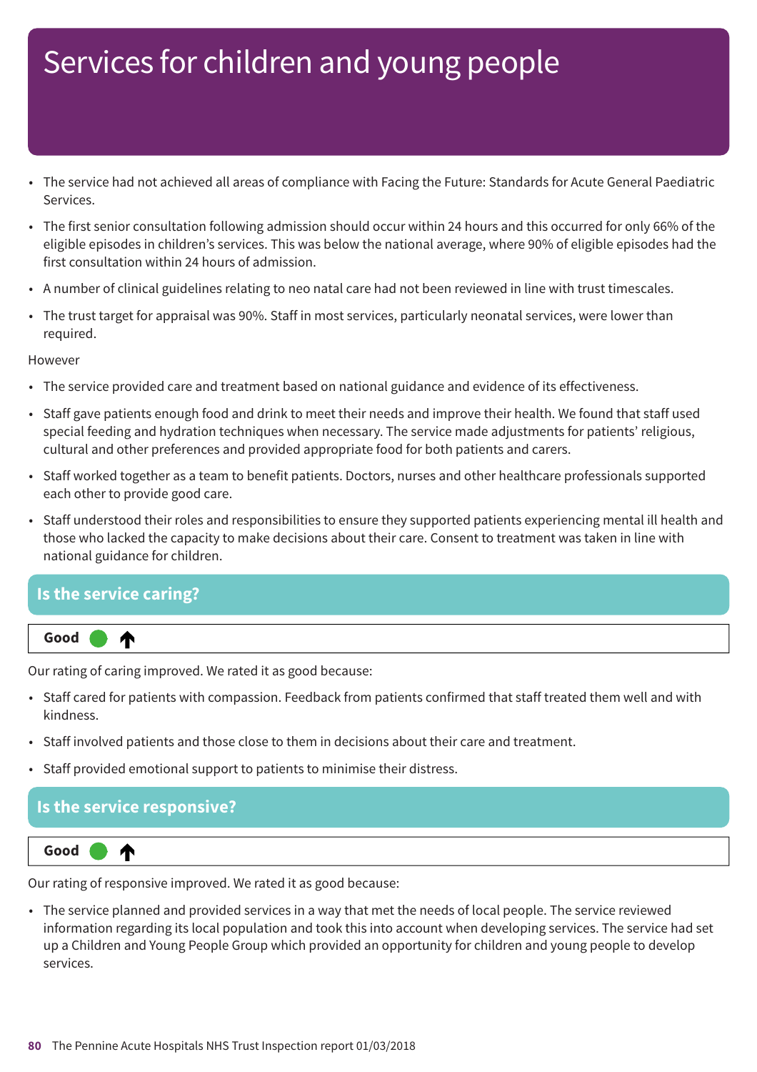# Services for children and young people

- The service had not achieved all areas of compliance with Facing the Future: Standards for Acute General Paediatric Services.
- The first senior consultation following admission should occur within 24 hours and this occurred for only 66% of the eligible episodes in children's services. This was below the national average, where 90% of eligible episodes had the first consultation within 24 hours of admission.
- A number of clinical guidelines relating to neo natal care had not been reviewed in line with trust timescales.
- The trust target for appraisal was 90%. Staff in most services, particularly neonatal services, were lower than required.

However

- The service provided care and treatment based on national guidance and evidence of its effectiveness.
- Staff gave patients enough food and drink to meet their needs and improve their health. We found that staff used special feeding and hydration techniques when necessary. The service made adjustments for patients' religious, cultural and other preferences and provided appropriate food for both patients and carers.
- Staff worked together as a team to benefit patients. Doctors, nurses and other healthcare professionals supported each other to provide good care.
- Staff understood their roles and responsibilities to ensure they supported patients experiencing mental ill health and those who lacked the capacity to make decisions about their care. Consent to treatment was taken in line with national guidance for children.

## Is the service caring?

**Good** ● ↑

Our rating of caring improved. We rated it as good because:

- Staff cared for patients with compassion. Feedback from patients confirmed that staff treated them well and with kindness.
- Staff involved patients and those close to them in decisions about their care and treatment.
- Staff provided emotional support to patients to minimise their distress.

## Is the service responsive?

**Good** ● ↑

Our rating of responsive improved. We rated it as good because:

- The service planned and provided services in a way that met the needs of local people. The service reviewed information regarding its local population and took this into account when developing services. The service had set up a Children and Young People Group which provided an opportunity for children and young people to develop services.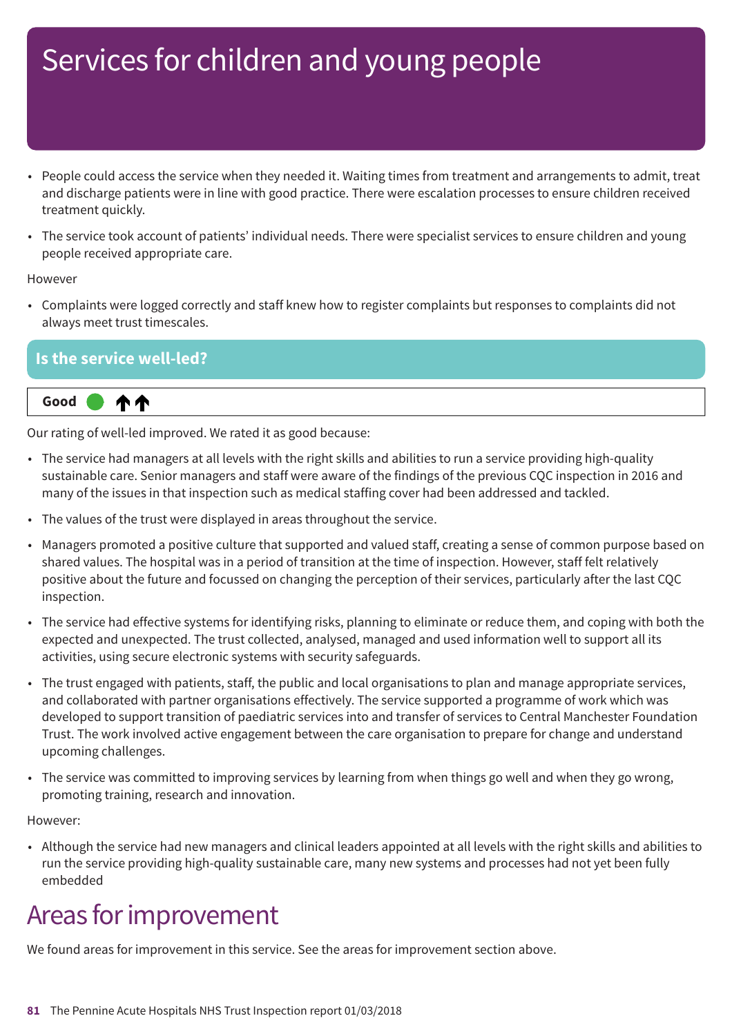# Services for children and young people

- People could access the service when they needed it. Waiting times from treatment and arrangements to admit, treat and discharge patients were in line with good practice. There were escalation processes to ensure children received treatment quickly.
- The service took account of patients' individual needs. There were specialist services to ensure children and young people received appropriate care.

However

- Complaints were logged correctly and staff knew how to register complaints but responses to complaints did not always meet trust timescales.

## Is the service well-led?

**Good** ● ↑↑

Our rating of well-led improved. We rated it as good because:

- The service had managers at all levels with the right skills and abilities to run a service providing high-quality sustainable care. Senior managers and staff were aware of the findings of the previous CQC inspection in 2016 and many of the issues in that inspection such as medical staffing cover had been addressed and tackled.
- The values of the trust were displayed in areas throughout the service.
- Managers promoted a positive culture that supported and valued staff, creating a sense of common purpose based on shared values. The hospital was in a period of transition at the time of inspection. However, staff felt relatively positive about the future and focussed on changing the perception of their services, particularly after the last CQC inspection.
- The service had effective systems for identifying risks, planning to eliminate or reduce them, and coping with both the expected and unexpected. The trust collected, analysed, managed and used information well to support all its activities, using secure electronic systems with security safeguards.
- The trust engaged with patients, staff, the public and local organisations to plan and manage appropriate services, and collaborated with partner organisations effectively. The service supported a programme of work which was developed to support transition of paediatric services into and transfer of services to Central Manchester Foundation Trust. The work involved active engagement between the care organisation to prepare for change and understand upcoming challenges.
- The service was committed to improving services by learning from when things go well and when they go wrong, promoting training, research and innovation.

However:

- Although the service had new managers and clinical leaders appointed at all levels with the right skills and abilities to run the service providing high-quality sustainable care, many new systems and processes had not yet been fully embedded

# Areas for improvement

We found areas for improvement in this service. See the areas for improvement section above.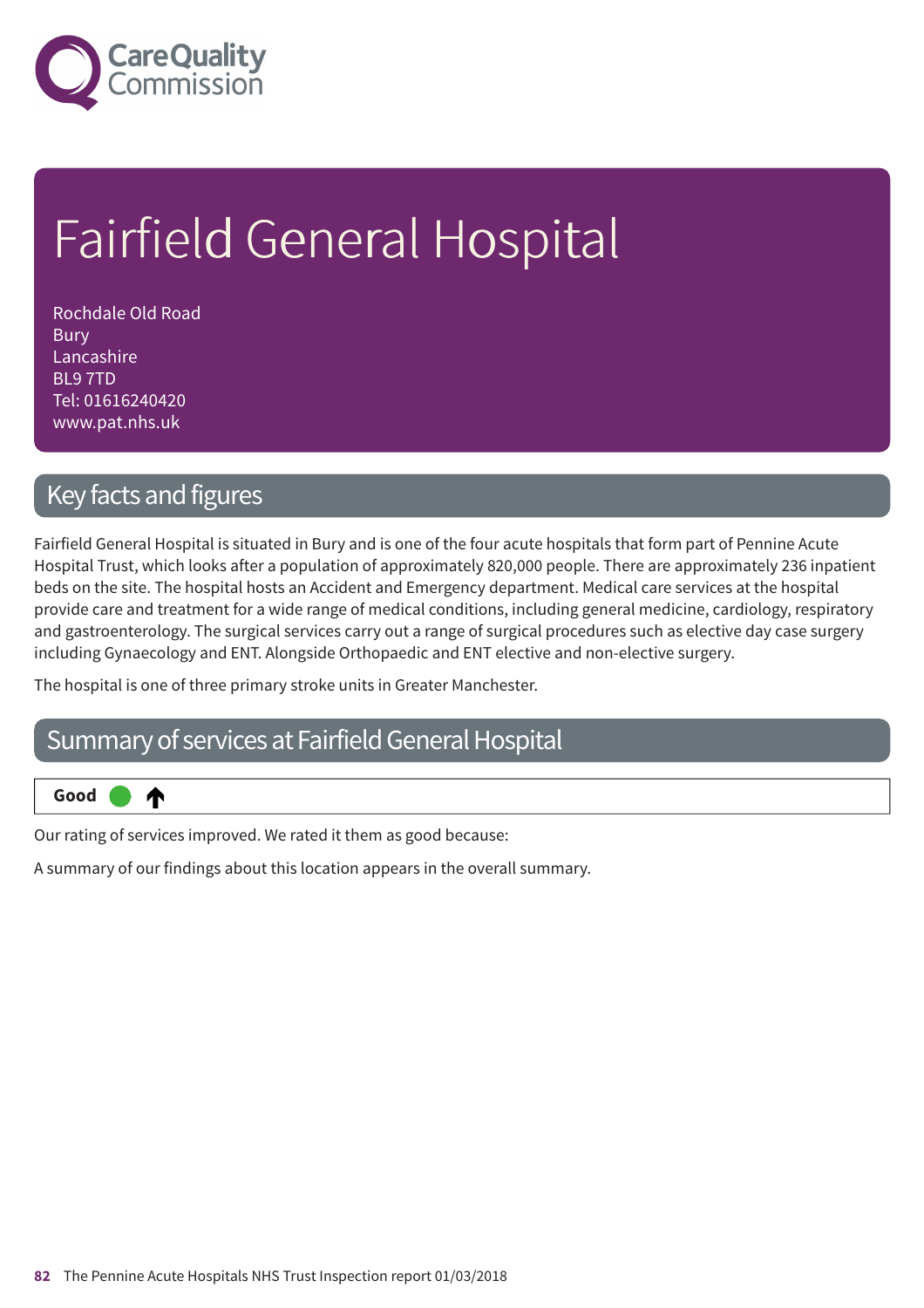# Fairfield General Hospital

Rochdale Old Road
Bury
Lancashire
BL9 7TD
Tel: 01616240420
www.pat.nhs.uk

## Key facts and figures

Fairfield General Hospital is situated in Bury and is one of the four acute hospitals that form part of Pennine Acute Hospital Trust, which looks after a population of approximately 820,000 people. There are approximately 236 inpatient beds on the site. The hospital hosts an Accident and Emergency department. Medical care services at the hospital provide care and treatment for a wide range of medical conditions, including general medicine, cardiology, respiratory and gastroenterology. The surgical services carry out a range of surgical procedures such as elective day case surgery including Gynaecology and ENT. Alongside Orthopaedic and ENT elective and non-elective surgery.

The hospital is one of three primary stroke units in Greater Manchester.

## Summary of services at Fairfield General Hospital

**Good** ↑

Our rating of services improved. We rated it them as good because:

A summary of our findings about this location appears in the overall summary.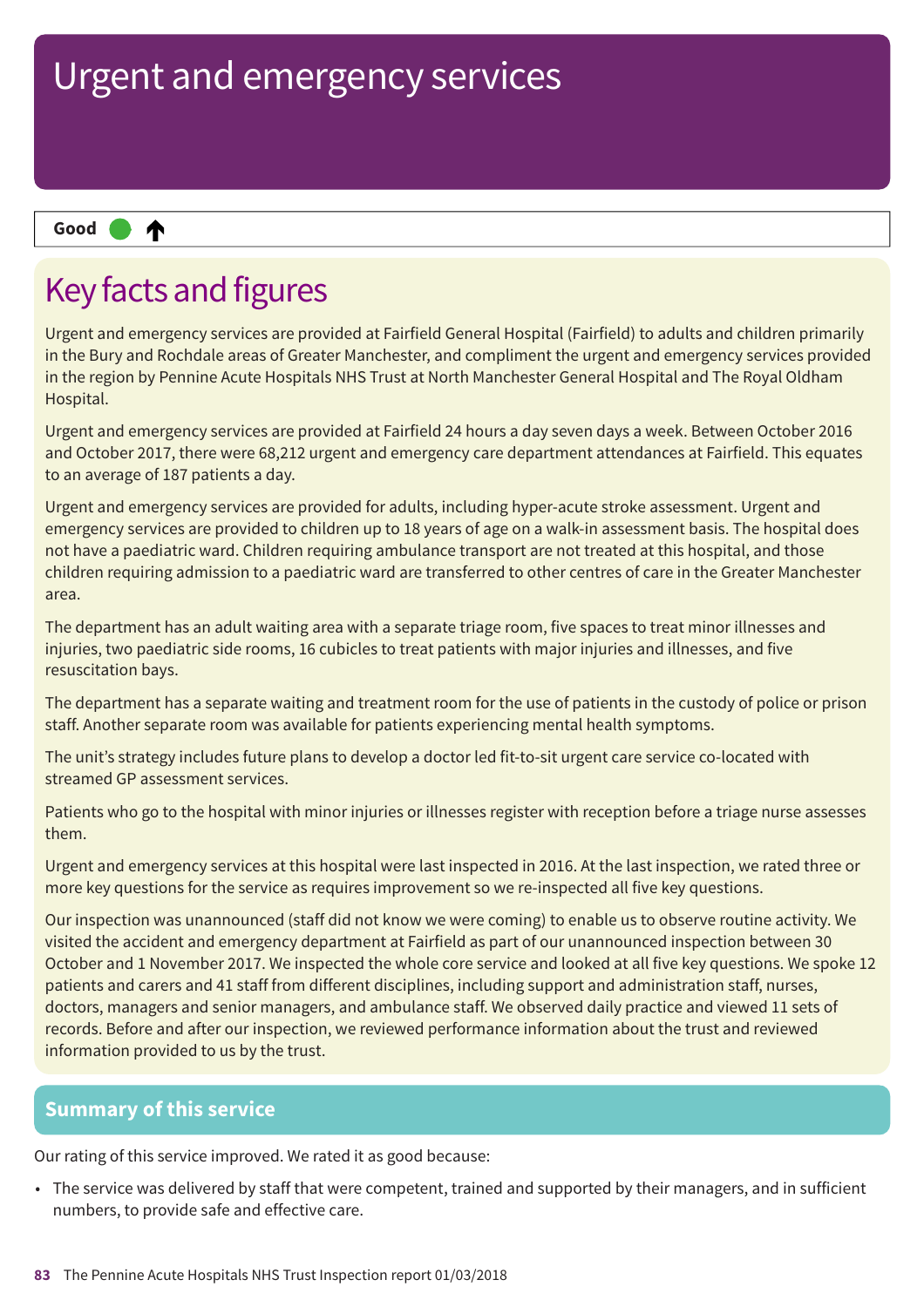# Urgent and emergency services

**Good** ● ↑

## Key facts and figures

Urgent and emergency services are provided at Fairfield General Hospital (Fairfield) to adults and children primarily in the Bury and Rochdale areas of Greater Manchester, and compliment the urgent and emergency services provided in the region by Pennine Acute Hospitals NHS Trust at North Manchester General Hospital and The Royal Oldham Hospital.

Urgent and emergency services are provided at Fairfield 24 hours a day seven days a week. Between October 2016 and October 2017, there were 68,212 urgent and emergency care department attendances at Fairfield. This equates to an average of 187 patients a day.

Urgent and emergency services are provided for adults, including hyper-acute stroke assessment. Urgent and emergency services are provided to children up to 18 years of age on a walk-in assessment basis. The hospital does not have a paediatric ward. Children requiring ambulance transport are not treated at this hospital, and those children requiring admission to a paediatric ward are transferred to other centres of care in the Greater Manchester area.

The department has an adult waiting area with a separate triage room, five spaces to treat minor illnesses and injuries, two paediatric side rooms, 16 cubicles to treat patients with major injuries and illnesses, and five resuscitation bays.

The department has a separate waiting and treatment room for the use of patients in the custody of police or prison staff. Another separate room was available for patients experiencing mental health symptoms.

The unit's strategy includes future plans to develop a doctor led fit-to-sit urgent care service co-located with streamed GP assessment services.

Patients who go to the hospital with minor injuries or illnesses register with reception before a triage nurse assesses them.

Urgent and emergency services at this hospital were last inspected in 2016. At the last inspection, we rated three or more key questions for the service as requires improvement so we re-inspected all five key questions.

Our inspection was unannounced (staff did not know we were coming) to enable us to observe routine activity. We visited the accident and emergency department at Fairfield as part of our unannounced inspection between 30 October and 1 November 2017. We inspected the whole core service and looked at all five key questions. We spoke 12 patients and carers and 41 staff from different disciplines, including support and administration staff, nurses, doctors, managers and senior managers, and ambulance staff. We observed daily practice and viewed 11 sets of records. Before and after our inspection, we reviewed performance information about the trust and reviewed information provided to us by the trust.

## Summary of this service

Our rating of this service improved. We rated it as good because:

- The service was delivered by staff that were competent, trained and supported by their managers, and in sufficient numbers, to provide safe and effective care.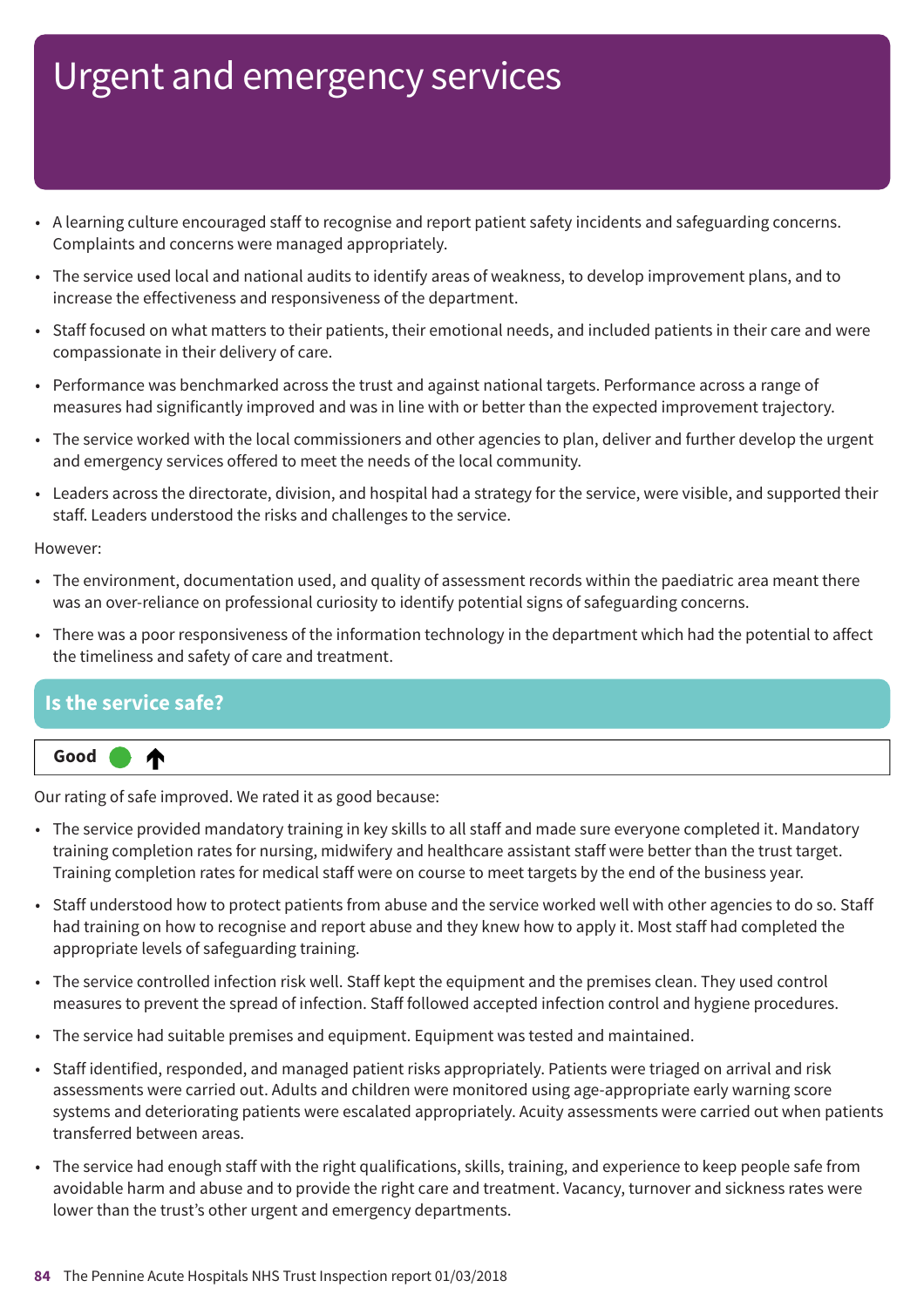# Urgent and emergency services

- A learning culture encouraged staff to recognise and report patient safety incidents and safeguarding concerns. Complaints and concerns were managed appropriately.
- The service used local and national audits to identify areas of weakness, to develop improvement plans, and to increase the effectiveness and responsiveness of the department.
- Staff focused on what matters to their patients, their emotional needs, and included patients in their care and were compassionate in their delivery of care.
- Performance was benchmarked across the trust and against national targets. Performance across a range of measures had significantly improved and was in line with or better than the expected improvement trajectory.
- The service worked with the local commissioners and other agencies to plan, deliver and further develop the urgent and emergency services offered to meet the needs of the local community.
- Leaders across the directorate, division, and hospital had a strategy for the service, were visible, and supported their staff. Leaders understood the risks and challenges to the service.

However:

- The environment, documentation used, and quality of assessment records within the paediatric area meant there was an over-reliance on professional curiosity to identify potential signs of safeguarding concerns.
- There was a poor responsiveness of the information technology in the department which had the potential to affect the timeliness and safety of care and treatment.

## Is the service safe?

**Good** ↑

Our rating of safe improved. We rated it as good because:

- The service provided mandatory training in key skills to all staff and made sure everyone completed it. Mandatory training completion rates for nursing, midwifery and healthcare assistant staff were better than the trust target. Training completion rates for medical staff were on course to meet targets by the end of the business year.
- Staff understood how to protect patients from abuse and the service worked well with other agencies to do so. Staff had training on how to recognise and report abuse and they knew how to apply it. Most staff had completed the appropriate levels of safeguarding training.
- The service controlled infection risk well. Staff kept the equipment and the premises clean. They used control measures to prevent the spread of infection. Staff followed accepted infection control and hygiene procedures.
- The service had suitable premises and equipment. Equipment was tested and maintained.
- Staff identified, responded, and managed patient risks appropriately. Patients were triaged on arrival and risk assessments were carried out. Adults and children were monitored using age-appropriate early warning score systems and deteriorating patients were escalated appropriately. Acuity assessments were carried out when patients transferred between areas.
- The service had enough staff with the right qualifications, skills, training, and experience to keep people safe from avoidable harm and abuse and to provide the right care and treatment. Vacancy, turnover and sickness rates were lower than the trust's other urgent and emergency departments.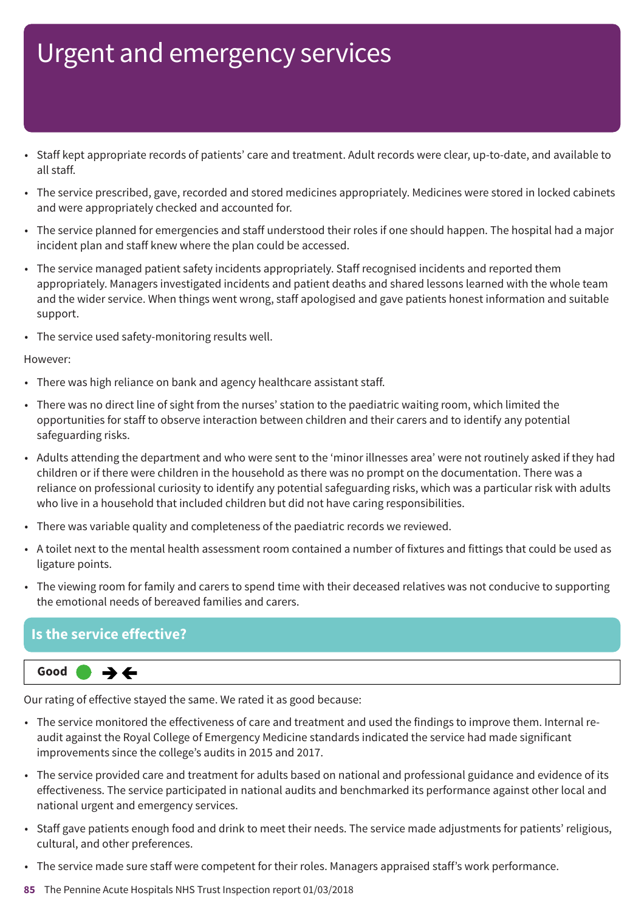# Urgent and emergency services

- Staff kept appropriate records of patients' care and treatment. Adult records were clear, up-to-date, and available to all staff.
- The service prescribed, gave, recorded and stored medicines appropriately. Medicines were stored in locked cabinets and were appropriately checked and accounted for.
- The service planned for emergencies and staff understood their roles if one should happen. The hospital had a major incident plan and staff knew where the plan could be accessed.
- The service managed patient safety incidents appropriately. Staff recognised incidents and reported them appropriately. Managers investigated incidents and patient deaths and shared lessons learned with the whole team and the wider service. When things went wrong, staff apologised and gave patients honest information and suitable support.
- The service used safety-monitoring results well.

However:

- There was high reliance on bank and agency healthcare assistant staff.
- There was no direct line of sight from the nurses' station to the paediatric waiting room, which limited the opportunities for staff to observe interaction between children and their carers and to identify any potential safeguarding risks.
- Adults attending the department and who were sent to the 'minor illnesses area' were not routinely asked if they had children or if there were children in the household as there was no prompt on the documentation. There was a reliance on professional curiosity to identify any potential safeguarding risks, which was a particular risk with adults who live in a household that included children but did not have caring responsibilities.
- There was variable quality and completeness of the paediatric records we reviewed.
- A toilet next to the mental health assessment room contained a number of fixtures and fittings that could be used as ligature points.
- The viewing room for family and carers to spend time with their deceased relatives was not conducive to supporting the emotional needs of bereaved families and carers.

## Is the service effective?

**Good** ➔ ➔

Our rating of effective stayed the same. We rated it as good because:

- The service monitored the effectiveness of care and treatment and used the findings to improve them. Internal re-audit against the Royal College of Emergency Medicine standards indicated the service had made significant improvements since the college's audits in 2015 and 2017.
- The service provided care and treatment for adults based on national and professional guidance and evidence of its effectiveness. The service participated in national audits and benchmarked its performance against other local and national urgent and emergency services.
- Staff gave patients enough food and drink to meet their needs. The service made adjustments for patients' religious, cultural, and other preferences.
- The service made sure staff were competent for their roles. Managers appraised staff's work performance.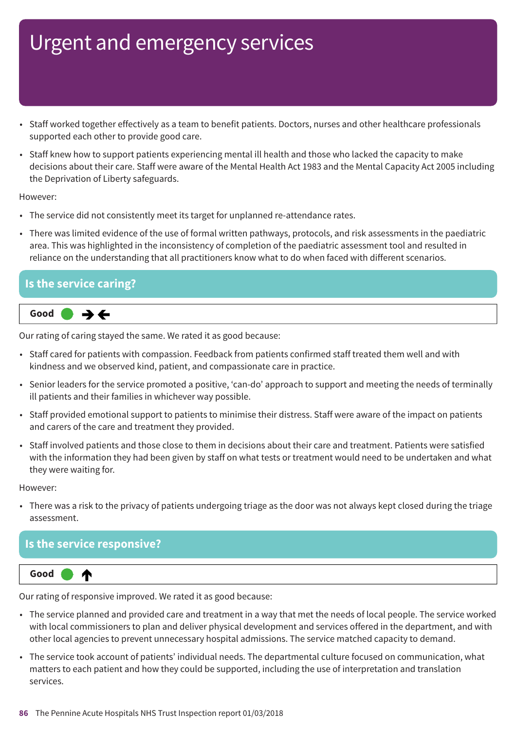# Urgent and emergency services

- Staff worked together effectively as a team to benefit patients. Doctors, nurses and other healthcare professionals supported each other to provide good care.
- Staff knew how to support patients experiencing mental ill health and those who lacked the capacity to make decisions about their care. Staff were aware of the Mental Health Act 1983 and the Mental Capacity Act 2005 including the Deprivation of Liberty safeguards.

However:

- The service did not consistently meet its target for unplanned re-attendance rates.
- There was limited evidence of the use of formal written pathways, protocols, and risk assessments in the paediatric area. This was highlighted in the inconsistency of completion of the paediatric assessment tool and resulted in reliance on the understanding that all practitioners know what to do when faced with different scenarios.

## Is the service caring?

**Good** ● →←

Our rating of caring stayed the same. We rated it as good because:

- Staff cared for patients with compassion. Feedback from patients confirmed staff treated them well and with kindness and we observed kind, patient, and compassionate care in practice.
- Senior leaders for the service promoted a positive, 'can-do' approach to support and meeting the needs of terminally ill patients and their families in whichever way possible.
- Staff provided emotional support to patients to minimise their distress. Staff were aware of the impact on patients and carers of the care and treatment they provided.
- Staff involved patients and those close to them in decisions about their care and treatment. Patients were satisfied with the information they had been given by staff on what tests or treatment would need to be undertaken and what they were waiting for.

However:

- There was a risk to the privacy of patients undergoing triage as the door was not always kept closed during the triage assessment.

## Is the service responsive?

**Good** ● ↑

Our rating of responsive improved. We rated it as good because:

- The service planned and provided care and treatment in a way that met the needs of local people. The service worked with local commissioners to plan and deliver physical development and services offered in the department, and with other local agencies to prevent unnecessary hospital admissions. The service matched capacity to demand.
- The service took account of patients' individual needs. The departmental culture focused on communication, what matters to each patient and how they could be supported, including the use of interpretation and translation services.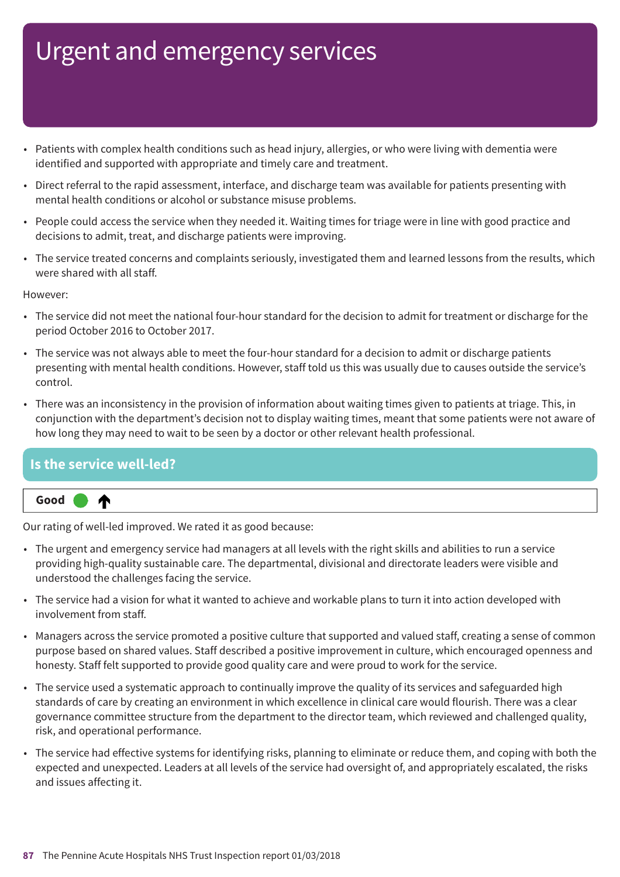# Urgent and emergency services

- Patients with complex health conditions such as head injury, allergies, or who were living with dementia were identified and supported with appropriate and timely care and treatment.
- Direct referral to the rapid assessment, interface, and discharge team was available for patients presenting with mental health conditions or alcohol or substance misuse problems.
- People could access the service when they needed it. Waiting times for triage were in line with good practice and decisions to admit, treat, and discharge patients were improving.
- The service treated concerns and complaints seriously, investigated them and learned lessons from the results, which were shared with all staff.

However:

- The service did not meet the national four-hour standard for the decision to admit for treatment or discharge for the period October 2016 to October 2017.
- The service was not always able to meet the four-hour standard for a decision to admit or discharge patients presenting with mental health conditions. However, staff told us this was usually due to causes outside the service's control.
- There was an inconsistency in the provision of information about waiting times given to patients at triage. This, in conjunction with the department's decision not to display waiting times, meant that some patients were not aware of how long they may need to wait to be seen by a doctor or other relevant health professional.

## Is the service well-led?

**Good** ↑

Our rating of well-led improved. We rated it as good because:

- The urgent and emergency service had managers at all levels with the right skills and abilities to run a service providing high-quality sustainable care. The departmental, divisional and directorate leaders were visible and understood the challenges facing the service.
- The service had a vision for what it wanted to achieve and workable plans to turn it into action developed with involvement from staff.
- Managers across the service promoted a positive culture that supported and valued staff, creating a sense of common purpose based on shared values. Staff described a positive improvement in culture, which encouraged openness and honesty. Staff felt supported to provide good quality care and were proud to work for the service.
- The service used a systematic approach to continually improve the quality of its services and safeguarded high standards of care by creating an environment in which excellence in clinical care would flourish. There was a clear governance committee structure from the department to the director team, which reviewed and challenged quality, risk, and operational performance.
- The service had effective systems for identifying risks, planning to eliminate or reduce them, and coping with both the expected and unexpected. Leaders at all levels of the service had oversight of, and appropriately escalated, the risks and issues affecting it.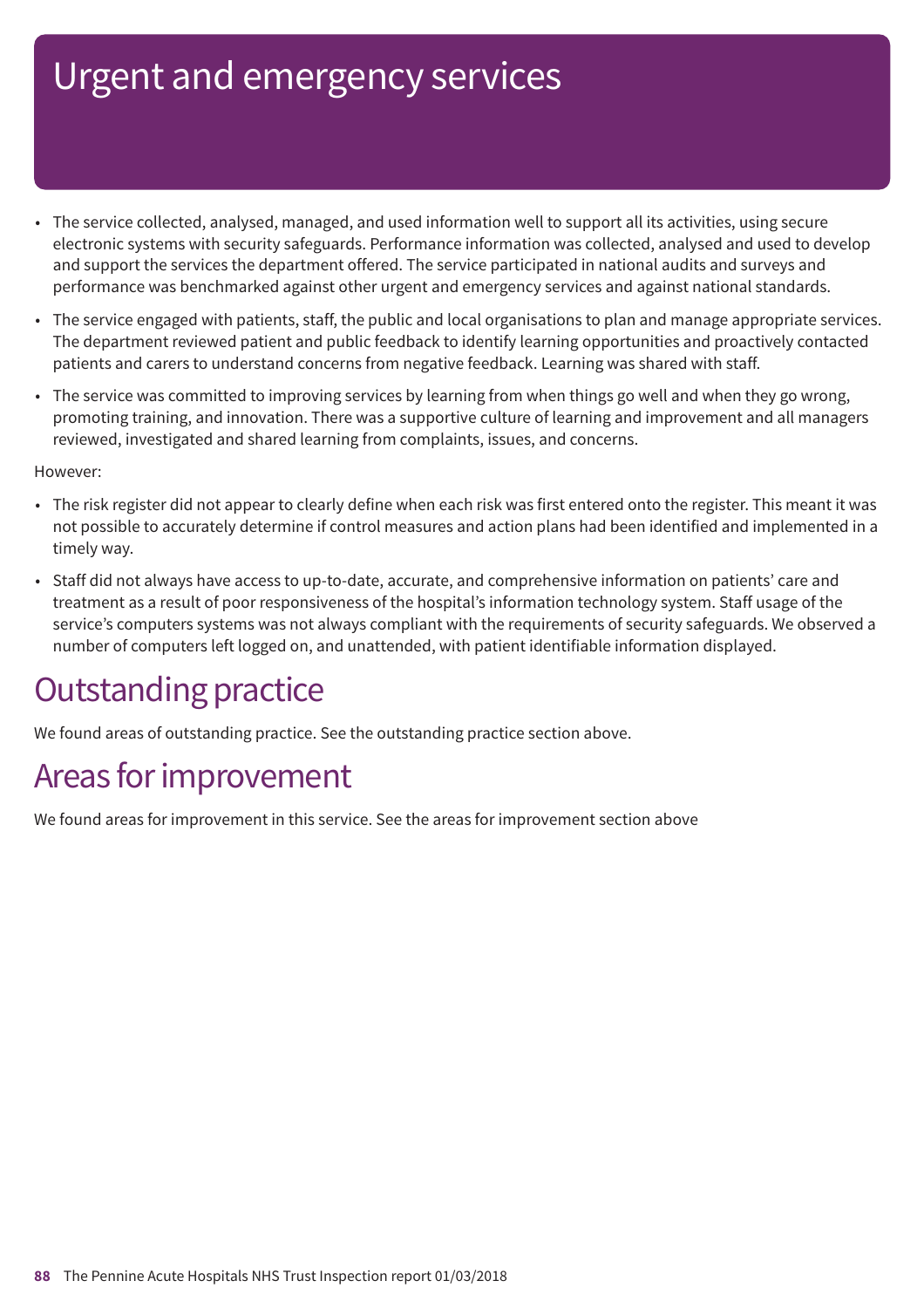# Urgent and emergency services

- The service collected, analysed, managed, and used information well to support all its activities, using secure electronic systems with security safeguards. Performance information was collected, analysed and used to develop and support the services the department offered. The service participated in national audits and surveys and performance was benchmarked against other urgent and emergency services and against national standards.
- The service engaged with patients, staff, the public and local organisations to plan and manage appropriate services. The department reviewed patient and public feedback to identify learning opportunities and proactively contacted patients and carers to understand concerns from negative feedback. Learning was shared with staff.
- The service was committed to improving services by learning from when things go well and when they go wrong, promoting training, and innovation. There was a supportive culture of learning and improvement and all managers reviewed, investigated and shared learning from complaints, issues, and concerns.

However:

- The risk register did not appear to clearly define when each risk was first entered onto the register. This meant it was not possible to accurately determine if control measures and action plans had been identified and implemented in a timely way.
- Staff did not always have access to up-to-date, accurate, and comprehensive information on patients' care and treatment as a result of poor responsiveness of the hospital's information technology system. Staff usage of the service's computers systems was not always compliant with the requirements of security safeguards. We observed a number of computers left logged on, and unattended, with patient identifiable information displayed.

## Outstanding practice

We found areas of outstanding practice. See the outstanding practice section above.

## Areas for improvement

We found areas for improvement in this service. See the areas for improvement section above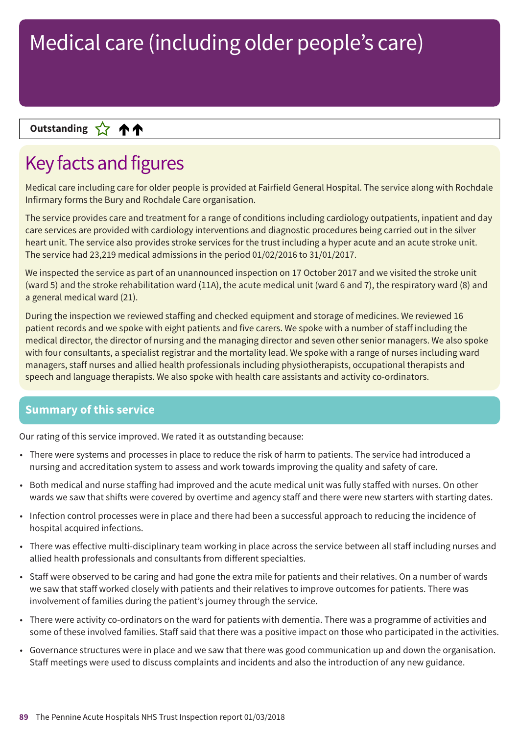# Medical care (including older people's care)

**Outstanding** ☆ ↑↑

## Key facts and figures

Medical care including care for older people is provided at Fairfield General Hospital. The service along with Rochdale Infirmary forms the Bury and Rochdale Care organisation.

The service provides care and treatment for a range of conditions including cardiology outpatients, inpatient and day care services are provided with cardiology interventions and diagnostic procedures being carried out in the silver heart unit. The service also provides stroke services for the trust including a hyper acute and an acute stroke unit. The service had 23,219 medical admissions in the period 01/02/2016 to 31/01/2017.

We inspected the service as part of an unannounced inspection on 17 October 2017 and we visited the stroke unit (ward 5) and the stroke rehabilitation ward (11A), the acute medical unit (ward 6 and 7), the respiratory ward (8) and a general medical ward (21).

During the inspection we reviewed staffing and checked equipment and storage of medicines. We reviewed 16 patient records and we spoke with eight patients and five carers. We spoke with a number of staff including the medical director, the director of nursing and the managing director and seven other senior managers. We also spoke with four consultants, a specialist registrar and the mortality lead. We spoke with a range of nurses including ward managers, staff nurses and allied health professionals including physiotherapists, occupational therapists and speech and language therapists. We also spoke with health care assistants and activity co-ordinators.

## Summary of this service

Our rating of this service improved. We rated it as outstanding because:

- There were systems and processes in place to reduce the risk of harm to patients. The service had introduced a nursing and accreditation system to assess and work towards improving the quality and safety of care.
- Both medical and nurse staffing had improved and the acute medical unit was fully staffed with nurses. On other wards we saw that shifts were covered by overtime and agency staff and there were new starters with starting dates.
- Infection control processes were in place and there had been a successful approach to reducing the incidence of hospital acquired infections.
- There was effective multi-disciplinary team working in place across the service between all staff including nurses and allied health professionals and consultants from different specialties.
- Staff were observed to be caring and had gone the extra mile for patients and their relatives. On a number of wards we saw that staff worked closely with patients and their relatives to improve outcomes for patients. There was involvement of families during the patient's journey through the service.
- There were activity co-ordinators on the ward for patients with dementia. There was a programme of activities and some of these involved families. Staff said that there was a positive impact on those who participated in the activities.
- Governance structures were in place and we saw that there was good communication up and down the organisation. Staff meetings were used to discuss complaints and incidents and also the introduction of any new guidance.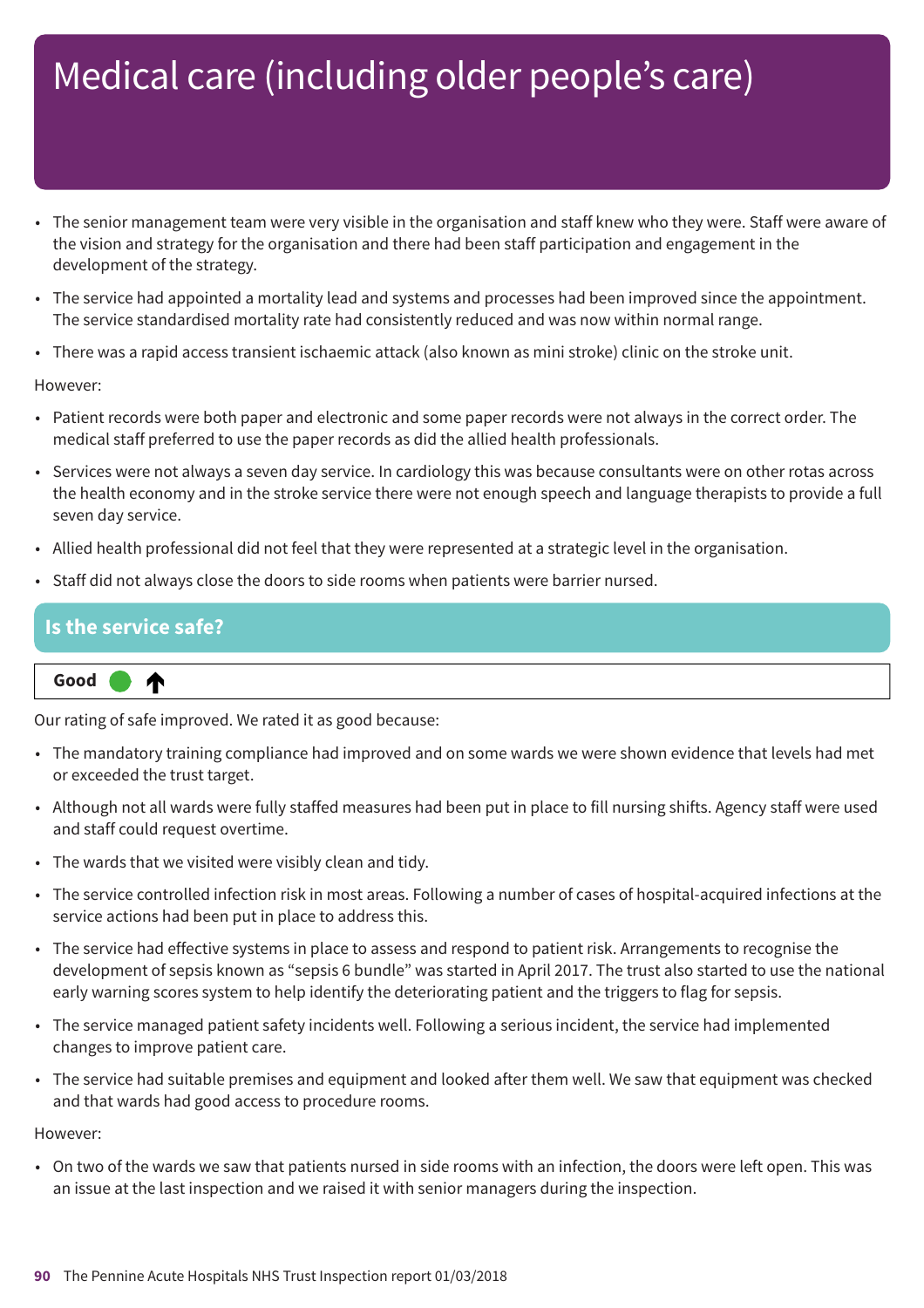# Medical care (including older people's care)

- The senior management team were very visible in the organisation and staff knew who they were. Staff were aware of the vision and strategy for the organisation and there had been staff participation and engagement in the development of the strategy.
- The service had appointed a mortality lead and systems and processes had been improved since the appointment. The service standardised mortality rate had consistently reduced and was now within normal range.
- There was a rapid access transient ischaemic attack (also known as mini stroke) clinic on the stroke unit.

However:

- Patient records were both paper and electronic and some paper records were not always in the correct order. The medical staff preferred to use the paper records as did the allied health professionals.
- Services were not always a seven day service. In cardiology this was because consultants were on other rotas across the health economy and in the stroke service there were not enough speech and language therapists to provide a full seven day service.
- Allied health professional did not feel that they were represented at a strategic level in the organisation.
- Staff did not always close the doors to side rooms when patients were barrier nursed.

## Is the service safe?

**Good** ↑

Our rating of safe improved. We rated it as good because:

- The mandatory training compliance had improved and on some wards we were shown evidence that levels had met or exceeded the trust target.
- Although not all wards were fully staffed measures had been put in place to fill nursing shifts. Agency staff were used and staff could request overtime.
- The wards that we visited were visibly clean and tidy.
- The service controlled infection risk in most areas. Following a number of cases of hospital-acquired infections at the service actions had been put in place to address this.
- The service had effective systems in place to assess and respond to patient risk. Arrangements to recognise the development of sepsis known as "sepsis 6 bundle" was started in April 2017. The trust also started to use the national early warning scores system to help identify the deteriorating patient and the triggers to flag for sepsis.
- The service managed patient safety incidents well. Following a serious incident, the service had implemented changes to improve patient care.
- The service had suitable premises and equipment and looked after them well. We saw that equipment was checked and that wards had good access to procedure rooms.

However:

- On two of the wards we saw that patients nursed in side rooms with an infection, the doors were left open. This was an issue at the last inspection and we raised it with senior managers during the inspection.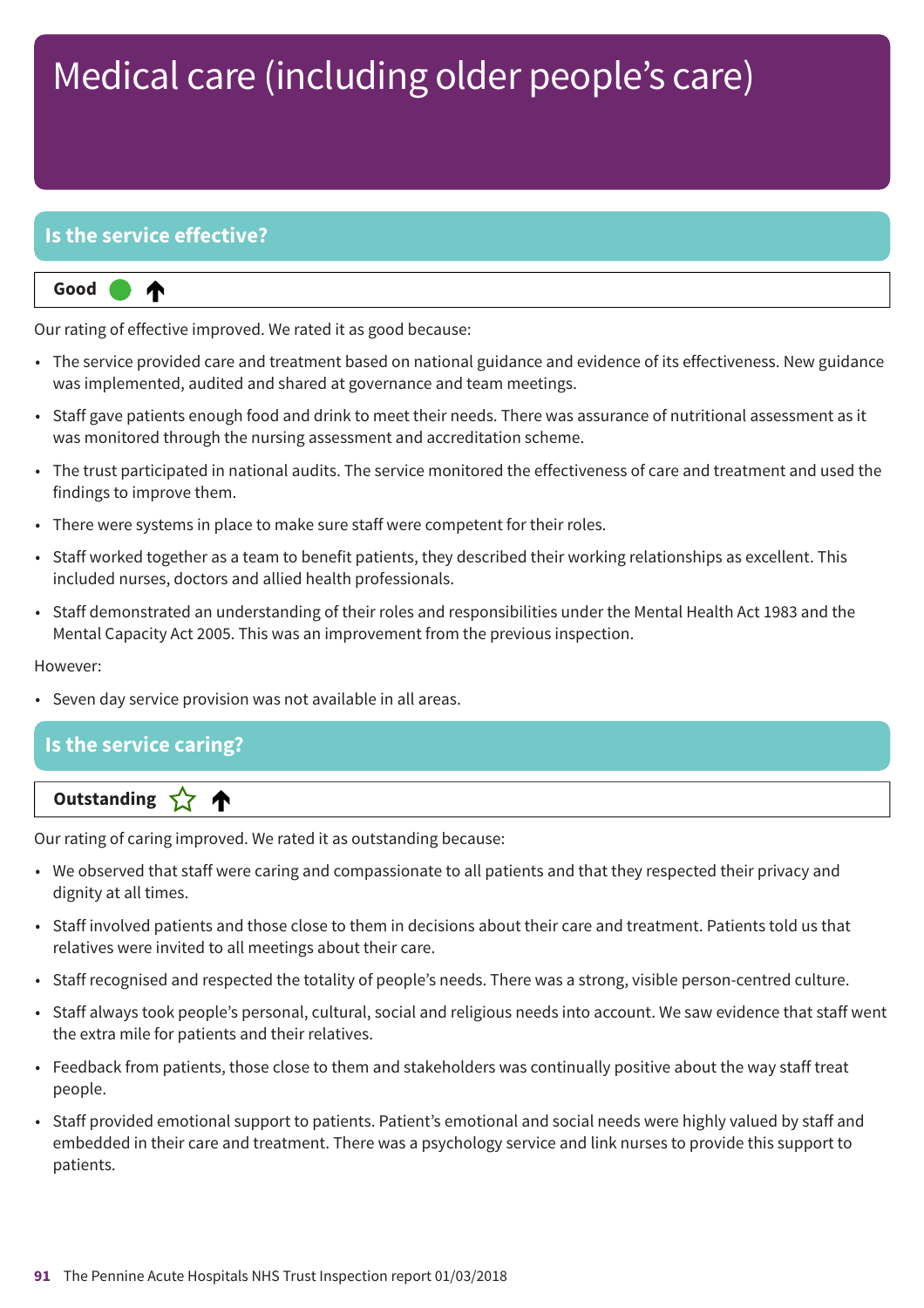# Medical care (including older people's care)

## Is the service effective?

**Good** ↑

Our rating of effective improved. We rated it as good because:

- The service provided care and treatment based on national guidance and evidence of its effectiveness. New guidance was implemented, audited and shared at governance and team meetings.
- Staff gave patients enough food and drink to meet their needs. There was assurance of nutritional assessment as it was monitored through the nursing assessment and accreditation scheme.
- The trust participated in national audits. The service monitored the effectiveness of care and treatment and used the findings to improve them.
- There were systems in place to make sure staff were competent for their roles.
- Staff worked together as a team to benefit patients, they described their working relationships as excellent. This included nurses, doctors and allied health professionals.
- Staff demonstrated an understanding of their roles and responsibilities under the Mental Health Act 1983 and the Mental Capacity Act 2005. This was an improvement from the previous inspection.

However:

- Seven day service provision was not available in all areas.

## Is the service caring?

**Outstanding** ☆ ↑

Our rating of caring improved. We rated it as outstanding because:

- We observed that staff were caring and compassionate to all patients and that they respected their privacy and dignity at all times.
- Staff involved patients and those close to them in decisions about their care and treatment. Patients told us that relatives were invited to all meetings about their care.
- Staff recognised and respected the totality of people's needs. There was a strong, visible person-centred culture.
- Staff always took people's personal, cultural, social and religious needs into account. We saw evidence that staff went the extra mile for patients and their relatives.
- Feedback from patients, those close to them and stakeholders was continually positive about the way staff treat people.
- Staff provided emotional support to patients. Patient's emotional and social needs were highly valued by staff and embedded in their care and treatment. There was a psychology service and link nurses to provide this support to patients.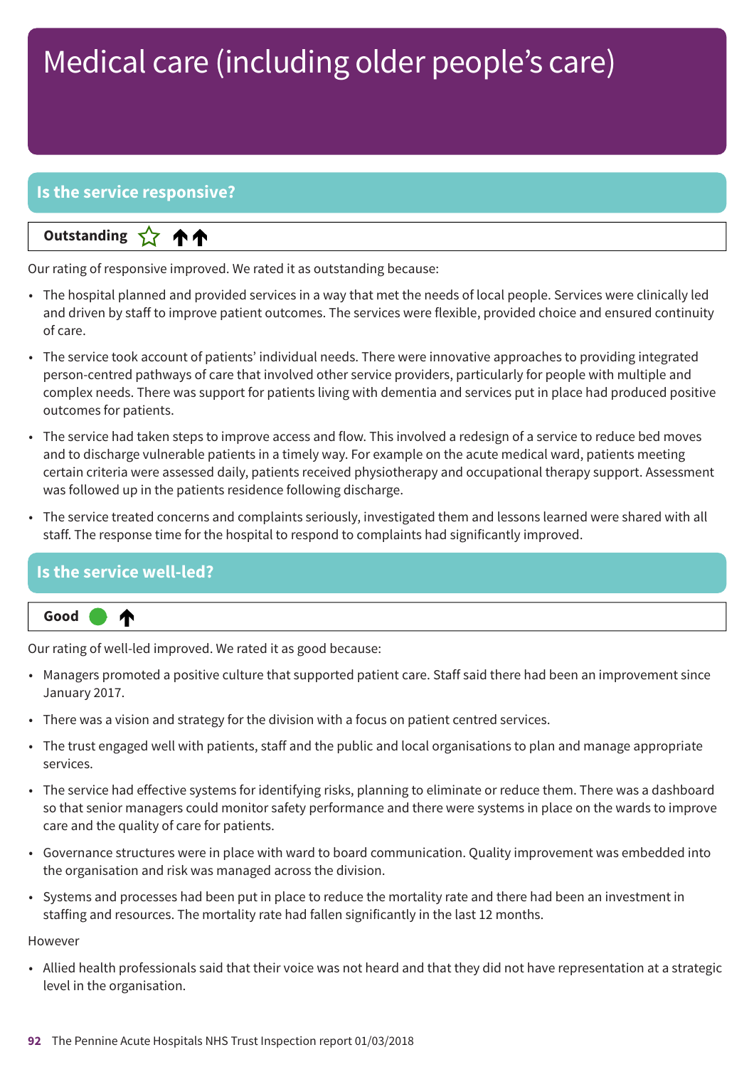# Medical care (including older people's care)

## Is the service responsive?

**Outstanding** ☆ ↑↑

Our rating of responsive improved. We rated it as outstanding because:

- The hospital planned and provided services in a way that met the needs of local people. Services were clinically led and driven by staff to improve patient outcomes. The services were flexible, provided choice and ensured continuity of care.
- The service took account of patients' individual needs. There were innovative approaches to providing integrated person-centred pathways of care that involved other service providers, particularly for people with multiple and complex needs. There was support for patients living with dementia and services put in place had produced positive outcomes for patients.
- The service had taken steps to improve access and flow. This involved a redesign of a service to reduce bed moves and to discharge vulnerable patients in a timely way. For example on the acute medical ward, patients meeting certain criteria were assessed daily, patients received physiotherapy and occupational therapy support. Assessment was followed up in the patients residence following discharge.
- The service treated concerns and complaints seriously, investigated them and lessons learned were shared with all staff. The response time for the hospital to respond to complaints had significantly improved.

## Is the service well-led?

**Good** ● ↑

Our rating of well-led improved. We rated it as good because:

- Managers promoted a positive culture that supported patient care. Staff said there had been an improvement since January 2017.
- There was a vision and strategy for the division with a focus on patient centred services.
- The trust engaged well with patients, staff and the public and local organisations to plan and manage appropriate services.
- The service had effective systems for identifying risks, planning to eliminate or reduce them. There was a dashboard so that senior managers could monitor safety performance and there were systems in place on the wards to improve care and the quality of care for patients.
- Governance structures were in place with ward to board communication. Quality improvement was embedded into the organisation and risk was managed across the division.
- Systems and processes had been put in place to reduce the mortality rate and there had been an investment in staffing and resources. The mortality rate had fallen significantly in the last 12 months.

However

- Allied health professionals said that their voice was not heard and that they did not have representation at a strategic level in the organisation.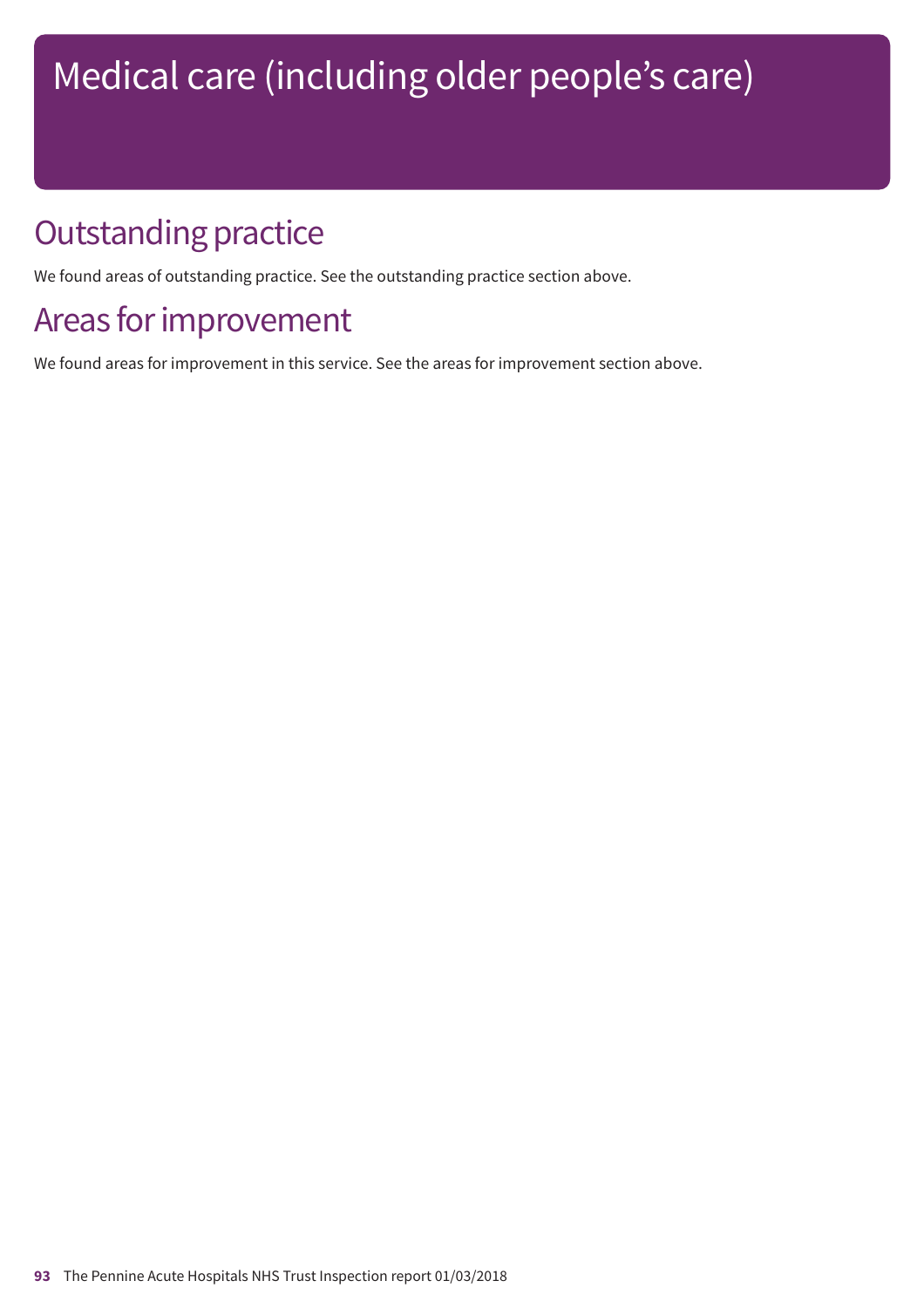# Medical care (including older people's care)

## Outstanding practice

We found areas of outstanding practice. See the outstanding practice section above.

## Areas for improvement

We found areas for improvement in this service. See the areas for improvement section above.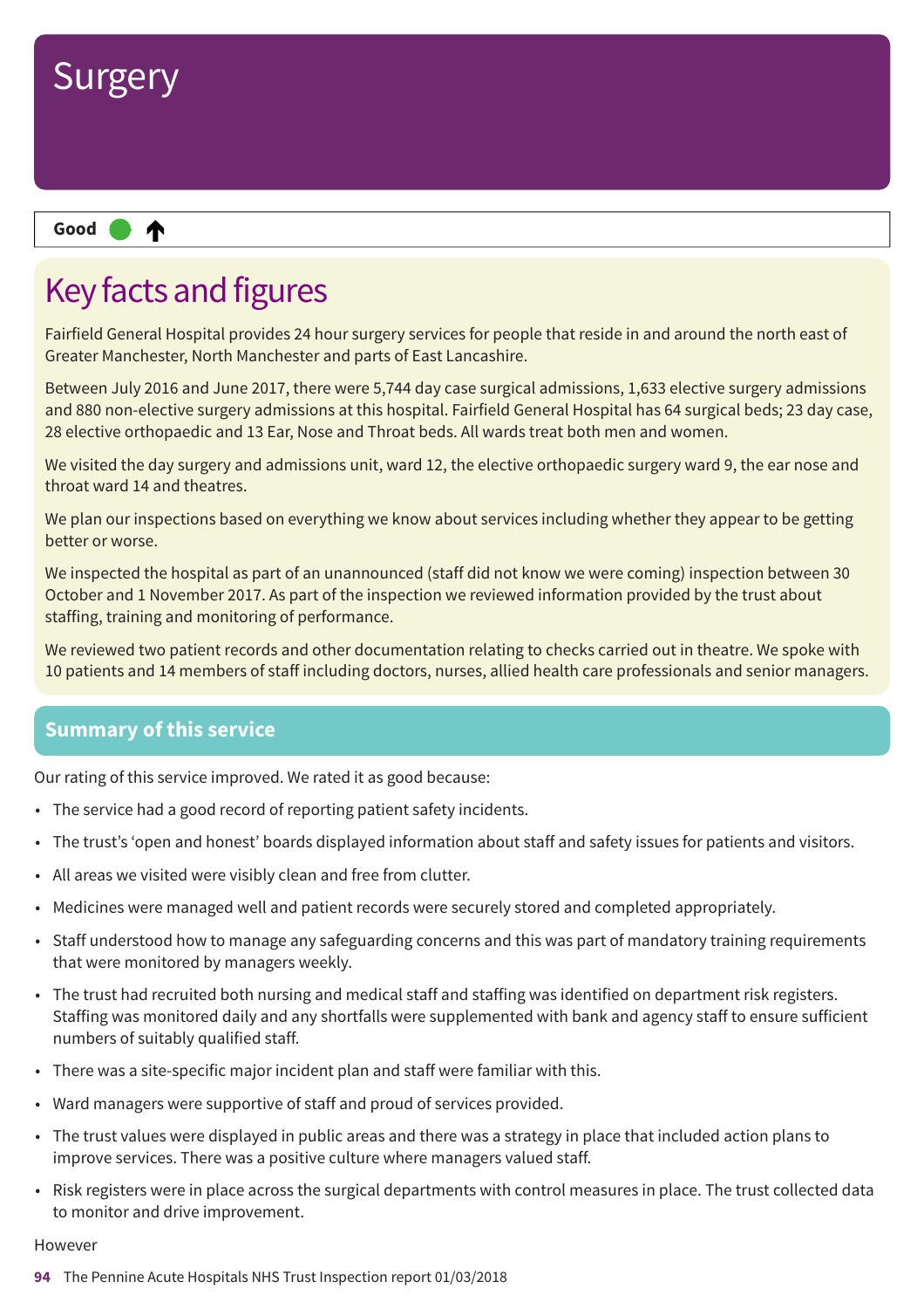# Surgery

**Good** ● ↑

## Key facts and figures

Fairfield General Hospital provides 24 hour surgery services for people that reside in and around the north east of Greater Manchester, North Manchester and parts of East Lancashire.

Between July 2016 and June 2017, there were 5,744 day case surgical admissions, 1,633 elective surgery admissions and 880 non-elective surgery admissions at this hospital. Fairfield General Hospital has 64 surgical beds; 23 day case, 28 elective orthopaedic and 13 Ear, Nose and Throat beds. All wards treat both men and women.

We visited the day surgery and admissions unit, ward 12, the elective orthopaedic surgery ward 9, the ear nose and throat ward 14 and theatres.

We plan our inspections based on everything we know about services including whether they appear to be getting better or worse.

We inspected the hospital as part of an unannounced (staff did not know we were coming) inspection between 30 October and 1 November 2017. As part of the inspection we reviewed information provided by the trust about staffing, training and monitoring of performance.

We reviewed two patient records and other documentation relating to checks carried out in theatre. We spoke with 10 patients and 14 members of staff including doctors, nurses, allied health care professionals and senior managers.

## Summary of this service

Our rating of this service improved. We rated it as good because:

- The service had a good record of reporting patient safety incidents.
- The trust's 'open and honest' boards displayed information about staff and safety issues for patients and visitors.
- All areas we visited were visibly clean and free from clutter.
- Medicines were managed well and patient records were securely stored and completed appropriately.
- Staff understood how to manage any safeguarding concerns and this was part of mandatory training requirements that were monitored by managers weekly.
- The trust had recruited both nursing and medical staff and staffing was identified on department risk registers. Staffing was monitored daily and any shortfalls were supplemented with bank and agency staff to ensure sufficient numbers of suitably qualified staff.
- There was a site-specific major incident plan and staff were familiar with this.
- Ward managers were supportive of staff and proud of services provided.
- The trust values were displayed in public areas and there was a strategy in place that included action plans to improve services. There was a positive culture where managers valued staff.
- Risk registers were in place across the surgical departments with control measures in place. The trust collected data to monitor and drive improvement.

However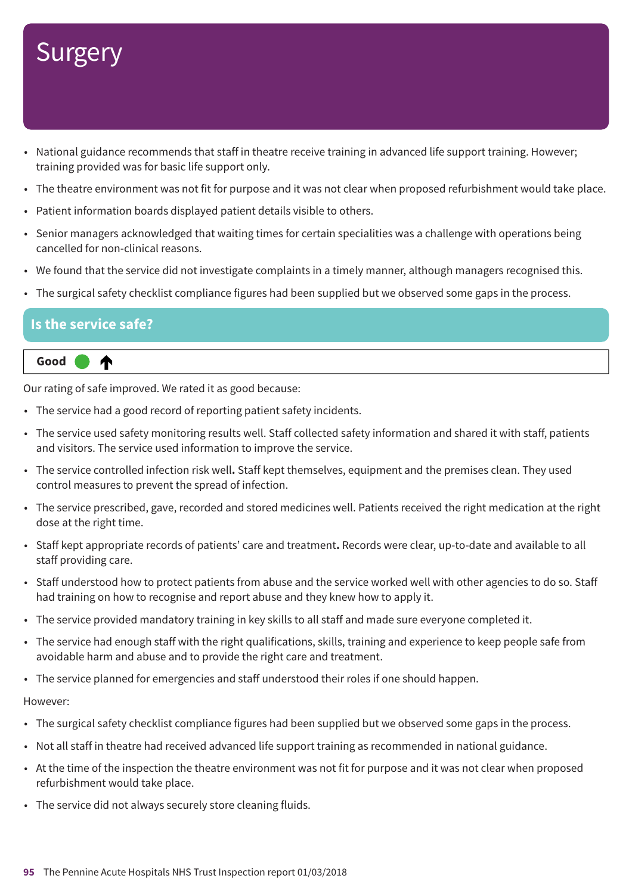# Surgery

- National guidance recommends that staff in theatre receive training in advanced life support training. However; training provided was for basic life support only.
- The theatre environment was not fit for purpose and it was not clear when proposed refurbishment would take place.
- Patient information boards displayed patient details visible to others.
- Senior managers acknowledged that waiting times for certain specialities was a challenge with operations being cancelled for non-clinical reasons.
- We found that the service did not investigate complaints in a timely manner, although managers recognised this.
- The surgical safety checklist compliance figures had been supplied but we observed some gaps in the process.

## Is the service safe?

**Good** ↑

Our rating of safe improved. We rated it as good because:

- The service had a good record of reporting patient safety incidents.
- The service used safety monitoring results well. Staff collected safety information and shared it with staff, patients and visitors. The service used information to improve the service.
- The service controlled infection risk well**.** Staff kept themselves, equipment and the premises clean. They used control measures to prevent the spread of infection.
- The service prescribed, gave, recorded and stored medicines well. Patients received the right medication at the right dose at the right time.
- Staff kept appropriate records of patients' care and treatment**.** Records were clear, up-to-date and available to all staff providing care.
- Staff understood how to protect patients from abuse and the service worked well with other agencies to do so. Staff had training on how to recognise and report abuse and they knew how to apply it.
- The service provided mandatory training in key skills to all staff and made sure everyone completed it.
- The service had enough staff with the right qualifications, skills, training and experience to keep people safe from avoidable harm and abuse and to provide the right care and treatment.
- The service planned for emergencies and staff understood their roles if one should happen.

However:

- The surgical safety checklist compliance figures had been supplied but we observed some gaps in the process.
- Not all staff in theatre had received advanced life support training as recommended in national guidance.
- At the time of the inspection the theatre environment was not fit for purpose and it was not clear when proposed refurbishment would take place.
- The service did not always securely store cleaning fluids.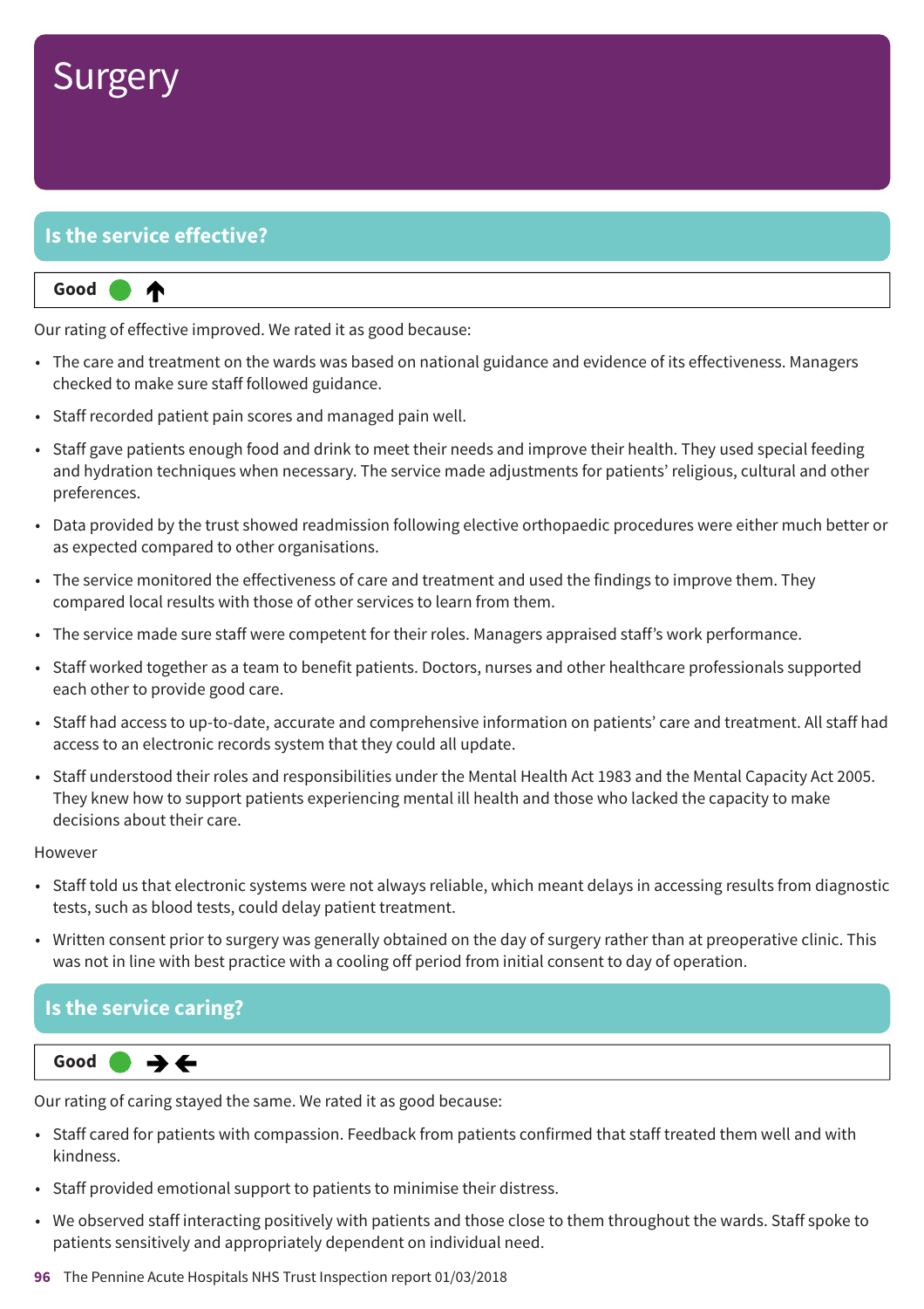# Surgery

## Is the service effective?

**Good** ↑

Our rating of effective improved. We rated it as good because:

- The care and treatment on the wards was based on national guidance and evidence of its effectiveness. Managers checked to make sure staff followed guidance.
- Staff recorded patient pain scores and managed pain well.
- Staff gave patients enough food and drink to meet their needs and improve their health. They used special feeding and hydration techniques when necessary. The service made adjustments for patients' religious, cultural and other preferences.
- Data provided by the trust showed readmission following elective orthopaedic procedures were either much better or as expected compared to other organisations.
- The service monitored the effectiveness of care and treatment and used the findings to improve them. They compared local results with those of other services to learn from them.
- The service made sure staff were competent for their roles. Managers appraised staff's work performance.
- Staff worked together as a team to benefit patients. Doctors, nurses and other healthcare professionals supported each other to provide good care.
- Staff had access to up-to-date, accurate and comprehensive information on patients' care and treatment. All staff had access to an electronic records system that they could all update.
- Staff understood their roles and responsibilities under the Mental Health Act 1983 and the Mental Capacity Act 2005. They knew how to support patients experiencing mental ill health and those who lacked the capacity to make decisions about their care.

However

- Staff told us that electronic systems were not always reliable, which meant delays in accessing results from diagnostic tests, such as blood tests, could delay patient treatment.
- Written consent prior to surgery was generally obtained on the day of surgery rather than at preoperative clinic. This was not in line with best practice with a cooling off period from initial consent to day of operation.

## Is the service caring?

**Good** →←

Our rating of caring stayed the same. We rated it as good because:

- Staff cared for patients with compassion. Feedback from patients confirmed that staff treated them well and with kindness.
- Staff provided emotional support to patients to minimise their distress.
- We observed staff interacting positively with patients and those close to them throughout the wards. Staff spoke to patients sensitively and appropriately dependent on individual need.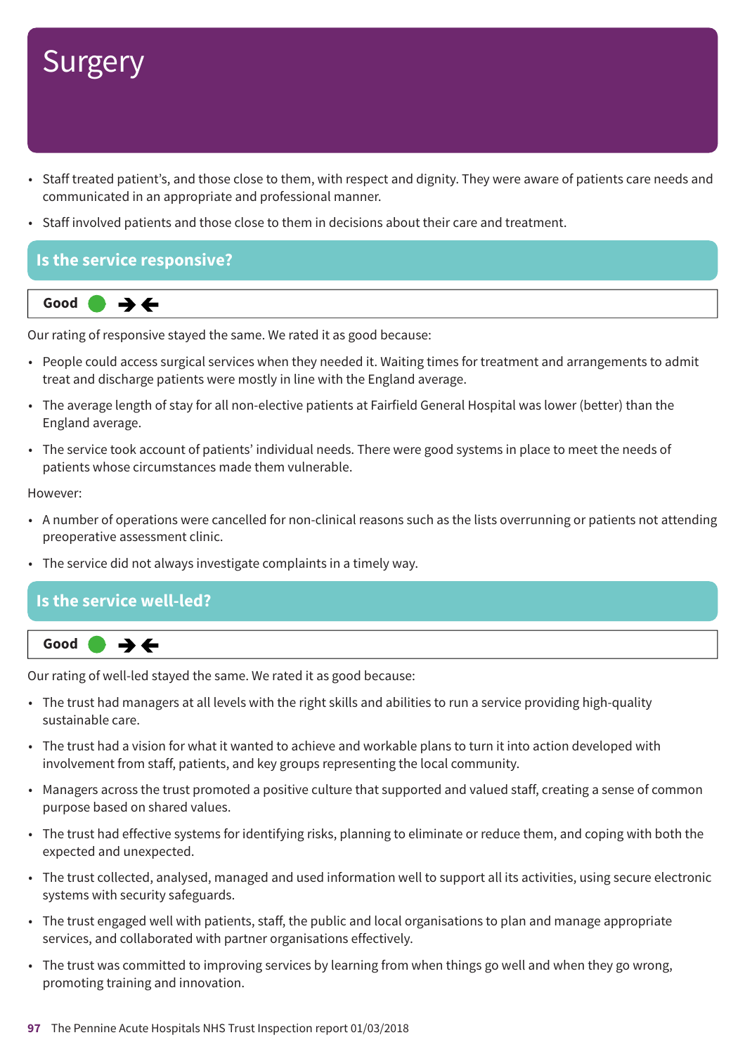# Surgery

- Staff treated patient's, and those close to them, with respect and dignity. They were aware of patients care needs and communicated in an appropriate and professional manner.
- Staff involved patients and those close to them in decisions about their care and treatment.

## Is the service responsive?

**Good** ➔➔

Our rating of responsive stayed the same. We rated it as good because:

- People could access surgical services when they needed it. Waiting times for treatment and arrangements to admit treat and discharge patients were mostly in line with the England average.
- The average length of stay for all non-elective patients at Fairfield General Hospital was lower (better) than the England average.
- The service took account of patients' individual needs. There were good systems in place to meet the needs of patients whose circumstances made them vulnerable.

However:

- A number of operations were cancelled for non-clinical reasons such as the lists overrunning or patients not attending preoperative assessment clinic.
- The service did not always investigate complaints in a timely way.

## Is the service well-led?

**Good** ➔➔

Our rating of well-led stayed the same. We rated it as good because:

- The trust had managers at all levels with the right skills and abilities to run a service providing high-quality sustainable care.
- The trust had a vision for what it wanted to achieve and workable plans to turn it into action developed with involvement from staff, patients, and key groups representing the local community.
- Managers across the trust promoted a positive culture that supported and valued staff, creating a sense of common purpose based on shared values.
- The trust had effective systems for identifying risks, planning to eliminate or reduce them, and coping with both the expected and unexpected.
- The trust collected, analysed, managed and used information well to support all its activities, using secure electronic systems with security safeguards.
- The trust engaged well with patients, staff, the public and local organisations to plan and manage appropriate services, and collaborated with partner organisations effectively.
- The trust was committed to improving services by learning from when things go well and when they go wrong, promoting training and innovation.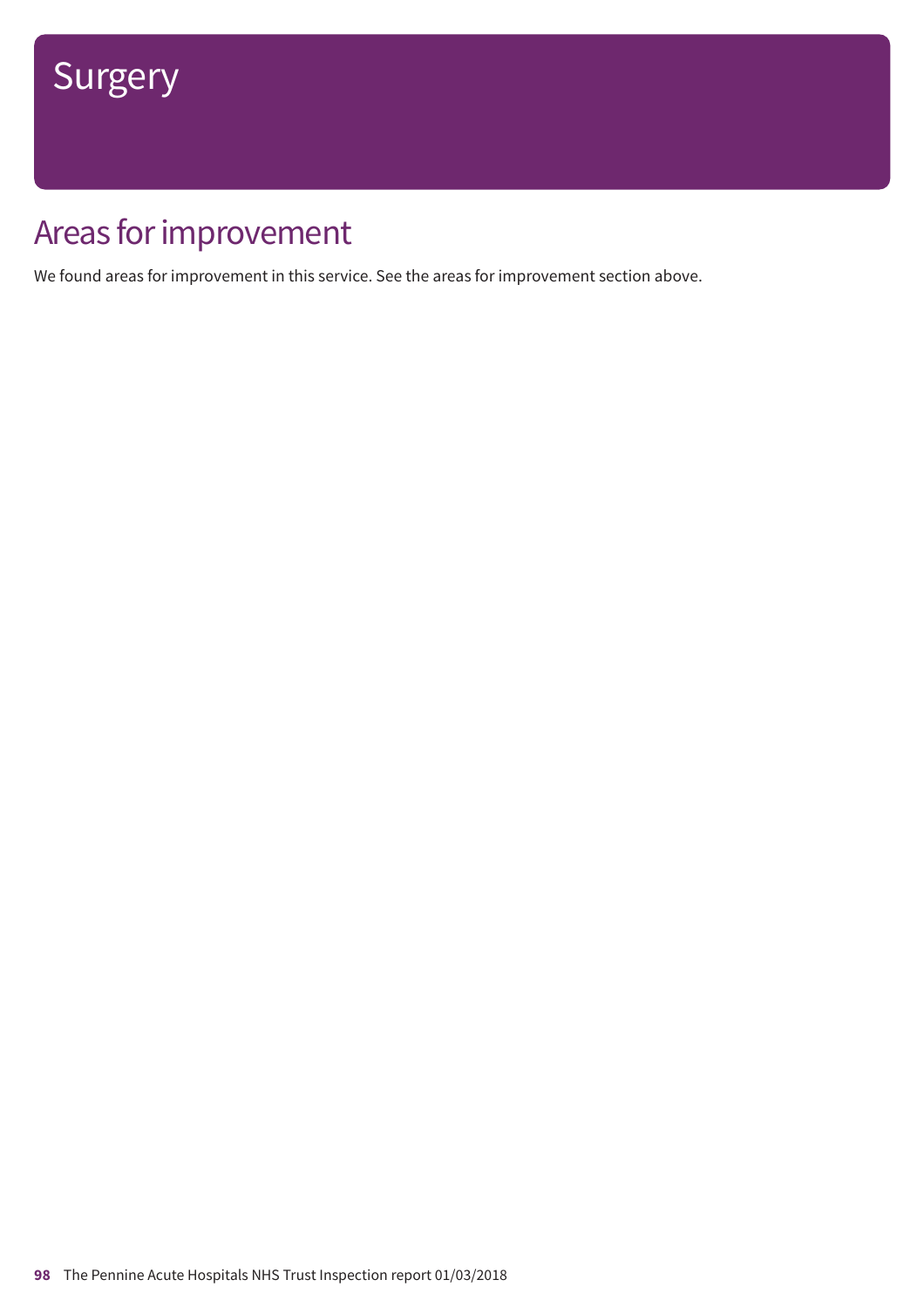# Surgery

## Areas for improvement

We found areas for improvement in this service. See the areas for improvement section above.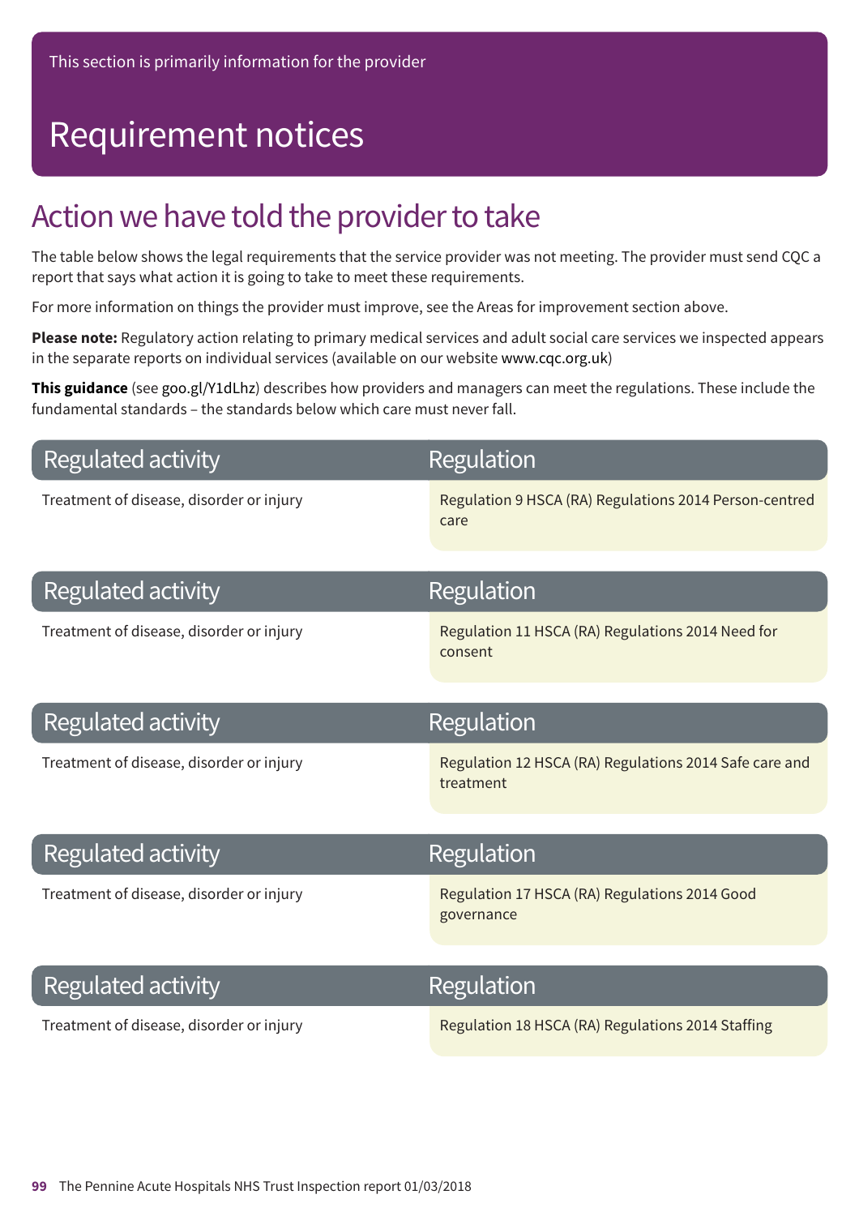This section is primarily information for the provider

# Requirement notices

## Action we have told the provider to take

The table below shows the legal requirements that the service provider was not meeting. The provider must send CQC a report that says what action it is going to take to meet these requirements.

For more information on things the provider must improve, see the Areas for improvement section above.

**Please note:** Regulatory action relating to primary medical services and adult social care services we inspected appears in the separate reports on individual services (available on our website www.cqc.org.uk)

**This guidance** (see goo.gl/Y1dLhz) describes how providers and managers can meet the regulations. These include the fundamental standards – the standards below which care must never fall.

| Regulated activity | Regulation |
|---|---|
| Treatment of disease, disorder or injury | Regulation 9 HSCA (RA) Regulations 2014 Person-centred care |

| Regulated activity | Regulation |
|---|---|
| Treatment of disease, disorder or injury | Regulation 11 HSCA (RA) Regulations 2014 Need for consent |

| Regulated activity | Regulation |
|---|---|
| Treatment of disease, disorder or injury | Regulation 12 HSCA (RA) Regulations 2014 Safe care and treatment |

| Regulated activity | Regulation |
|---|---|
| Treatment of disease, disorder or injury | Regulation 17 HSCA (RA) Regulations 2014 Good governance |

| Regulated activity | Regulation |
|---|---|
| Treatment of disease, disorder or injury | Regulation 18 HSCA (RA) Regulations 2014 Staffing |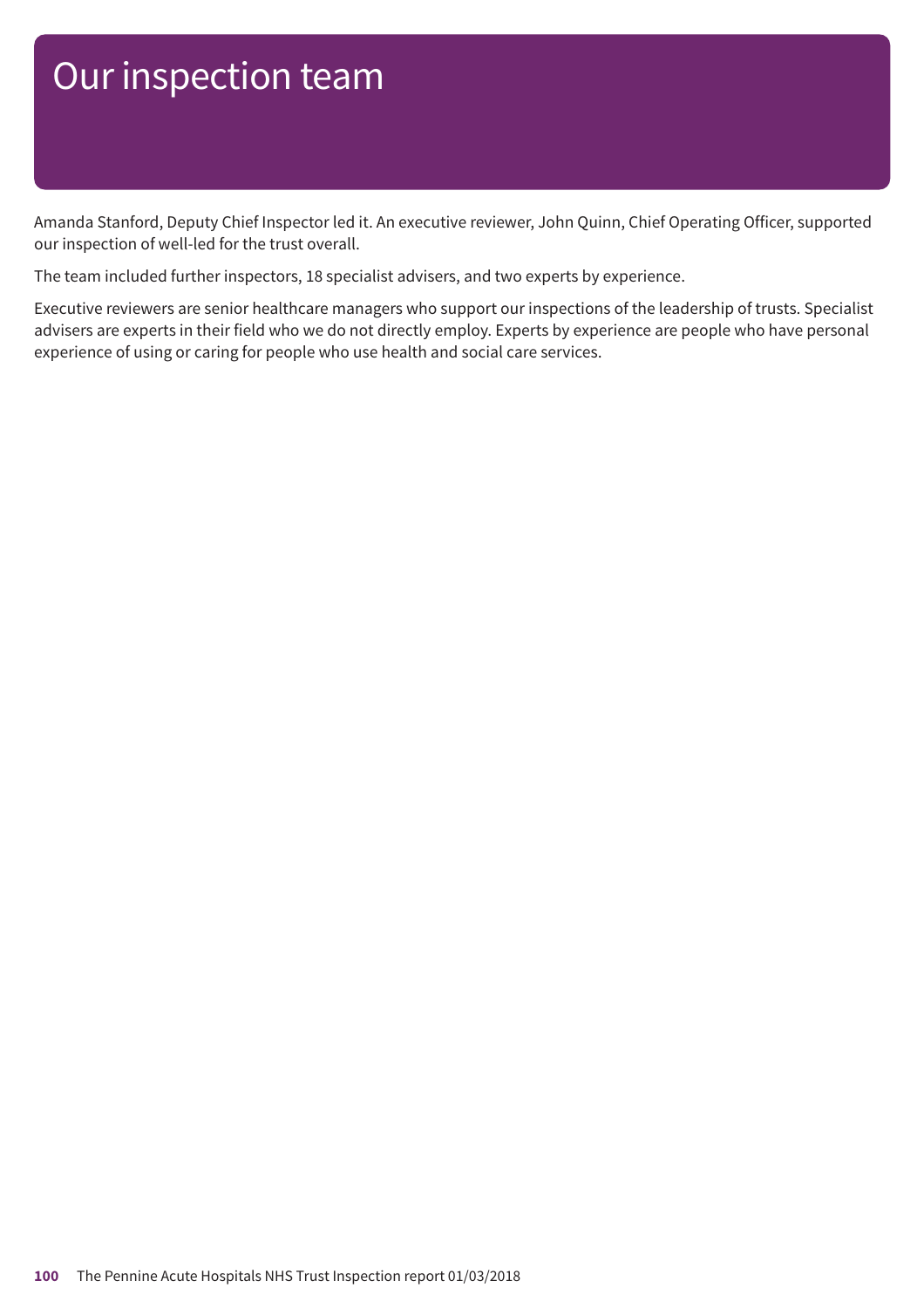# Our inspection team

Amanda Stanford, Deputy Chief Inspector led it. An executive reviewer, John Quinn, Chief Operating Officer, supported our inspection of well-led for the trust overall.

The team included further inspectors, 18 specialist advisers, and two experts by experience.

Executive reviewers are senior healthcare managers who support our inspections of the leadership of trusts. Specialist advisers are experts in their field who we do not directly employ. Experts by experience are people who have personal experience of using or caring for people who use health and social care services.